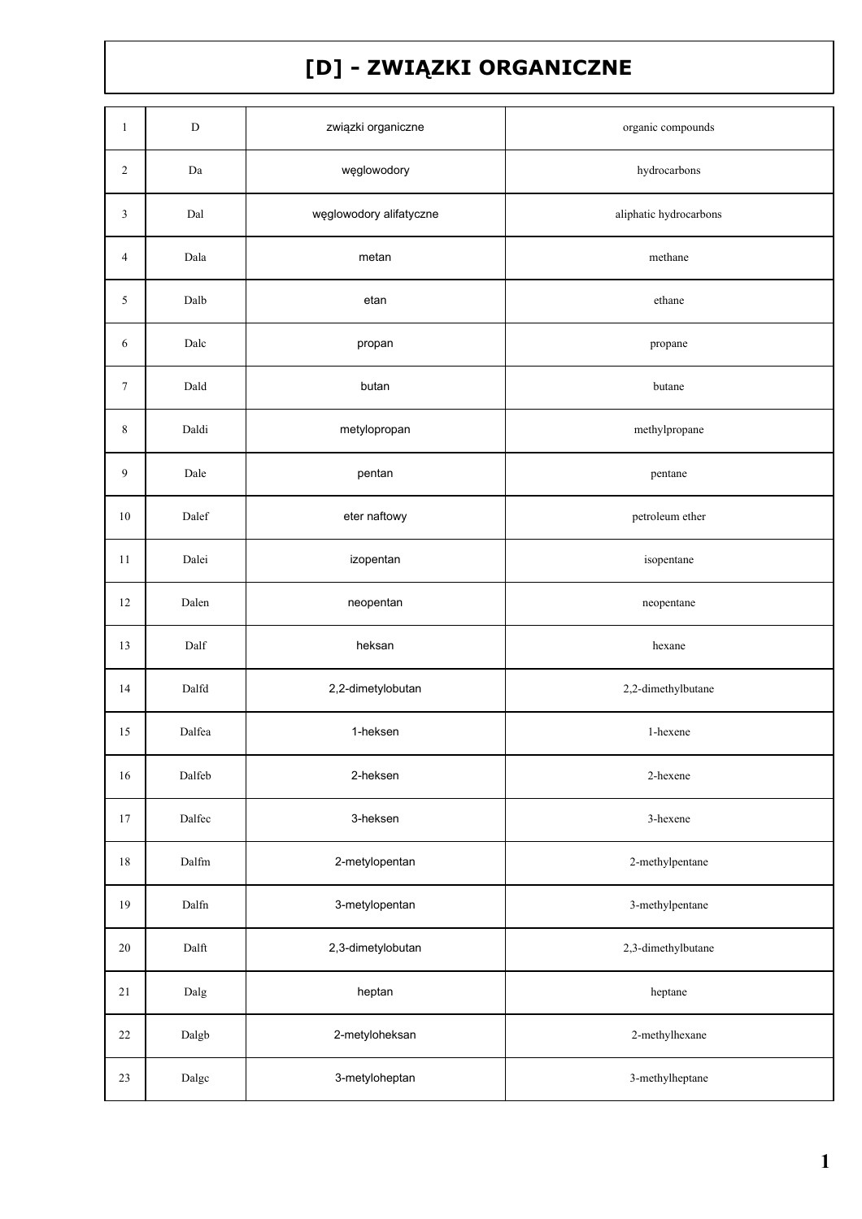# [D] - ZWIĄZKI ORGANICZNE

| | | | |
|---|---|---|---|
| 1 | D | związki organiczne | organic compounds |
| 2 | Da | węglowodory | hydrocarbons |
| 3 | Dal | węglowodory alifatyczne | aliphatic hydrocarbons |
| 4 | Dala | metan | methane |
| 5 | Dalb | etan | ethane |
| 6 | Dalc | propan | propane |
| 7 | Dald | butan | butane |
| 8 | Daldi | metylopropan | methylpropane |
| 9 | Dale | pentan | pentane |
| 10 | Dalef | eter naftowy | petroleum ether |
| 11 | Dalei | izopentan | isopentane |
| 12 | Dalen | neopentan | neopentane |
| 13 | Dalf | heksan | hexane |
| 14 | Dalfd | 2,2-dimetylobutan | 2,2-dimethylbutane |
| 15 | Dalfea | 1-heksen | 1-hexene |
| 16 | Dalfeb | 2-heksen | 2-hexene |
| 17 | Dalfec | 3-heksen | 3-hexene |
| 18 | Dalfm | 2-metylopentan | 2-methylpentane |
| 19 | Dalfn | 3-metylopentan | 3-methylpentane |
| 20 | Dalft | 2,3-dimetylobutan | 2,3-dimethylbutane |
| 21 | Dalg | heptan | heptane |
| 22 | Dalgb | 2-metyloheksan | 2-methylhexane |
| 23 | Dalgc | 3-metyloheptan | 3-methylheptane |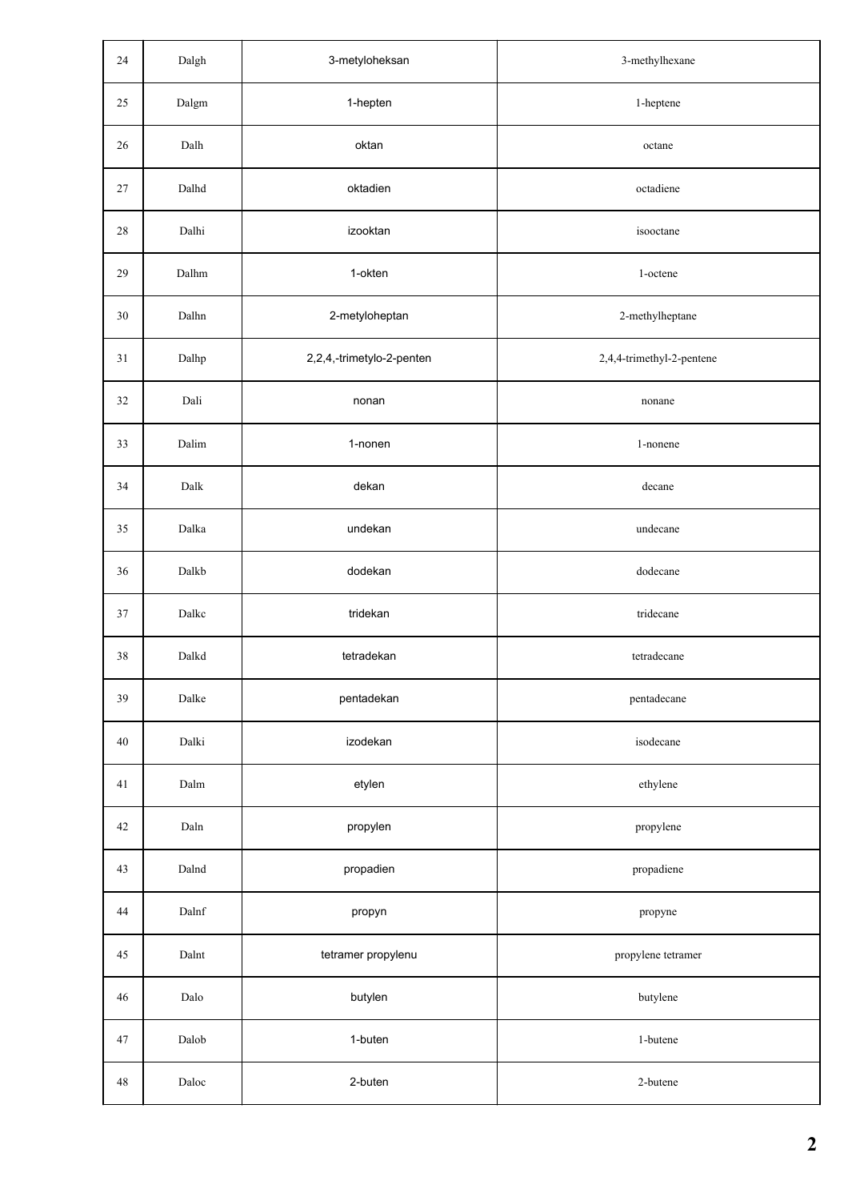| | | | |
|---|---|---|---|
| 24 | Dalgh | 3-metyloheksan | 3-methylhexane |
| 25 | Dalgm | 1-hepten | 1-heptene |
| 26 | Dalh | oktan | octane |
| 27 | Dalhd | oktadien | octadiene |
| 28 | Dalhi | izooktan | isooctane |
| 29 | Dalhm | 1-okten | 1-octene |
| 30 | Dalhn | 2-metyloheptan | 2-methylheptane |
| 31 | Dalhp | 2,2,4,-trimetylo-2-penten | 2,4,4-trimethyl-2-pentene |
| 32 | Dali | nonan | nonane |
| 33 | Dalim | 1-nonen | 1-nonene |
| 34 | Dalk | dekan | decane |
| 35 | Dalka | undekan | undecane |
| 36 | Dalkb | dodekan | dodecane |
| 37 | Dalkc | tridekan | tridecane |
| 38 | Dalkd | tetradekan | tetradecane |
| 39 | Dalke | pentadekan | pentadecane |
| 40 | Dalki | izodekan | isodecane |
| 41 | Dalm | etylen | ethylene |
| 42 | Daln | propylen | propylene |
| 43 | Dalnd | propadien | propadiene |
| 44 | Dalnf | propyn | propyne |
| 45 | Dalnt | tetramer propylenu | propylene tetramer |
| 46 | Dalo | butylen | butylene |
| 47 | Dalob | 1-buten | 1-butene |
| 48 | Daloc | 2-buten | 2-butene |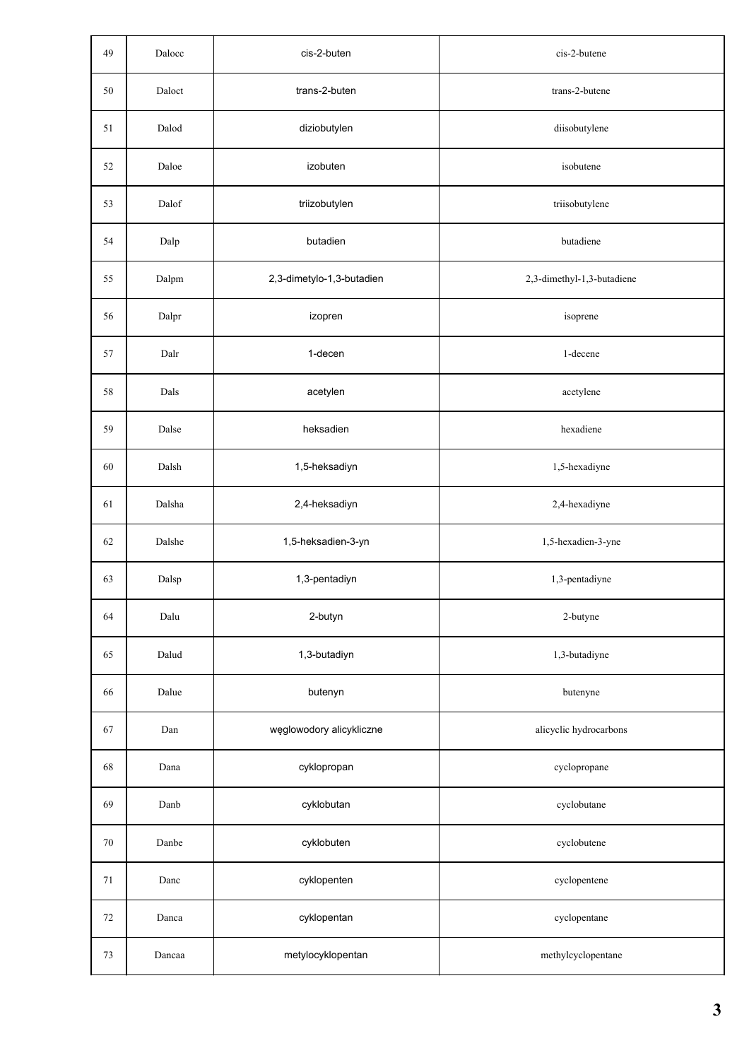| 49 | Dalocc | cis-2-buten | cis-2-butene |
|---|---|---|---|
| 50 | Daloct | trans-2-buten | trans-2-butene |
| 51 | Dalod | diziobutylen | diisobutylene |
| 52 | Daloe | izobuten | isobutene |
| 53 | Dalof | triizobutylen | triisobutylene |
| 54 | Dalp | butadien | butadiene |
| 55 | Dalpm | 2,3-dimetylo-1,3-butadien | 2,3-dimethyl-1,3-butadiene |
| 56 | Dalpr | izopren | isoprene |
| 57 | Dalr | 1-decen | 1-decene |
| 58 | Dals | acetylen | acetylene |
| 59 | Dalse | heksadien | hexadiene |
| 60 | Dalsh | 1,5-heksadiyn | 1,5-hexadiyne |
| 61 | Dalsha | 2,4-heksadiyn | 2,4-hexadiyne |
| 62 | Dalshe | 1,5-heksadien-3-yn | 1,5-hexadien-3-yne |
| 63 | Dalsp | 1,3-pentadiyn | 1,3-pentadiyne |
| 64 | Dalu | 2-butyn | 2-butyne |
| 65 | Dalud | 1,3-butadiyn | 1,3-butadiyne |
| 66 | Dalue | butenyn | butenyne |
| 67 | Dan | węglowodory alicykliczne | alicyclic hydrocarbons |
| 68 | Dana | cyklopropan | cyclopropane |
| 69 | Danb | cyklobutan | cyclobutane |
| 70 | Danbe | cyklobuten | cyclobutene |
| 71 | Danc | cyklopenten | cyclopentene |
| 72 | Danca | cyklopentan | cyclopentane |
| 73 | Dancaa | metylocyklopentan | methylcyclopentane |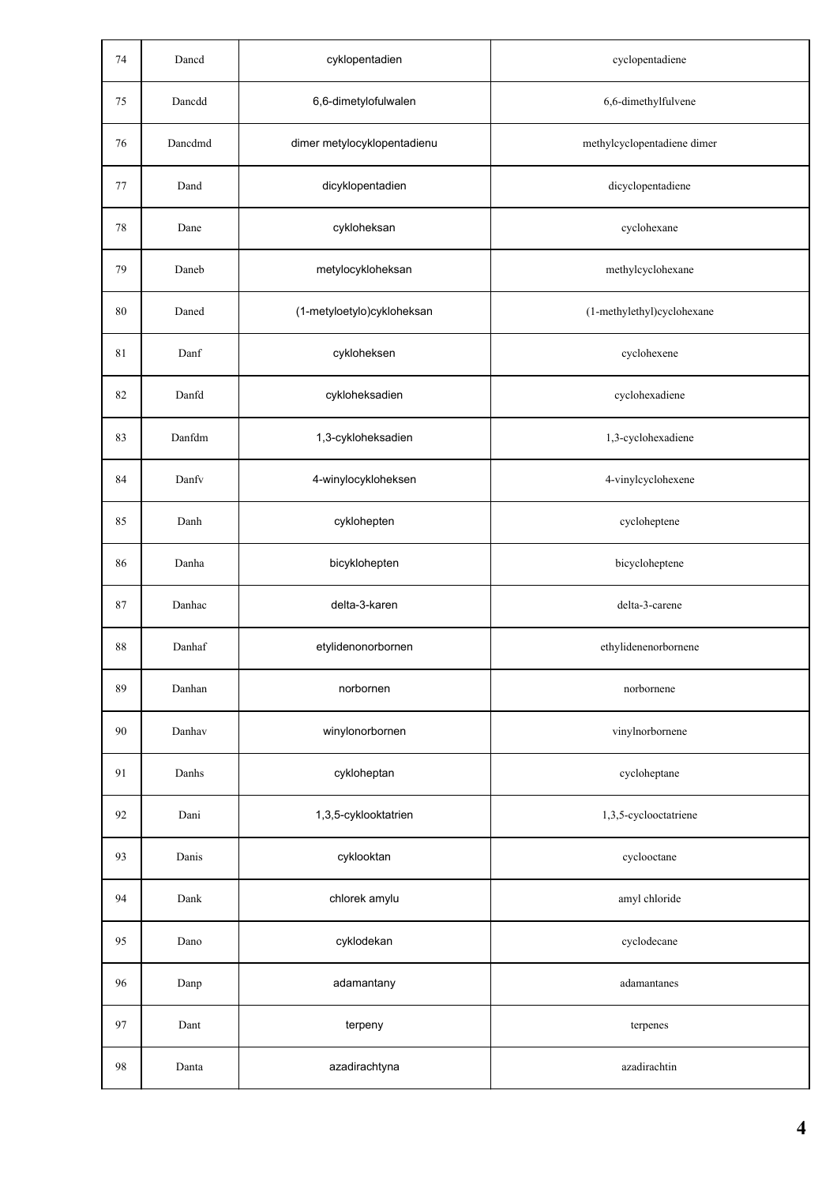| | | | |
|---|---|---|---|
| 74 | Dancd | cyklopentadien | cyclopentadiene |
| 75 | Dancdd | 6,6-dimetylofulwalen | 6,6-dimethylfulvene |
| 76 | Dancdmd | dimer metylocyklopentadienu | methylcyclopentadiene dimer |
| 77 | Dand | dicyklopentadien | dicyclopentadiene |
| 78 | Dane | cykloheksan | cyclohexane |
| 79 | Daneb | metylocykloheksan | methylcyclohexane |
| 80 | Daned | (1-metyloetylo)cykloheksan | (1-methylethyl)cyclohexane |
| 81 | Danf | cykloheksen | cyclohexene |
| 82 | Danfd | cykloheksadien | cyclohexadiene |
| 83 | Danfdm | 1,3-cykloheksadien | 1,3-cyclohexadiene |
| 84 | Danfv | 4-winylocykloheksen | 4-vinylcyclohexene |
| 85 | Danh | cyklohepten | cycloheptene |
| 86 | Danha | bicyklohepten | bicycloheptene |
| 87 | Danhac | delta-3-karen | delta-3-carene |
| 88 | Danhaf | etylidenonorbornen | ethylidenenorbornene |
| 89 | Danhan | norbornen | norbornene |
| 90 | Danhav | winylonorbornen | vinylnorbornene |
| 91 | Danhs | cykloheptan | cycloheptane |
| 92 | Dani | 1,3,5-cyklooktatrien | 1,3,5-cyclooctatriene |
| 93 | Danis | cyklooktan | cyclooctane |
| 94 | Dank | chlorek amylu | amyl chloride |
| 95 | Dano | cyklodekan | cyclodecane |
| 96 | Danp | adamantany | adamantanes |
| 97 | Dant | terpeny | terpenes |
| 98 | Danta | azadirachtyna | azadirachtin |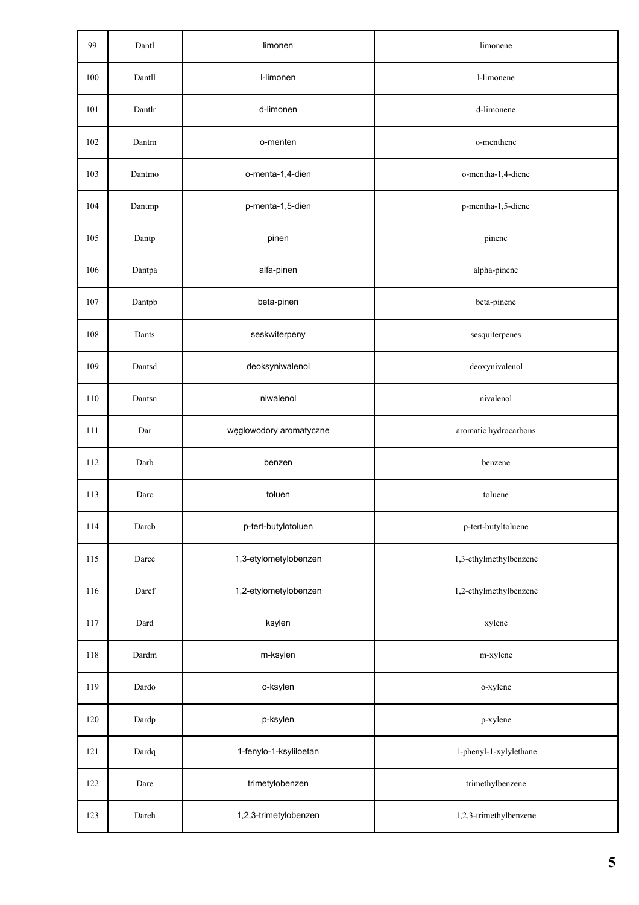| 99 | Dantl | limonen | limonene |
|---|---|---|---|
| 100 | Dantll | l-limonen | l-limonene |
| 101 | Dantlr | d-limonen | d-limonene |
| 102 | Dantm | o-menten | o-menthene |
| 103 | Dantmo | o-menta-1,4-dien | o-mentha-1,4-diene |
| 104 | Dantmp | p-menta-1,5-dien | p-mentha-1,5-diene |
| 105 | Dantp | pinen | pinene |
| 106 | Dantpa | alfa-pinen | alpha-pinene |
| 107 | Dantpb | beta-pinen | beta-pinene |
| 108 | Dants | seskwiterpeny | sesquiterpenes |
| 109 | Dantsd | deoksyniwalenol | deoxynivalenol |
| 110 | Dantsn | niwalenol | nivalenol |
| 111 | Dar | węglowodory aromatyczne | aromatic hydrocarbons |
| 112 | Darb | benzen | benzene |
| 113 | Darc | toluen | toluene |
| 114 | Darcb | p-tert-butylotoluen | p-tert-butyltoluene |
| 115 | Darce | 1,3-etylometylobenzen | 1,3-ethylmethylbenzene |
| 116 | Darcf | 1,2-etylometylobenzen | 1,2-ethylmethylbenzene |
| 117 | Dard | ksylen | xylene |
| 118 | Dardm | m-ksylen | m-xylene |
| 119 | Dardo | o-ksylen | o-xylene |
| 120 | Dardp | p-ksylen | p-xylene |
| 121 | Dardq | 1-fenylo-1-ksyliloetan | 1-phenyl-1-xylylethane |
| 122 | Dare | trimetylobenzen | trimethylbenzene |
| 123 | Dareh | 1,2,3-trimetylobenzen | 1,2,3-trimethylbenzene |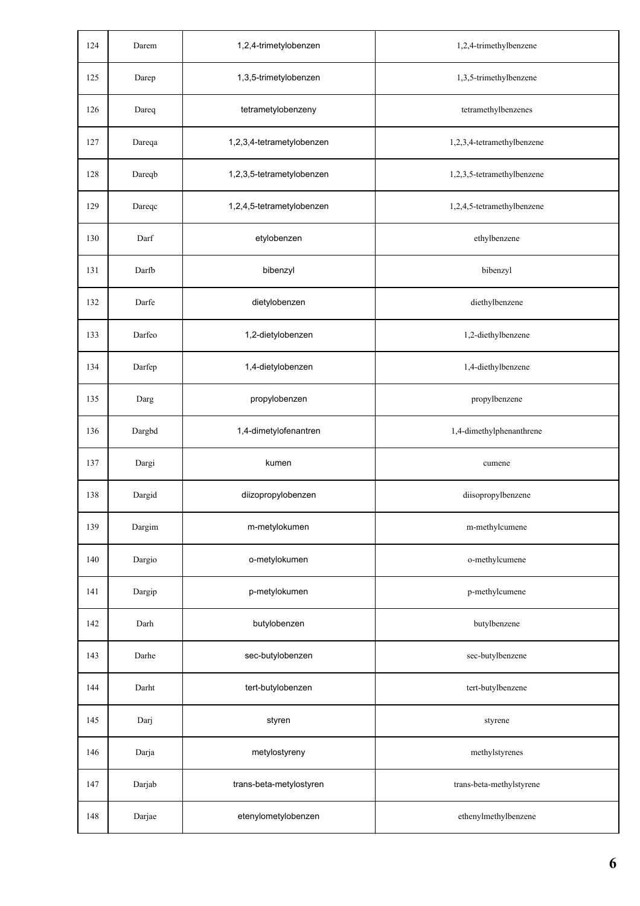| 124 | Darem | 1,2,4-trimetylobenzen | 1,2,4-trimethylbenzene |
|---|---|---|---|
| 125 | Darep | 1,3,5-trimetylobenzen | 1,3,5-trimethylbenzene |
| 126 | Dareq | tetrametylobenzeny | tetramethylbenzenes |
| 127 | Dareqa | 1,2,3,4-tetrametylobenzen | 1,2,3,4-tetramethylbenzene |
| 128 | Dareqb | 1,2,3,5-tetrametylobenzen | 1,2,3,5-tetramethylbenzene |
| 129 | Dareqc | 1,2,4,5-tetrametylobenzen | 1,2,4,5-tetramethylbenzene |
| 130 | Darf | etylobenzen | ethylbenzene |
| 131 | Darfb | bibenzyl | bibenzyl |
| 132 | Darfe | dietylobenzen | diethylbenzene |
| 133 | Darfeo | 1,2-dietylobenzen | 1,2-diethylbenzene |
| 134 | Darfep | 1,4-dietylobenzen | 1,4-diethylbenzene |
| 135 | Darg | propylobenzen | propylbenzene |
| 136 | Dargbd | 1,4-dimetylofenantren | 1,4-dimethylphenanthrene |
| 137 | Dargi | kumen | cumene |
| 138 | Dargid | diizopropylobenzen | diisopropylbenzene |
| 139 | Dargim | m-metylokumen | m-methylcumene |
| 140 | Dargio | o-metylokumen | o-methylcumene |
| 141 | Dargip | p-metylokumen | p-methylcumene |
| 142 | Darh | butylobenzen | butylbenzene |
| 143 | Darhe | sec-butylobenzen | sec-butylbenzene |
| 144 | Darht | tert-butylobenzen | tert-butylbenzene |
| 145 | Darj | styren | styrene |
| 146 | Darja | metylostyreny | methylstyrenes |
| 147 | Darjab | trans-beta-metylostyren | trans-beta-methylstyrene |
| 148 | Darjae | etenylometylobenzen | ethenylmethylbenzene |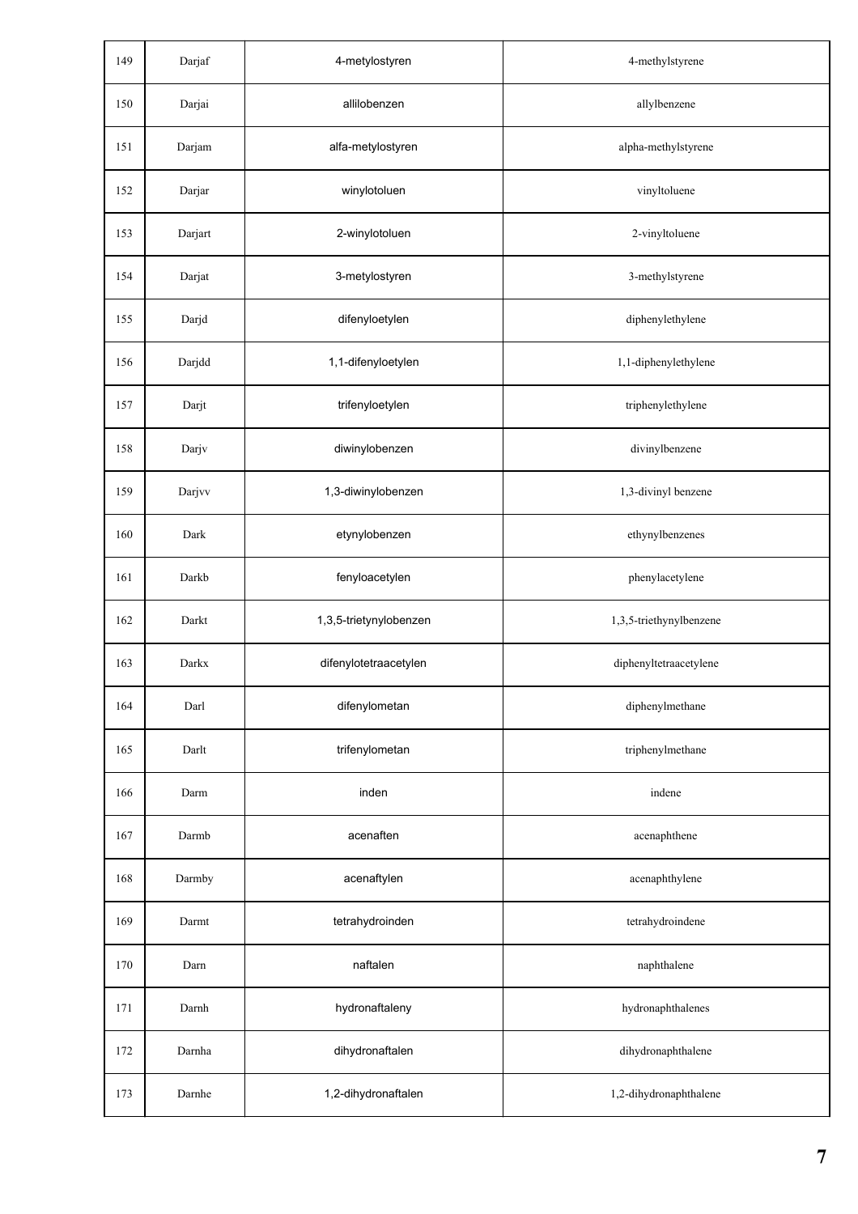| 149 | Darjaf | 4-metylostyren | 4-methylstyrene |
|---|---|---|---|
| 150 | Darjai | allilobenzen | allylbenzene |
| 151 | Darjam | alfa-metylostyren | alpha-methylstyrene |
| 152 | Darjar | winylotoluen | vinyltoluene |
| 153 | Darjart | 2-winylotoluen | 2-vinyltoluene |
| 154 | Darjat | 3-metylostyren | 3-methylstyrene |
| 155 | Darjd | difenyloetylen | diphenylethylene |
| 156 | Darjdd | 1,1-difenyloetylen | 1,1-diphenylethylene |
| 157 | Darjt | trifenyloetylen | triphenylethylene |
| 158 | Darjv | diwinylobenzen | divinylbenzene |
| 159 | Darjvv | 1,3-diwinylobenzen | 1,3-divinyl benzene |
| 160 | Dark | etynylobenzen | ethynylbenzenes |
| 161 | Darkb | fenyloacetylen | phenylacetylene |
| 162 | Darkt | 1,3,5-trietynylobenzen | 1,3,5-triethynylbenzene |
| 163 | Darkx | difenylotetraacetylen | diphenyltetraacetylene |
| 164 | Darl | difenylometan | diphenylmethane |
| 165 | Darlt | trifenylometan | triphenylmethane |
| 166 | Darm | inden | indene |
| 167 | Darmb | acenaften | acenaphthene |
| 168 | Darmby | acenaftylen | acenaphthylene |
| 169 | Darmt | tetrahydroinden | tetrahydroindene |
| 170 | Darn | naftalen | naphthalene |
| 171 | Darnh | hydronaftaleny | hydronaphthalenes |
| 172 | Darnha | dihydronaftalen | dihydronaphthalene |
| 173 | Darnhe | 1,2-dihydronaftalen | 1,2-dihydronaphthalene |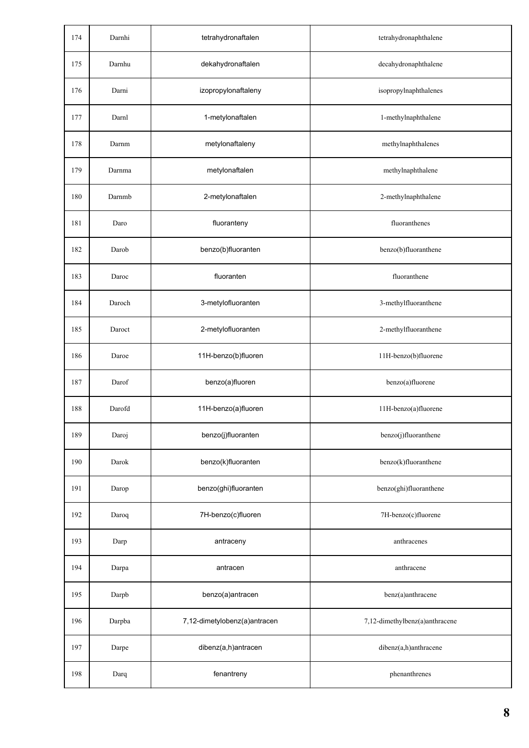| 174 | Darnhi | tetrahydronaftalen | tetrahydronaphthalene |
|---|---|---|---|
| 175 | Darnhu | dekahydronaftalen | decahydronaphthalene |
| 176 | Darni | izopropylonaftaleny | isopropylnaphthalenes |
| 177 | Darnl | 1-metylonaftalen | 1-methylnaphthalene |
| 178 | Darnm | metylonaftaleny | methylnaphthalenes |
| 179 | Darnma | metylonaftalen | methylnaphthalene |
| 180 | Darnmb | 2-metylonaftalen | 2-methylnaphthalene |
| 181 | Daro | fluoranteny | fluoranthenes |
| 182 | Darob | benzo(b)fluoranten | benzo(b)fluoranthene |
| 183 | Daroc | fluoranten | fluoranthene |
| 184 | Daroch | 3-metylofluoranten | 3-methylfluoranthene |
| 185 | Daroct | 2-metylofluoranten | 2-methylfluoranthene |
| 186 | Daroe | 11H-benzo(b)fluoren | 11H-benzo(b)fluorene |
| 187 | Darof | benzo(a)fluoren | benzo(a)fluorene |
| 188 | Darofd | 11H-benzo(a)fluoren | 11H-benzo(a)fluorene |
| 189 | Daroj | benzo(j)fluoranten | benzo(j)fluoranthene |
| 190 | Darok | benzo(k)fluoranten | benzo(k)fluoranthene |
| 191 | Darop | benzo(ghi)fluoranten | benzo(ghi)fluoranthene |
| 192 | Daroq | 7H-benzo(c)fluoren | 7H-benzo(c)fluorene |
| 193 | Darp | antraceny | anthracenes |
| 194 | Darpa | antracen | anthracene |
| 195 | Darpb | benzo(a)antracen | benz(a)anthracene |
| 196 | Darpba | 7,12-dimetylobenz(a)antracen | 7,12-dimethylbenz(a)anthracene |
| 197 | Darpe | dibenz(a,h)antracen | dibenz(a,h)anthracene |
| 198 | Darq | fenantreny | phenanthrenes |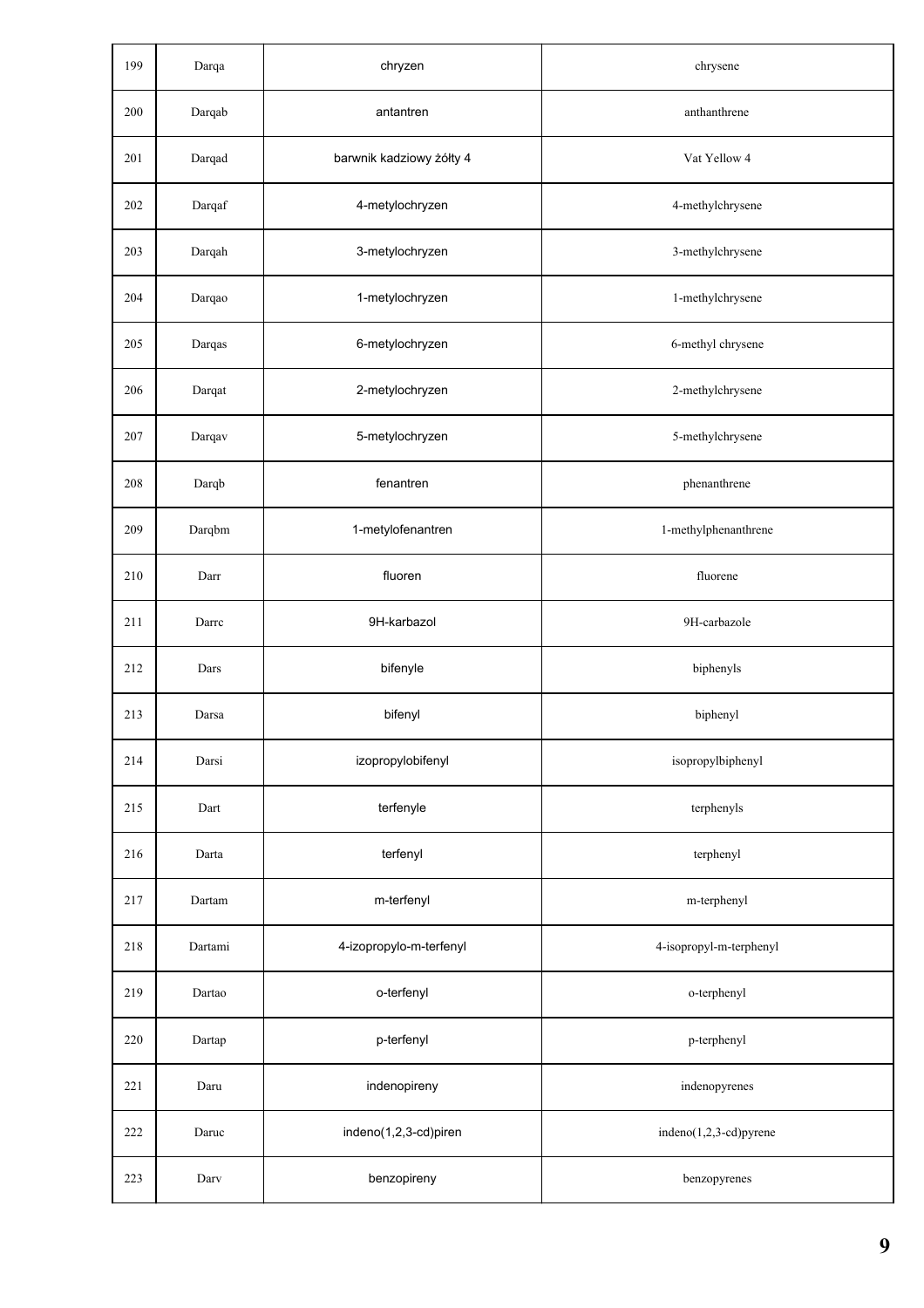| 199 | Darqa | chryzen | chrysene |
|---|---|---|---|
| 200 | Darqab | antantren | anthanthrene |
| 201 | Darqad | barwnik kadziowy żółty 4 | Vat Yellow 4 |
| 202 | Darqaf | 4-metylochryzen | 4-methylchrysene |
| 203 | Darqah | 3-metylochryzen | 3-methylchrysene |
| 204 | Darqao | 1-metylochryzen | 1-methylchrysene |
| 205 | Darqas | 6-metylochryzen | 6-methyl chrysene |
| 206 | Darqat | 2-metylochryzen | 2-methylchrysene |
| 207 | Darqav | 5-metylochryzen | 5-methylchrysene |
| 208 | Darqb | fenantren | phenanthrene |
| 209 | Darqbm | 1-metylofenantren | 1-methylphenanthrene |
| 210 | Darr | fluoren | fluorene |
| 211 | Darrc | 9H-karbazol | 9H-carbazole |
| 212 | Dars | bifenyle | biphenyls |
| 213 | Darsa | bifenyl | biphenyl |
| 214 | Darsi | izopropylobifenyl | isopropylbiphenyl |
| 215 | Dart | terfenyle | terphenyls |
| 216 | Darta | terfenyl | terphenyl |
| 217 | Dartam | m-terfenyl | m-terphenyl |
| 218 | Dartami | 4-izopropylo-m-terfenyl | 4-isopropyl-m-terphenyl |
| 219 | Dartao | o-terfenyl | o-terphenyl |
| 220 | Dartap | p-terfenyl | p-terphenyl |
| 221 | Daru | indenopireny | indenopyrenes |
| 222 | Daruc | indeno(1,2,3-cd)piren | indeno(1,2,3-cd)pyrene |
| 223 | Darv | benzopireny | benzopyrenes |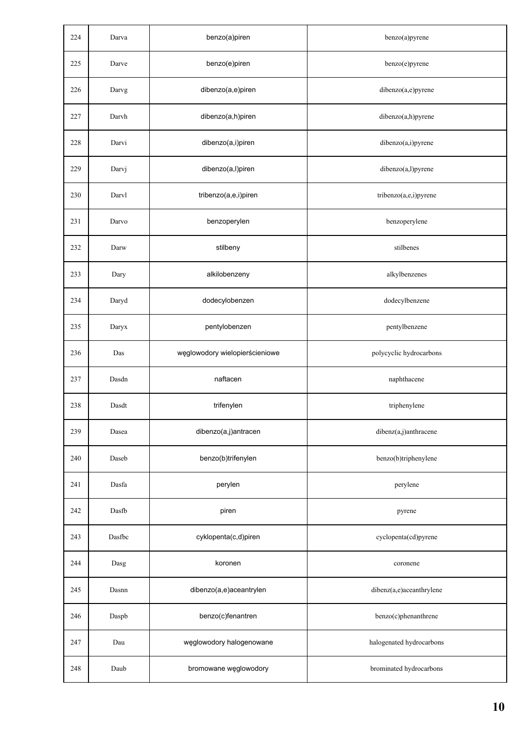| 224 | Darva | benzo(a)piren | benzo(a)pyrene |
|---|---|---|---|
| 225 | Darve | benzo(e)piren | benzo(e)pyrene |
| 226 | Darvg | dibenzo(a,e)piren | dibenzo(a,e)pyrene |
| 227 | Darvh | dibenzo(a,h)piren | dibenzo(a,h)pyrene |
| 228 | Darvi | dibenzo(a,i)piren | dibenzo(a,i)pyrene |
| 229 | Darvj | dibenzo(a,l)piren | dibenzo(a,l)pyrene |
| 230 | Darvl | tribenzo(a,e,i)piren | tribenzo(a,e,i)pyrene |
| 231 | Darvo | benzoperylen | benzoperylene |
| 232 | Darw | stilbeny | stilbenes |
| 233 | Dary | alkilobenzeny | alkylbenzenes |
| 234 | Daryd | dodecylobenzen | dodecylbenzene |
| 235 | Daryx | pentylobenzen | pentylbenzene |
| 236 | Das | węglowodory wielopierścieniowe | polycyclic hydrocarbons |
| 237 | Dasdn | naftacen | naphthacene |
| 238 | Dasdt | trifenylen | triphenylene |
| 239 | Dasea | dibenzo(a,j)antracen | dibenz(a,j)anthracene |
| 240 | Daseb | benzo(b)trifenylen | benzo(b)triphenylene |
| 241 | Dasfa | perylen | perylene |
| 242 | Dasfb | piren | pyrene |
| 243 | Dasfbc | cyklopenta(c,d)piren | cyclopenta(cd)pyrene |
| 244 | Dasg | koronen | coronene |
| 245 | Dasnn | dibenzo(a,e)aceantrylen | dibenz(a,e)aceanthrylene |
| 246 | Daspb | benzo(c)fenantren | benzo(c)phenanthrene |
| 247 | Dau | węglowodory halogenowane | halogenated hydrocarbons |
| 248 | Daub | bromowane węglowodory | brominated hydrocarbons |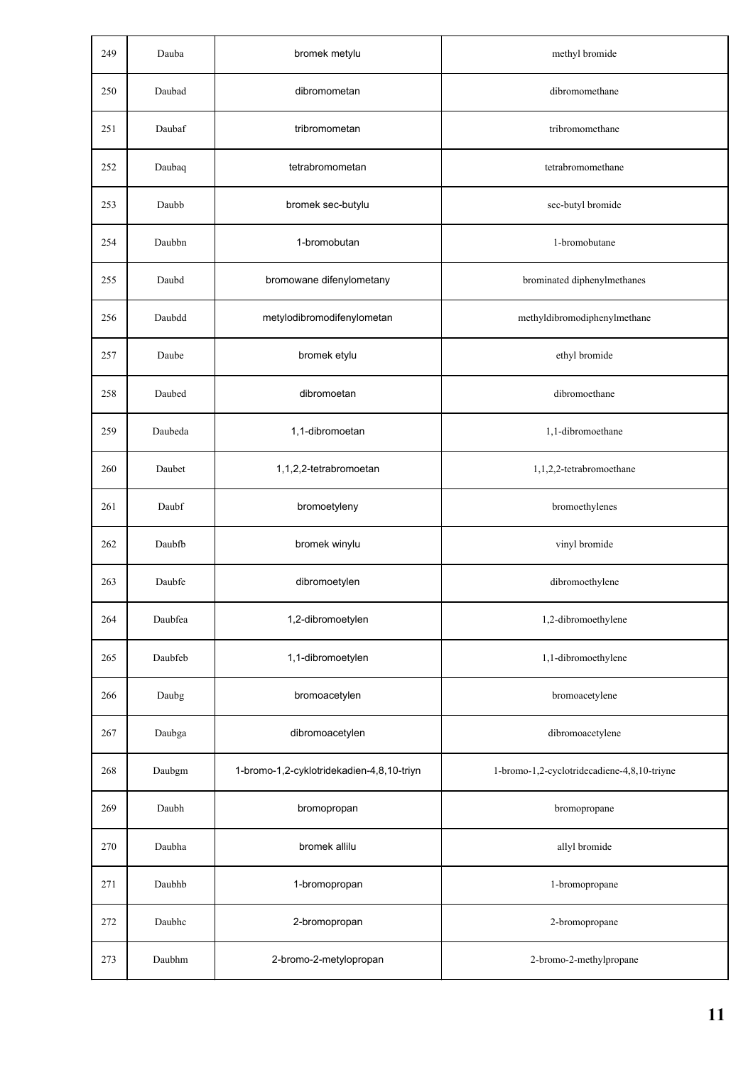| 249 | Dauba | bromek metylu | methyl bromide |
|---|---|---|---|
| 250 | Daubad | dibromometan | dibromomethane |
| 251 | Daubaf | tribromometan | tribromomethane |
| 252 | Daubaq | tetrabromometan | tetrabromomethane |
| 253 | Daubb | bromek sec-butylu | sec-butyl bromide |
| 254 | Daubbn | 1-bromobutan | 1-bromobutane |
| 255 | Daubd | bromowane difenylometany | brominated diphenylmethanes |
| 256 | Daubdd | metylodibromodifenylometan | methyldibromodiphenylmethane |
| 257 | Daube | bromek etylu | ethyl bromide |
| 258 | Daubed | dibromoetan | dibromoethane |
| 259 | Daubeda | 1,1-dibromoetan | 1,1-dibromoethane |
| 260 | Daubet | 1,1,2,2-tetrabromoetan | 1,1,2,2-tetrabromoethane |
| 261 | Daubf | bromoetyleny | bromoethylenes |
| 262 | Daubfb | bromek winylu | vinyl bromide |
| 263 | Daubfe | dibromoetylen | dibromoethylene |
| 264 | Daubfea | 1,2-dibromoetylen | 1,2-dibromoethylene |
| 265 | Daubfeb | 1,1-dibromoetylen | 1,1-dibromoethylene |
| 266 | Daubg | bromoacetylen | bromoacetylene |
| 267 | Daubga | dibromoacetylen | dibromoacetylene |
| 268 | Daubgm | 1-bromo-1,2-cyklotridekadien-4,8,10-triyn | 1-bromo-1,2-cyclotridecadiene-4,8,10-triyne |
| 269 | Daubh | bromopropan | bromopropane |
| 270 | Daubha | bromek allilu | allyl bromide |
| 271 | Daubhb | 1-bromopropan | 1-bromopropane |
| 272 | Daubhc | 2-bromopropan | 2-bromopropane |
| 273 | Daubhm | 2-bromo-2-metylopropan | 2-bromo-2-methylpropane |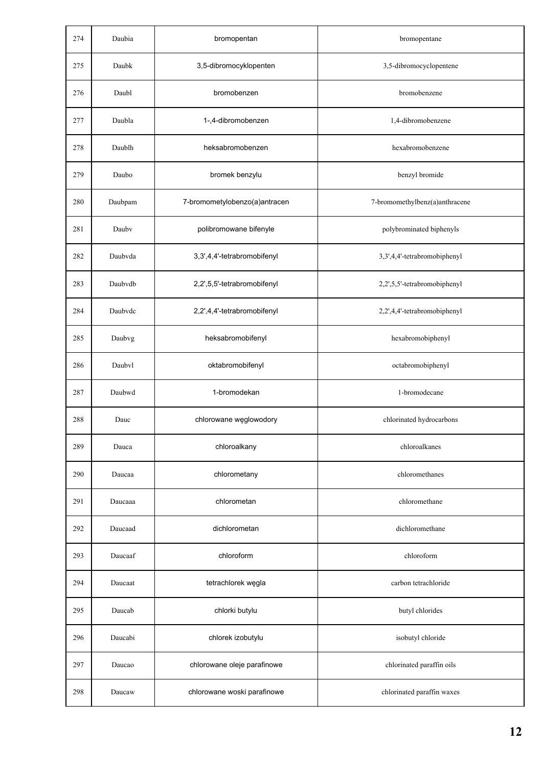| 274 | Daubia | bromopentan | bromopentane |
|---|---|---|---|
| 275 | Daubk | 3,5-dibromocyklopenten | 3,5-dibromocyclopentene |
| 276 | Daubl | bromobenzen | bromobenzene |
| 277 | Daubla | 1-,4-dibromobenzen | 1,4-dibromobenzene |
| 278 | Daublh | heksabromobenzen | hexabromobenzene |
| 279 | Daubo | bromek benzylu | benzyl bromide |
| 280 | Daubpam | 7-bromometylobenzo(a)antracen | 7-bromomethylbenz(a)anthracene |
| 281 | Daubv | polibromowane bifenyle | polybrominated biphenyls |
| 282 | Daubvda | 3,3',4,4'-tetrabromobifenyl | 3,3',4,4'-tetrabromobiphenyl |
| 283 | Daubvdb | 2,2',5,5'-tetrabromobifenyl | 2,2',5,5'-tetrabromobiphenyl |
| 284 | Daubvdc | 2,2',4,4'-tetrabromobifenyl | 2,2',4,4'-tetrabromobiphenyl |
| 285 | Daubvg | heksabromobifenyl | hexabromobiphenyl |
| 286 | Daubvl | oktabromobifenyl | octabromobiphenyl |
| 287 | Daubwd | 1-bromodekan | 1-bromodecane |
| 288 | Dauc | chlorowane węglowodory | chlorinated hydrocarbons |
| 289 | Dauca | chloroalkany | chloroalkanes |
| 290 | Daucaa | chlorometany | chloromethanes |
| 291 | Daucaaa | chlorometan | chloromethane |
| 292 | Daucaad | dichlorometan | dichloromethane |
| 293 | Daucaaf | chloroform | chloroform |
| 294 | Daucaat | tetrachlorek węgla | carbon tetrachloride |
| 295 | Daucab | chlorki butylu | butyl chlorides |
| 296 | Daucabi | chlorek izobutylu | isobutyl chloride |
| 297 | Daucao | chlorowane oleje parafinowe | chlorinated paraffin oils |
| 298 | Daucaw | chlorowane woski parafinowe | chlorinated paraffin waxes |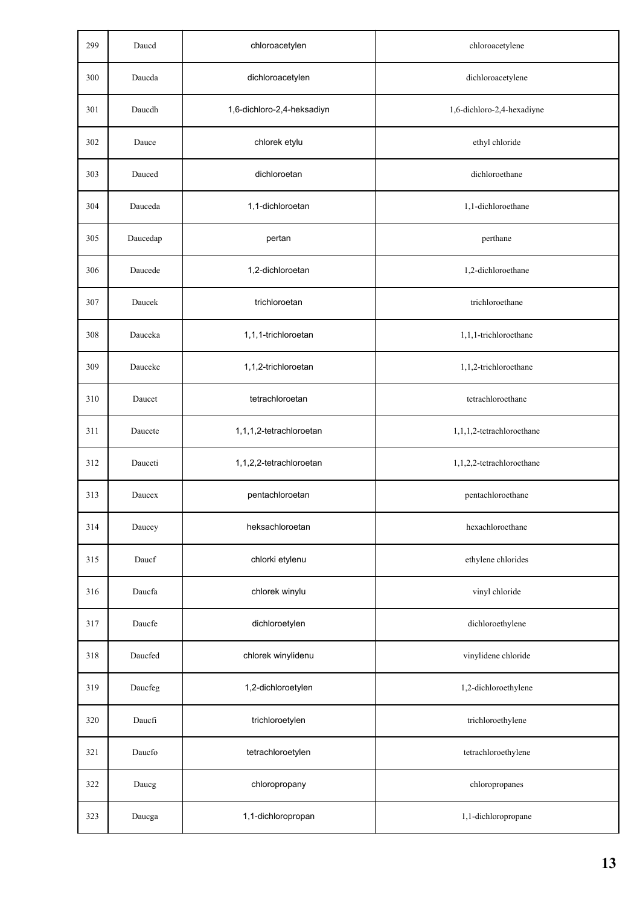| 299 | Daucd | chloroacetylen | chloroacetylene |
|---|---|---|---|
| 300 | Daucda | dichloroacetylen | dichloroacetylene |
| 301 | Daucdh | 1,6-dichloro-2,4-heksadiyn | 1,6-dichloro-2,4-hexadiyne |
| 302 | Dauce | chlorek etylu | ethyl chloride |
| 303 | Dauced | dichloroetan | dichloroethane |
| 304 | Dauceda | 1,1-dichloroetan | 1,1-dichloroethane |
| 305 | Daucedap | pertan | perthane |
| 306 | Daucede | 1,2-dichloroetan | 1,2-dichloroethane |
| 307 | Daucek | trichloroetan | trichloroethane |
| 308 | Dauceka | 1,1,1-trichloroetan | 1,1,1-trichloroethane |
| 309 | Dauceke | 1,1,2-trichloroetan | 1,1,2-trichloroethane |
| 310 | Daucet | tetrachloroetan | tetrachloroethane |
| 311 | Daucete | 1,1,1,2-tetrachloroetan | 1,1,1,2-tetrachloroethane |
| 312 | Dauceti | 1,1,2,2-tetrachloroetan | 1,1,2,2-tetrachloroethane |
| 313 | Daucex | pentachloroetan | pentachloroethane |
| 314 | Daucey | heksachloroetan | hexachloroethane |
| 315 | Daucf | chlorki etylenu | ethylene chlorides |
| 316 | Daucfa | chlorek winylu | vinyl chloride |
| 317 | Daucfe | dichloroetylen | dichloroethylene |
| 318 | Daucfed | chlorek winylidenu | vinylidene chloride |
| 319 | Daucfeg | 1,2-dichloroetylen | 1,2-dichloroethylene |
| 320 | Daucfi | trichloroetylen | trichloroethylene |
| 321 | Daucfo | tetrachloroetylen | tetrachloroethylene |
| 322 | Daucg | chloropropany | chloropropanes |
| 323 | Daucga | 1,1-dichloropropan | 1,1-dichloropropane |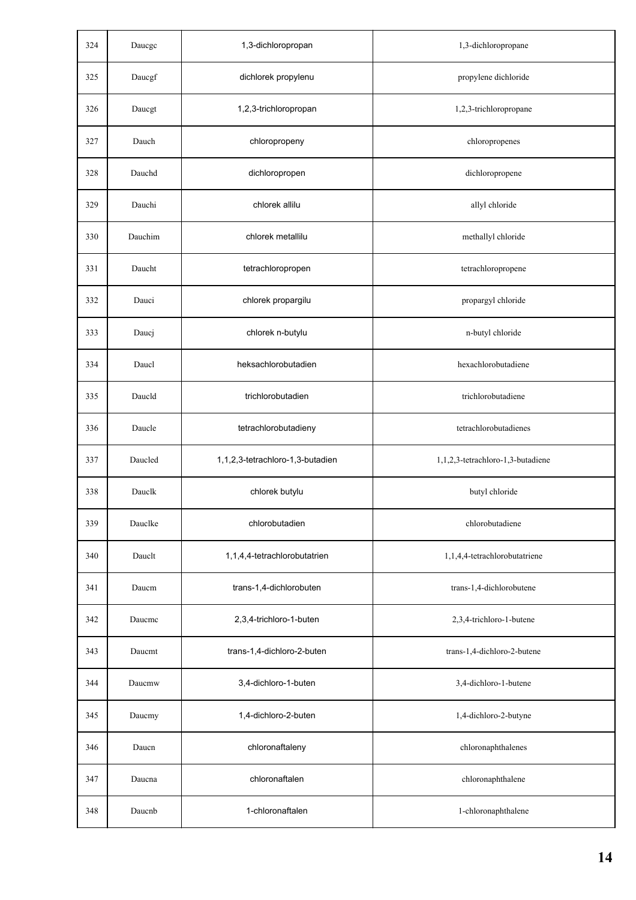| 324 | Daucgc | 1,3-dichloropropan | 1,3-dichloropropane |
|---|---|---|---|
| 325 | Daucgf | dichlorek propylenu | propylene dichloride |
| 326 | Daucgt | 1,2,3-trichloropropan | 1,2,3-trichloropropane |
| 327 | Dauch | chloropropeny | chloropropenes |
| 328 | Dauchd | dichloropropen | dichloropropene |
| 329 | Dauchi | chlorek allilu | allyl chloride |
| 330 | Dauchim | chlorek metallilu | methallyl chloride |
| 331 | Daucht | tetrachloropropen | tetrachloropropene |
| 332 | Dauci | chlorek propargilu | propargyl chloride |
| 333 | Daucj | chlorek n-butylu | n-butyl chloride |
| 334 | Daucl | heksachlorobutadien | hexachlorobutadiene |
| 335 | Daucld | trichlorobutadien | trichlorobutadiene |
| 336 | Daucle | tetrachlorobutadieny | tetrachlorobutadienes |
| 337 | Daucled | 1,1,2,3-tetrachloro-1,3-butadien | 1,1,2,3-tetrachloro-1,3-butadiene |
| 338 | Dauclk | chlorek butylu | butyl chloride |
| 339 | Dauclke | chlorobutadien | chlorobutadiene |
| 340 | Dauclt | 1,1,4,4-tetrachlorobutatrien | 1,1,4,4-tetrachlorobutatriene |
| 341 | Daucm | trans-1,4-dichlorobuten | trans-1,4-dichlorobutene |
| 342 | Daucmc | 2,3,4-trichloro-1-buten | 2,3,4-trichloro-1-butene |
| 343 | Daucmt | trans-1,4-dichloro-2-buten | trans-1,4-dichloro-2-butene |
| 344 | Daucmw | 3,4-dichloro-1-buten | 3,4-dichloro-1-butene |
| 345 | Daucmy | 1,4-dichloro-2-buten | 1,4-dichloro-2-butyne |
| 346 | Daucn | chloronaftaleny | chloronaphthalenes |
| 347 | Daucna | chloronaftalen | chloronaphthalene |
| 348 | Daucnb | 1-chloronaftalen | 1-chloronaphthalene |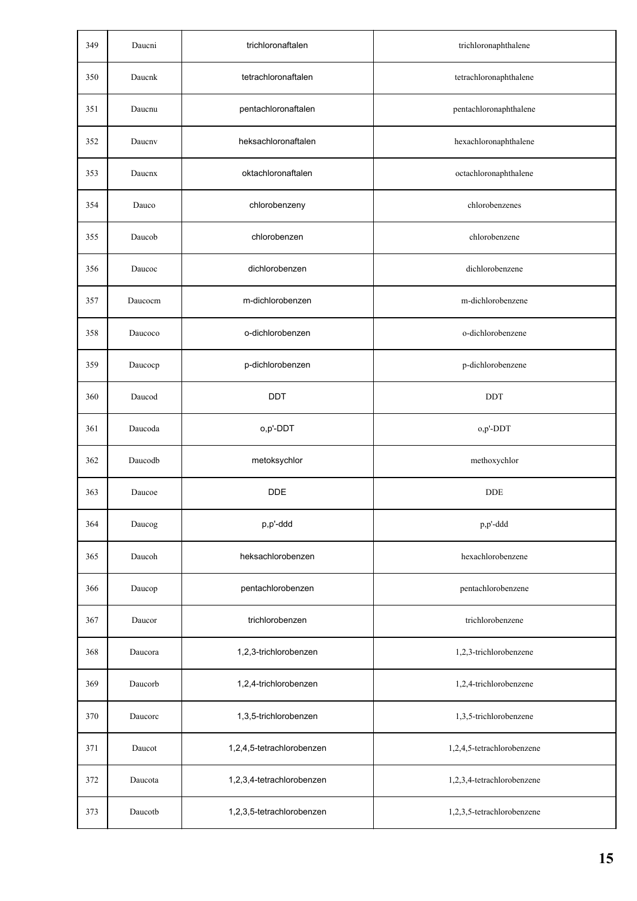| 349 | Daucni | trichloronaftalen | trichloronaphthalene |
|---|---|---|---|
| 350 | Daucnk | tetrachloronaftalen | tetrachloronaphthalene |
| 351 | Daucnu | pentachloronaftalen | pentachloronaphthalene |
| 352 | Daucnv | heksachloronaftalen | hexachloronaphthalene |
| 353 | Daucnx | oktachloronaftalen | octachloronaphthalene |
| 354 | Dauco | chlorobenzeny | chlorobenzenes |
| 355 | Daucob | chlorobenzen | chlorobenzene |
| 356 | Daucoc | dichlorobenzen | dichlorobenzene |
| 357 | Daucocm | m-dichlorobenzen | m-dichlorobenzene |
| 358 | Daucoco | o-dichlorobenzen | o-dichlorobenzene |
| 359 | Daucocp | p-dichlorobenzen | p-dichlorobenzene |
| 360 | Daucod | DDT | DDT |
| 361 | Daucoda | o,p'-DDT | o,p'-DDT |
| 362 | Daucodb | metoksychlor | methoxychlor |
| 363 | Daucoe | DDE | DDE |
| 364 | Daucog | p,p'-ddd | p,p'-ddd |
| 365 | Daucoh | heksachlorobenzen | hexachlorobenzene |
| 366 | Daucop | pentachlorobenzen | pentachlorobenzene |
| 367 | Daucor | trichlorobenzen | trichlorobenzene |
| 368 | Daucora | 1,2,3-trichlorobenzen | 1,2,3-trichlorobenzene |
| 369 | Daucorb | 1,2,4-trichlorobenzen | 1,2,4-trichlorobenzene |
| 370 | Daucorc | 1,3,5-trichlorobenzen | 1,3,5-trichlorobenzene |
| 371 | Daucot | 1,2,4,5-tetrachlorobenzen | 1,2,4,5-tetrachlorobenzene |
| 372 | Daucota | 1,2,3,4-tetrachlorobenzen | 1,2,3,4-tetrachlorobenzene |
| 373 | Daucotb | 1,2,3,5-tetrachlorobenzen | 1,2,3,5-tetrachlorobenzene |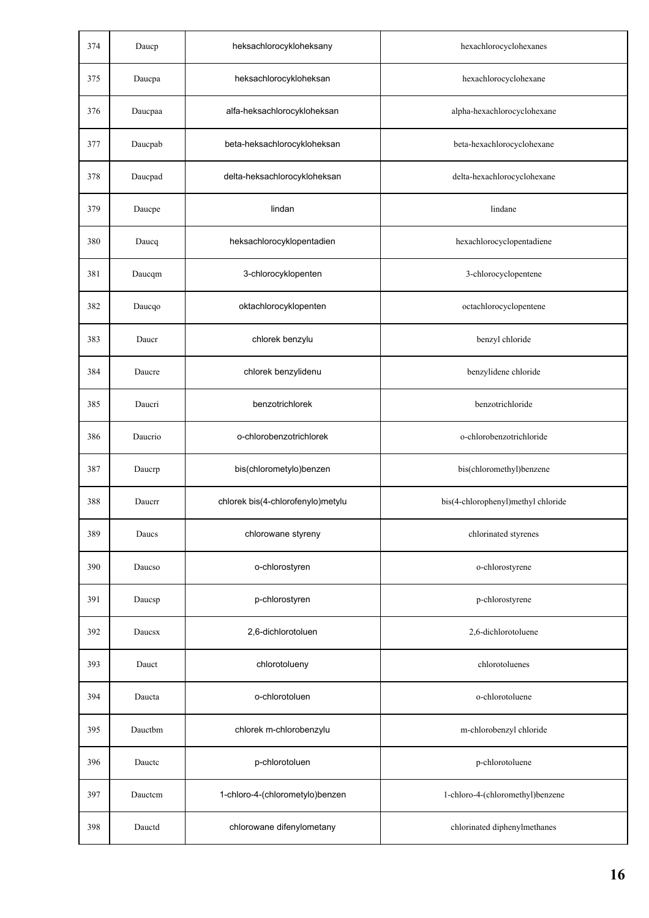| 374 | Daucp | heksachlorocykloheksany | hexachlorocyclohexanes |
|---|---|---|---|
| 375 | Daucpa | heksachlorocykloheksan | hexachlorocyclohexane |
| 376 | Daucpaa | alfa-heksachlorocykloheksan | alpha-hexachlorocyclohexane |
| 377 | Daucpab | beta-heksachlorocykloheksan | beta-hexachlorocyclohexane |
| 378 | Daucpad | delta-heksachlorocykloheksan | delta-hexachlorocyclohexane |
| 379 | Daucpe | lindan | lindane |
| 380 | Daucq | heksachlorocyklopentadien | hexachlorocyclopentadiene |
| 381 | Daucqm | 3-chlorocyklopenten | 3-chlorocyclopentene |
| 382 | Daucqo | oktachlorocyklopenten | octachlorocyclopentene |
| 383 | Daucr | chlorek benzylu | benzyl chloride |
| 384 | Daucre | chlorek benzylidenu | benzylidene chloride |
| 385 | Daucri | benzotrichlorek | benzotrichloride |
| 386 | Daucrio | o-chlorobenzotrichlorek | o-chlorobenzotrichloride |
| 387 | Daucrp | bis(chlorometylo)benzen | bis(chloromethyl)benzene |
| 388 | Daucrr | chlorek bis(4-chlorofenylo)metylu | bis(4-chlorophenyl)methyl chloride |
| 389 | Daucs | chlorowane styreny | chlorinated styrenes |
| 390 | Daucso | o-chlorostyren | o-chlorostyrene |
| 391 | Daucsp | p-chlorostyren | p-chlorostyrene |
| 392 | Daucsx | 2,6-dichlorotoluen | 2,6-dichlorotoluene |
| 393 | Dauct | chlorotolueny | chlorotoluenes |
| 394 | Daucta | o-chlorotoluen | o-chlorotoluene |
| 395 | Dauctbm | chlorek m-chlorobenzylu | m-chlorobenzyl chloride |
| 396 | Dauctc | p-chlorotoluen | p-chlorotoluene |
| 397 | Dauctcm | 1-chloro-4-(chlorometylo)benzen | 1-chloro-4-(chloromethyl)benzene |
| 398 | Dauctd | chlorowane difenylometany | chlorinated diphenylmethanes |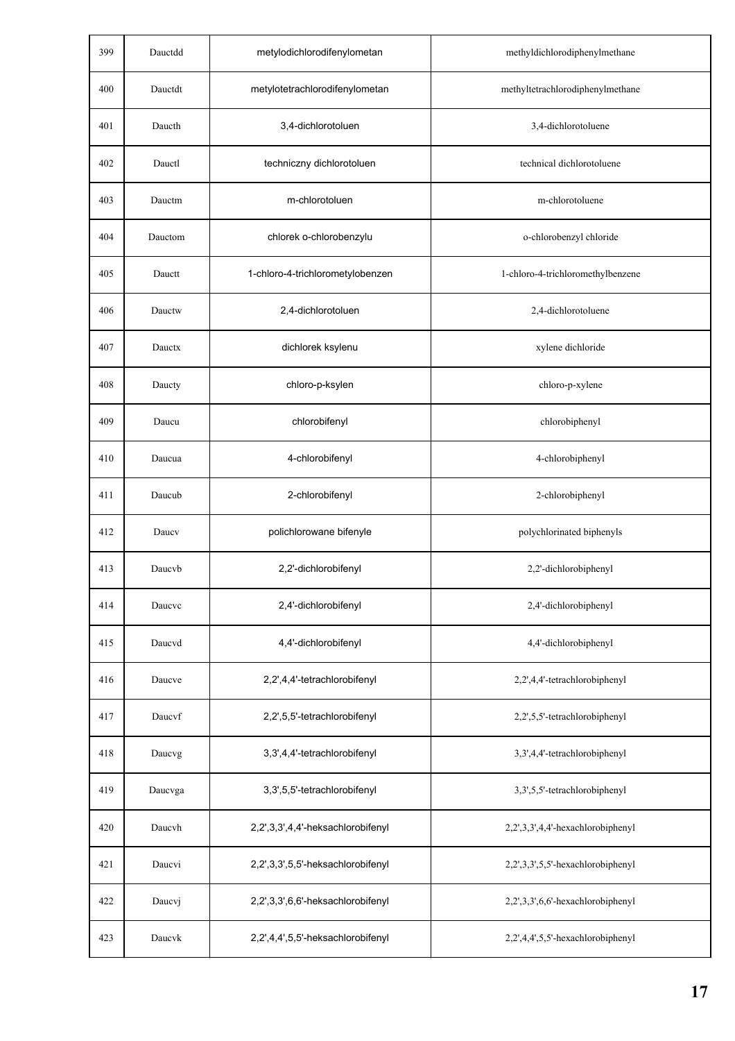| 399 | Dauctdd | metylodichlorodifenylometan | methyldichlorodiphenylmethane |
|---|---|---|---|
| 400 | Dauctdt | metylotetrachlorodifenylometan | methyltetrachlorodiphenylmethane |
| 401 | Daucth | 3,4-dichlorotoluen | 3,4-dichlorotoluene |
| 402 | Dauctl | techniczny dichlorotoluen | technical dichlorotoluene |
| 403 | Dauctm | m-chlorotoluen | m-chlorotoluene |
| 404 | Dauctom | chlorek o-chlorobenzylu | o-chlorobenzyl chloride |
| 405 | Dauctt | 1-chloro-4-trichlorometylobenzen | 1-chloro-4-trichloromethylbenzene |
| 406 | Dauctw | 2,4-dichlorotoluen | 2,4-dichlorotoluene |
| 407 | Dauctx | dichlorek ksylenu | xylene dichloride |
| 408 | Daucty | chloro-p-ksylen | chloro-p-xylene |
| 409 | Daucu | chlorobifenyl | chlorobiphenyl |
| 410 | Daucua | 4-chlorobifenyl | 4-chlorobiphenyl |
| 411 | Daucub | 2-chlorobifenyl | 2-chlorobiphenyl |
| 412 | Daucv | polichlorowane bifenyle | polychlorinated biphenyls |
| 413 | Daucvb | 2,2'-dichlorobifenyl | 2,2'-dichlorobiphenyl |
| 414 | Daucvc | 2,4'-dichlorobifenyl | 2,4'-dichlorobiphenyl |
| 415 | Daucvd | 4,4'-dichlorobifenyl | 4,4'-dichlorobiphenyl |
| 416 | Daucve | 2,2',4,4'-tetrachlorobifenyl | 2,2',4,4'-tetrachlorobiphenyl |
| 417 | Daucvf | 2,2',5,5'-tetrachlorobifenyl | 2,2',5,5'-tetrachlorobiphenyl |
| 418 | Daucvg | 3,3',4,4'-tetrachlorobifenyl | 3,3',4,4'-tetrachlorobiphenyl |
| 419 | Daucvga | 3,3',5,5'-tetrachlorobifenyl | 3,3',5,5'-tetrachlorobiphenyl |
| 420 | Daucvh | 2,2',3,3',4,4'-heksachlorobifenyl | 2,2',3,3',4,4'-hexachlorobiphenyl |
| 421 | Daucvi | 2,2',3,3',5,5'-heksachlorobifenyl | 2,2',3,3',5,5'-hexachlorobiphenyl |
| 422 | Daucvj | 2,2',3,3',6,6'-heksachlorobifenyl | 2,2',3,3',6,6'-hexachlorobiphenyl |
| 423 | Daucvk | 2,2',4,4',5,5'-heksachlorobifenyl | 2,2',4,4',5,5'-hexachlorobiphenyl |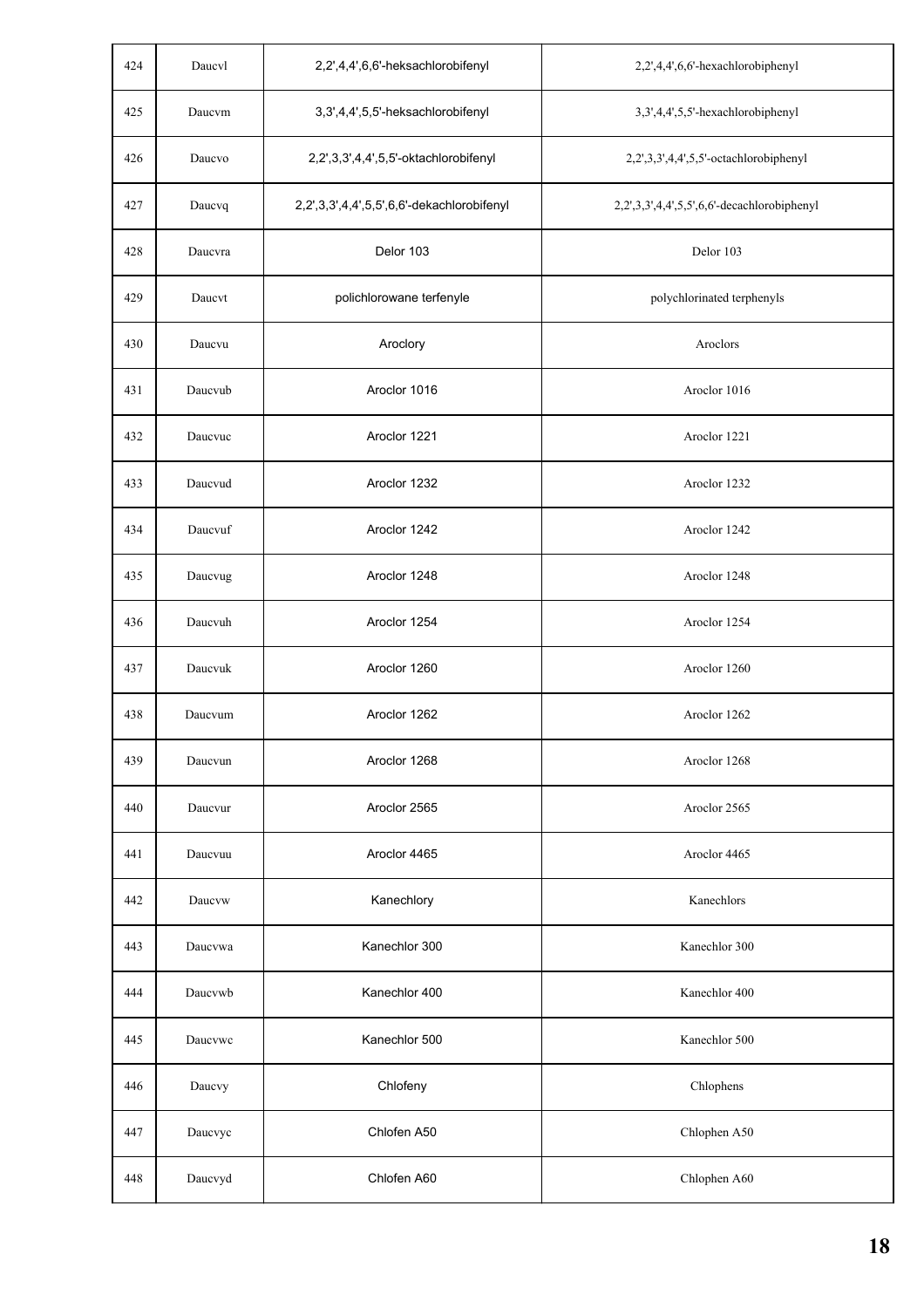| 424 | Daucvl | 2,2',4,4',6,6'-heksachlorobifenyl | 2,2',4,4',6,6'-hexachlorobiphenyl |
|---|---|---|---|
| 425 | Daucvm | 3,3',4,4',5,5'-heksachlorobifenyl | 3,3',4,4',5,5'-hexachlorobiphenyl |
| 426 | Daucvo | 2,2',3,3',4,4',5,5'-oktachlorobifenyl | 2,2',3,3',4,4',5,5'-octachlorobiphenyl |
| 427 | Daucvq | 2,2',3,3',4,4',5,5',6,6'-dekachlorobifenyl | 2,2',3,3',4,4',5,5',6,6'-decachlorobiphenyl |
| 428 | Daucvra | Delor 103 | Delor 103 |
| 429 | Daucvt | polichlorowane terfenyle | polychlorinated terphenyls |
| 430 | Daucvu | Aroclory | Aroclors |
| 431 | Daucvub | Aroclor 1016 | Aroclor 1016 |
| 432 | Daucvuc | Aroclor 1221 | Aroclor 1221 |
| 433 | Daucvud | Aroclor 1232 | Aroclor 1232 |
| 434 | Daucvuf | Aroclor 1242 | Aroclor 1242 |
| 435 | Daucvug | Aroclor 1248 | Aroclor 1248 |
| 436 | Daucvuh | Aroclor 1254 | Aroclor 1254 |
| 437 | Daucvuk | Aroclor 1260 | Aroclor 1260 |
| 438 | Daucvum | Aroclor 1262 | Aroclor 1262 |
| 439 | Daucvun | Aroclor 1268 | Aroclor 1268 |
| 440 | Daucvur | Aroclor 2565 | Aroclor 2565 |
| 441 | Daucvuu | Aroclor 4465 | Aroclor 4465 |
| 442 | Daucvw | Kanechlory | Kanechlors |
| 443 | Daucvwa | Kanechlor 300 | Kanechlor 300 |
| 444 | Daucvwb | Kanechlor 400 | Kanechlor 400 |
| 445 | Daucvwc | Kanechlor 500 | Kanechlor 500 |
| 446 | Daucvy | Chlofeny | Chlophens |
| 447 | Daucvyc | Chlofen A50 | Chlophen A50 |
| 448 | Daucvyd | Chlofen A60 | Chlophen A60 |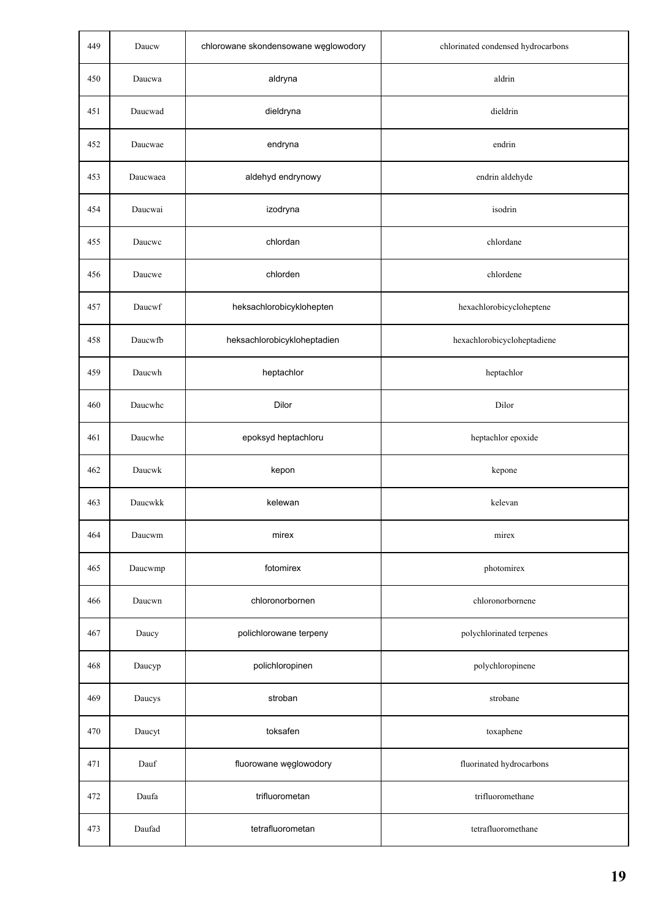| 449 | Daucw | chlorowane skondensowane węglowodory | chlorinated condensed hydrocarbons |
|---|---|---|---|
| 450 | Daucwa | aldryna | aldrin |
| 451 | Daucwad | dieldryna | dieldrin |
| 452 | Daucwae | endryna | endrin |
| 453 | Daucwaea | aldehyd endrynowy | endrin aldehyde |
| 454 | Daucwai | izodryna | isodrin |
| 455 | Daucwc | chlordan | chlordane |
| 456 | Daucwe | chlorden | chlordene |
| 457 | Daucwf | heksachlorobicyklohepten | hexachlorobicycloheptene |
| 458 | Daucwfb | heksachlorobicykloheptadien | hexachlorobicycloheptadiene |
| 459 | Daucwh | heptachlor | heptachlor |
| 460 | Daucwhc | Dilor | Dilor |
| 461 | Daucwhe | epoksyd heptachloru | heptachlor epoxide |
| 462 | Daucwk | kepon | kepone |
| 463 | Daucwkk | kelewan | kelevan |
| 464 | Daucwm | mirex | mirex |
| 465 | Daucwmp | fotomirex | photomirex |
| 466 | Daucwn | chloronorbornen | chloronorbornene |
| 467 | Daucy | polichlorowane terpeny | polychlorinated terpenes |
| 468 | Daucyp | polichloropinen | polychloropinene |
| 469 | Daucys | stroban | strobane |
| 470 | Daucyt | toksafen | toxaphene |
| 471 | Dauf | fluorowane węglowodory | fluorinated hydrocarbons |
| 472 | Daufa | trifluorometan | trifluoromethane |
| 473 | Daufad | tetrafluorometan | tetrafluoromethane |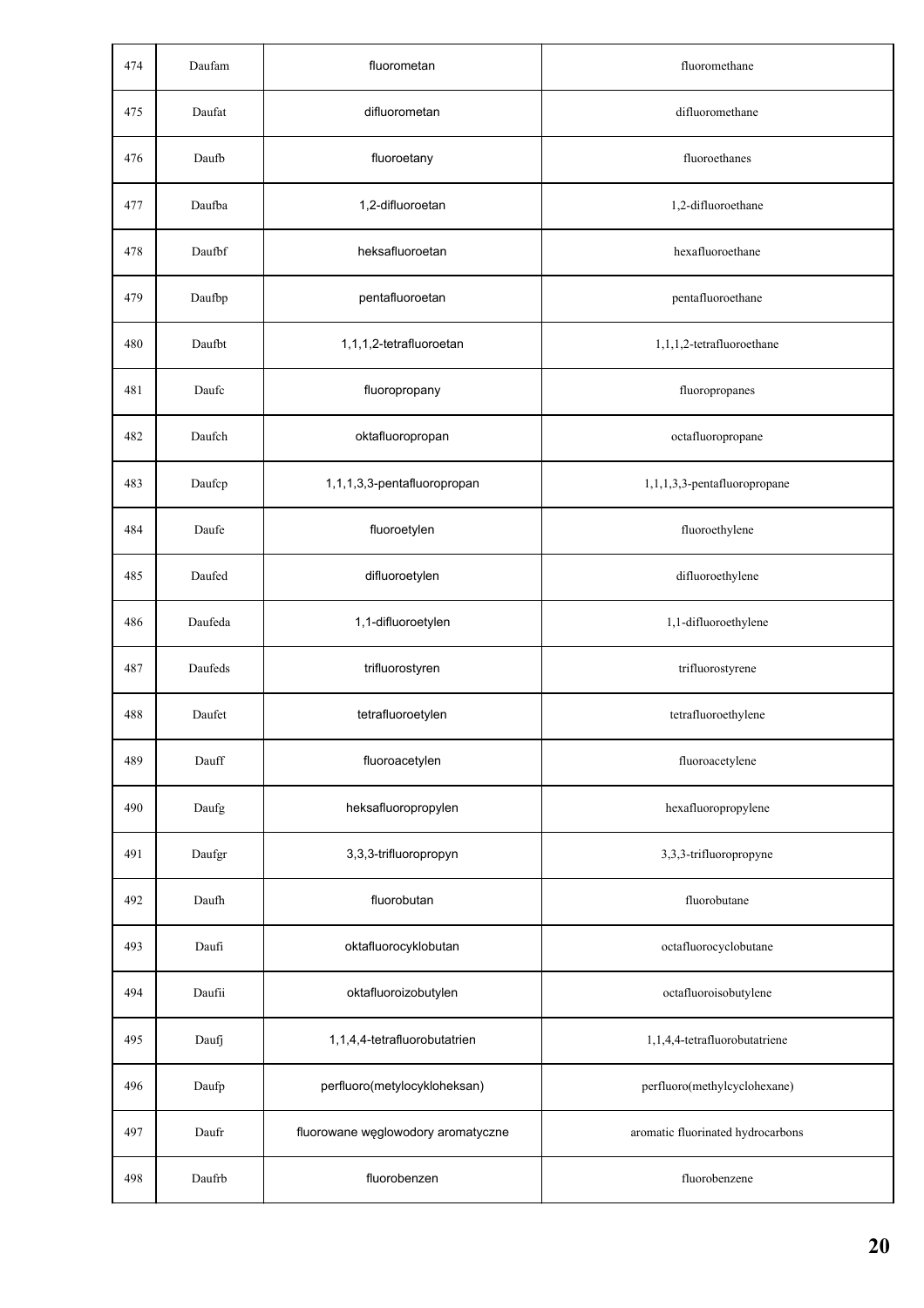| 474 | Daufam | fluorometan | fluoromethane |
|---|---|---|---|
| 475 | Daufat | difluorometan | difluoromethane |
| 476 | Daufb | fluoroetany | fluoroethanes |
| 477 | Daufba | 1,2-difluoroetan | 1,2-difluoroethane |
| 478 | Daufbf | heksafluoroetan | hexafluoroethane |
| 479 | Daufbp | pentafluoroetan | pentafluoroethane |
| 480 | Daufbt | 1,1,1,2-tetrafluoroetan | 1,1,1,2-tetrafluoroethane |
| 481 | Daufc | fluoropropany | fluoropropanes |
| 482 | Daufch | oktafluoropropan | octafluoropropane |
| 483 | Daufcp | 1,1,1,3,3-pentafluoropropan | 1,1,1,3,3-pentafluoropropane |
| 484 | Daufe | fluoroetylen | fluoroethylene |
| 485 | Daufed | difluoroetylen | difluoroethylene |
| 486 | Daufeda | 1,1-difluoroetylen | 1,1-difluoroethylene |
| 487 | Daufeds | trifluorostyren | trifluorostyrene |
| 488 | Daufet | tetrafluoroetylen | tetrafluoroethylene |
| 489 | Dauff | fluoroacetylen | fluoroacetylene |
| 490 | Daufg | heksafluoropropylen | hexafluoropropylene |
| 491 | Daufgr | 3,3,3-trifluoropropyn | 3,3,3-trifluoropropyne |
| 492 | Daufh | fluorobutan | fluorobutane |
| 493 | Daufi | oktafluorocyklobutan | octafluorocyclobutane |
| 494 | Daufii | oktafluoroizobutylen | octafluoroisobutylene |
| 495 | Daufj | 1,1,4,4-tetrafluorobutatrien | 1,1,4,4-tetrafluorobutatriene |
| 496 | Daufp | perfluoro(metylocykloheksan) | perfluoro(methylcyclohexane) |
| 497 | Daufr | fluorowane węglowodory aromatyczne | aromatic fluorinated hydrocarbons |
| 498 | Daufrb | fluorobenzen | fluorobenzene |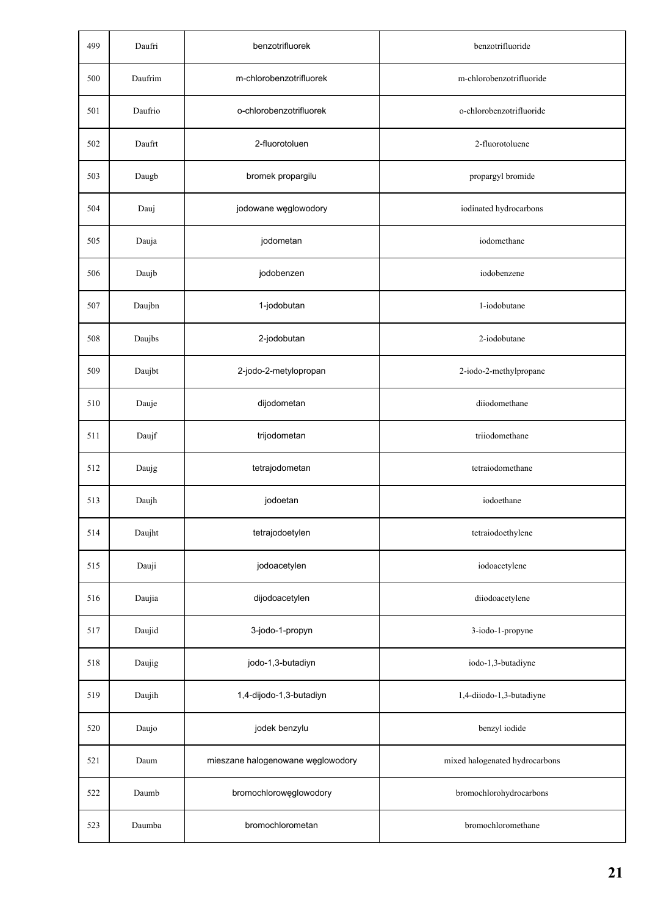| 499 | Daufri | benzotrifluorek | benzotrifluoride |
|---|---|---|---|
| 500 | Daufrim | m-chlorobenzotrifluorek | m-chlorobenzotrifluoride |
| 501 | Daufrio | o-chlorobenzotrifluorek | o-chlorobenzotrifluoride |
| 502 | Daufrt | 2-fluorotoluen | 2-fluorotoluene |
| 503 | Daugb | bromek propargilu | propargyl bromide |
| 504 | Dauj | jodowane węglowodory | iodinated hydrocarbons |
| 505 | Dauja | jodometan | iodomethane |
| 506 | Daujb | jodobenzen | iodobenzene |
| 507 | Daujbn | 1-jodobutan | 1-iodobutane |
| 508 | Daujbs | 2-jodobutan | 2-iodobutane |
| 509 | Daujbt | 2-jodo-2-metylopropan | 2-iodo-2-methylpropane |
| 510 | Dauje | dijodometan | diiodomethane |
| 511 | Daujf | trijodometan | triiodomethane |
| 512 | Daujg | tetrajodometan | tetraiodomethane |
| 513 | Daujh | jodoetan | iodoethane |
| 514 | Daujht | tetrajodoetylen | tetraiodoethylene |
| 515 | Dauji | jodoacetylen | iodoacetylene |
| 516 | Daujia | dijodoacetylen | diiodoacetylene |
| 517 | Daujid | 3-jodo-1-propyn | 3-iodo-1-propyne |
| 518 | Daujig | jodo-1,3-butadiyn | iodo-1,3-butadiyne |
| 519 | Daujih | 1,4-dijodo-1,3-butadiyn | 1,4-diiodo-1,3-butadiyne |
| 520 | Daujo | jodek benzylu | benzyl iodide |
| 521 | Daum | mieszane halogenowane węglowodory | mixed halogenated hydrocarbons |
| 522 | Daumb | bromochlorowęglowodory | bromochlorohydrocarbons |
| 523 | Daumba | bromochlorometan | bromochloromethane |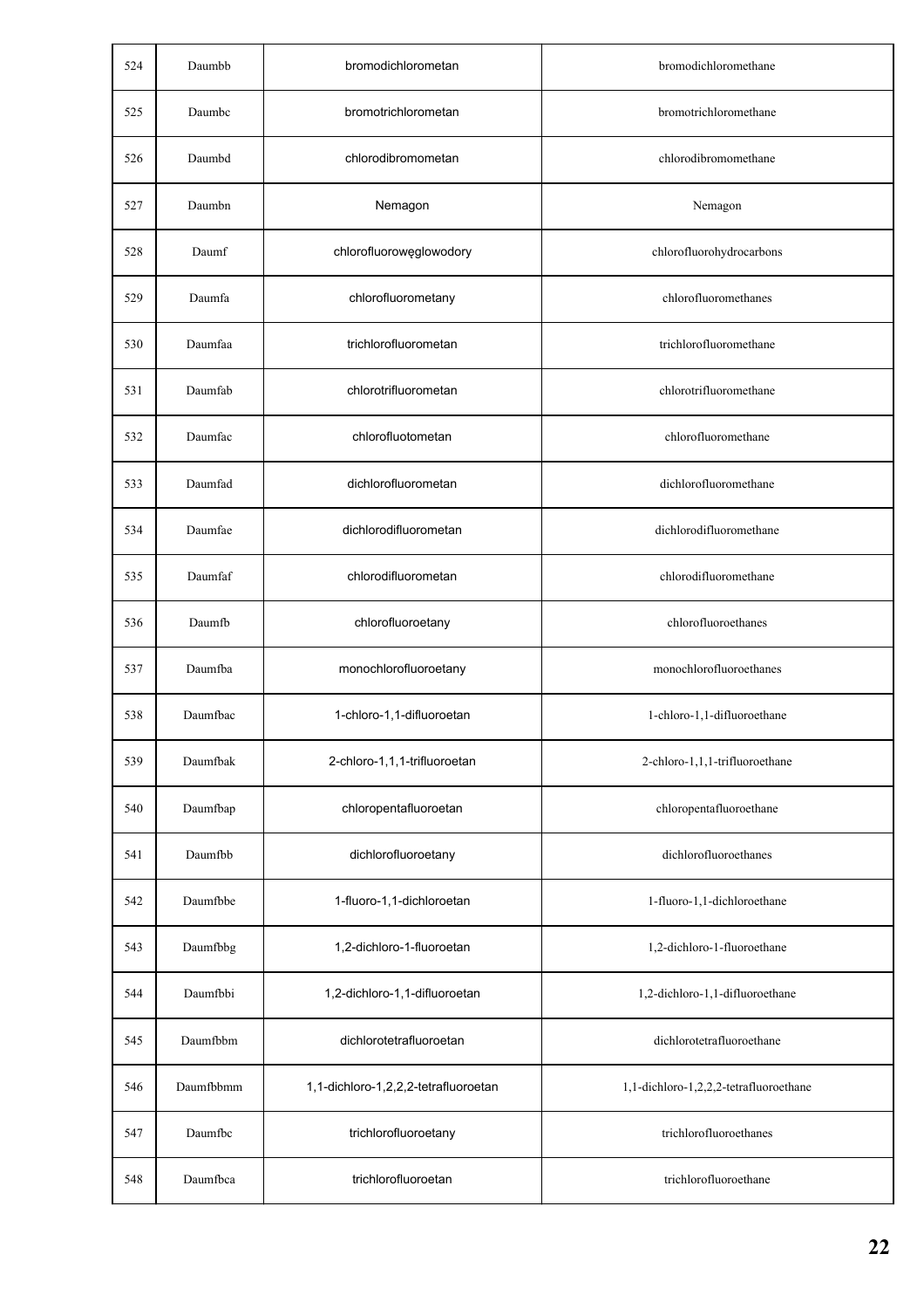| | | | |
|---|---|---|---|
| 524 | Daumbb | bromodichlorometan | bromodichloromethane |
| 525 | Daumbc | bromotrichlorometan | bromotrichloromethane |
| 526 | Daumbd | chlorodibromometan | chlorodibromomethane |
| 527 | Daumbn | Nemagon | Nemagon |
| 528 | Daumf | chlorofluorowęglowodory | chlorofluorohydrocarbons |
| 529 | Daumfa | chlorofluorometany | chlorofluoromethanes |
| 530 | Daumfaa | trichlorofluorometan | trichlorofluoromethane |
| 531 | Daumfab | chlorotrifluorometan | chlorotrifluoromethane |
| 532 | Daumfac | chlorofluotometan | chlorofluoromethane |
| 533 | Daumfad | dichlorofluorometan | dichlorofluoromethane |
| 534 | Daumfae | dichlorodifluorometan | dichlorodifluoromethane |
| 535 | Daumfaf | chlorodifluorometan | chlorodifluoromethane |
| 536 | Daumfb | chlorofluoroetany | chlorofluoroethanes |
| 537 | Daumfba | monochlorofluoroetany | monochlorofluoroethanes |
| 538 | Daumfbac | 1-chloro-1,1-difluoroetan | 1-chloro-1,1-difluoroethane |
| 539 | Daumfbak | 2-chloro-1,1,1-trifluoroetan | 2-chloro-1,1,1-trifluoroethane |
| 540 | Daumfbap | chloropentafluoroetan | chloropentafluoroethane |
| 541 | Daumfbb | dichlorofluoroetany | dichlorofluoroethanes |
| 542 | Daumfbbe | 1-fluoro-1,1-dichloroetan | 1-fluoro-1,1-dichloroethane |
| 543 | Daumfbbg | 1,2-dichloro-1-fluoroetan | 1,2-dichloro-1-fluoroethane |
| 544 | Daumfbbi | 1,2-dichloro-1,1-difluoroetan | 1,2-dichloro-1,1-difluoroethane |
| 545 | Daumfbbm | dichlorotetrafluoroetan | dichlorotetrafluoroethane |
| 546 | Daumfbbmm | 1,1-dichloro-1,2,2,2-tetrafluoroetan | 1,1-dichloro-1,2,2,2-tetrafluoroethane |
| 547 | Daumfbc | trichlorofluoroetany | trichlorofluoroethanes |
| 548 | Daumfbca | trichlorofluoroetan | trichlorofluoroethane |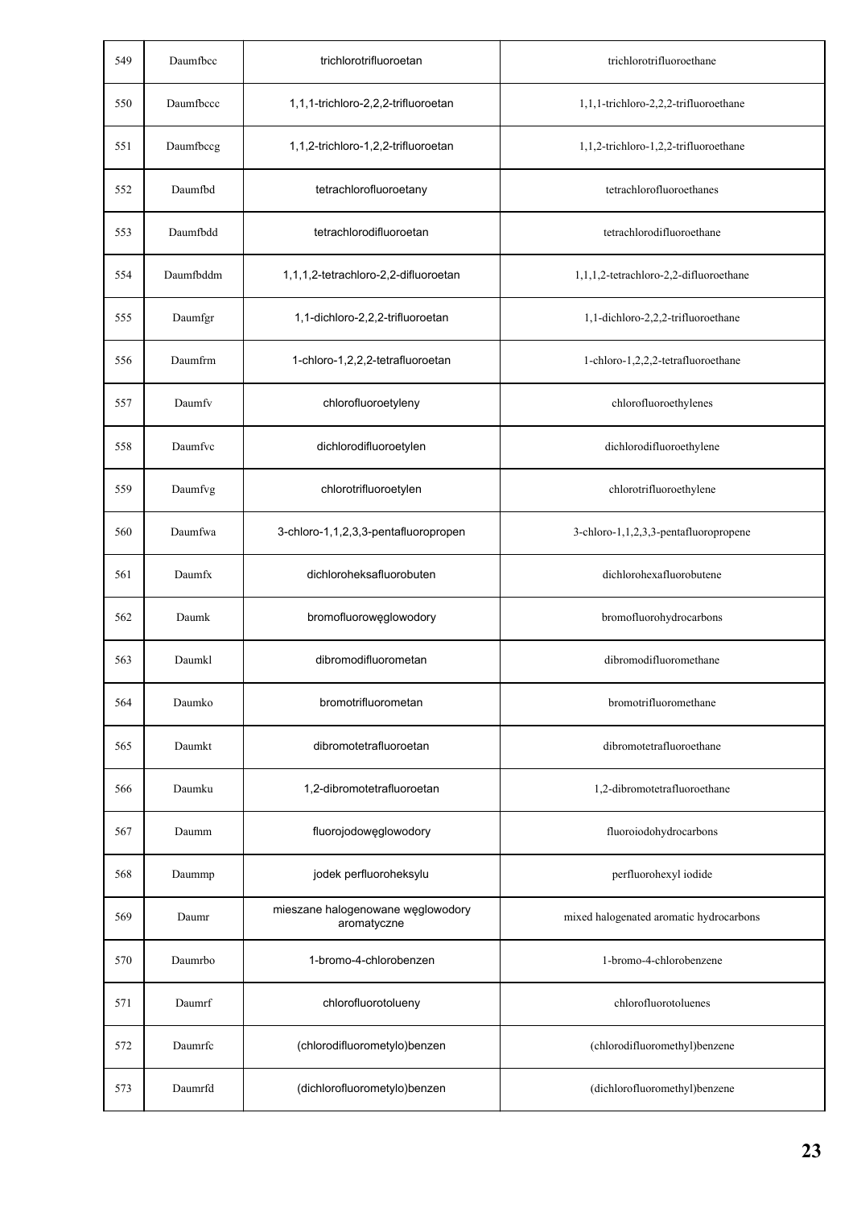| | | | |
|---|---|---|---|
| 549 | Daumfbcc | trichlorotrifluoroetan | trichlorotrifluoroethane |
| 550 | Daumfbccc | 1,1,1-trichloro-2,2,2-trifluoroetan | 1,1,1-trichloro-2,2,2-trifluoroethane |
| 551 | Daumfbccg | 1,1,2-trichloro-1,2,2-trifluoroetan | 1,1,2-trichloro-1,2,2-trifluoroethane |
| 552 | Daumfbd | tetrachlorofluoroetany | tetrachlorofluoroethanes |
| 553 | Daumfbdd | tetrachlorodifluoroetan | tetrachlorodifluoroethane |
| 554 | Daumfbddm | 1,1,1,2-tetrachloro-2,2-difluoroetan | 1,1,1,2-tetrachloro-2,2-difluoroethane |
| 555 | Daumfgr | 1,1-dichloro-2,2,2-trifluoroetan | 1,1-dichloro-2,2,2-trifluoroethane |
| 556 | Daumfrm | 1-chloro-1,2,2,2-tetrafluoroetan | 1-chloro-1,2,2,2-tetrafluoroethane |
| 557 | Daumfv | chlorofluoroetyleny | chlorofluoroethylenes |
| 558 | Daumfvc | dichlorodifluoroetylen | dichlorodifluoroethylene |
| 559 | Daumfvg | chlorotrifluoroetylen | chlorotrifluoroethylene |
| 560 | Daumfwa | 3-chloro-1,1,2,3,3-pentafluoropropen | 3-chloro-1,1,2,3,3-pentafluoropropene |
| 561 | Daumfx | dichloroheksafluorobuten | dichlorohexafluorobutene |
| 562 | Daumk | bromofluorowęglowodory | bromofluorohydrocarbons |
| 563 | Daumkl | dibromodifluorometan | dibromodifluoromethane |
| 564 | Daumko | bromotrifluorometan | bromotrifluoromethane |
| 565 | Daumkt | dibromotetrafluoroetan | dibromotetrafluoroethane |
| 566 | Daumku | 1,2-dibromotetrafluoroetan | 1,2-dibromotetrafluoroethane |
| 567 | Daumm | fluorojodowęglowodory | fluoroiodohydrocarbons |
| 568 | Daummp | jodek perfluoroheksylu | perfluorohexyl iodide |
| 569 | Daumr | mieszane halogenowane węglowodory aromatyczne | mixed halogenated aromatic hydrocarbons |
| 570 | Daumrbo | 1-bromo-4-chlorobenzen | 1-bromo-4-chlorobenzene |
| 571 | Daumrf | chlorofluorotolueny | chlorofluorotoluenes |
| 572 | Daumrfc | (chlorodifluorometylo)benzen | (chlorodifluoromethyl)benzene |
| 573 | Daumrfd | (dichlorofluorometylo)benzen | (dichlorofluoromethyl)benzene |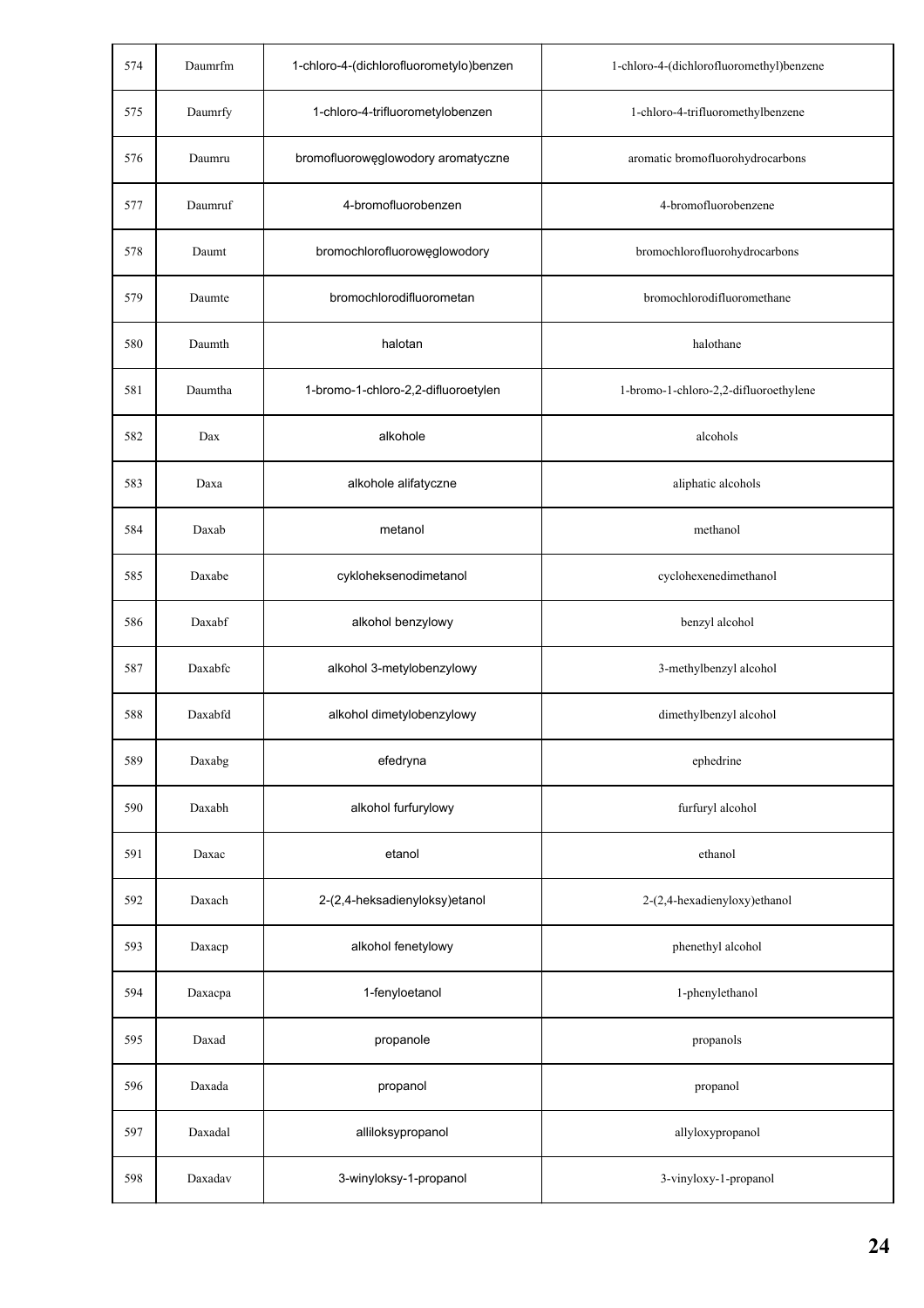| 574 | Daumrfm | 1-chloro-4-(dichlorofluorometylo)benzen | 1-chloro-4-(dichlorofluoromethyl)benzene |
|---|---|---|---|
| 575 | Daumrfy | 1-chloro-4-trifluorometylobenzen | 1-chloro-4-trifluoromethylbenzene |
| 576 | Daumru | bromofluorowęglowodory aromatyczne | aromatic bromofluorohydrocarbons |
| 577 | Daumruf | 4-bromofluorobenzen | 4-bromofluorobenzene |
| 578 | Daumt | bromochlorofluorowęglowodory | bromochlorofluorohydrocarbons |
| 579 | Daumte | bromochlorodifluorometan | bromochlorodifluoromethane |
| 580 | Daumth | halotan | halothane |
| 581 | Daumtha | 1-bromo-1-chloro-2,2-difluoroetylen | 1-bromo-1-chloro-2,2-difluoroethylene |
| 582 | Dax | alkohole | alcohols |
| 583 | Daxa | alkohole alifatyczne | aliphatic alcohols |
| 584 | Daxab | metanol | methanol |
| 585 | Daxabe | cykloheksenodimetanol | cyclohexenedimethanol |
| 586 | Daxabf | alkohol benzylowy | benzyl alcohol |
| 587 | Daxabfc | alkohol 3-metylobenzylowy | 3-methylbenzyl alcohol |
| 588 | Daxabfd | alkohol dimetylobenzylowy | dimethylbenzyl alcohol |
| 589 | Daxabg | efedryna | ephedrine |
| 590 | Daxabh | alkohol furfurylowy | furfuryl alcohol |
| 591 | Daxac | etanol | ethanol |
| 592 | Daxach | 2-(2,4-heksadienyloksy)etanol | 2-(2,4-hexadienyloxy)ethanol |
| 593 | Daxacp | alkohol fenetylowy | phenethyl alcohol |
| 594 | Daxacpa | 1-fenyloetanol | 1-phenylethanol |
| 595 | Daxad | propanole | propanols |
| 596 | Daxada | propanol | propanol |
| 597 | Daxadal | alliloksypropanol | allyloxypropanol |
| 598 | Daxadav | 3-winyloksy-1-propanol | 3-vinyloxy-1-propanol |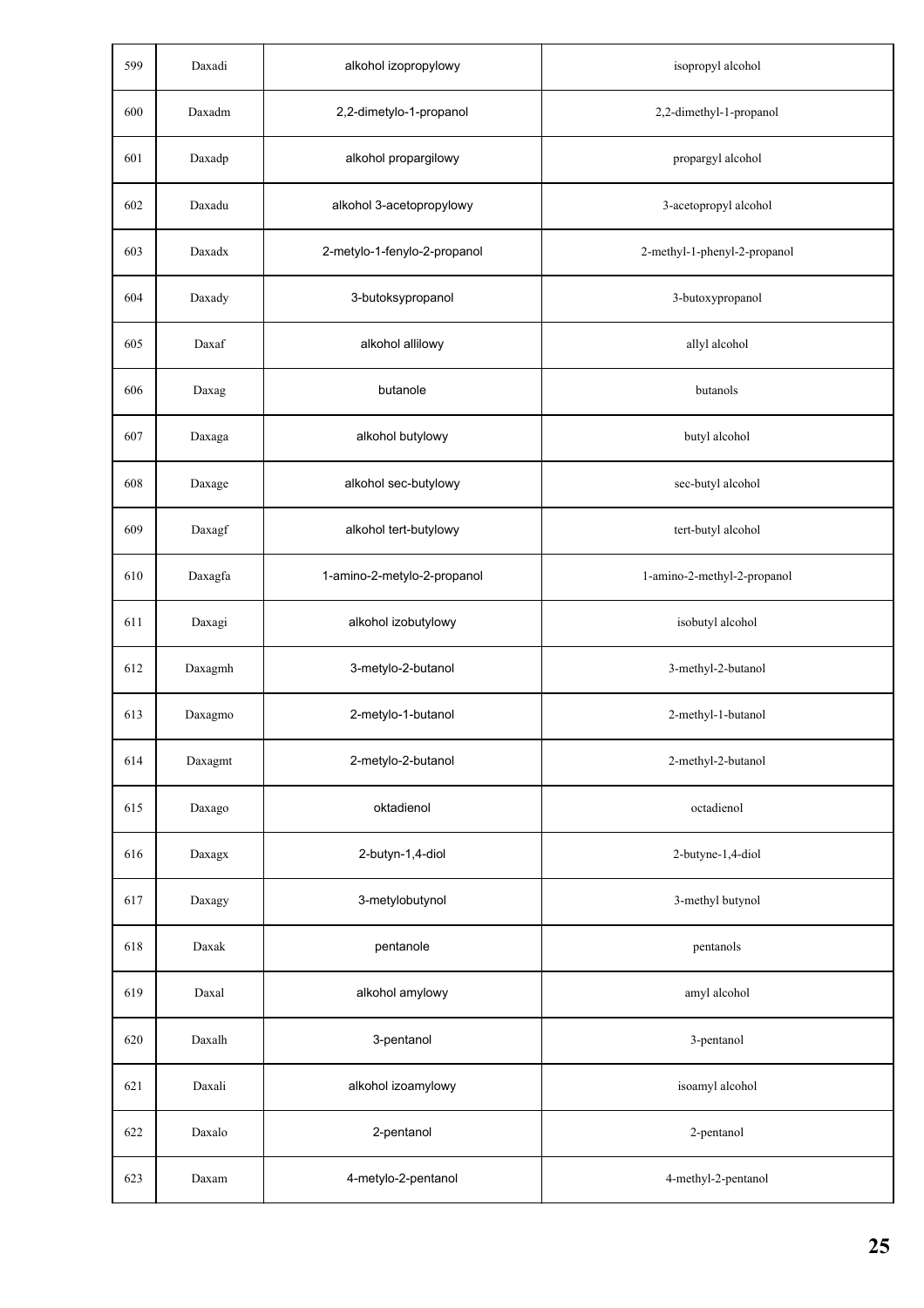| 599 | Daxadi | alkohol izopropylowy | isopropyl alcohol |
|---|---|---|---|
| 600 | Daxadm | 2,2-dimetylo-1-propanol | 2,2-dimethyl-1-propanol |
| 601 | Daxadp | alkohol propargilowy | propargyl alcohol |
| 602 | Daxadu | alkohol 3-acetopropylowy | 3-acetopropyl alcohol |
| 603 | Daxadx | 2-metylo-1-fenylo-2-propanol | 2-methyl-1-phenyl-2-propanol |
| 604 | Daxady | 3-butoksypropanol | 3-butoxypropanol |
| 605 | Daxaf | alkohol allilowy | allyl alcohol |
| 606 | Daxag | butanole | butanols |
| 607 | Daxaga | alkohol butylowy | butyl alcohol |
| 608 | Daxage | alkohol sec-butylowy | sec-butyl alcohol |
| 609 | Daxagf | alkohol tert-butylowy | tert-butyl alcohol |
| 610 | Daxagfa | 1-amino-2-metylo-2-propanol | 1-amino-2-methyl-2-propanol |
| 611 | Daxagi | alkohol izobutylowy | isobutyl alcohol |
| 612 | Daxagmh | 3-metylo-2-butanol | 3-methyl-2-butanol |
| 613 | Daxagmo | 2-metylo-1-butanol | 2-methyl-1-butanol |
| 614 | Daxagmt | 2-metylo-2-butanol | 2-methyl-2-butanol |
| 615 | Daxago | oktadienol | octadienol |
| 616 | Daxagx | 2-butyn-1,4-diol | 2-butyne-1,4-diol |
| 617 | Daxagy | 3-metylobutynol | 3-methyl butynol |
| 618 | Daxak | pentanole | pentanols |
| 619 | Daxal | alkohol amylowy | amyl alcohol |
| 620 | Daxalh | 3-pentanol | 3-pentanol |
| 621 | Daxali | alkohol izoamylowy | isoamyl alcohol |
| 622 | Daxalo | 2-pentanol | 2-pentanol |
| 623 | Daxam | 4-metylo-2-pentanol | 4-methyl-2-pentanol |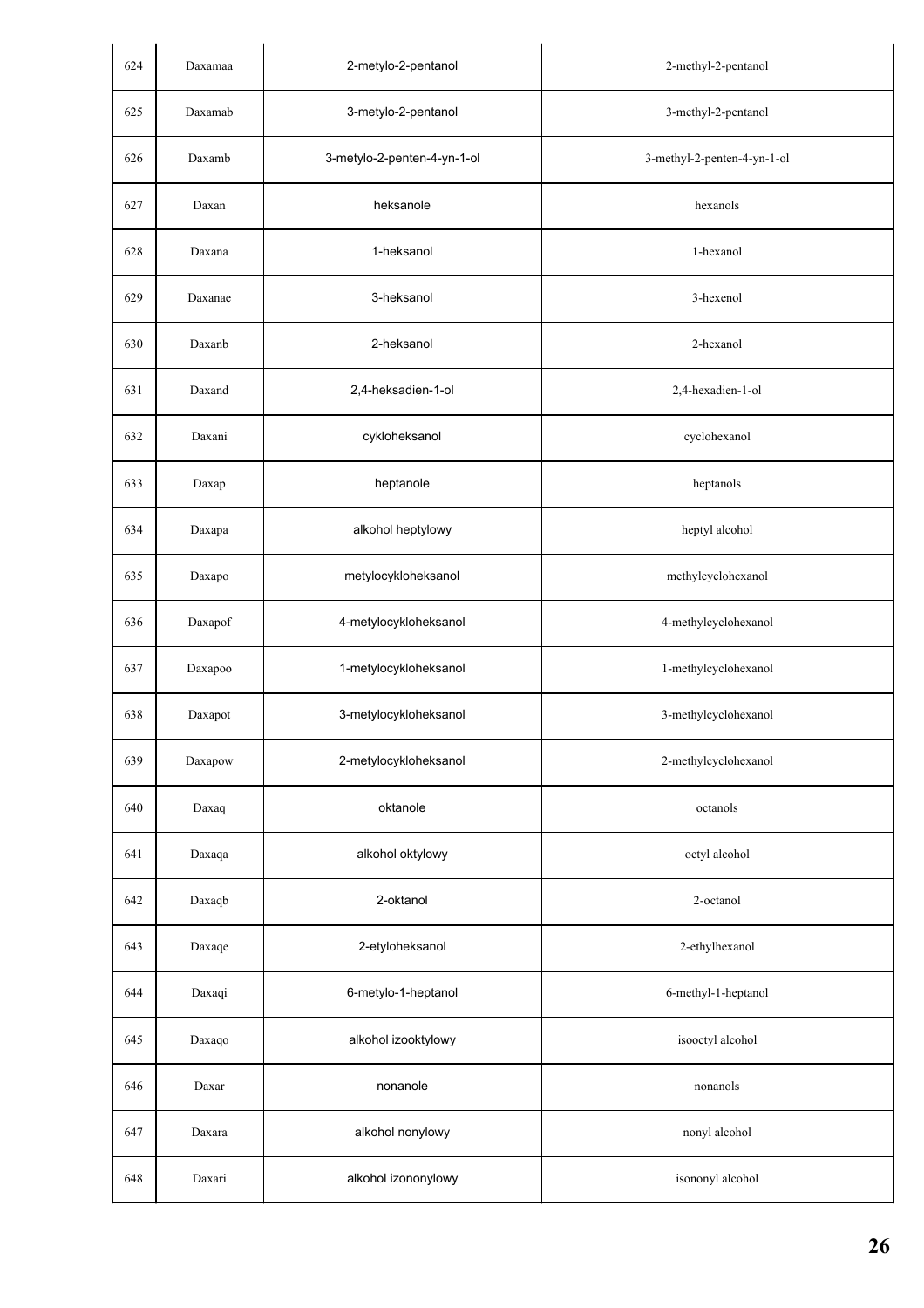| 624 | Daxamaa | 2-metylo-2-pentanol | 2-methyl-2-pentanol |
|---|---|---|---|
| 625 | Daxamab | 3-metylo-2-pentanol | 3-methyl-2-pentanol |
| 626 | Daxamb | 3-metylo-2-penten-4-yn-1-ol | 3-methyl-2-penten-4-yn-1-ol |
| 627 | Daxan | heksanole | hexanols |
| 628 | Daxana | 1-heksanol | 1-hexanol |
| 629 | Daxanae | 3-heksanol | 3-hexenol |
| 630 | Daxanb | 2-heksanol | 2-hexanol |
| 631 | Daxand | 2,4-heksadien-1-ol | 2,4-hexadien-1-ol |
| 632 | Daxani | cykloheksanol | cyclohexanol |
| 633 | Daxap | heptanole | heptanols |
| 634 | Daxapa | alkohol heptylowy | heptyl alcohol |
| 635 | Daxapo | metylocykloheksanol | methylcyclohexanol |
| 636 | Daxapof | 4-metylocykloheksanol | 4-methylcyclohexanol |
| 637 | Daxapoo | 1-metylocykloheksanol | 1-methylcyclohexanol |
| 638 | Daxapot | 3-metylocykloheksanol | 3-methylcyclohexanol |
| 639 | Daxapow | 2-metylocykloheksanol | 2-methylcyclohexanol |
| 640 | Daxaq | oktanole | octanols |
| 641 | Daxaqa | alkohol oktylowy | octyl alcohol |
| 642 | Daxaqb | 2-oktanol | 2-octanol |
| 643 | Daxaqe | 2-etyloheksanol | 2-ethylhexanol |
| 644 | Daxaqi | 6-metylo-1-heptanol | 6-methyl-1-heptanol |
| 645 | Daxaqo | alkohol izooktylowy | isooctyl alcohol |
| 646 | Daxar | nonanole | nonanols |
| 647 | Daxara | alkohol nonylowy | nonyl alcohol |
| 648 | Daxari | alkohol izononylowy | isononyl alcohol |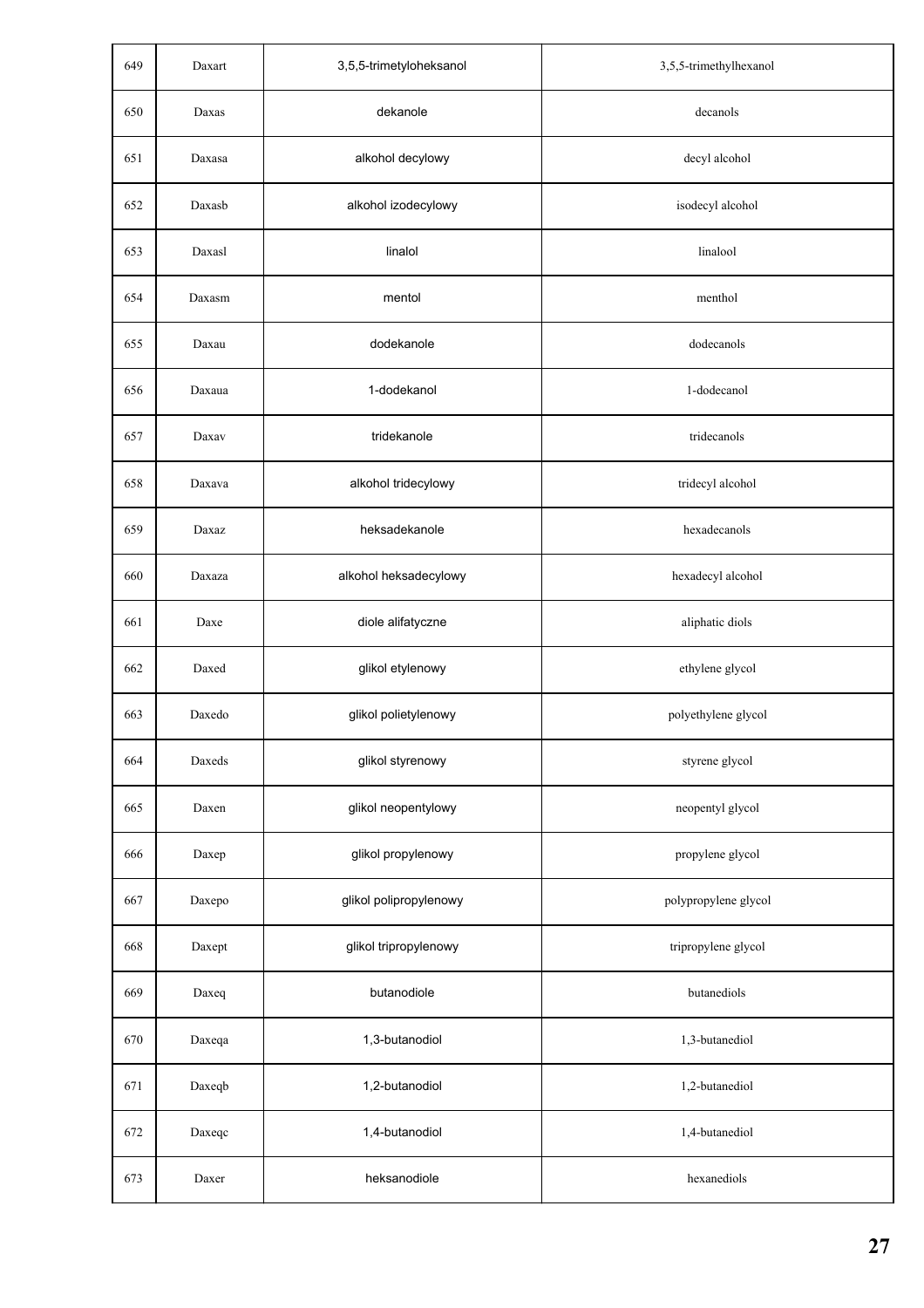| 649 | Daxart | 3,5,5-trimetyloheksanol | 3,5,5-trimethylhexanol |
|---|---|---|---|
| 650 | Daxas | dekanole | decanols |
| 651 | Daxasa | alkohol decylowy | decyl alcohol |
| 652 | Daxasb | alkohol izodecylowy | isodecyl alcohol |
| 653 | Daxasl | linalol | linalool |
| 654 | Daxasm | mentol | menthol |
| 655 | Daxau | dodekanole | dodecanols |
| 656 | Daxaua | 1-dodekanol | 1-dodecanol |
| 657 | Daxav | tridekanole | tridecanols |
| 658 | Daxava | alkohol tridecylowy | tridecyl alcohol |
| 659 | Daxaz | heksadekanole | hexadecanols |
| 660 | Daxaza | alkohol heksadecylowy | hexadecyl alcohol |
| 661 | Daxe | diole alifatyczne | aliphatic diols |
| 662 | Daxed | glikol etylenowy | ethylene glycol |
| 663 | Daxedo | glikol polietylenowy | polyethylene glycol |
| 664 | Daxeds | glikol styrenowy | styrene glycol |
| 665 | Daxen | glikol neopentylowy | neopentyl glycol |
| 666 | Daxep | glikol propylenowy | propylene glycol |
| 667 | Daxepo | glikol polipropylenowy | polypropylene glycol |
| 668 | Daxept | glikol tripropylenowy | tripropylene glycol |
| 669 | Daxeq | butanodiole | butanediols |
| 670 | Daxeqa | 1,3-butanodiol | 1,3-butanediol |
| 671 | Daxeqb | 1,2-butanodiol | 1,2-butanediol |
| 672 | Daxeqc | 1,4-butanodiol | 1,4-butanediol |
| 673 | Daxer | heksanodiole | hexanediols |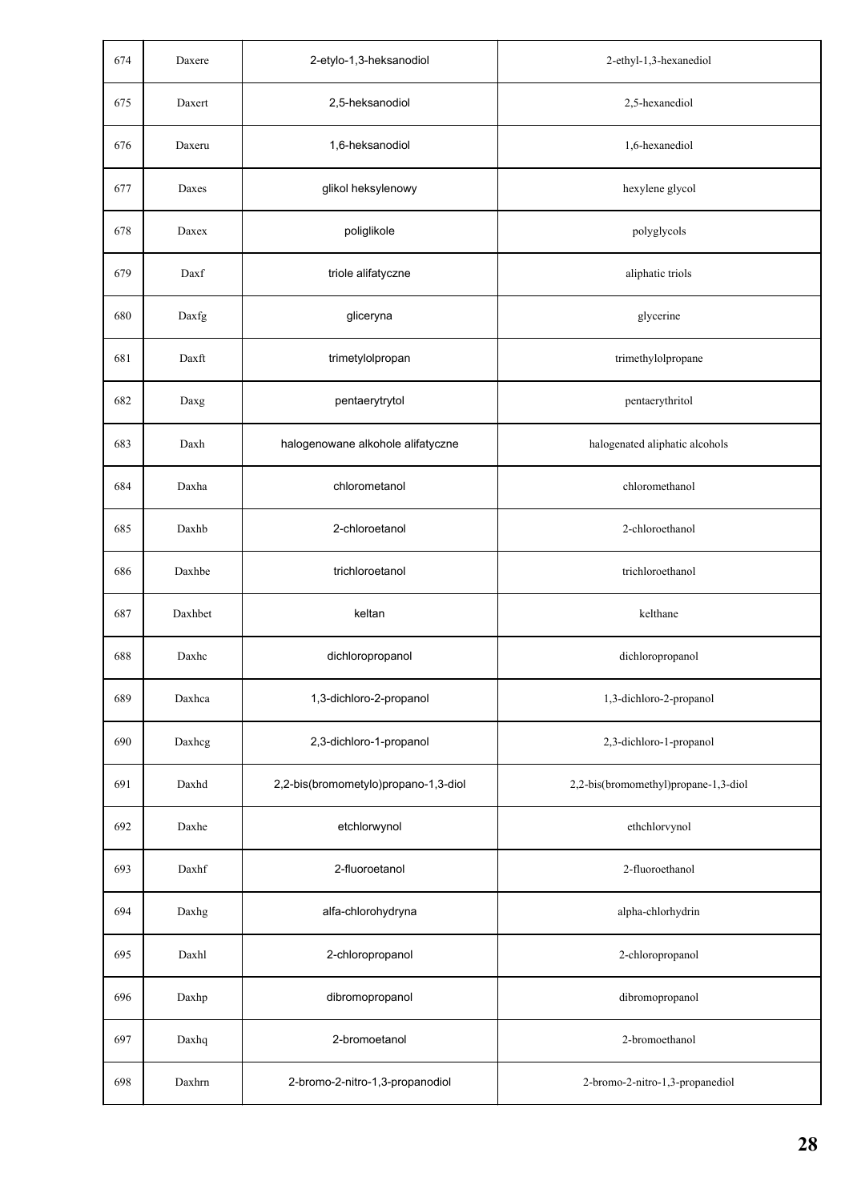| 674 | Daxere | 2-etylo-1,3-heksanodiol | 2-ethyl-1,3-hexanediol |
|---|---|---|---|
| 675 | Daxert | 2,5-heksanodiol | 2,5-hexanediol |
| 676 | Daxeru | 1,6-heksanodiol | 1,6-hexanediol |
| 677 | Daxes | glikol heksylenowy | hexylene glycol |
| 678 | Daxex | poliglikole | polyglycols |
| 679 | Daxf | triole alifatyczne | aliphatic triols |
| 680 | Daxfg | gliceryna | glycerine |
| 681 | Daxft | trimetylolpropan | trimethylolpropane |
| 682 | Daxg | pentaerytrytol | pentaerythritol |
| 683 | Daxh | halogenowane alkohole alifatyczne | halogenated aliphatic alcohols |
| 684 | Daxha | chlorometanol | chloromethanol |
| 685 | Daxhb | 2-chloroetanol | 2-chloroethanol |
| 686 | Daxhbe | trichloroetanol | trichloroethanol |
| 687 | Daxhbet | keltan | kelthane |
| 688 | Daxhc | dichloropropanol | dichloropropanol |
| 689 | Daxhca | 1,3-dichloro-2-propanol | 1,3-dichloro-2-propanol |
| 690 | Daxhcg | 2,3-dichloro-1-propanol | 2,3-dichloro-1-propanol |
| 691 | Daxhd | 2,2-bis(bromometylo)propano-1,3-diol | 2,2-bis(bromomethyl)propane-1,3-diol |
| 692 | Daxhe | etchlorwynol | ethchlorvynol |
| 693 | Daxhf | 2-fluoroetanol | 2-fluoroethanol |
| 694 | Daxhg | alfa-chlorohydryna | alpha-chlorhydrin |
| 695 | Daxhl | 2-chloropropanol | 2-chloropropanol |
| 696 | Daxhp | dibromopropanol | dibromopropanol |
| 697 | Daxhq | 2-bromoetanol | 2-bromoethanol |
| 698 | Daxhrn | 2-bromo-2-nitro-1,3-propanodiol | 2-bromo-2-nitro-1,3-propanediol |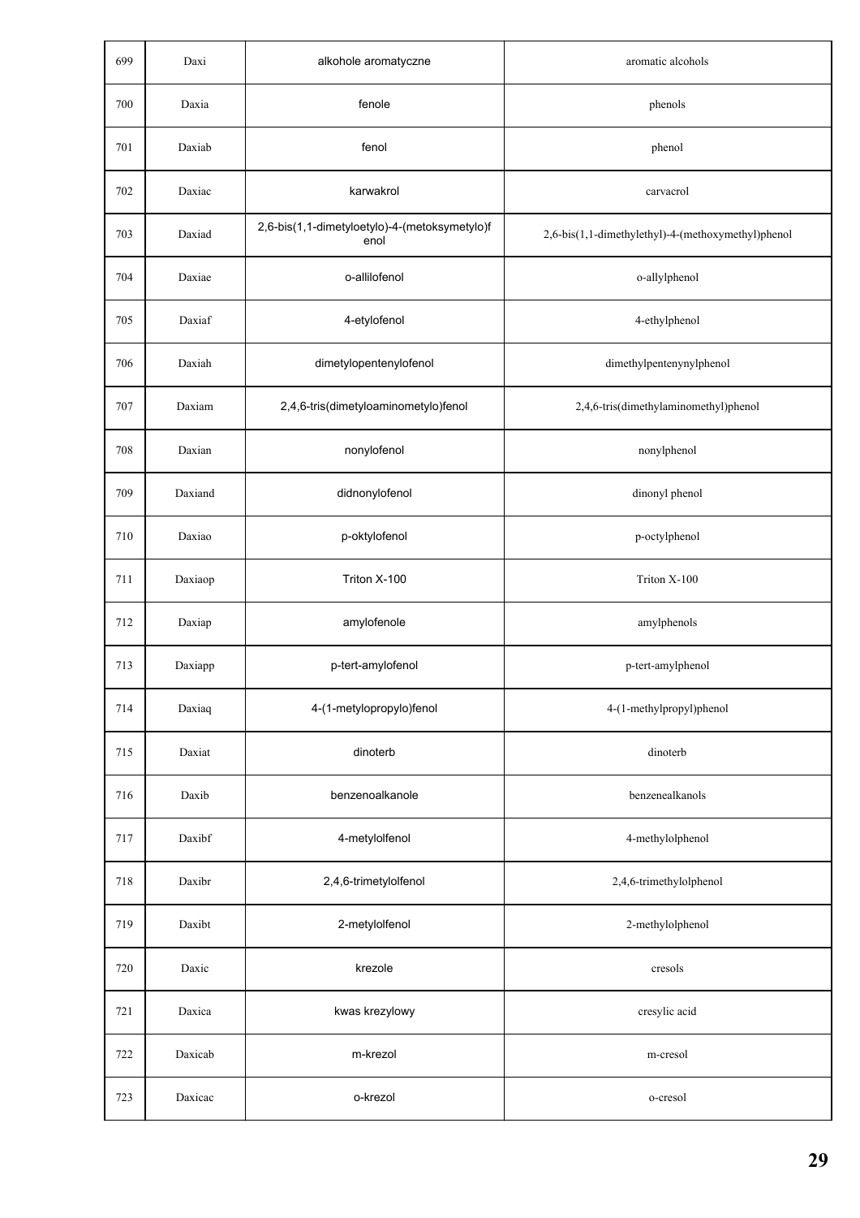| 699 | Daxi | alkohole aromatyczne | aromatic alcohols |
|---|---|---|---|
| 700 | Daxia | fenole | phenols |
| 701 | Daxiab | fenol | phenol |
| 702 | Daxiac | karwakrol | carvacrol |
| 703 | Daxiad | 2,6-bis(1,1-dimetyloetylo)-4-(metoksymetylo)fenol | 2,6-bis(1,1-dimethylethyl)-4-(methoxymethyl)phenol |
| 704 | Daxiae | o-allilofenol | o-allylphenol |
| 705 | Daxiaf | 4-etylofenol | 4-ethylphenol |
| 706 | Daxiah | dimetylopentenylofenol | dimethylpentenynylphenol |
| 707 | Daxiam | 2,4,6-tris(dimetyloaminometylo)fenol | 2,4,6-tris(dimethylaminomethyl)phenol |
| 708 | Daxian | nonylofenol | nonylphenol |
| 709 | Daxiand | didnonylofenol | dinonyl phenol |
| 710 | Daxiao | p-oktylofenol | p-octylphenol |
| 711 | Daxiaop | Triton X-100 | Triton X-100 |
| 712 | Daxiap | amylofenole | amylphenols |
| 713 | Daxiapp | p-tert-amylofenol | p-tert-amylphenol |
| 714 | Daxiaq | 4-(1-metylopropylo)fenol | 4-(1-methylpropyl)phenol |
| 715 | Daxiat | dinoterb | dinoterb |
| 716 | Daxib | benzenoalkanole | benzenealkanols |
| 717 | Daxibf | 4-metylolfenol | 4-methylolphenol |
| 718 | Daxibr | 2,4,6-trimetylolfenol | 2,4,6-trimethylolphenol |
| 719 | Daxibt | 2-metylolfenol | 2-methylolphenol |
| 720 | Daxic | krezole | cresols |
| 721 | Daxica | kwas krezylowy | cresylic acid |
| 722 | Daxicab | m-krezol | m-cresol |
| 723 | Daxicac | o-krezol | o-cresol |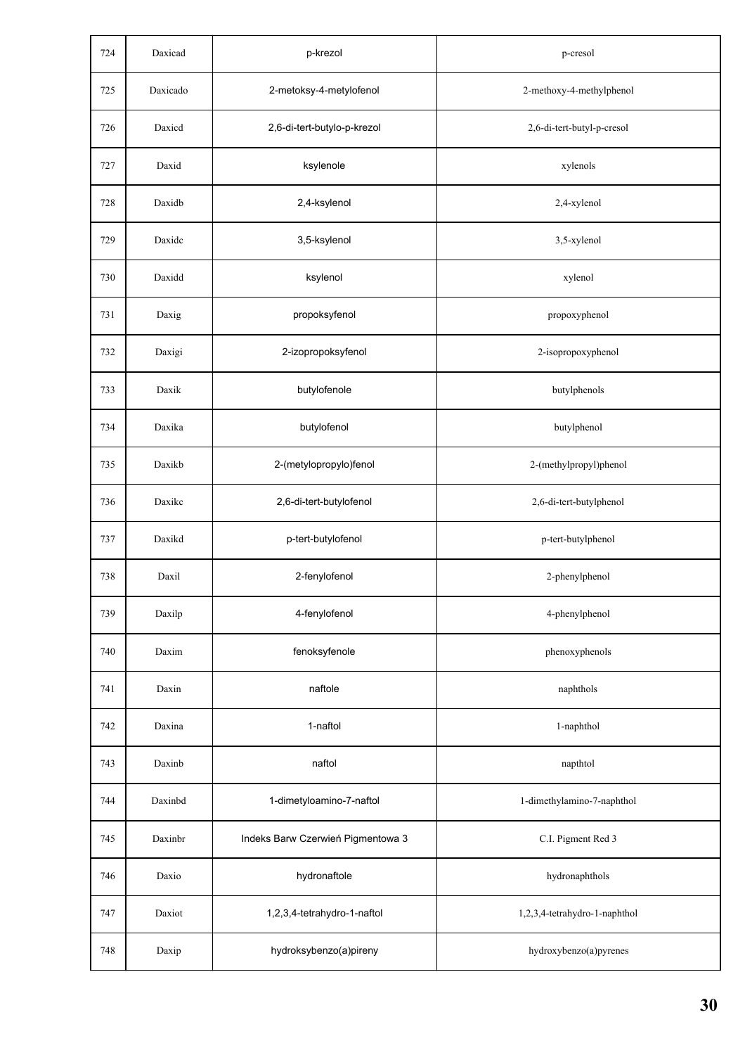| 724 | Daxicad | p-krezol | p-cresol |
|---|---|---|---|
| 725 | Daxicado | 2-metoksy-4-metylofenol | 2-methoxy-4-methylphenol |
| 726 | Daxicd | 2,6-di-tert-butylo-p-krezol | 2,6-di-tert-butyl-p-cresol |
| 727 | Daxid | ksylenole | xylenols |
| 728 | Daxidb | 2,4-ksylenol | 2,4-xylenol |
| 729 | Daxidc | 3,5-ksylenol | 3,5-xylenol |
| 730 | Daxidd | ksylenol | xylenol |
| 731 | Daxig | propoksyfenol | propoxyphenol |
| 732 | Daxigi | 2-izopropoksyfenol | 2-isopropoxyphenol |
| 733 | Daxik | butylofenole | butylphenols |
| 734 | Daxika | butylofenol | butylphenol |
| 735 | Daxikb | 2-(metylopropylo)fenol | 2-(methylpropyl)phenol |
| 736 | Daxikc | 2,6-di-tert-butylofenol | 2,6-di-tert-butylphenol |
| 737 | Daxikd | p-tert-butylofenol | p-tert-butylphenol |
| 738 | Daxil | 2-fenylofenol | 2-phenylphenol |
| 739 | Daxilp | 4-fenylofenol | 4-phenylphenol |
| 740 | Daxim | fenoksyfenole | phenoxyphenols |
| 741 | Daxin | naftole | naphthols |
| 742 | Daxina | 1-naftol | 1-naphthol |
| 743 | Daxinb | naftol | napthtol |
| 744 | Daxinbd | 1-dimetyloamino-7-naftol | 1-dimethylamino-7-naphthol |
| 745 | Daxinbr | Indeks Barw Czerwień Pigmentowa 3 | C.I. Pigment Red 3 |
| 746 | Daxio | hydronaftole | hydronaphthols |
| 747 | Daxiot | 1,2,3,4-tetrahydro-1-naftol | 1,2,3,4-tetrahydro-1-naphthol |
| 748 | Daxip | hydroksybenzo(a)pireny | hydroxybenzo(a)pyrenes |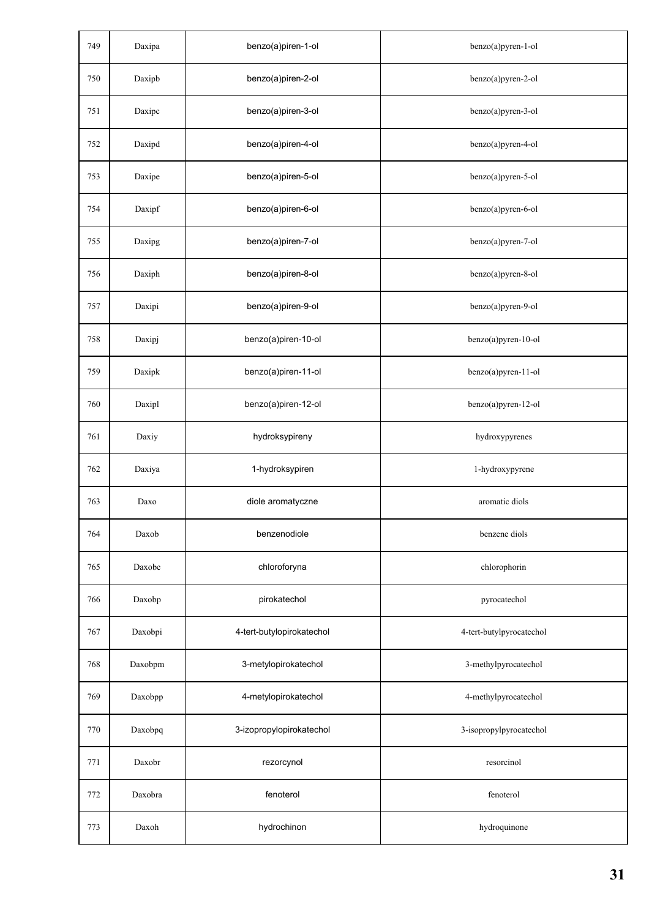| 749 | Daxipa | benzo(a)piren-1-ol | benzo(a)pyren-1-ol |
|---|---|---|---|
| 750 | Daxipb | benzo(a)piren-2-ol | benzo(a)pyren-2-ol |
| 751 | Daxipc | benzo(a)piren-3-ol | benzo(a)pyren-3-ol |
| 752 | Daxipd | benzo(a)piren-4-ol | benzo(a)pyren-4-ol |
| 753 | Daxipe | benzo(a)piren-5-ol | benzo(a)pyren-5-ol |
| 754 | Daxipf | benzo(a)piren-6-ol | benzo(a)pyren-6-ol |
| 755 | Daxipg | benzo(a)piren-7-ol | benzo(a)pyren-7-ol |
| 756 | Daxiph | benzo(a)piren-8-ol | benzo(a)pyren-8-ol |
| 757 | Daxipi | benzo(a)piren-9-ol | benzo(a)pyren-9-ol |
| 758 | Daxipj | benzo(a)piren-10-ol | benzo(a)pyren-10-ol |
| 759 | Daxipk | benzo(a)piren-11-ol | benzo(a)pyren-11-ol |
| 760 | Daxipl | benzo(a)piren-12-ol | benzo(a)pyren-12-ol |
| 761 | Daxiy | hydroksypireny | hydroxypyrenes |
| 762 | Daxiya | 1-hydroksypiren | 1-hydroxypyrene |
| 763 | Daxo | diole aromatyczne | aromatic diols |
| 764 | Daxob | benzenodiole | benzene diols |
| 765 | Daxobe | chloroforyna | chlorophorin |
| 766 | Daxobp | pirokatechol | pyrocatechol |
| 767 | Daxobpi | 4-tert-butylopirokatechol | 4-tert-butylpyrocatechol |
| 768 | Daxobpm | 3-metylopirokatechol | 3-methylpyrocatechol |
| 769 | Daxobpp | 4-metylopirokatechol | 4-methylpyrocatechol |
| 770 | Daxobpq | 3-izopropylopirokatechol | 3-isopropylpyrocatechol |
| 771 | Daxobr | rezorcynol | resorcinol |
| 772 | Daxobra | fenoterol | fenoterol |
| 773 | Daxoh | hydrochinon | hydroquinone |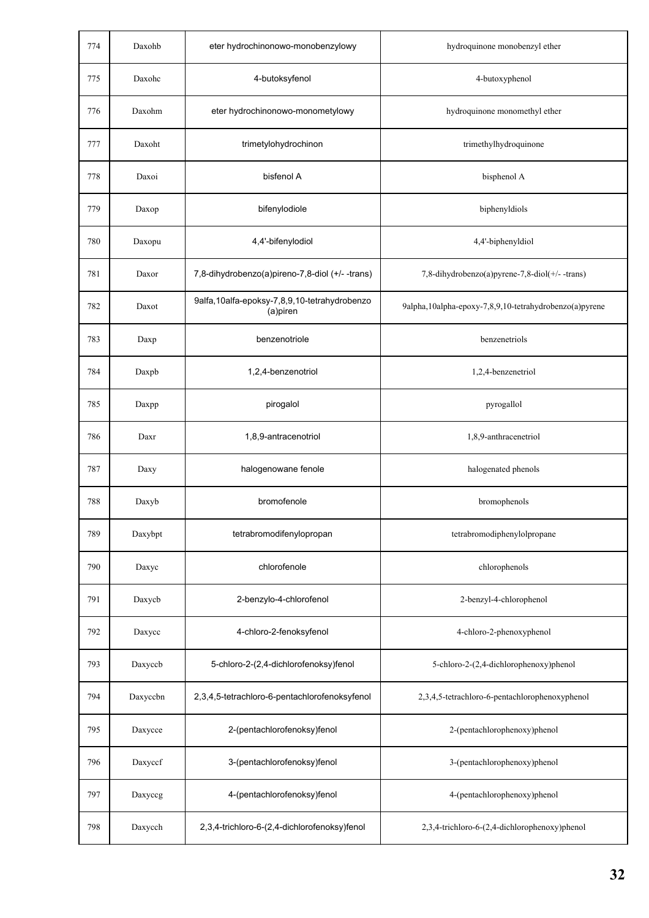| 774 | Daxohb | eter hydrochinonowo-monobenzylowy | hydroquinone monobenzyl ether |
|---|---|---|---|
| 775 | Daxohc | 4-butoksyfenol | 4-butoxyphenol |
| 776 | Daxohm | eter hydrochinonowo-monometylowy | hydroquinone monomethyl ether |
| 777 | Daxoht | trimetylohydrochinon | trimethylhydroquinone |
| 778 | Daxoi | bisfenol A | bisphenol A |
| 779 | Daxop | bifenylodiole | biphenyldiols |
| 780 | Daxopu | 4,4'-bifenylodiol | 4,4'-biphenyldiol |
| 781 | Daxor | 7,8-dihydrobenzo(a)pireno-7,8-diol (+/- -trans) | 7,8-dihydrobenzo(a)pyrene-7,8-diol(+/- -trans) |
| 782 | Daxot | 9alfa,10alfa-epoksy-7,8,9,10-tetrahydrobenzo (a)piren | 9alpha,10alpha-epoxy-7,8,9,10-tetrahydrobenzo(a)pyrene |
| 783 | Daxp | benzenotriole | benzenetriols |
| 784 | Daxpb | 1,2,4-benzenotriol | 1,2,4-benzenetriol |
| 785 | Daxpp | pirogalol | pyrogallol |
| 786 | Daxr | 1,8,9-antracenotriol | 1,8,9-anthracenetriol |
| 787 | Daxy | halogenowane fenole | halogenated phenols |
| 788 | Daxyb | bromofenole | bromophenols |
| 789 | Daxybpt | tetrabromodifenylopropan | tetrabromodiphenylolpropane |
| 790 | Daxyc | chlorofenole | chlorophenols |
| 791 | Daxycb | 2-benzylo-4-chlorofenol | 2-benzyl-4-chlorophenol |
| 792 | Daxycc | 4-chloro-2-fenoksyfenol | 4-chloro-2-phenoxyphenol |
| 793 | Daxyccb | 5-chloro-2-(2,4-dichlorofenoksy)fenol | 5-chloro-2-(2,4-dichlorophenoxy)phenol |
| 794 | Daxyccbn | 2,3,4,5-tetrachloro-6-pentachlorofenoksyfenol | 2,3,4,5-tetrachloro-6-pentachlorophenoxyphenol |
| 795 | Daxycce | 2-(pentachlorofenoksy)fenol | 2-(pentachlorophenoxy)phenol |
| 796 | Daxyccf | 3-(pentachlorofenoksy)fenol | 3-(pentachlorophenoxy)phenol |
| 797 | Daxyccg | 4-(pentachlorofenoksy)fenol | 4-(pentachlorophenoxy)phenol |
| 798 | Daxycch | 2,3,4-trichloro-6-(2,4-dichlorofenoksy)fenol | 2,3,4-trichloro-6-(2,4-dichlorophenoxy)phenol |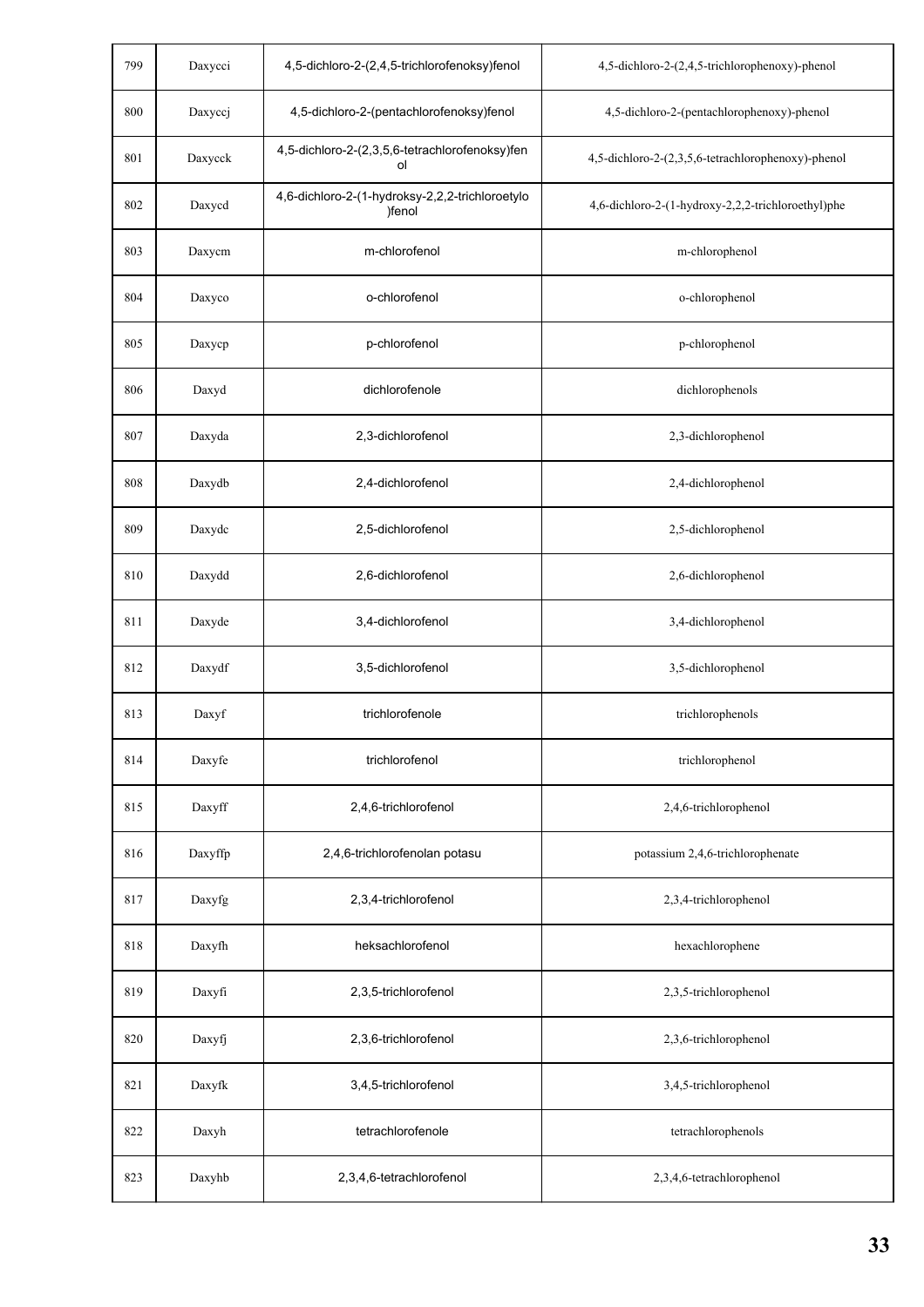| 799 | Daxycci | 4,5-dichloro-2-(2,4,5-trichlorofenoksy)fenol | 4,5-dichloro-2-(2,4,5-trichlorophenoxy)-phenol |
|---|---|---|---|
| 800 | Daxyccj | 4,5-dichloro-2-(pentachlorofenoksy)fenol | 4,5-dichloro-2-(pentachlorophenoxy)-phenol |
| 801 | Daxycck | 4,5-dichloro-2-(2,3,5,6-tetrachlorofenoksy)fenol | 4,5-dichloro-2-(2,3,5,6-tetrachlorophenoxy)-phenol |
| 802 | Daxycd | 4,6-dichloro-2-(1-hydroksy-2,2,2-trichloroetylo)fenol | 4,6-dichloro-2-(1-hydroxy-2,2,2-trichloroethyl)phe |
| 803 | Daxycm | m-chlorofenol | m-chlorophenol |
| 804 | Daxyco | o-chlorofenol | o-chlorophenol |
| 805 | Daxycp | p-chlorofenol | p-chlorophenol |
| 806 | Daxyd | dichlorofenole | dichlorophenols |
| 807 | Daxyda | 2,3-dichlorofenol | 2,3-dichlorophenol |
| 808 | Daxydb | 2,4-dichlorofenol | 2,4-dichlorophenol |
| 809 | Daxydc | 2,5-dichlorofenol | 2,5-dichlorophenol |
| 810 | Daxydd | 2,6-dichlorofenol | 2,6-dichlorophenol |
| 811 | Daxyde | 3,4-dichlorofenol | 3,4-dichlorophenol |
| 812 | Daxydf | 3,5-dichlorofenol | 3,5-dichlorophenol |
| 813 | Daxyf | trichlorofenole | trichlorophenols |
| 814 | Daxyfe | trichlorofenol | trichlorophenol |
| 815 | Daxyff | 2,4,6-trichlorofenol | 2,4,6-trichlorophenol |
| 816 | Daxyffp | 2,4,6-trichlorofenolan potasu | potassium 2,4,6-trichlorophenate |
| 817 | Daxyfg | 2,3,4-trichlorofenol | 2,3,4-trichlorophenol |
| 818 | Daxyfh | heksachlorofenol | hexachlorophene |
| 819 | Daxyfi | 2,3,5-trichlorofenol | 2,3,5-trichlorophenol |
| 820 | Daxyfj | 2,3,6-trichlorofenol | 2,3,6-trichlorophenol |
| 821 | Daxyfk | 3,4,5-trichlorofenol | 3,4,5-trichlorophenol |
| 822 | Daxyh | tetrachlorofenole | tetrachlorophenols |
| 823 | Daxyhb | 2,3,4,6-tetrachlorofenol | 2,3,4,6-tetrachlorophenol |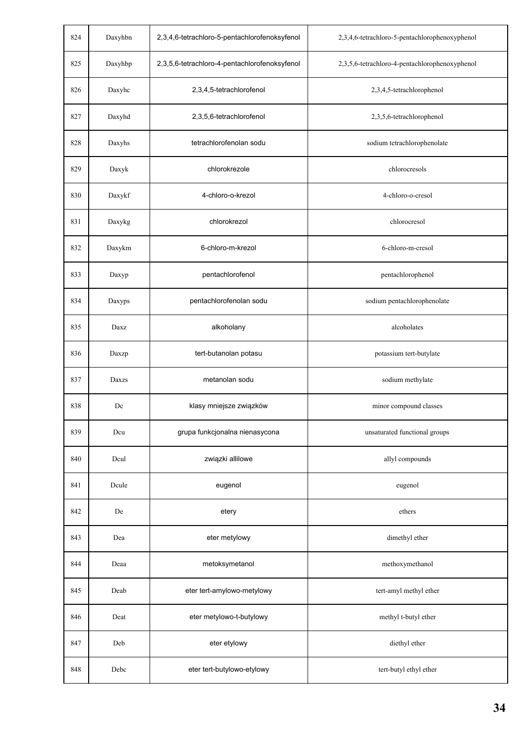| | | | |
|---|---|---|---|
| 824 | Daxyhbn | 2,3,4,6-tetrachloro-5-pentachlorofenoksyfenol | 2,3,4,6-tetrachloro-5-pentachlorophenoxyphenol |
| 825 | Daxyhbp | 2,3,5,6-tetrachloro-4-pentachlorofenoksyfenol | 2,3,5,6-tetrachloro-4-pentachlorophenoxyphenol |
| 826 | Daxyhc | 2,3,4,5-tetrachlorofenol | 2,3,4,5-tetrachlorophenol |
| 827 | Daxyhd | 2,3,5,6-tetrachlorofenol | 2,3,5,6-tetrachlorophenol |
| 828 | Daxyhs | tetrachlorofenolan sodu | sodium tetrachlorophenolate |
| 829 | Daxyk | chlorokrezole | chlorocresols |
| 830 | Daxykf | 4-chloro-o-krezol | 4-chloro-o-cresol |
| 831 | Daxykg | chlorokrezol | chlorocresol |
| 832 | Daxykm | 6-chloro-m-krezol | 6-chloro-m-cresol |
| 833 | Daxyp | pentachlorofenol | pentachlorophenol |
| 834 | Daxyps | pentachlorofenolan sodu | sodium pentachlorophenolate |
| 835 | Daxz | alkoholany | alcoholates |
| 836 | Daxzp | tert-butanolan potasu | potassium tert-butylate |
| 837 | Daxzs | metanolan sodu | sodium methylate |
| 838 | Dc | klasy mniejsze związków | minor compound classes |
| 839 | Dcu | grupa funkcjonalna nienasycona | unsaturated functional groups |
| 840 | Dcul | związki allilowe | allyl compounds |
| 841 | Dcule | eugenol | eugenol |
| 842 | De | etery | ethers |
| 843 | Dea | eter metylowy | dimethyl ether |
| 844 | Deaa | metoksymetanol | methoxymethanol |
| 845 | Deab | eter tert-amylowo-metylowy | tert-amyl methyl ether |
| 846 | Deat | eter metylowo-t-butylowy | methyl t-butyl ether |
| 847 | Deb | eter etylowy | diethyl ether |
| 848 | Debc | eter tert-butylowo-etylowy | tert-butyl ethyl ether |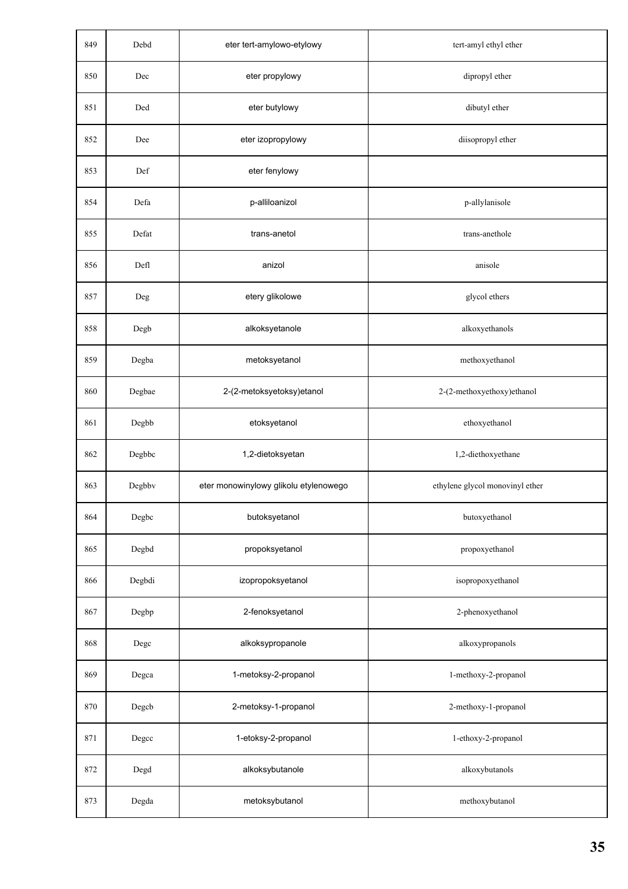| 849 | Debd | eter tert-amylowo-etylowy | tert-amyl ethyl ether |
|---|---|---|---|
| 850 | Dec | eter propylowy | dipropyl ether |
| 851 | Ded | eter butylowy | dibutyl ether |
| 852 | Dee | eter izopropylowy | diisopropyl ether |
| 853 | Def | eter fenylowy | |
| 854 | Defa | p-alliloanizol | p-allylanisole |
| 855 | Defat | trans-anetol | trans-anethole |
| 856 | Defl | anizol | anisole |
| 857 | Deg | etery glikolowe | glycol ethers |
| 858 | Degb | alkoksyetanole | alkoxyethanols |
| 859 | Degba | metoksyetanol | methoxyethanol |
| 860 | Degbae | 2-(2-metoksyetoksy)etanol | 2-(2-methoxyethoxy)ethanol |
| 861 | Degbb | etoksyetanol | ethoxyethanol |
| 862 | Degbbc | 1,2-dietoksyetan | 1,2-diethoxyethane |
| 863 | Degbbv | eter monowinylowy glikolu etylenowego | ethylene glycol monovinyl ether |
| 864 | Degbc | butoksyetanol | butoxyethanol |
| 865 | Degbd | propoksyetanol | propoxyethanol |
| 866 | Degbdi | izopropoksyetanol | isopropoxyethanol |
| 867 | Degbp | 2-fenoksyetanol | 2-phenoxyethanol |
| 868 | Degc | alkoksypropanole | alkoxypropanols |
| 869 | Degca | 1-metoksy-2-propanol | 1-methoxy-2-propanol |
| 870 | Degcb | 2-metoksy-1-propanol | 2-methoxy-1-propanol |
| 871 | Degcc | 1-etoksy-2-propanol | 1-ethoxy-2-propanol |
| 872 | Degd | alkoksybutanole | alkoxybutanols |
| 873 | Degda | metoksybutanol | methoxybutanol |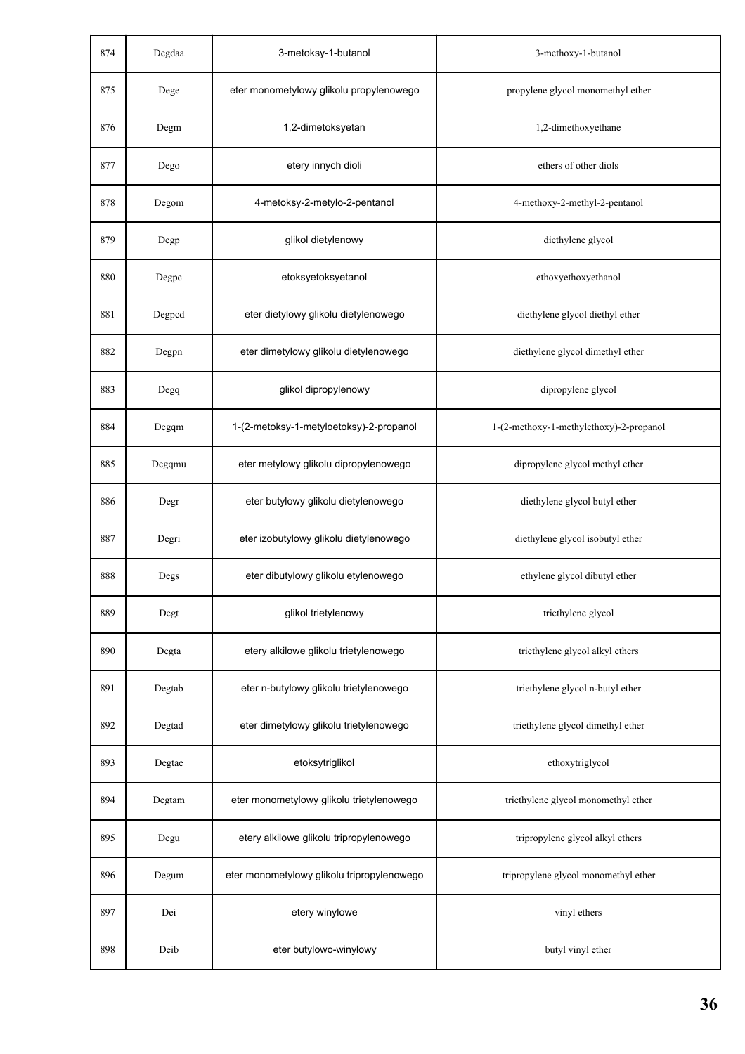| 874 | Degdaa | 3-metoksy-1-butanol | 3-methoxy-1-butanol |
|---|---|---|---|
| 875 | Dege | eter monometylowy glikolu propylenowego | propylene glycol monomethyl ether |
| 876 | Degm | 1,2-dimetoksyetan | 1,2-dimethoxyethane |
| 877 | Dego | etery innych dioli | ethers of other diols |
| 878 | Degom | 4-metoksy-2-metylo-2-pentanol | 4-methoxy-2-methyl-2-pentanol |
| 879 | Degp | glikol dietylenowy | diethylene glycol |
| 880 | Degpc | etoksyetoksyetanol | ethoxyethoxyethanol |
| 881 | Degpcd | eter dietylowy glikolu dietylenowego | diethylene glycol diethyl ether |
| 882 | Degpn | eter dimetylowy glikolu dietylenowego | diethylene glycol dimethyl ether |
| 883 | Degq | glikol dipropylenowy | dipropylene glycol |
| 884 | Degqm | 1-(2-metoksy-1-metyloetoksy)-2-propanol | 1-(2-methoxy-1-methylethoxy)-2-propanol |
| 885 | Degqmu | eter metylowy glikolu dipropylenowego | dipropylene glycol methyl ether |
| 886 | Degr | eter butylowy glikolu dietylenowego | diethylene glycol butyl ether |
| 887 | Degri | eter izobutylowy glikolu dietylenowego | diethylene glycol isobutyl ether |
| 888 | Degs | eter dibutylowy glikolu etylenowego | ethylene glycol dibutyl ether |
| 889 | Degt | glikol trietylenowy | triethylene glycol |
| 890 | Degta | etery alkilowe glikolu trietylenowego | triethylene glycol alkyl ethers |
| 891 | Degtab | eter n-butylowy glikolu trietylenowego | triethylene glycol n-butyl ether |
| 892 | Degtad | eter dimetylowy glikolu trietylenowego | triethylene glycol dimethyl ether |
| 893 | Degtae | etoksytriglikol | ethoxytriglycol |
| 894 | Degtam | eter monometylowy glikolu trietylenowego | triethylene glycol monomethyl ether |
| 895 | Degu | etery alkilowe glikolu tripropylenowego | tripropylene glycol alkyl ethers |
| 896 | Degum | eter monometylowy glikolu tripropylenowego | tripropylene glycol monomethyl ether |
| 897 | Dei | etery winylowe | vinyl ethers |
| 898 | Deib | eter butylowo-winylowy | butyl vinyl ether |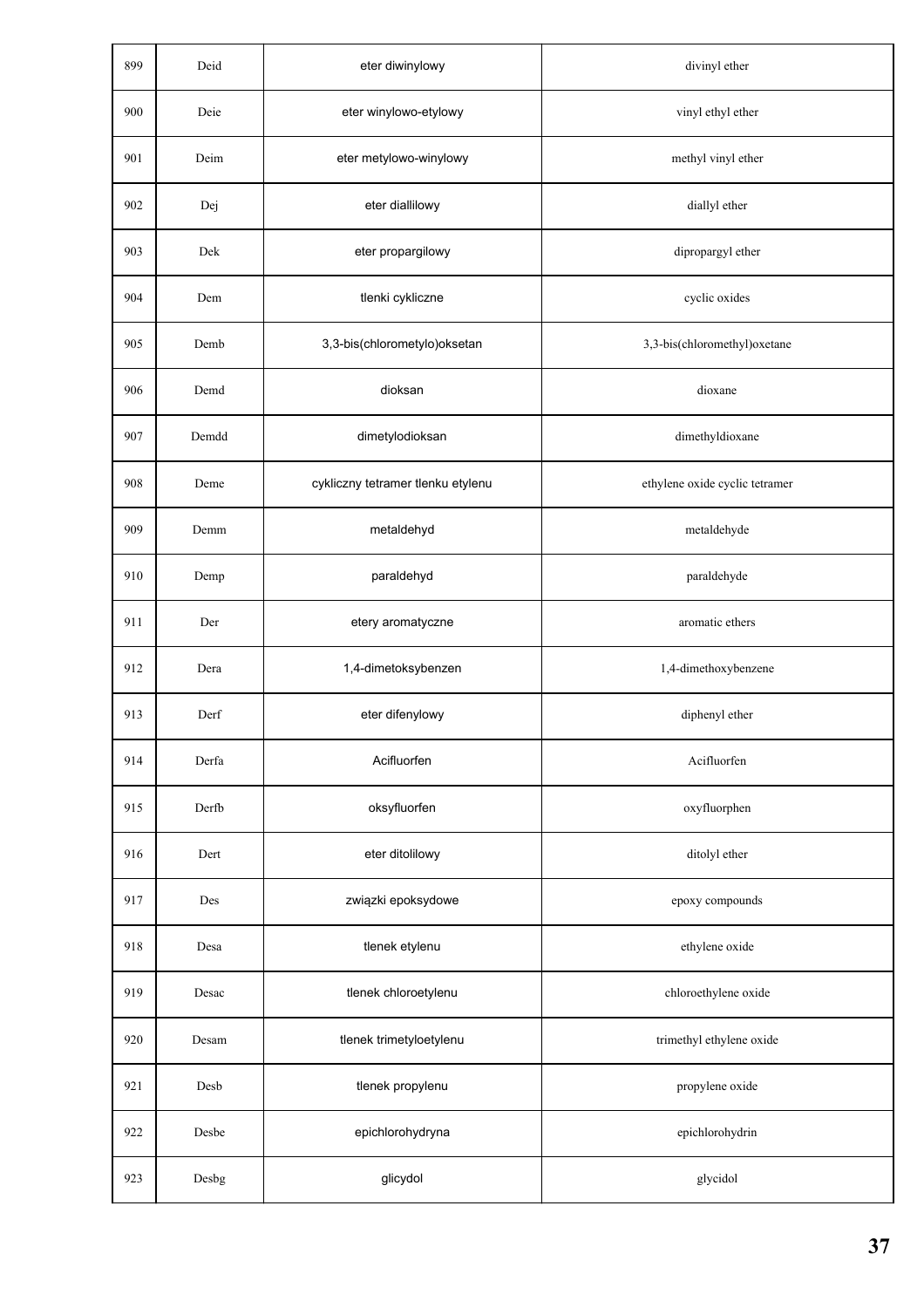| 899 | Deid | eter diwinylowy | divinyl ether |
|---|---|---|---|
| 900 | Deie | eter winylowo-etylowy | vinyl ethyl ether |
| 901 | Deim | eter metylowo-winylowy | methyl vinyl ether |
| 902 | Dej | eter diallilowy | diallyl ether |
| 903 | Dek | eter propargilowy | dipropargyl ether |
| 904 | Dem | tlenki cykliczne | cyclic oxides |
| 905 | Demb | 3,3-bis(chlorometylo)oksetan | 3,3-bis(chloromethyl)oxetane |
| 906 | Demd | dioksan | dioxane |
| 907 | Demdd | dimetylodioksan | dimethyldioxane |
| 908 | Deme | cykliczny tetramer tlenku etylenu | ethylene oxide cyclic tetramer |
| 909 | Demm | metaldehyd | metaldehyde |
| 910 | Demp | paraldehyd | paraldehyde |
| 911 | Der | etery aromatyczne | aromatic ethers |
| 912 | Dera | 1,4-dimetoksybenzen | 1,4-dimethoxybenzene |
| 913 | Derf | eter difenylowy | diphenyl ether |
| 914 | Derfa | Acifluorfen | Acifluorfen |
| 915 | Derfb | oksyfluorfen | oxyfluorphen |
| 916 | Dert | eter ditolilowy | ditolyl ether |
| 917 | Des | związki epoksydowe | epoxy compounds |
| 918 | Desa | tlenek etylenu | ethylene oxide |
| 919 | Desac | tlenek chloroetylenu | chloroethylene oxide |
| 920 | Desam | tlenek trimetyloetylenu | trimethyl ethylene oxide |
| 921 | Desb | tlenek propylenu | propylene oxide |
| 922 | Desbe | epichlorohydryna | epichlorohydrin |
| 923 | Desbg | glicydol | glycidol |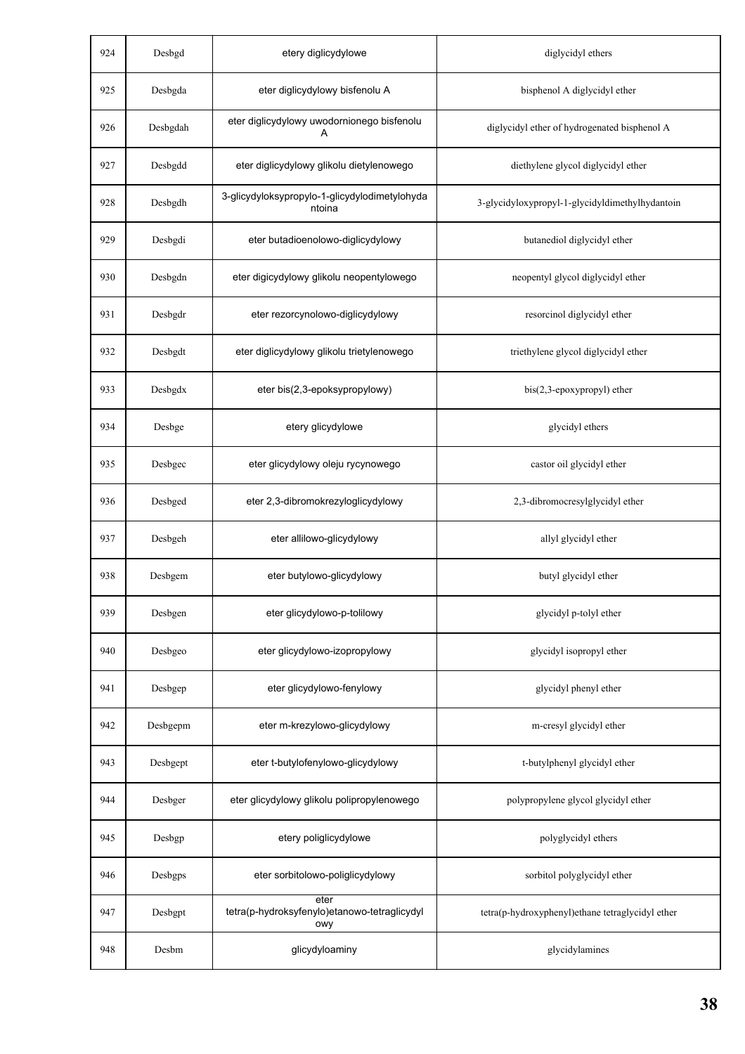| | | | |
|---|---|---|---|
| 924 | Desbgd | etery diglicydylowe | diglycidyl ethers |
| 925 | Desbgda | eter diglicydylowy bisfenolu A | bisphenol A diglycidyl ether |
| 926 | Desbgdah | eter diglicydylowy uwodornionego bisfenolu A | diglycidyl ether of hydrogenated bisphenol A |
| 927 | Desbgdd | eter diglicydylowy glikolu dietylenowego | diethylene glycol diglycidyl ether |
| 928 | Desbgdh | 3-glicydyloksypropylo-1-glicydylodimetylohydantoina | 3-glycidyloxypropyl-1-glycidyldimethylhydantoin |
| 929 | Desbgdi | eter butadioenolowo-diglicydylowy | butanediol diglycidyl ether |
| 930 | Desbgdn | eter digicydylowy glikolu neopentylowego | neopentyl glycol diglycidyl ether |
| 931 | Desbgdr | eter rezorcynolowo-diglicydylowy | resorcinol diglycidyl ether |
| 932 | Desbgdt | eter diglicydylowy glikolu trietylenowego | triethylene glycol diglycidyl ether |
| 933 | Desbgdx | eter bis(2,3-epoksypropylowy) | bis(2,3-epoxypropyl) ether |
| 934 | Desbge | etery glicydylowe | glycidyl ethers |
| 935 | Desbgec | eter glicydylowy oleju rycynowego | castor oil glycidyl ether |
| 936 | Desbged | eter 2,3-dibromokrezyloglicydylowy | 2,3-dibromocresylglycidyl ether |
| 937 | Desbgeh | eter allilowo-glicydylowy | allyl glycidyl ether |
| 938 | Desbgem | eter butylowo-glicydylowy | butyl glycidyl ether |
| 939 | Desbgen | eter glicydylowo-p-tolilowy | glycidyl p-tolyl ether |
| 940 | Desbgeo | eter glicydylowo-izopropylowy | glycidyl isopropyl ether |
| 941 | Desbgep | eter glicydylowo-fenylowy | glycidyl phenyl ether |
| 942 | Desbgepm | eter m-krezylowo-glicydylowy | m-cresyl glycidyl ether |
| 943 | Desbgept | eter t-butylofenylowo-glicydylowy | t-butylphenyl glycidyl ether |
| 944 | Desbger | eter glicydylowy glikolu polipropylenowego | polypropylene glycol glycidyl ether |
| 945 | Desbgp | etery poliglicydylowe | polyglycidyl ethers |
| 946 | Desbgps | eter sorbitolowo-poliglicydylowy | sorbitol polyglycidyl ether |
| 947 | Desbgpt | eter tetra(p-hydroksyfenylo)etanowo-tetraglicydylowy | tetra(p-hydroxyphenyl)ethane tetraglycidyl ether |
| 948 | Desbm | glicydyloaminy | glycidylamines |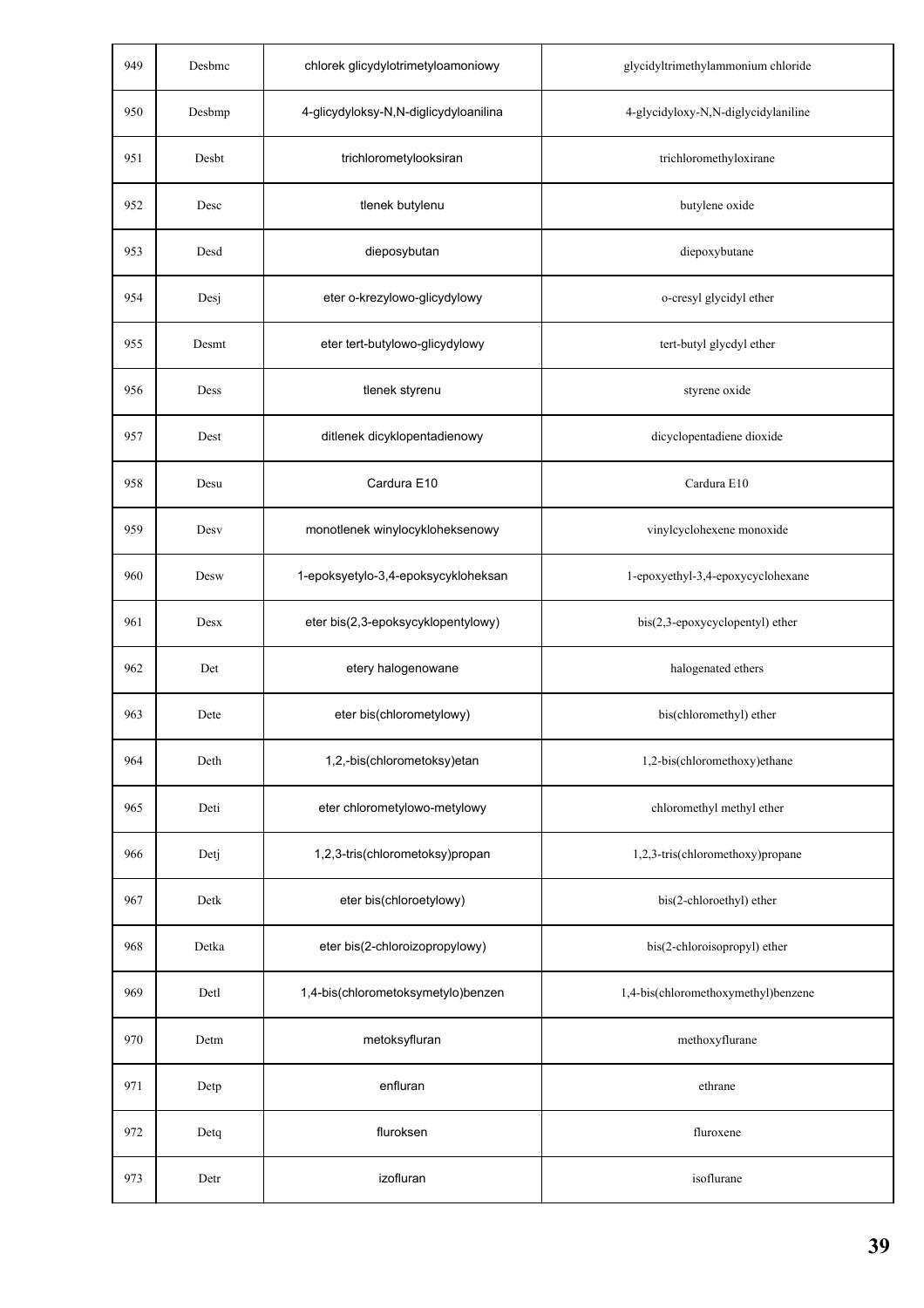| 949 | Desbmc | chlorek glicydylotrimetyloamoniowy | glycidyltrimethylammonium chloride |
|---|---|---|---|
| 950 | Desbmp | 4-glicydyloksy-N,N-diglicydyloanilina | 4-glycidyloxy-N,N-diglycidylaniline |
| 951 | Desbt | trichlorometylooksiran | trichloromethyloxirane |
| 952 | Desc | tlenek butylenu | butylene oxide |
| 953 | Desd | dieposybutan | diepoxybutane |
| 954 | Desj | eter o-krezylowo-glicydylowy | o-cresyl glycidyl ether |
| 955 | Desmt | eter tert-butylowo-glicydylowy | tert-butyl glycdyl ether |
| 956 | Dess | tlenek styrenu | styrene oxide |
| 957 | Dest | ditlenek dicyklopentadienowy | dicyclopentadiene dioxide |
| 958 | Desu | Cardura E10 | Cardura E10 |
| 959 | Desv | monotlenek winylocykloheksenowy | vinylcyclohexene monoxide |
| 960 | Desw | 1-epoksyetylo-3,4-epoksycykloheksan | 1-epoxyethyl-3,4-epoxycyclohexane |
| 961 | Desx | eter bis(2,3-epoksycyklopentylowy) | bis(2,3-epoxycyclopentyl) ether |
| 962 | Det | etery halogenowane | halogenated ethers |
| 963 | Dete | eter bis(chlorometylowy) | bis(chloromethyl) ether |
| 964 | Deth | 1,2,-bis(chlorometoksy)etan | 1,2-bis(chloromethoxy)ethane |
| 965 | Deti | eter chlorometylowo-metylowy | chloromethyl methyl ether |
| 966 | Detj | 1,2,3-tris(chlorometoksy)propan | 1,2,3-tris(chloromethoxy)propane |
| 967 | Detk | eter bis(chloroetylowy) | bis(2-chloroethyl) ether |
| 968 | Detka | eter bis(2-chloroizopropylowy) | bis(2-chloroisopropyl) ether |
| 969 | Detl | 1,4-bis(chlorometoksymetylo)benzen | 1,4-bis(chloromethoxymethyl)benzene |
| 970 | Detm | metoksyfluran | methoxyflurane |
| 971 | Detp | enfluran | ethrane |
| 972 | Detq | fluroksen | fluroxene |
| 973 | Detr | izofluran | isoflurane |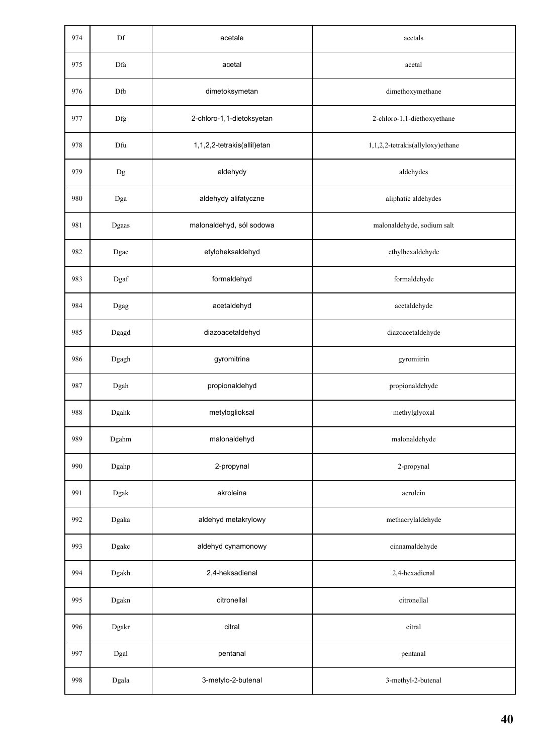| 974 | Df | acetale | acetals |
|---|---|---|---|
| 975 | Dfa | acetal | acetal |
| 976 | Dfb | dimetoksymetan | dimethoxymethane |
| 977 | Dfg | 2-chloro-1,1-dietoksyetan | 2-chloro-1,1-diethoxyethane |
| 978 | Dfu | 1,1,2,2-tetrakis(allil)etan | 1,1,2,2-tetrakis(allyloxy)ethane |
| 979 | Dg | aldehydy | aldehydes |
| 980 | Dga | aldehydy alifatyczne | aliphatic aldehydes |
| 981 | Dgaas | malonaldehyd, sól sodowa | malonaldehyde, sodium salt |
| 982 | Dgae | etyloheksaldehyd | ethylhexaldehyde |
| 983 | Dgaf | formaldehyd | formaldehyde |
| 984 | Dgag | acetaldehyd | acetaldehyde |
| 985 | Dgagd | diazoacetaldehyd | diazoacetaldehyde |
| 986 | Dgagh | gyromitrina | gyromitrin |
| 987 | Dgah | propionaldehyd | propionaldehyde |
| 988 | Dgahk | metyloglioksal | methylglyoxal |
| 989 | Dgahm | malonaldehyd | malonaldehyde |
| 990 | Dgahp | 2-propynal | 2-propynal |
| 991 | Dgak | akroleina | acrolein |
| 992 | Dgaka | aldehyd metakrylowy | methacrylaldehyde |
| 993 | Dgakc | aldehyd cynamonowy | cinnamaldehyde |
| 994 | Dgakh | 2,4-heksadienal | 2,4-hexadienal |
| 995 | Dgakn | citronellal | citronellal |
| 996 | Dgakr | citral | citral |
| 997 | Dgal | pentanal | pentanal |
| 998 | Dgala | 3-metylo-2-butenal | 3-methyl-2-butenal |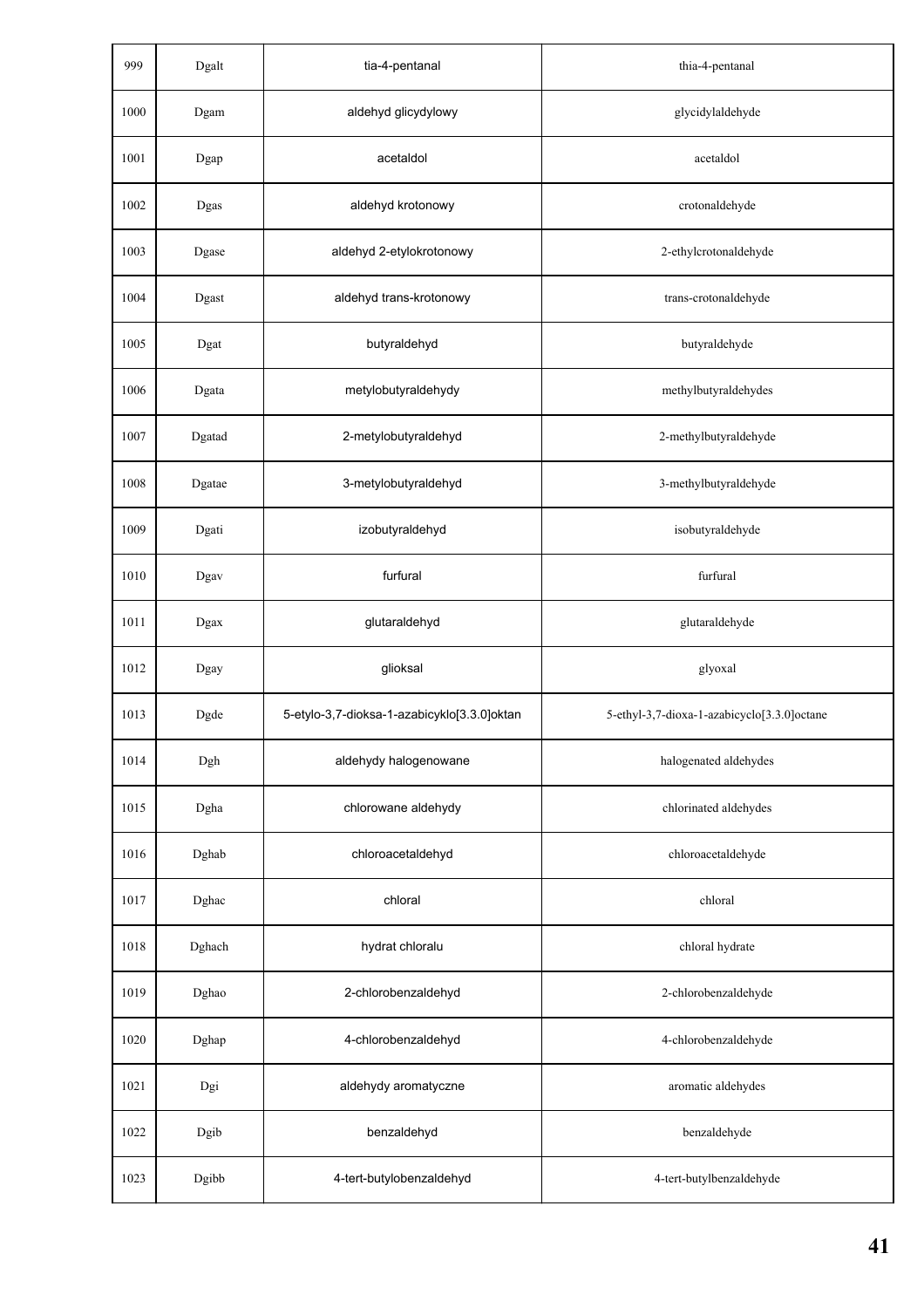| 999 | Dgalt | tia-4-pentanal | thia-4-pentanal |
|---|---|---|---|
| 1000 | Dgam | aldehyd glicydylowy | glycidylaldehyde |
| 1001 | Dgap | acetaldol | acetaldol |
| 1002 | Dgas | aldehyd krotonowy | crotonaldehyde |
| 1003 | Dgase | aldehyd 2-etylokrotonowy | 2-ethylcrotonaldehyde |
| 1004 | Dgast | aldehyd trans-krotonowy | trans-crotonaldehyde |
| 1005 | Dgat | butyraldehyd | butyraldehyde |
| 1006 | Dgata | metylobutyraldehydy | methylbutyraldehydes |
| 1007 | Dgatad | 2-metylobutyraldehyd | 2-methylbutyraldehyde |
| 1008 | Dgatae | 3-metylobutyraldehyd | 3-methylbutyraldehyde |
| 1009 | Dgati | izobutyraldehyd | isobutyraldehyde |
| 1010 | Dgav | furfural | furfural |
| 1011 | Dgax | glutaraldehyd | glutaraldehyde |
| 1012 | Dgay | glioksal | glyoxal |
| 1013 | Dgde | 5-etylo-3,7-dioksa-1-azabicyklo[3.3.0]oktan | 5-ethyl-3,7-dioxa-1-azabicyclo[3.3.0]octane |
| 1014 | Dgh | aldehydy halogenowane | halogenated aldehydes |
| 1015 | Dgha | chlorowane aldehydy | chlorinated aldehydes |
| 1016 | Dghab | chloroacetaldehyd | chloroacetaldehyde |
| 1017 | Dghac | chloral | chloral |
| 1018 | Dghach | hydrat chloralu | chloral hydrate |
| 1019 | Dghao | 2-chlorobenzaldehyd | 2-chlorobenzaldehyde |
| 1020 | Dghap | 4-chlorobenzaldehyd | 4-chlorobenzaldehyde |
| 1021 | Dgi | aldehydy aromatyczne | aromatic aldehydes |
| 1022 | Dgib | benzaldehyd | benzaldehyde |
| 1023 | Dgibb | 4-tert-butylobenzaldehyd | 4-tert-butylbenzaldehyde |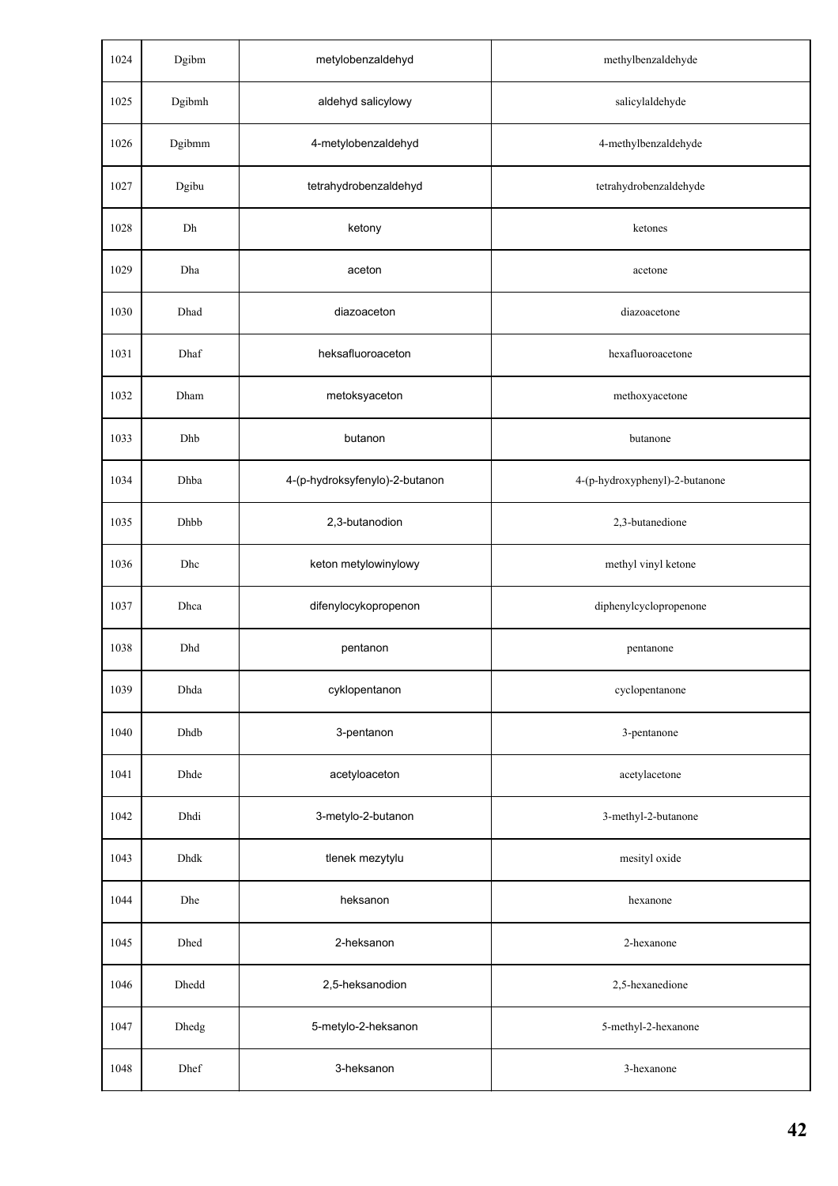| 1024 | Dgibm | metylobenzaldehyd | methylbenzaldehyde |
|---|---|---|---|
| 1025 | Dgibmh | aldehyd salicylowy | salicylaldehyde |
| 1026 | Dgibmm | 4-metylobenzaldehyd | 4-methylbenzaldehyde |
| 1027 | Dgibu | tetrahydrobenzaldehyd | tetrahydrobenzaldehyde |
| 1028 | Dh | ketony | ketones |
| 1029 | Dha | aceton | acetone |
| 1030 | Dhad | diazoaceton | diazoacetone |
| 1031 | Dhaf | heksafluoroaceton | hexafluoroacetone |
| 1032 | Dham | metoksyaceton | methoxyacetone |
| 1033 | Dhb | butanon | butanone |
| 1034 | Dhba | 4-(p-hydroksyfenylo)-2-butanon | 4-(p-hydroxyphenyl)-2-butanone |
| 1035 | Dhbb | 2,3-butanodion | 2,3-butanedione |
| 1036 | Dhc | keton metylowinylowy | methyl vinyl ketone |
| 1037 | Dhca | difenylocykopropenon | diphenylcyclopropenone |
| 1038 | Dhd | pentanon | pentanone |
| 1039 | Dhda | cyklopentanon | cyclopentanone |
| 1040 | Dhdb | 3-pentanon | 3-pentanone |
| 1041 | Dhde | acetyloaceton | acetylacetone |
| 1042 | Dhdi | 3-metylo-2-butanon | 3-methyl-2-butanone |
| 1043 | Dhdk | tlenek mezytylu | mesityl oxide |
| 1044 | Dhe | heksanon | hexanone |
| 1045 | Dhed | 2-heksanon | 2-hexanone |
| 1046 | Dhedd | 2,5-heksanodion | 2,5-hexanedione |
| 1047 | Dhedg | 5-metylo-2-heksanon | 5-methyl-2-hexanone |
| 1048 | Dhef | 3-heksanon | 3-hexanone |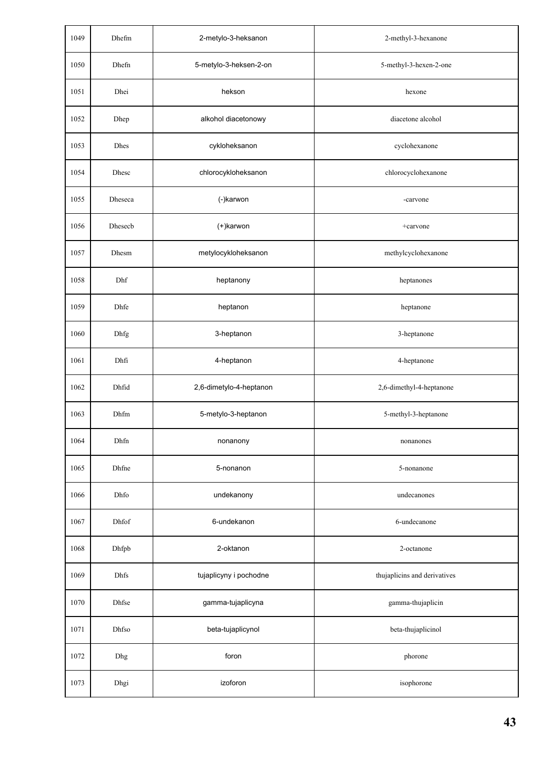| 1049 | Dhefm | 2-metylo-3-heksanon | 2-methyl-3-hexanone |
|---|---|---|---|
| 1050 | Dhefn | 5-metylo-3-heksen-2-on | 5-methyl-3-hexen-2-one |
| 1051 | Dhei | hekson | hexone |
| 1052 | Dhep | alkohol diacetonowy | diacetone alcohol |
| 1053 | Dhes | cykloheksanon | cyclohexanone |
| 1054 | Dhesc | chlorocykloheksanon | chlorocyclohexanone |
| 1055 | Dheseca | (-)karwon | -carvone |
| 1056 | Dhesecb | (+)karwon | +carvone |
| 1057 | Dhesm | metylocykloheksanon | methylcyclohexanone |
| 1058 | Dhf | heptanony | heptanones |
| 1059 | Dhfe | heptanon | heptanone |
| 1060 | Dhfg | 3-heptanon | 3-heptanone |
| 1061 | Dhfi | 4-heptanon | 4-heptanone |
| 1062 | Dhfid | 2,6-dimetylo-4-heptanon | 2,6-dimethyl-4-heptanone |
| 1063 | Dhfm | 5-metylo-3-heptanon | 5-methyl-3-heptanone |
| 1064 | Dhfn | nonanony | nonanones |
| 1065 | Dhfne | 5-nonanon | 5-nonanone |
| 1066 | Dhfo | undekanony | undecanones |
| 1067 | Dhfof | 6-undekanon | 6-undecanone |
| 1068 | Dhfpb | 2-oktanon | 2-octanone |
| 1069 | Dhfs | tujaplicyny i pochodne | thujaplicins and derivatives |
| 1070 | Dhfse | gamma-tujaplicyna | gamma-thujaplicin |
| 1071 | Dhfso | beta-tujaplicynol | beta-thujaplicinol |
| 1072 | Dhg | foron | phorone |
| 1073 | Dhgi | izoforon | isophorone |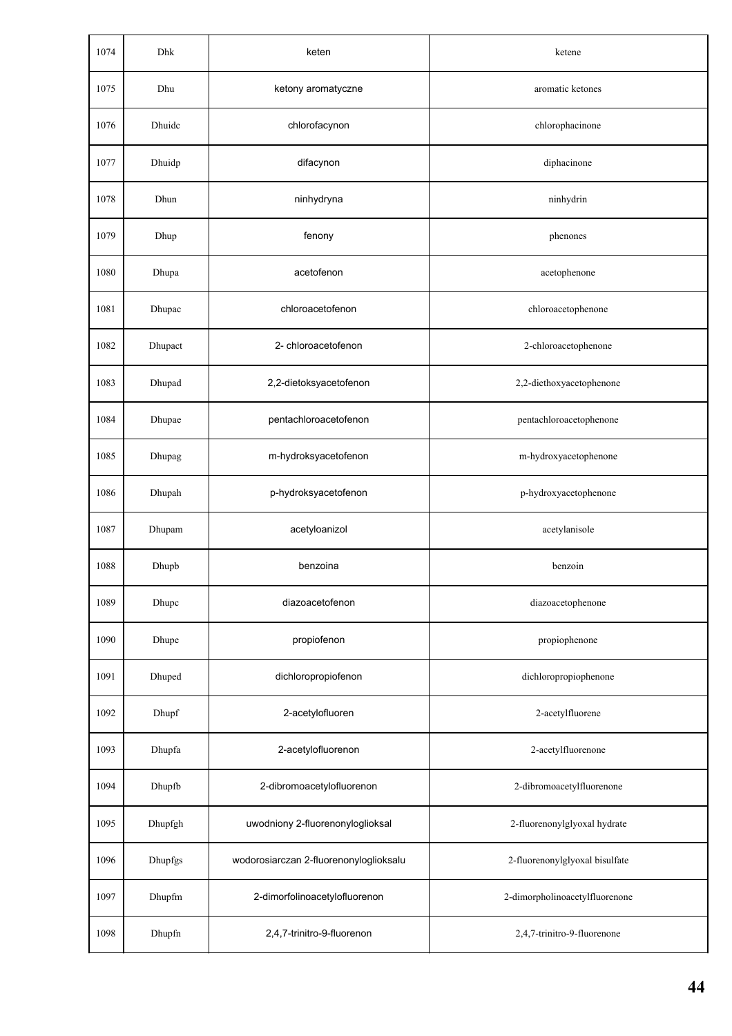| | | | |
|---|---|---|---|
| 1074 | Dhk | keten | ketene |
| 1075 | Dhu | ketony aromatyczne | aromatic ketones |
| 1076 | Dhuidc | chlorofacynon | chlorophacinone |
| 1077 | Dhuidp | difacynon | diphacinone |
| 1078 | Dhun | ninhydryna | ninhydrin |
| 1079 | Dhup | fenony | phenones |
| 1080 | Dhupa | acetofenon | acetophenone |
| 1081 | Dhupac | chloroacetofenon | chloroacetophenone |
| 1082 | Dhupact | 2- chloroacetofenon | 2-chloroacetophenone |
| 1083 | Dhupad | 2,2-dietoksyacetofenon | 2,2-diethoxyacetophenone |
| 1084 | Dhupae | pentachloroacetofenon | pentachloroacetophenone |
| 1085 | Dhupag | m-hydroksyacetofenon | m-hydroxyacetophenone |
| 1086 | Dhupah | p-hydroksyacetofenon | p-hydroxyacetophenone |
| 1087 | Dhupam | acetyloanizol | acetylanisole |
| 1088 | Dhupb | benzoina | benzoin |
| 1089 | Dhupc | diazoacetofenon | diazoacetophenone |
| 1090 | Dhupe | propiofenon | propiophenone |
| 1091 | Dhuped | dichloropropiofenon | dichloropropiophenone |
| 1092 | Dhupf | 2-acetylofluoren | 2-acetylfluorene |
| 1093 | Dhupfa | 2-acetylofluorenon | 2-acetylfluorenone |
| 1094 | Dhupfb | 2-dibromoacetylofluorenon | 2-dibromoacetylfluorenone |
| 1095 | Dhupfgh | uwodniony 2-fluorenonyloglioksal | 2-fluorenonylglyoxal hydrate |
| 1096 | Dhupfgs | wodorosiarczan 2-fluorenonyloglioksalu | 2-fluorenonylglyoxal bisulfate |
| 1097 | Dhupfm | 2-dimorfolinoacetylofluorenon | 2-dimorpholinoacetylfluorenone |
| 1098 | Dhupfn | 2,4,7-trinitro-9-fluorenon | 2,4,7-trinitro-9-fluorenone |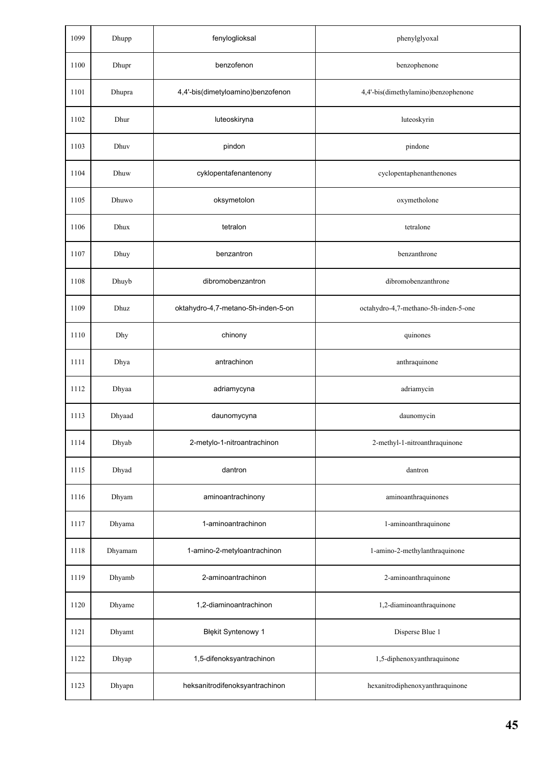| 1099 | Dhupp | fenylglioksal | phenylglyoxal |
|---|---|---|---|
| 1100 | Dhupr | benzofenon | benzophenone |
| 1101 | Dhupra | 4,4'-bis(dimetyloamino)benzofenon | 4,4'-bis(dimethylamino)benzophenone |
| 1102 | Dhur | luteoskiryna | luteoskyrin |
| 1103 | Dhuv | pindon | pindone |
| 1104 | Dhuw | cyklopentafenantenony | cyclopentaphenanthenones |
| 1105 | Dhuwo | oksymetolon | oxymetholone |
| 1106 | Dhux | tetralon | tetralone |
| 1107 | Dhuy | benzantron | benzanthrone |
| 1108 | Dhuyb | dibromobenzantron | dibromobenzanthrone |
| 1109 | Dhuz | oktahydro-4,7-metano-5h-inden-5-on | octahydro-4,7-methano-5h-inden-5-one |
| 1110 | Dhy | chinony | quinones |
| 1111 | Dhya | antrachinon | anthraquinone |
| 1112 | Dhyaa | adriamycyna | adriamycin |
| 1113 | Dhyaad | daunomycyna | daunomycin |
| 1114 | Dhyab | 2-metylo-1-nitroantrachinon | 2-methyl-1-nitroanthraquinone |
| 1115 | Dhyad | dantron | dantron |
| 1116 | Dhyam | aminoantrachinony | aminoanthraquinones |
| 1117 | Dhyama | 1-aminoantrachinon | 1-aminoanthraquinone |
| 1118 | Dhyamam | 1-amino-2-metyloantrachinon | 1-amino-2-methylanthraquinone |
| 1119 | Dhyamb | 2-aminoantrachinon | 2-aminoanthraquinone |
| 1120 | Dhyame | 1,2-diaminoantrachinon | 1,2-diaminoanthraquinone |
| 1121 | Dhyamt | Błękit Syntenowy 1 | Disperse Blue 1 |
| 1122 | Dhyap | 1,5-difenoksyantrachinon | 1,5-diphenoxyanthraquinone |
| 1123 | Dhyapn | heksanitrodifenoksyantrachinon | hexanitrodiphenoxyanthraquinone |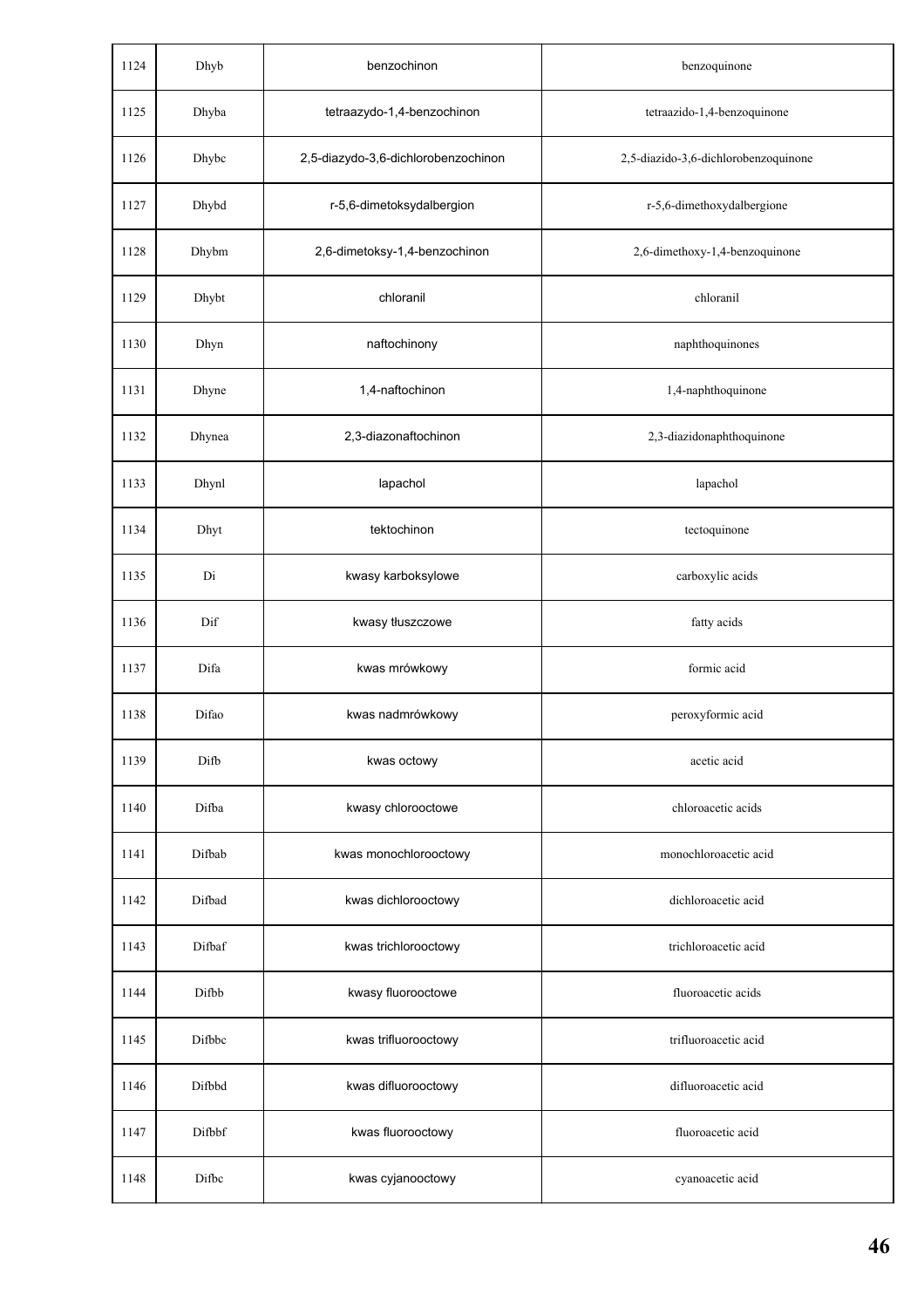| 1124 | Dhyb | benzochinon | benzoquinone |
|---|---|---|---|
| 1125 | Dhyba | tetraazydo-1,4-benzochinon | tetraazido-1,4-benzoquinone |
| 1126 | Dhybc | 2,5-diazydo-3,6-dichlorobenzochinon | 2,5-diazido-3,6-dichlorobenzoquinone |
| 1127 | Dhybd | r-5,6-dimetoksydalbergion | r-5,6-dimethoxydalbergione |
| 1128 | Dhybm | 2,6-dimetoksy-1,4-benzochinon | 2,6-dimethoxy-1,4-benzoquinone |
| 1129 | Dhybt | chloranil | chloranil |
| 1130 | Dhyn | naftochinony | naphthoquinones |
| 1131 | Dhyne | 1,4-naftochinon | 1,4-naphthoquinone |
| 1132 | Dhynea | 2,3-diazonaftochinon | 2,3-diazidonaphthoquinone |
| 1133 | Dhynl | lapachol | lapachol |
| 1134 | Dhyt | tektochinon | tectoquinone |
| 1135 | Di | kwasy karboksylowe | carboxylic acids |
| 1136 | Dif | kwasy tłuszczowe | fatty acids |
| 1137 | Difa | kwas mrówkowy | formic acid |
| 1138 | Difao | kwas nadmrówkowy | peroxyformic acid |
| 1139 | Difb | kwas octowy | acetic acid |
| 1140 | Difba | kwasy chlorooctowe | chloroacetic acids |
| 1141 | Difbab | kwas monochlorooctowy | monochloroacetic acid |
| 1142 | Difbad | kwas dichlorooctowy | dichloroacetic acid |
| 1143 | Difbaf | kwas trichlorooctowy | trichloroacetic acid |
| 1144 | Difbb | kwasy fluorooctowe | fluoroacetic acids |
| 1145 | Difbbc | kwas trifluorooctowy | trifluoroacetic acid |
| 1146 | Difbbd | kwas difluorooctowy | difluoroacetic acid |
| 1147 | Difbbf | kwas fluorooctowy | fluoroacetic acid |
| 1148 | Difbc | kwas cyjanooctowy | cyanoacetic acid |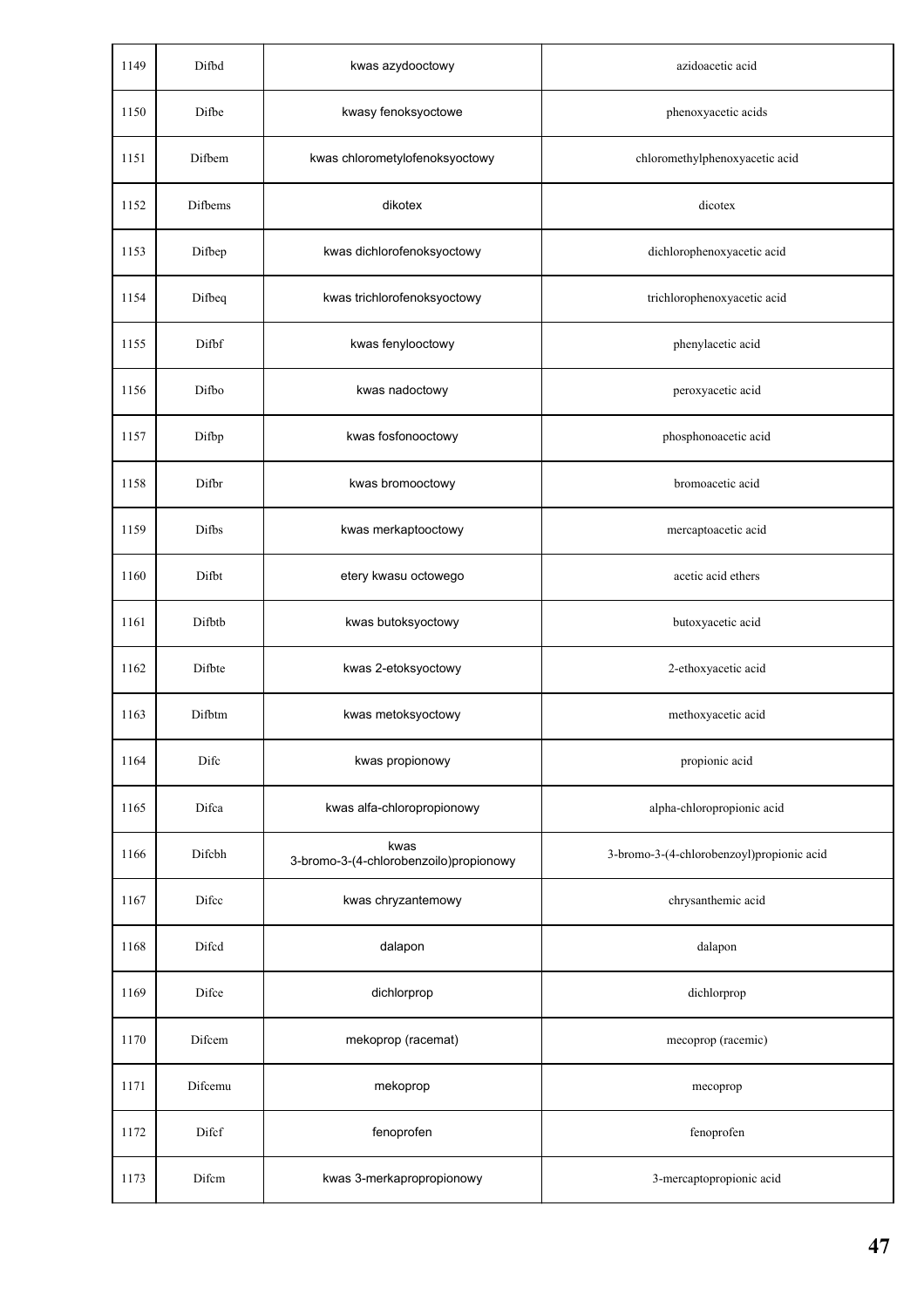| 1149 | Difbd | kwas azydooctowy | azidoacetic acid |
|---|---|---|---|
| 1150 | Difbe | kwasy fenoksyoctowe | phenoxyacetic acids |
| 1151 | Difbem | kwas chlorometylofenoksyoctowy | chloromethylphenoxyacetic acid |
| 1152 | Difbems | dikotex | dicotex |
| 1153 | Difbep | kwas dichlorofenoksyoctowy | dichlorophenoxyacetic acid |
| 1154 | Difbeq | kwas trichlorofenoksyoctowy | trichlorophenoxyacetic acid |
| 1155 | Difbf | kwas fenylooctowy | phenylacetic acid |
| 1156 | Difbo | kwas nadoctowy | peroxyacetic acid |
| 1157 | Difbp | kwas fosfonooctowy | phosphonoacetic acid |
| 1158 | Difbr | kwas bromooctowy | bromoacetic acid |
| 1159 | Difbs | kwas merkaptooctowy | mercaptoacetic acid |
| 1160 | Difbt | etery kwasu octowego | acetic acid ethers |
| 1161 | Difbtb | kwas butoksyoctowy | butoxyacetic acid |
| 1162 | Difbte | kwas 2-etoksyoctowy | 2-ethoxyacetic acid |
| 1163 | Difbtm | kwas metoksyoctowy | methoxyacetic acid |
| 1164 | Difc | kwas propionowy | propionic acid |
| 1165 | Difca | kwas alfa-chloropropionowy | alpha-chloropropionic acid |
| 1166 | Difcbh | kwas 3-bromo-3-(4-chlorobenzoilo)propionowy | 3-bromo-3-(4-chlorobenzoyl)propionic acid |
| 1167 | Difcc | kwas chryzantemowy | chrysanthemic acid |
| 1168 | Difcd | dalapon | dalapon |
| 1169 | Difce | dichlorprop | dichlorprop |
| 1170 | Difcem | mekoprop (racemat) | mecoprop (racemic) |
| 1171 | Difcemu | mekoprop | mecoprop |
| 1172 | Difcf | fenoprofen | fenoprofen |
| 1173 | Difcm | kwas 3-merkapropropionowy | 3-mercaptopropionic acid |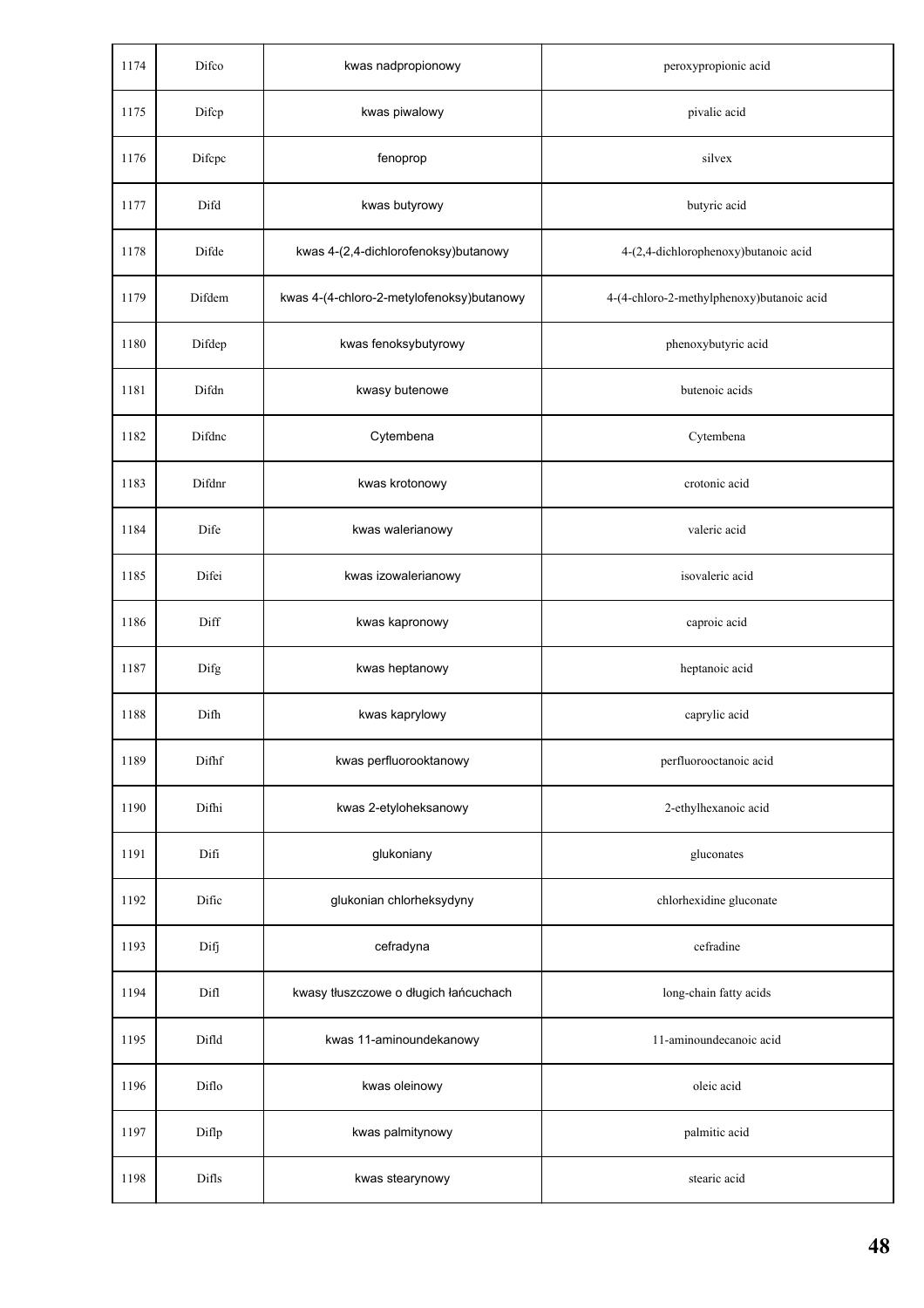| 1174 | Difco | kwas nadpropionowy | peroxypropionic acid |
|---|---|---|---|
| 1175 | Difcp | kwas piwalowy | pivalic acid |
| 1176 | Difcpc | fenoprop | silvex |
| 1177 | Difd | kwas butyrowy | butyric acid |
| 1178 | Difde | kwas 4-(2,4-dichlorofenoksy)butanowy | 4-(2,4-dichlorophenoxy)butanoic acid |
| 1179 | Difdem | kwas 4-(4-chloro-2-metylofenoksy)butanowy | 4-(4-chloro-2-methylphenoxy)butanoic acid |
| 1180 | Difdep | kwas fenoksybutyrowy | phenoxybutyric acid |
| 1181 | Difdn | kwasy butenowe | butenoic acids |
| 1182 | Difdnc | Cytembena | Cytembena |
| 1183 | Difdnr | kwas krotonowy | crotonic acid |
| 1184 | Dife | kwas walerianowy | valeric acid |
| 1185 | Difei | kwas izowalerianowy | isovaleric acid |
| 1186 | Diff | kwas kapronowy | caproic acid |
| 1187 | Difg | kwas heptanowy | heptanoic acid |
| 1188 | Difh | kwas kaprylowy | caprylic acid |
| 1189 | Difhf | kwas perfluorooktanowy | perfluorooctanoic acid |
| 1190 | Difhi | kwas 2-etyloheksanowy | 2-ethylhexanoic acid |
| 1191 | Difi | glukoniany | gluconates |
| 1192 | Dific | glukonian chlorheksydyny | chlorhexidine gluconate |
| 1193 | Difj | cefradyna | cefradine |
| 1194 | Difl | kwasy tłuszczowe o długich łańcuchach | long-chain fatty acids |
| 1195 | Difld | kwas 11-aminoundekanowy | 11-aminoundecanoic acid |
| 1196 | Diflo | kwas oleinowy | oleic acid |
| 1197 | Diflp | kwas palmitynowy | palmitic acid |
| 1198 | Difls | kwas stearynowy | stearic acid |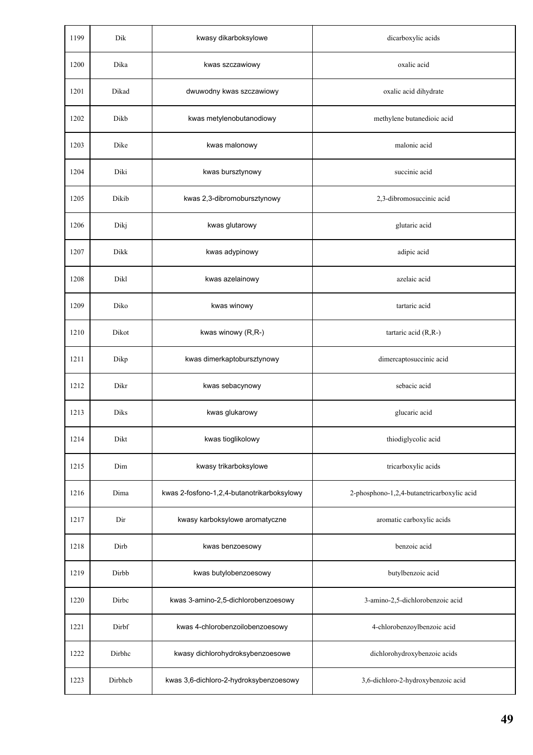| 1199 | Dik | kwasy dikarboksylowe | dicarboxylic acids |
|---|---|---|---|
| 1200 | Dika | kwas szczawiowy | oxalic acid |
| 1201 | Dikad | dwuwodny kwas szczawiowy | oxalic acid dihydrate |
| 1202 | Dikb | kwas metylenobutanodiowy | methylene butanedioic acid |
| 1203 | Dike | kwas malonowy | malonic acid |
| 1204 | Diki | kwas bursztynowy | succinic acid |
| 1205 | Dikib | kwas 2,3-dibromobursztynowy | 2,3-dibromosuccinic acid |
| 1206 | Dikj | kwas glutarowy | glutaric acid |
| 1207 | Dikk | kwas adypinowy | adipic acid |
| 1208 | Dikl | kwas azelainowy | azelaic acid |
| 1209 | Diko | kwas winowy | tartaric acid |
| 1210 | Dikot | kwas winowy (R,R-) | tartaric acid (R,R-) |
| 1211 | Dikp | kwas dimerkaptobursztynowy | dimercaptosuccinic acid |
| 1212 | Dikr | kwas sebacynowy | sebacic acid |
| 1213 | Diks | kwas glukarowy | glucaric acid |
| 1214 | Dikt | kwas tioglikolowy | thiodiglycolic acid |
| 1215 | Dim | kwasy trikarboksylowe | tricarboxylic acids |
| 1216 | Dima | kwas 2-fosfono-1,2,4-butanotrikarboksylowy | 2-phosphono-1,2,4-butanetricarboxylic acid |
| 1217 | Dir | kwasy karboksylowe aromatyczne | aromatic carboxylic acids |
| 1218 | Dirb | kwas benzoesowy | benzoic acid |
| 1219 | Dirbb | kwas butylobenzoesowy | butylbenzoic acid |
| 1220 | Dirbc | kwas 3-amino-2,5-dichlorobenzoesowy | 3-amino-2,5-dichlorobenzoic acid |
| 1221 | Dirbf | kwas 4-chlorobenzoilobenzoesowy | 4-chlorobenzoylbenzoic acid |
| 1222 | Dirbhc | kwasy dichlorohydroksybenzoesowe | dichlorohydroxybenzoic acids |
| 1223 | Dirbhcb | kwas 3,6-dichloro-2-hydroksybenzoesowy | 3,6-dichloro-2-hydroxybenzoic acid |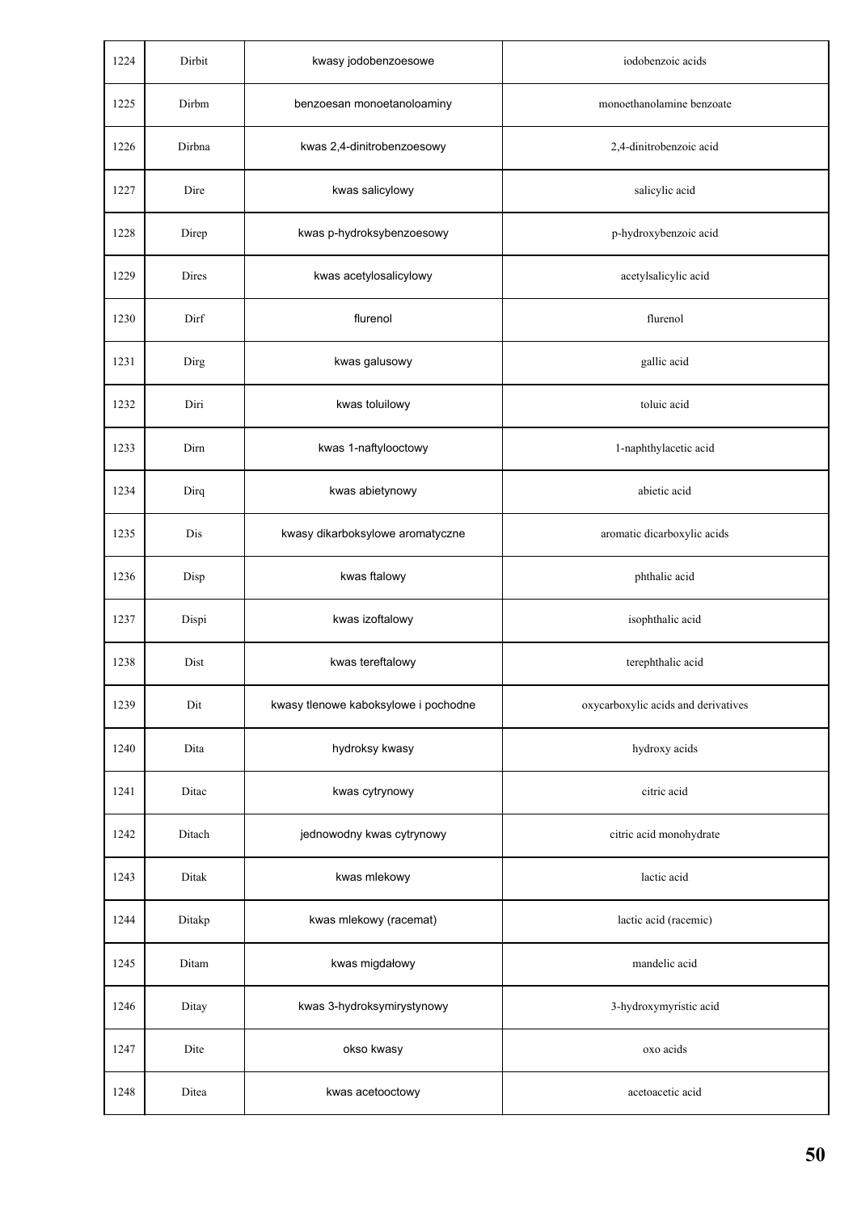| 1224 | Dirbit | kwasy jodobenzoesowe | iodobenzoic acids |
|---|---|---|---|
| 1225 | Dirbm | benzoesan monoetanoloaminy | monoethanolamine benzoate |
| 1226 | Dirbna | kwas 2,4-dinitrobenzoesowy | 2,4-dinitrobenzoic acid |
| 1227 | Dire | kwas salicylowy | salicylic acid |
| 1228 | Direp | kwas p-hydroksybenzoesowy | p-hydroxybenzoic acid |
| 1229 | Dires | kwas acetylosalicylowy | acetylsalicylic acid |
| 1230 | Dirf | flurenol | flurenol |
| 1231 | Dirg | kwas galusowy | gallic acid |
| 1232 | Diri | kwas toluilowy | toluic acid |
| 1233 | Dirn | kwas 1-naftylooctowy | 1-naphthylacetic acid |
| 1234 | Dirq | kwas abietynowy | abietic acid |
| 1235 | Dis | kwasy dikarboksylowe aromatyczne | aromatic dicarboxylic acids |
| 1236 | Disp | kwas ftalowy | phthalic acid |
| 1237 | Dispi | kwas izoftalowy | isophthalic acid |
| 1238 | Dist | kwas tereftalowy | terephthalic acid |
| 1239 | Dit | kwasy tlenowe kaboksylowe i pochodne | oxycarboxylic acids and derivatives |
| 1240 | Dita | hydroksy kwasy | hydroxy acids |
| 1241 | Ditac | kwas cytrynowy | citric acid |
| 1242 | Ditach | jednowodny kwas cytrynowy | citric acid monohydrate |
| 1243 | Ditak | kwas mlekowy | lactic acid |
| 1244 | Ditakp | kwas mlekowy (racemat) | lactic acid (racemic) |
| 1245 | Ditam | kwas migdałowy | mandelic acid |
| 1246 | Ditay | kwas 3-hydroksymirystynowy | 3-hydroxymyristic acid |
| 1247 | Dite | okso kwasy | oxo acids |
| 1248 | Ditea | kwas acetooctowy | acetoacetic acid |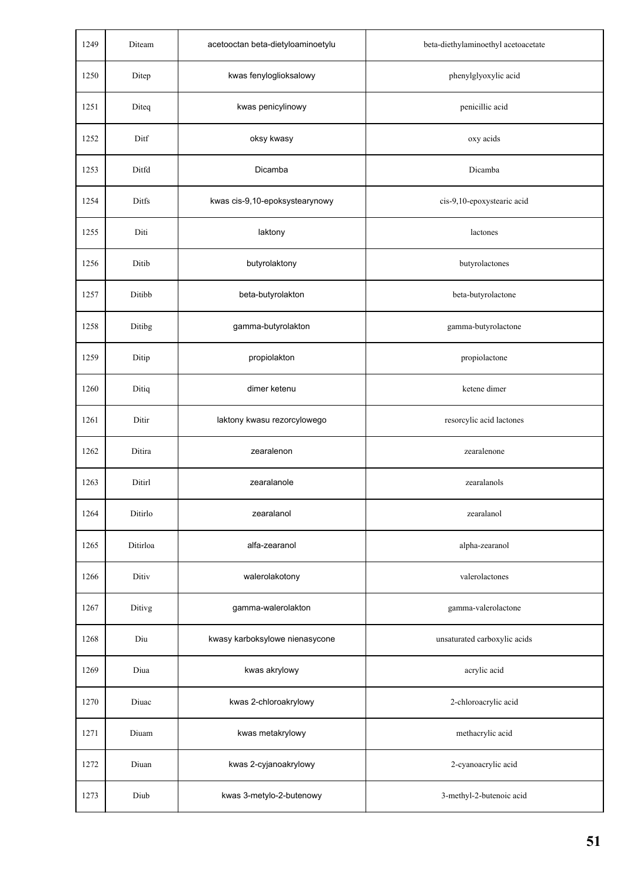| | | | |
|---|---|---|---|
| 1249 | Diteam | acetooctan beta-dietyloaminoetylu | beta-diethylaminoethyl acetoacetate |
| 1250 | Ditep | kwas fenyloglioksalowy | phenylglyoxylic acid |
| 1251 | Diteq | kwas penicylinowy | penicillic acid |
| 1252 | Ditf | oksy kwasy | oxy acids |
| 1253 | Ditfd | Dicamba | Dicamba |
| 1254 | Ditfs | kwas cis-9,10-epoksystearynowy | cis-9,10-epoxystearic acid |
| 1255 | Diti | laktony | lactones |
| 1256 | Ditib | butyrolaktony | butyrolactones |
| 1257 | Ditibb | beta-butyrolakton | beta-butyrolactone |
| 1258 | Ditibg | gamma-butyrolakton | gamma-butyrolactone |
| 1259 | Ditip | propiolakton | propiolactone |
| 1260 | Ditiq | dimer ketenu | ketene dimer |
| 1261 | Ditir | laktony kwasu rezorcylowego | resorcylic acid lactones |
| 1262 | Ditira | zearalenon | zearalenone |
| 1263 | Ditirl | zearalanole | zearalanols |
| 1264 | Ditirlo | zearalanol | zearalanol |
| 1265 | Ditirloa | alfa-zearanol | alpha-zearanol |
| 1266 | Ditiv | walerolakotony | valerolactones |
| 1267 | Ditivg | gamma-walerolakton | gamma-valerolactone |
| 1268 | Diu | kwasy karboksylowe nienasycone | unsaturated carboxylic acids |
| 1269 | Diua | kwas akrylowy | acrylic acid |
| 1270 | Diuac | kwas 2-chloroakrylowy | 2-chloroacrylic acid |
| 1271 | Diuam | kwas metakrylowy | methacrylic acid |
| 1272 | Diuan | kwas 2-cyjanoakrylowy | 2-cyanoacrylic acid |
| 1273 | Diub | kwas 3-metylo-2-butenowy | 3-methyl-2-butenoic acid |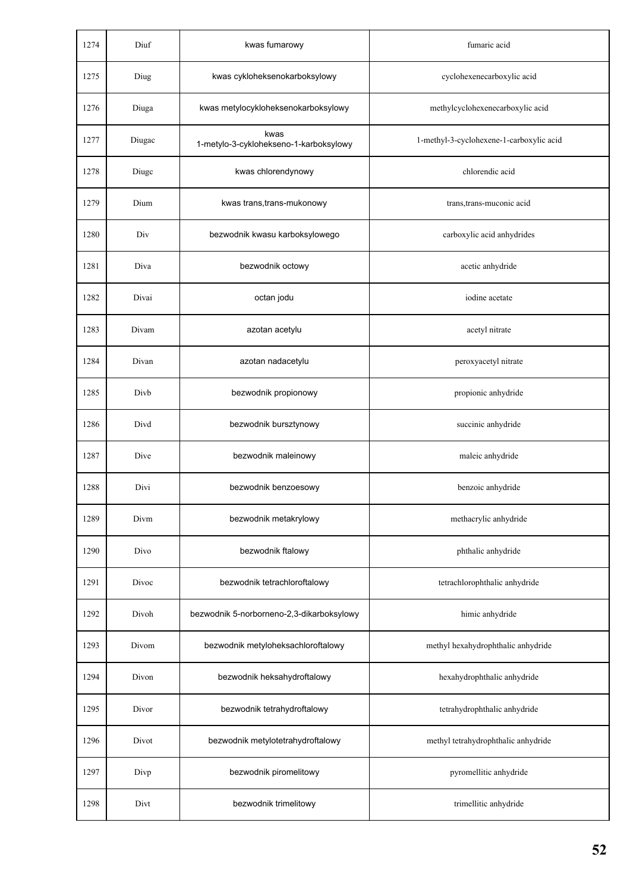| 1274 | Diuf | kwas fumarowy | fumaric acid |
|---|---|---|---|
| 1275 | Diug | kwas cykloheksenokarboksylowy | cyclohexenecarboxylic acid |
| 1276 | Diuga | kwas metylocykloheksenokarboksylowy | methylcyclohexenecarboxylic acid |
| 1277 | Diugac | kwas 1-metylo-3-cyklohekseno-1-karboksylowy | 1-methyl-3-cyclohexene-1-carboxylic acid |
| 1278 | Diugc | kwas chlorendynowy | chlorendic acid |
| 1279 | Dium | kwas trans,trans-mukonowy | trans,trans-muconic acid |
| 1280 | Div | bezwodnik kwasu karboksylowego | carboxylic acid anhydrides |
| 1281 | Diva | bezwodnik octowy | acetic anhydride |
| 1282 | Divai | octan jodu | iodine acetate |
| 1283 | Divam | azotan acetylu | acetyl nitrate |
| 1284 | Divan | azotan nadacetylu | peroxyacetyl nitrate |
| 1285 | Divb | bezwodnik propionowy | propionic anhydride |
| 1286 | Divd | bezwodnik bursztynowy | succinic anhydride |
| 1287 | Dive | bezwodnik maleinowy | maleic anhydride |
| 1288 | Divi | bezwodnik benzoesowy | benzoic anhydride |
| 1289 | Divm | bezwodnik metakrylowy | methacrylic anhydride |
| 1290 | Divo | bezwodnik ftalowy | phthalic anhydride |
| 1291 | Divoc | bezwodnik tetrachloroftalowy | tetrachlorophthalic anhydride |
| 1292 | Divoh | bezwodnik 5-norborneno-2,3-dikarboksylowy | himic anhydride |
| 1293 | Divom | bezwodnik metyloheksachloroftalowy | methyl hexahydrophthalic anhydride |
| 1294 | Divon | bezwodnik heksahydroftalowy | hexahydrophthalic anhydride |
| 1295 | Divor | bezwodnik tetrahydroftalowy | tetrahydrophthalic anhydride |
| 1296 | Divot | bezwodnik metylotetrahydroftalowy | methyl tetrahydrophthalic anhydride |
| 1297 | Divp | bezwodnik piromelitowy | pyromellitic anhydride |
| 1298 | Divt | bezwodnik trimelitowy | trimellitic anhydride |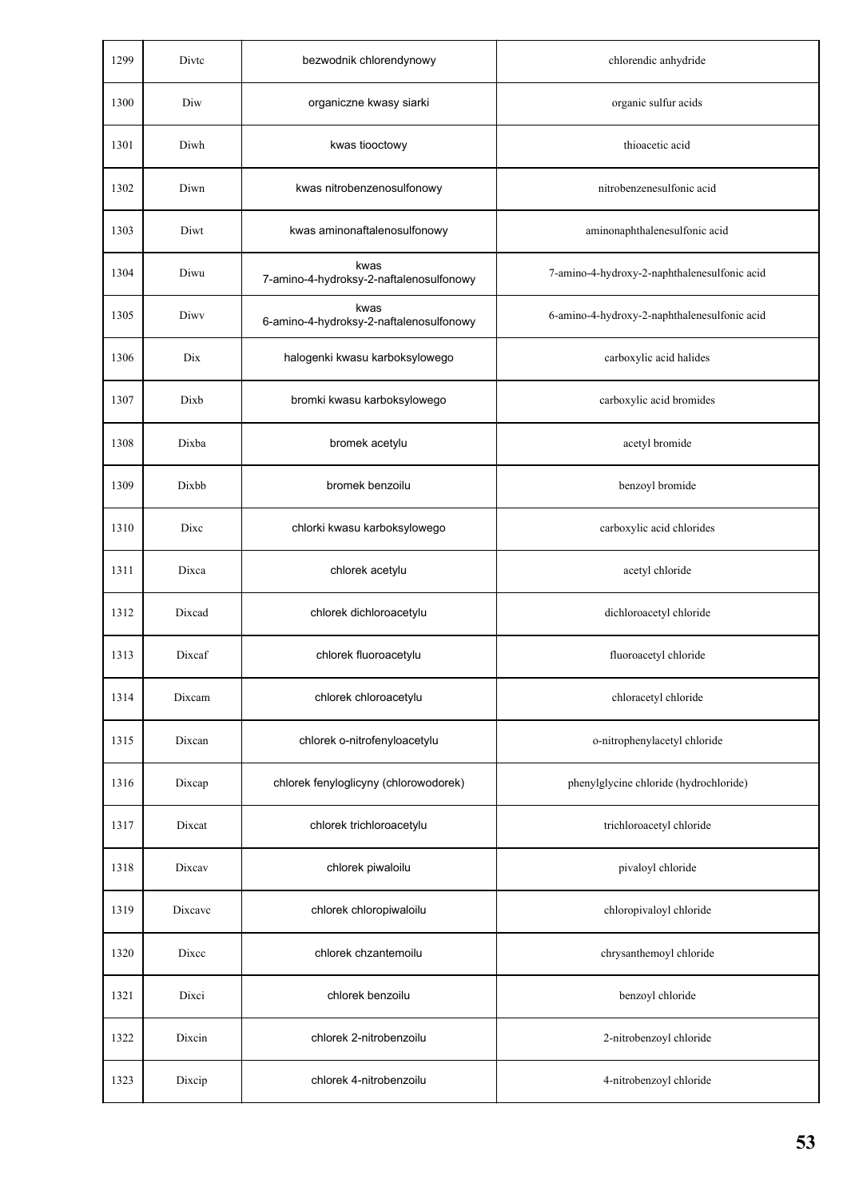| 1299 | Divtc | bezwodnik chlorendynowy | chlorendic anhydride |
|---|---|---|---|
| 1300 | Diw | organiczne kwasy siarki | organic sulfur acids |
| 1301 | Diwh | kwas tiooctowy | thioacetic acid |
| 1302 | Diwn | kwas nitrobenzenosulfonowy | nitrobenzenesulfonic acid |
| 1303 | Diwt | kwas aminonaftalenosulfonowy | aminonaphthalenesulfonic acid |
| 1304 | Diwu | kwas 7-amino-4-hydroksy-2-naftalenosulfonowy | 7-amino-4-hydroxy-2-naphthalenesulfonic acid |
| 1305 | Diwv | kwas 6-amino-4-hydroksy-2-naftalenosulfonowy | 6-amino-4-hydroxy-2-naphthalenesulfonic acid |
| 1306 | Dix | halogenki kwasu karboksylowego | carboxylic acid halides |
| 1307 | Dixb | bromki kwasu karboksylowego | carboxylic acid bromides |
| 1308 | Dixba | bromek acetylu | acetyl bromide |
| 1309 | Dixbb | bromek benzoilu | benzoyl bromide |
| 1310 | Dixc | chlorki kwasu karboksylowego | carboxylic acid chlorides |
| 1311 | Dixca | chlorek acetylu | acetyl chloride |
| 1312 | Dixcad | chlorek dichloroacetylu | dichloroacetyl chloride |
| 1313 | Dixcaf | chlorek fluoroacetylu | fluoroacetyl chloride |
| 1314 | Dixcam | chlorek chloroacetylu | chloracetyl chloride |
| 1315 | Dixcan | chlorek o-nitrofenyloacetylu | o-nitrophenylacetyl chloride |
| 1316 | Dixcap | chlorek fenyloglicyny (chlorowodorek) | phenylglycine chloride (hydrochloride) |
| 1317 | Dixcat | chlorek trichloroacetylu | trichloroacetyl chloride |
| 1318 | Dixcav | chlorek piwaloilu | pivaloyl chloride |
| 1319 | Dixcavc | chlorek chloropiwaloilu | chloropivaloyl chloride |
| 1320 | Dixcc | chlorek chzantemoilu | chrysanthemoyl chloride |
| 1321 | Dixci | chlorek benzoilu | benzoyl chloride |
| 1322 | Dixcin | chlorek 2-nitrobenzoilu | 2-nitrobenzoyl chloride |
| 1323 | Dixcip | chlorek 4-nitrobenzoilu | 4-nitrobenzoyl chloride |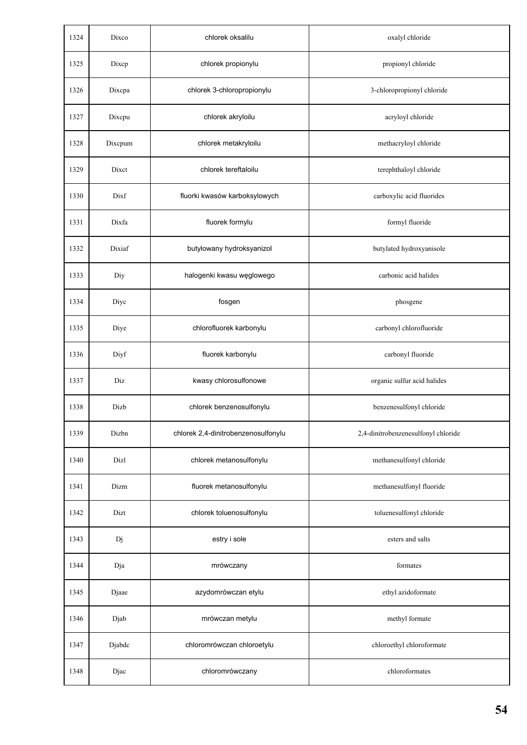| 1324 | Dixco | chlorek oksalilu | oxalyl chloride |
|---|---|---|---|
| 1325 | Dixcp | chlorek propionylu | propionyl chloride |
| 1326 | Dixcpa | chlorek 3-chloropropionylu | 3-chloropropionyl chloride |
| 1327 | Dixcpu | chlorek akryloilu | acryloyl chloride |
| 1328 | Dixcpum | chlorek metakryloilu | methacryloyl chloride |
| 1329 | Dixct | chlorek tereftaloilu | terephthaloyl chloride |
| 1330 | Dixf | fluorki kwasów karboksylowych | carboxylic acid fluorides |
| 1331 | Dixfa | fluorek formylu | formyl fluoride |
| 1332 | Dixiaf | butylowany hydroksyanizol | butylated hydroxyanisole |
| 1333 | Diy | halogenki kwasu węglowego | carbonic acid halides |
| 1334 | Diyc | fosgen | phosgene |
| 1335 | Diye | chlorofluorek karbonylu | carbonyl chlorofluoride |
| 1336 | Diyf | fluorek karbonylu | carbonyl fluoride |
| 1337 | Diz | kwasy chlorosulfonowe | organic sulfur acid halides |
| 1338 | Dizb | chlorek benzenosulfonylu | benzenesulfonyl chloride |
| 1339 | Dizbn | chlorek 2,4-dinitrobenzenosulfonylu | 2,4-dinitrobenzenesulfonyl chloride |
| 1340 | Dizl | chlorek metanosulfonylu | methanesulfonyl chloride |
| 1341 | Dizm | fluorek metanosulfonylu | methanesulfonyl fluoride |
| 1342 | Dizt | chlorek toluenosulfonylu | toluenesulfonyl chloride |
| 1343 | Dj | estry i sole | esters and salts |
| 1344 | Dja | mrówczany | formates |
| 1345 | Djaae | azydomrówczan etylu | ethyl azidoformate |
| 1346 | Djab | mrówczan metylu | methyl formate |
| 1347 | Djabdc | chloromrówczan chloroetylu | chloroethyl chloroformate |
| 1348 | Djac | chloromrówczany | chloroformates |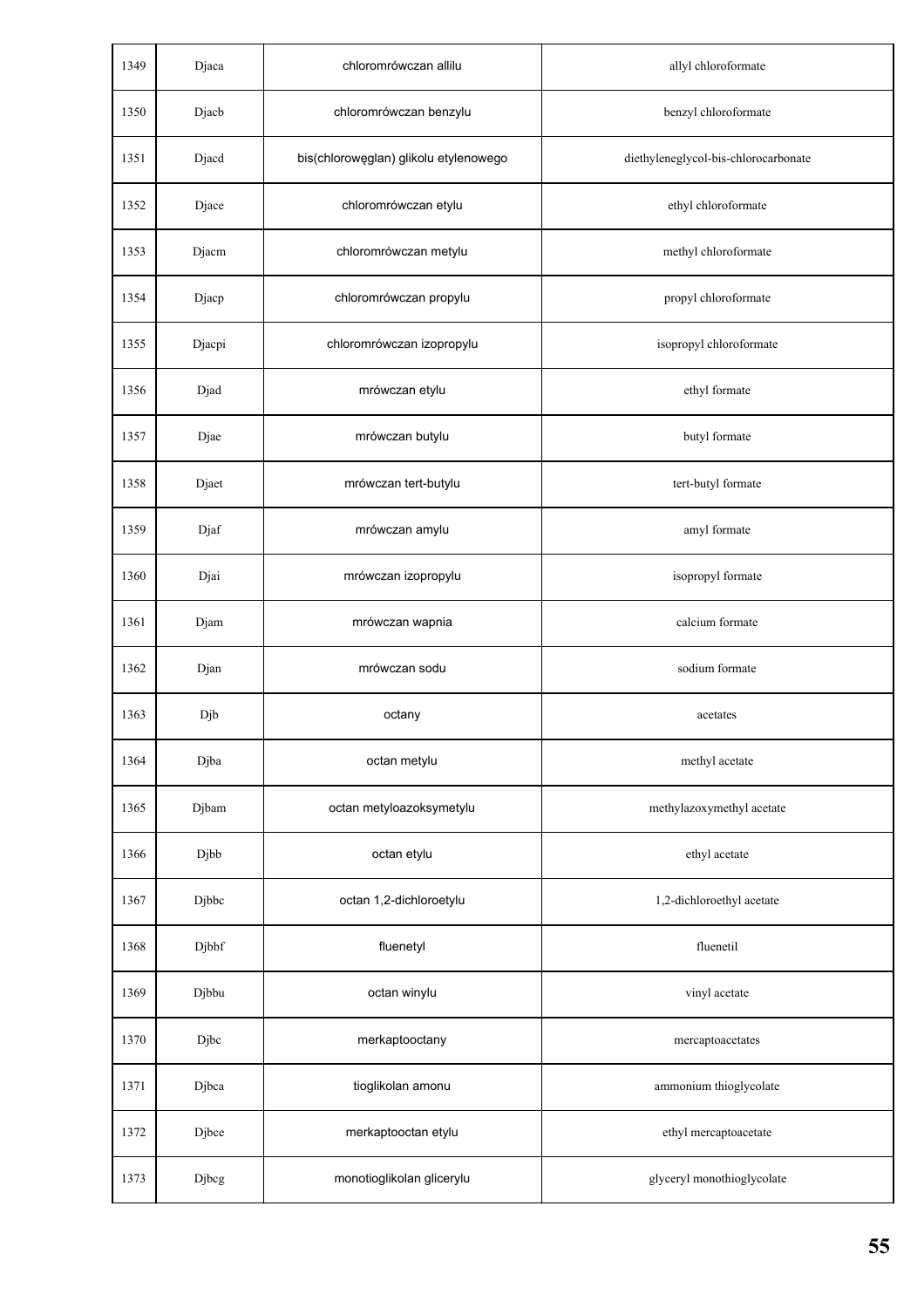| 1349 | Djaca | chloromrówczan allilu | allyl chloroformate |
|---|---|---|---|
| 1350 | Djacb | chloromrówczan benzylu | benzyl chloroformate |
| 1351 | Djacd | bis(chlorowęglan) glikolu etylenowego | diethyleneglycol-bis-chlorocarbonate |
| 1352 | Djace | chloromrówczan etylu | ethyl chloroformate |
| 1353 | Djacm | chloromrówczan metylu | methyl chloroformate |
| 1354 | Djacp | chloromrówczan propylu | propyl chloroformate |
| 1355 | Djacpi | chloromrówczan izopropylu | isopropyl chloroformate |
| 1356 | Djad | mrówczan etylu | ethyl formate |
| 1357 | Djae | mrówczan butylu | butyl formate |
| 1358 | Djaet | mrówczan tert-butylu | tert-butyl formate |
| 1359 | Djaf | mrówczan amylu | amyl formate |
| 1360 | Djai | mrówczan izopropylu | isopropyl formate |
| 1361 | Djam | mrówczan wapnia | calcium formate |
| 1362 | Djan | mrówczan sodu | sodium formate |
| 1363 | Djb | octany | acetates |
| 1364 | Djba | octan metylu | methyl acetate |
| 1365 | Djbam | octan metyloazoksymetylu | methylazoxymethyl acetate |
| 1366 | Djbb | octan etylu | ethyl acetate |
| 1367 | Djbbc | octan 1,2-dichloroetylu | 1,2-dichloroethyl acetate |
| 1368 | Djbbf | fluenetyl | fluenetil |
| 1369 | Djbbu | octan winylu | vinyl acetate |
| 1370 | Djbc | merkaptooctany | mercaptoacetates |
| 1371 | Djbca | tioglikolan amonu | ammonium thioglycolate |
| 1372 | Djbce | merkaptooctan etylu | ethyl mercaptoacetate |
| 1373 | Djbcg | monotioglikolan glicerylu | glyceryl monothioglycolate |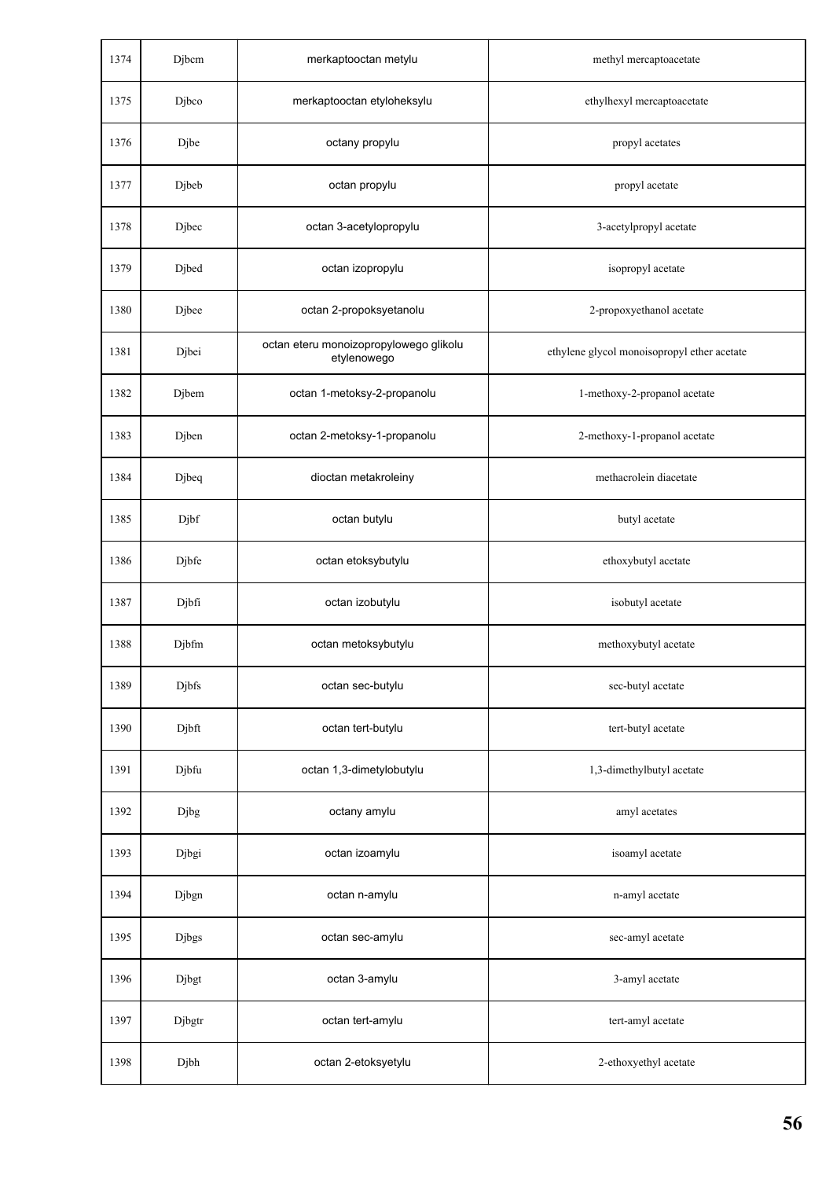| 1374 | Djbcm | merkaptooctan metylu | methyl mercaptoacetate |
|---|---|---|---|
| 1375 | Djbco | merkaptooctan etyloheksylu | ethylhexyl mercaptoacetate |
| 1376 | Djbe | octany propylu | propyl acetates |
| 1377 | Djbeb | octan propylu | propyl acetate |
| 1378 | Djbec | octan 3-acetylopropylu | 3-acetylpropyl acetate |
| 1379 | Djbed | octan izopropylu | isopropyl acetate |
| 1380 | Djbee | octan 2-propoksyetanolu | 2-propoxyethanol acetate |
| 1381 | Djbei | octan eteru monoizopropylowego glikolu etylenowego | ethylene glycol monoisopropyl ether acetate |
| 1382 | Djbem | octan 1-metoksy-2-propanolu | 1-methoxy-2-propanol acetate |
| 1383 | Djben | octan 2-metoksy-1-propanolu | 2-methoxy-1-propanol acetate |
| 1384 | Djbeq | dioctan metakroleiny | methacrolein diacetate |
| 1385 | Djbf | octan butylu | butyl acetate |
| 1386 | Djbfe | octan etoksybutylu | ethoxybutyl acetate |
| 1387 | Djbfi | octan izobutylu | isobutyl acetate |
| 1388 | Djbfm | octan metoksybutylu | methoxybutyl acetate |
| 1389 | Djbfs | octan sec-butylu | sec-butyl acetate |
| 1390 | Djbft | octan tert-butylu | tert-butyl acetate |
| 1391 | Djbfu | octan 1,3-dimetylobutylu | 1,3-dimethylbutyl acetate |
| 1392 | Djbg | octany amylu | amyl acetates |
| 1393 | Djbgi | octan izoamylu | isoamyl acetate |
| 1394 | Djbgn | octan n-amylu | n-amyl acetate |
| 1395 | Djbgs | octan sec-amylu | sec-amyl acetate |
| 1396 | Djbgt | octan 3-amylu | 3-amyl acetate |
| 1397 | Djbgtr | octan tert-amylu | tert-amyl acetate |
| 1398 | Djbh | octan 2-etoksyetylu | 2-ethoxyethyl acetate |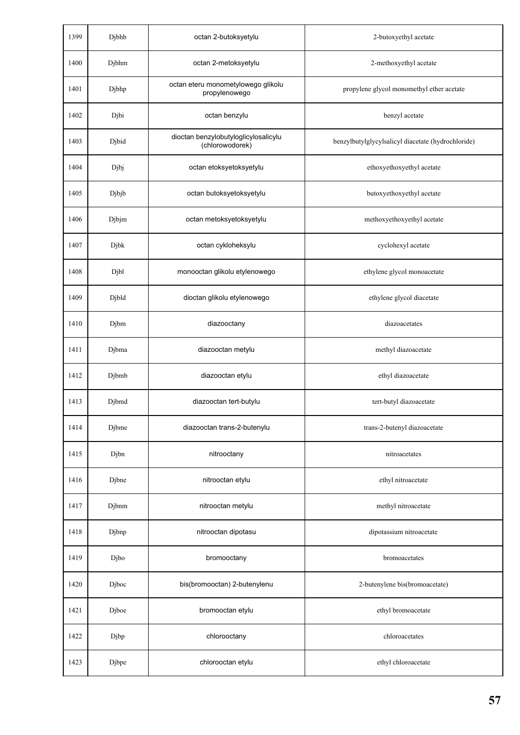| | | | |
|---|---|---|---|
| 1399 | Djbhb | octan 2-butoksyetylu | 2-butoxyethyl acetate |
| 1400 | Djbhm | octan 2-metoksyetylu | 2-methoxyethyl acetate |
| 1401 | Djbhp | octan eteru monometylowego glikolu propylenowego | propylene glycol monomethyl ether acetate |
| 1402 | Djbi | octan benzylu | benzyl acetate |
| 1403 | Djbid | dioctan benzylobutyloglicylosalicylu (chlorowodorek) | benzylbutylglycylsalicyl diacetate (hydrochloride) |
| 1404 | Djbj | octan etoksyetoksyetylu | ethoxyethoxyethyl acetate |
| 1405 | Djbjb | octan butoksyetoksyetylu | butoxyethoxyethyl acetate |
| 1406 | Djbjm | octan metoksyetoksyetylu | methoxyethoxyethyl acetate |
| 1407 | Djbk | octan cykloheksylu | cyclohexyl acetate |
| 1408 | Djbl | monooctan glikolu etylenowego | ethylene glycol monoacetate |
| 1409 | Djbld | dioctan glikolu etylenowego | ethylene glycol diacetate |
| 1410 | Djbm | diazooctany | diazoacetates |
| 1411 | Djbma | diazooctan metylu | methyl diazoacetate |
| 1412 | Djbmb | diazooctan etylu | ethyl diazoacetate |
| 1413 | Djbmd | diazooctan tert-butylu | tert-butyl diazoacetate |
| 1414 | Djbme | diazooctan trans-2-butenylu | trans-2-butenyl diazoacetate |
| 1415 | Djbn | nitrooctany | nitroacetates |
| 1416 | Djbne | nitrooctan etylu | ethyl nitroacetate |
| 1417 | Djbnm | nitrooctan metylu | methyl nitroacetate |
| 1418 | Djbnp | nitrooctan dipotasu | dipotassium nitroacetate |
| 1419 | Djbo | bromooctany | bromoacetates |
| 1420 | Djboc | bis(bromooctan) 2-butenylenu | 2-butenylene bis(bromoacetate) |
| 1421 | Djboe | bromooctan etylu | ethyl bromoacetate |
| 1422 | Djbp | chlorooctany | chloroacetates |
| 1423 | Djbpe | chlorooctan etylu | ethyl chloroacetate |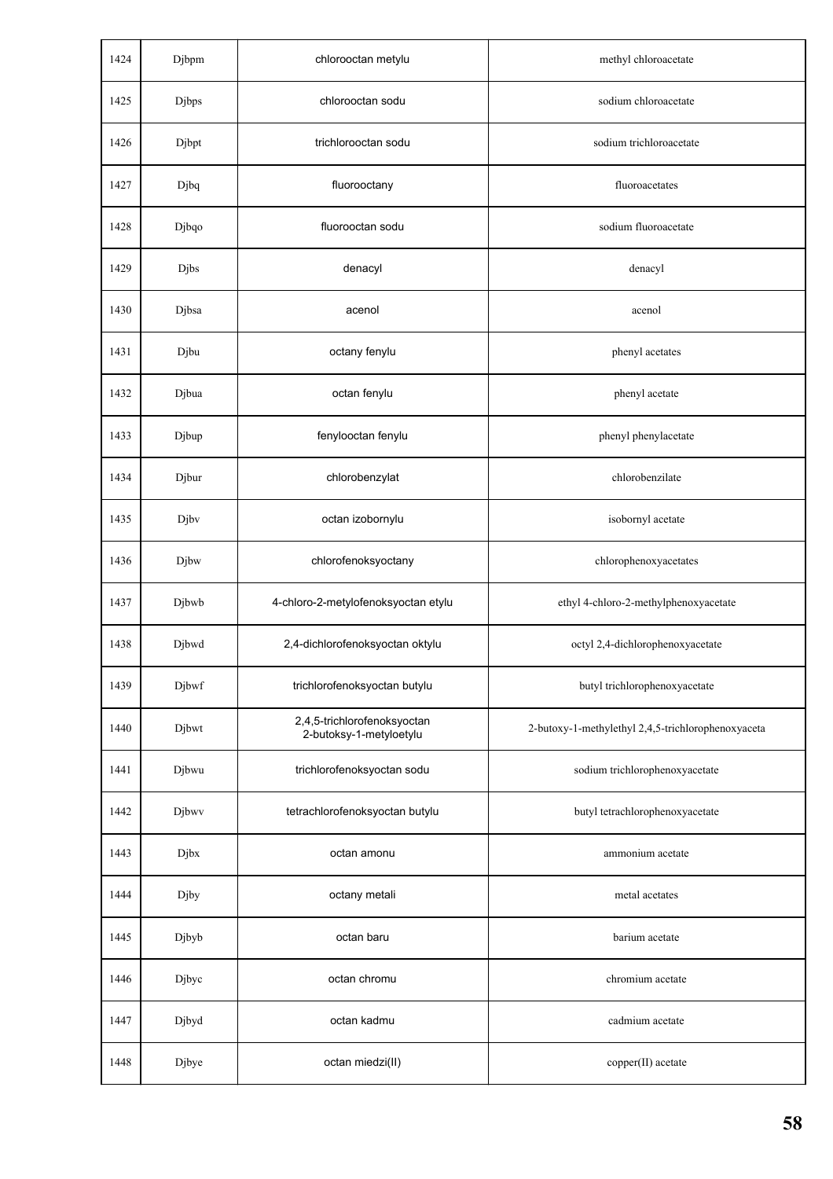| 1424 | Djbpm | chlorooctan metylu | methyl chloroacetate |
|---|---|---|---|
| 1425 | Djbps | chlorooctan sodu | sodium chloroacetate |
| 1426 | Djbpt | trichlorooctan sodu | sodium trichloroacetate |
| 1427 | Djbq | fluorooctany | fluoroacetates |
| 1428 | Djbqo | fluorooctan sodu | sodium fluoroacetate |
| 1429 | Djbs | denacyl | denacyl |
| 1430 | Djbsa | acenol | acenol |
| 1431 | Djbu | octany fenylu | phenyl acetates |
| 1432 | Djbua | octan fenylu | phenyl acetate |
| 1433 | Djbup | fenylooctan fenylu | phenyl phenylacetate |
| 1434 | Djbur | chlorobenzylat | chlorobenzilate |
| 1435 | Djbv | octan izobornylu | isobornyl acetate |
| 1436 | Djbw | chlorofenoksyoctany | chlorophenoxyacetates |
| 1437 | Djbwb | 4-chloro-2-metylofenoksyoctan etylu | ethyl 4-chloro-2-methylphenoxyacetate |
| 1438 | Djbwd | 2,4-dichlorofenoksyoctan oktylu | octyl 2,4-dichlorophenoxyacetate |
| 1439 | Djbwf | trichlorofenoksyoctan butylu | butyl trichlorophenoxyacetate |
| 1440 | Djbwt | 2,4,5-trichlorofenoksyoctan 2-butoksy-1-metyloetylu | 2-butoxy-1-methylethyl 2,4,5-trichlorophenoxyaceta |
| 1441 | Djbwu | trichlorofenoksyoctan sodu | sodium trichlorophenoxyacetate |
| 1442 | Djbwv | tetrachlorofenoksyoctan butylu | butyl tetrachlorophenoxyacetate |
| 1443 | Djbx | octan amonu | ammonium acetate |
| 1444 | Djby | octany metali | metal acetates |
| 1445 | Djbyb | octan baru | barium acetate |
| 1446 | Djbyc | octan chromu | chromium acetate |
| 1447 | Djbyd | octan kadmu | cadmium acetate |
| 1448 | Djbye | octan miedzi(II) | copper(II) acetate |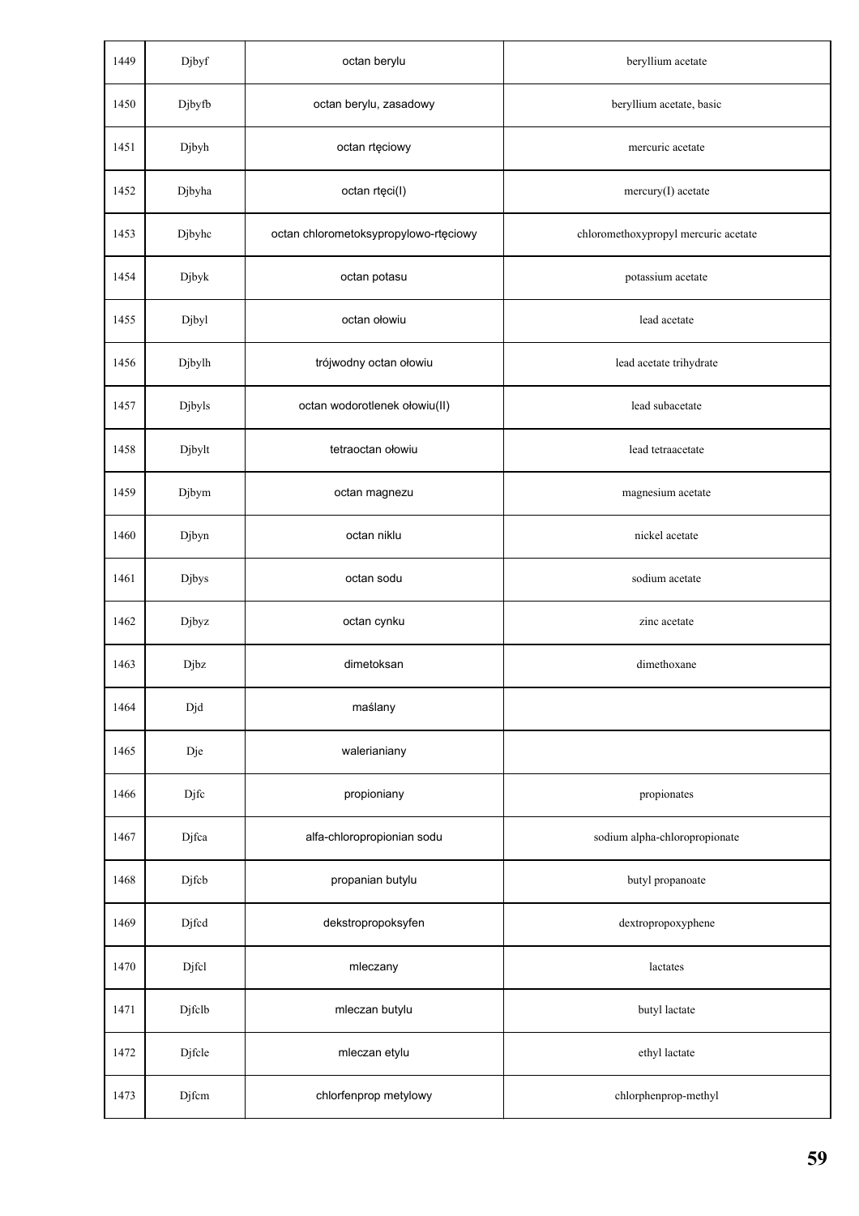| 1449 | Djbyf | octan berylu | beryllium acetate |
|---|---|---|---|
| 1450 | Djbyfb | octan berylu, zasadowy | beryllium acetate, basic |
| 1451 | Djbyh | octan rtęciowy | mercuric acetate |
| 1452 | Djbyha | octan rtęci(I) | mercury(I) acetate |
| 1453 | Djbyhc | octan chlorometoksypropylowo-rtęciowy | chloromethoxypropyl mercuric acetate |
| 1454 | Djbyk | octan potasu | potassium acetate |
| 1455 | Djbyl | octan ołowiu | lead acetate |
| 1456 | Djbylh | trójwodny octan ołowiu | lead acetate trihydrate |
| 1457 | Djbyls | octan wodorotlenek ołowiu(II) | lead subacetate |
| 1458 | Djbylt | tetraoctan ołowiu | lead tetraacetate |
| 1459 | Djbym | octan magnezu | magnesium acetate |
| 1460 | Djbyn | octan niklu | nickel acetate |
| 1461 | Djbys | octan sodu | sodium acetate |
| 1462 | Djbyz | octan cynku | zinc acetate |
| 1463 | Djbz | dimetoksan | dimethoxane |
| 1464 | Djd | maślany | |
| 1465 | Dje | walerianiany | |
| 1466 | Djfc | propioniany | propionates |
| 1467 | Djfca | alfa-chloropropionian sodu | sodium alpha-chloropropionate |
| 1468 | Djfcb | propanian butylu | butyl propanoate |
| 1469 | Djfcd | dekstropropoksyfen | dextropropoxyphene |
| 1470 | Djfcl | mleczany | lactates |
| 1471 | Djfclb | mleczan butylu | butyl lactate |
| 1472 | Djfcle | mleczan etylu | ethyl lactate |
| 1473 | Djfcm | chlorfenprop metylowy | chlorphenprop-methyl |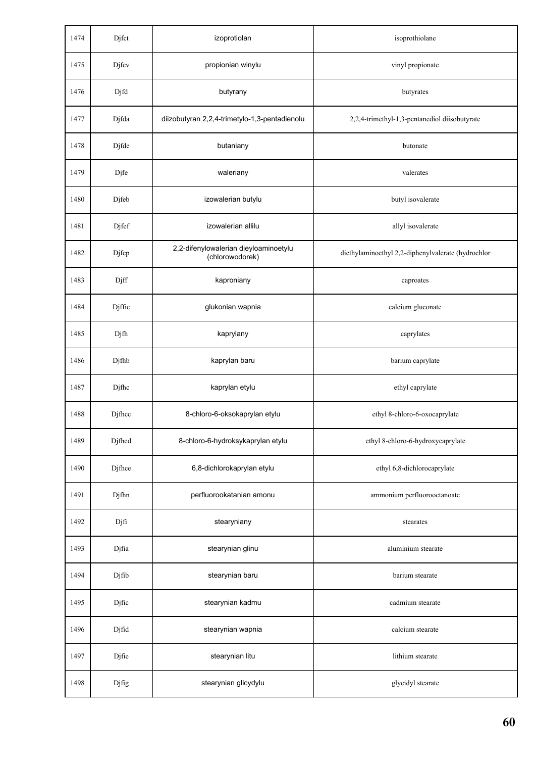| 1474 | Djfct | izoprotiolan | isoprothiolane |
|---|---|---|---|
| 1475 | Djfcv | propionian winylu | vinyl propionate |
| 1476 | Djfd | butyrany | butyrates |
| 1477 | Djfda | diizobutyran 2,2,4-trimetylo-1,3-pentadienolu | 2,2,4-trimethyl-1,3-pentanediol diisobutyrate |
| 1478 | Djfde | butaniany | butonate |
| 1479 | Djfe | waleriany | valerates |
| 1480 | Djfeb | izowalerian butylu | butyl isovalerate |
| 1481 | Djfef | izowalerian allilu | allyl isovalerate |
| 1482 | Djfep | 2,2-difenylowalerian dieyloaminoetylu (chlorowodorek) | diethylaminoethyl 2,2-diphenylvalerate (hydrochlor |
| 1483 | Djff | kaproniany | caproates |
| 1484 | Djffic | glukonian wapnia | calcium gluconate |
| 1485 | Djfh | kaprylany | caprylates |
| 1486 | Djfhb | kaprylan baru | barium caprylate |
| 1487 | Djfhc | kaprylan etylu | ethyl caprylate |
| 1488 | Djfhcc | 8-chloro-6-oksokaprylan etylu | ethyl 8-chloro-6-oxocaprylate |
| 1489 | Djfhcd | 8-chloro-6-hydroksykaprylan etylu | ethyl 8-chloro-6-hydroxycaprylate |
| 1490 | Djfhce | 6,8-dichlorokaprylan etylu | ethyl 6,8-dichlorocaprylate |
| 1491 | Djfhn | perfluorookatanian amonu | ammonium perfluorooctanoate |
| 1492 | Djfi | stearyniany | stearates |
| 1493 | Djfia | stearynian glinu | aluminium stearate |
| 1494 | Djfib | stearynian baru | barium stearate |
| 1495 | Djfic | stearynian kadmu | cadmium stearate |
| 1496 | Djfid | stearynian wapnia | calcium stearate |
| 1497 | Djfie | stearynian litu | lithium stearate |
| 1498 | Djfig | stearynian glicydylu | glycidyl stearate |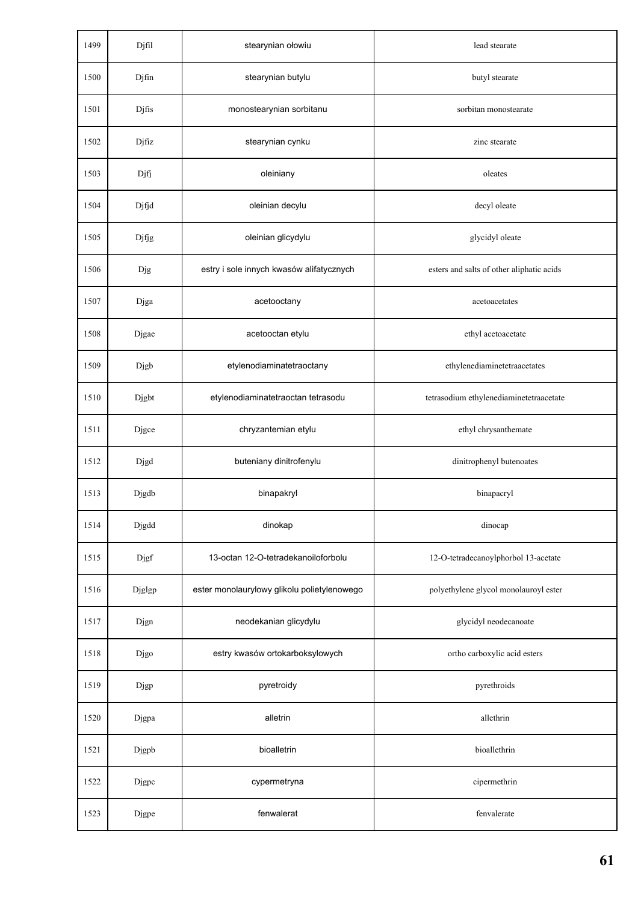| 1499 | Djfil | stearynian ołowiu | lead stearate |
|---|---|---|---|
| 1500 | Djfin | stearynian butylu | butyl stearate |
| 1501 | Djfis | monostearynian sorbitanu | sorbitan monostearate |
| 1502 | Djfiz | stearynian cynku | zinc stearate |
| 1503 | Djfj | oleiniany | oleates |
| 1504 | Djfjd | oleinian decylu | decyl oleate |
| 1505 | Djfjg | oleinian glicydylu | glycidyl oleate |
| 1506 | Djg | estry i sole innych kwasów alifatycznych | esters and salts of other aliphatic acids |
| 1507 | Djga | acetooctany | acetoacetates |
| 1508 | Djgae | acetooctan etylu | ethyl acetoacetate |
| 1509 | Djgb | etylenodiaminatetraoctany | ethylenediaminetetraacetates |
| 1510 | Djgbt | etylenodiaminatetraoctan tetrasodu | tetrasodium ethylenediaminetetraacetate |
| 1511 | Djgce | chryzantemian etylu | ethyl chrysanthemate |
| 1512 | Djgd | buteniany dinitrofenylu | dinitrophenyl butenoates |
| 1513 | Djgdb | binapakryl | binapacryl |
| 1514 | Djgdd | dinokap | dinocap |
| 1515 | Djgf | 13-octan 12-O-tetradekanoiloforbolu | 12-O-tetradecanoylphorbol 13-acetate |
| 1516 | Djglgp | ester monolaurylowy glikolu polietylenowego | polyethylene glycol monolauroyl ester |
| 1517 | Djgn | neodekanian glicydylu | glycidyl neodecanoate |
| 1518 | Djgo | estry kwasów ortokarboksylowych | ortho carboxylic acid esters |
| 1519 | Djgp | pyretroidy | pyrethroids |
| 1520 | Djgpa | alletrin | allethrin |
| 1521 | Djgpb | bioalletrin | bioallethrin |
| 1522 | Djgpc | cypermetryna | cipermethrin |
| 1523 | Djgpe | fenwalerat | fenvalerate |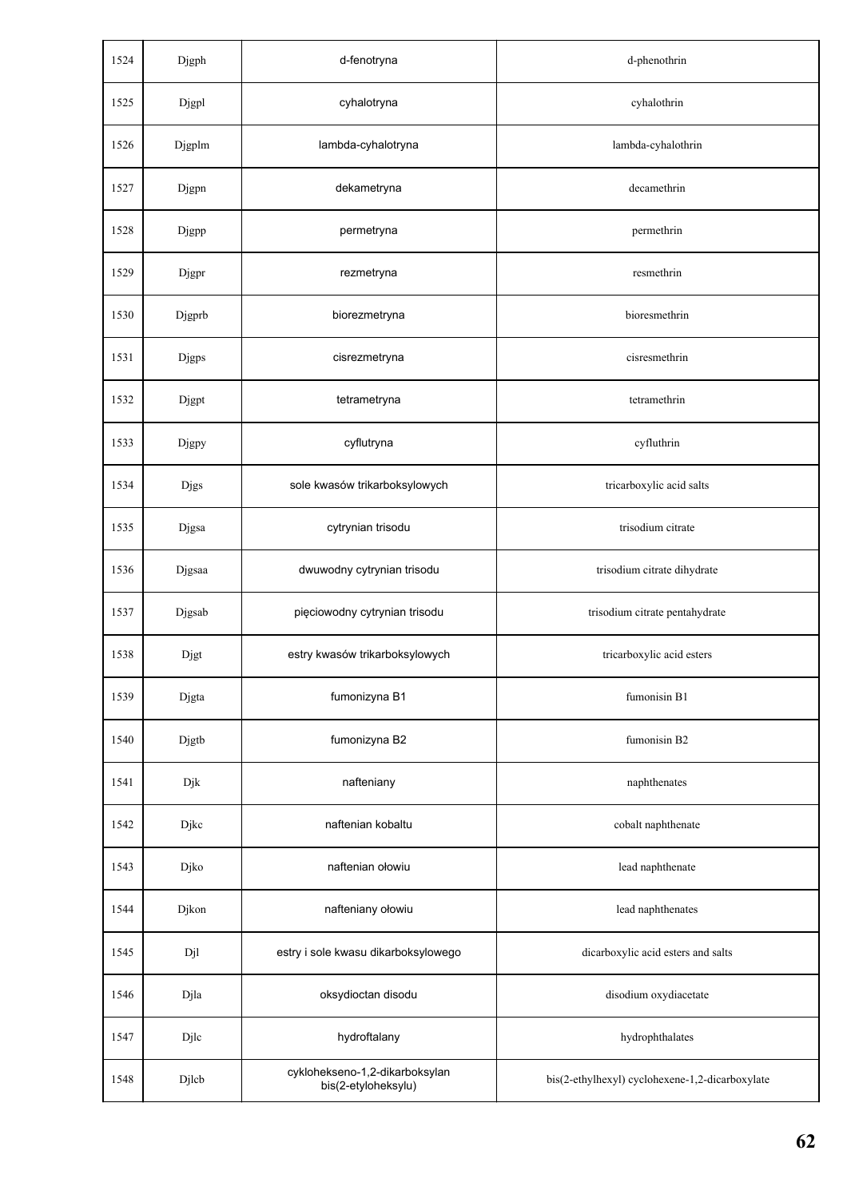| 1524 | Djgph | d-fenotryna | d-phenothrin |
|---|---|---|---|
| 1525 | Djgpl | cyhalotryna | cyhalothrin |
| 1526 | Djgplm | lambda-cyhalotryna | lambda-cyhalothrin |
| 1527 | Djgpn | dekametryna | decamethrin |
| 1528 | Djgpp | permetryna | permethrin |
| 1529 | Djgpr | rezmetryna | resmethrin |
| 1530 | Djgprb | biorezmetryna | bioresmethrin |
| 1531 | Djgps | cisrezmetryna | cisresmethrin |
| 1532 | Djgpt | tetrametryna | tetramethrin |
| 1533 | Djgpy | cyflutryna | cyfluthrin |
| 1534 | Djgs | sole kwasów trikarboksylowych | tricarboxylic acid salts |
| 1535 | Djgsa | cytrynian trisodu | trisodium citrate |
| 1536 | Djgsaa | dwuwodny cytrynian trisodu | trisodium citrate dihydrate |
| 1537 | Djgsab | pięciowodny cytrynian trisodu | trisodium citrate pentahydrate |
| 1538 | Djgt | estry kwasów trikarboksylowych | tricarboxylic acid esters |
| 1539 | Djgta | fumonizyna B1 | fumonisin B1 |
| 1540 | Djgtb | fumonizyna B2 | fumonisin B2 |
| 1541 | Djk | nafteniany | naphthenates |
| 1542 | Djkc | naftenian kobaltu | cobalt naphthenate |
| 1543 | Djko | naftenian ołowiu | lead naphthenate |
| 1544 | Djkon | nafteniany ołowiu | lead naphthenates |
| 1545 | Djl | estry i sole kwasu dikarboksylowego | dicarboxylic acid esters and salts |
| 1546 | Djla | oksydioctan disodu | disodium oxydiacetate |
| 1547 | Djlc | hydroftalany | hydrophthalates |
| 1548 | Djlcb | cyklohekseno-1,2-dikarboksylan bis(2-etyloheksylu) | bis(2-ethylhexyl) cyclohexene-1,2-dicarboxylate |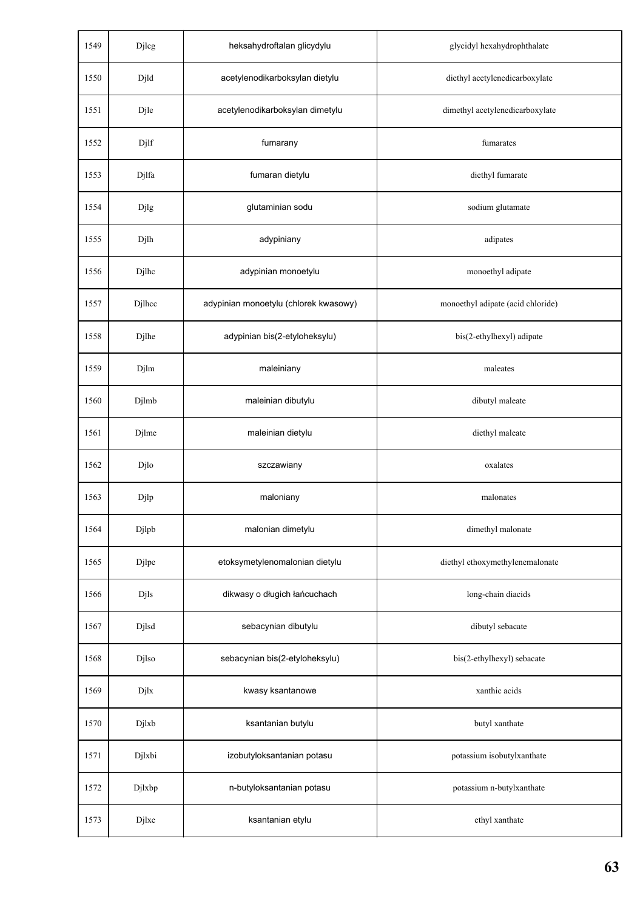| | | | |
|---|---|---|---|
| 1549 | Djlcg | heksahydroftalan glicydylu | glycidyl hexahydrophthalate |
| 1550 | Djld | acetylenodikarboksylan dietylu | diethyl acetylenedicarboxylate |
| 1551 | Djle | acetylenodikarboksylan dimetylu | dimethyl acetylenedicarboxylate |
| 1552 | Djlf | fumarany | fumarates |
| 1553 | Djlfa | fumaran dietylu | diethyl fumarate |
| 1554 | Djlg | glutaminian sodu | sodium glutamate |
| 1555 | Djlh | adypiniany | adipates |
| 1556 | Djlhc | adypinian monoetylu | monoethyl adipate |
| 1557 | Djlhcc | adypinian monoetylu (chlorek kwasowy) | monoethyl adipate (acid chloride) |
| 1558 | Djlhe | adypinian bis(2-etyloheksylu) | bis(2-ethylhexyl) adipate |
| 1559 | Djlm | maleiniany | maleates |
| 1560 | Djlmb | maleinian dibutylu | dibutyl maleate |
| 1561 | Djlme | maleinian dietylu | diethyl maleate |
| 1562 | Djlo | szczawiany | oxalates |
| 1563 | Djlp | maloniany | malonates |
| 1564 | Djlpb | malonian dimetylu | dimethyl malonate |
| 1565 | Djlpe | etoksymetylenomalonian dietylu | diethyl ethoxymethylenemalonate |
| 1566 | Djls | dikwasy o długich łańcuchach | long-chain diacids |
| 1567 | Djlsd | sebacynian dibutylu | dibutyl sebacate |
| 1568 | Djlso | sebacynian bis(2-etyloheksylu) | bis(2-ethylhexyl) sebacate |
| 1569 | Djlx | kwasy ksantanowe | xanthic acids |
| 1570 | Djlxb | ksantanian butylu | butyl xanthate |
| 1571 | Djlxbi | izobutyloksantanian potasu | potassium isobutylxanthate |
| 1572 | Djlxbp | n-butyloksantanian potasu | potassium n-butylxanthate |
| 1573 | Djlxe | ksantanian etylu | ethyl xanthate |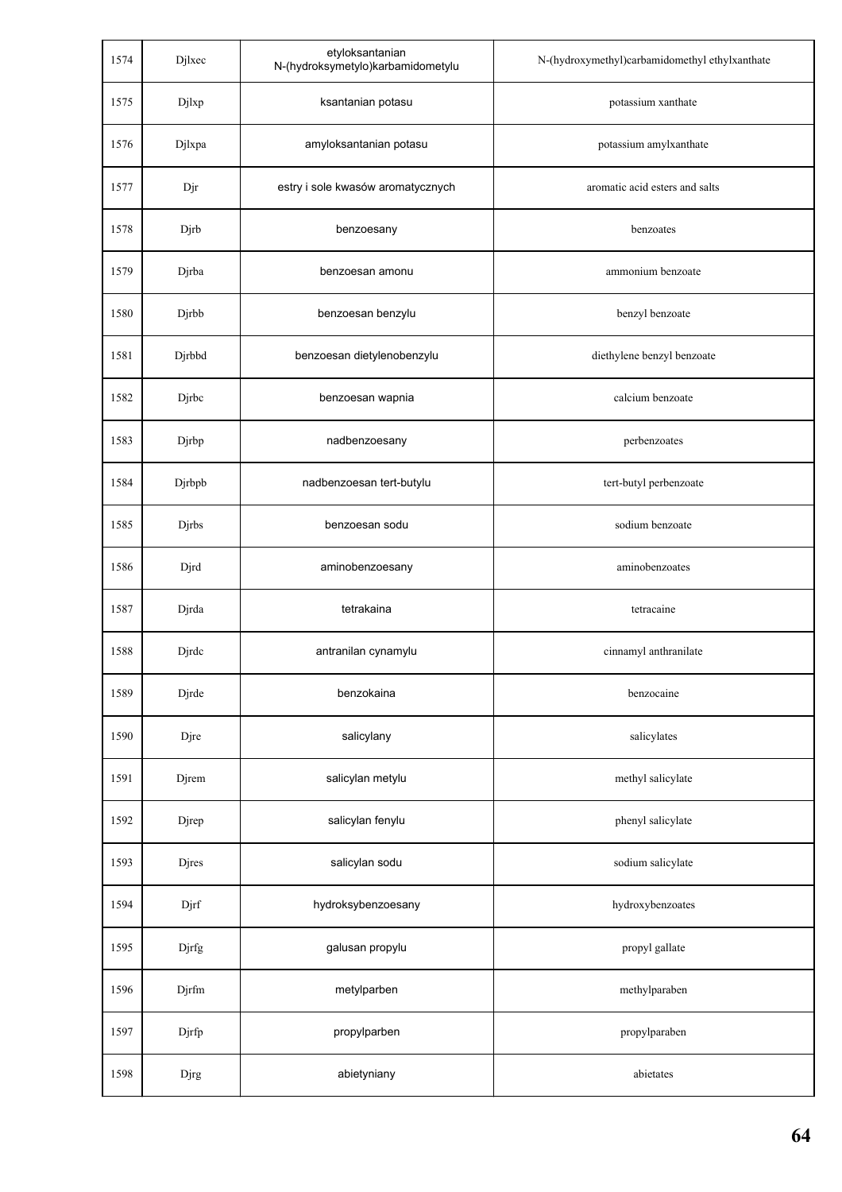| 1574 | Djlxec | etyloksantanian N-(hydroksymetylo)karbamidometylu | N-(hydroxymethyl)carbamidomethyl ethylxanthate |
|---|---|---|---|
| 1575 | Djlxp | ksantanian potasu | potassium xanthate |
| 1576 | Djlxpa | amyloksantanian potasu | potassium amylxanthate |
| 1577 | Djr | estry i sole kwasów aromatycznych | aromatic acid esters and salts |
| 1578 | Djrb | benzoesany | benzoates |
| 1579 | Djrba | benzoesan amonu | ammonium benzoate |
| 1580 | Djrbb | benzoesan benzylu | benzyl benzoate |
| 1581 | Djrbbd | benzoesan dietylenobenzylu | diethylene benzyl benzoate |
| 1582 | Djrbc | benzoesan wapnia | calcium benzoate |
| 1583 | Djrbp | nadbenzoesany | perbenzoates |
| 1584 | Djrbpb | nadbenzoesan tert-butylu | tert-butyl perbenzoate |
| 1585 | Djrbs | benzoesan sodu | sodium benzoate |
| 1586 | Djrd | aminobenzoesany | aminobenzoates |
| 1587 | Djrda | tetrakaina | tetracaine |
| 1588 | Djrdc | antranilan cynamylu | cinnamyl anthranilate |
| 1589 | Djrde | benzokaina | benzocaine |
| 1590 | Djre | salicylany | salicylates |
| 1591 | Djrem | salicylan metylu | methyl salicylate |
| 1592 | Djrep | salicylan fenylu | phenyl salicylate |
| 1593 | Djres | salicylan sodu | sodium salicylate |
| 1594 | Djrf | hydroksybenzoesany | hydroxybenzoates |
| 1595 | Djrfg | galusan propylu | propyl gallate |
| 1596 | Djrfm | metylparben | methylparaben |
| 1597 | Djrfp | propylparben | propylparaben |
| 1598 | Djrg | abietyniany | abietates |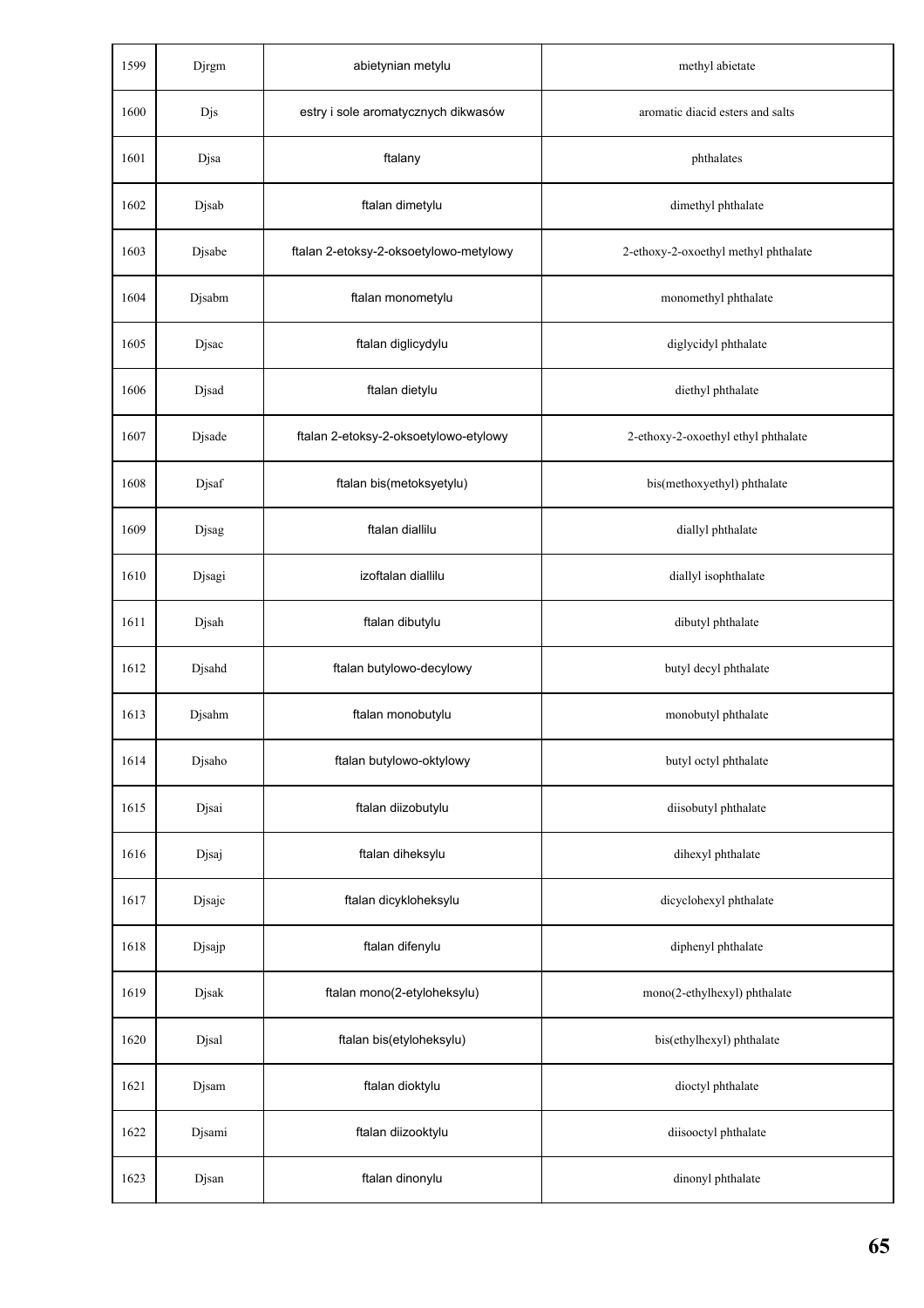| 1599 | Djrgm | abietynian metylu | methyl abietate |
|---|---|---|---|
| 1600 | Djs | estry i sole aromatycznych dikwasów | aromatic diacid esters and salts |
| 1601 | Djsa | ftalany | phthalates |
| 1602 | Djsab | ftalan dimetylu | dimethyl phthalate |
| 1603 | Djsabe | ftalan 2-etoksy-2-oksoetylowo-metylowy | 2-ethoxy-2-oxoethyl methyl phthalate |
| 1604 | Djsabm | ftalan monometylu | monomethyl phthalate |
| 1605 | Djsac | ftalan diglicydylu | diglycidyl phthalate |
| 1606 | Djsad | ftalan dietylu | diethyl phthalate |
| 1607 | Djsade | ftalan 2-etoksy-2-oksoetylowo-etylowy | 2-ethoxy-2-oxoethyl ethyl phthalate |
| 1608 | Djsaf | ftalan bis(metoksyetylu) | bis(methoxyethyl) phthalate |
| 1609 | Djsag | ftalan diallilu | diallyl phthalate |
| 1610 | Djsagi | izoftalan diallilu | diallyl isophthalate |
| 1611 | Djsah | ftalan dibutylu | dibutyl phthalate |
| 1612 | Djsahd | ftalan butylowo-decylowy | butyl decyl phthalate |
| 1613 | Djsahm | ftalan monobutylu | monobutyl phthalate |
| 1614 | Djsaho | ftalan butylowo-oktylowy | butyl octyl phthalate |
| 1615 | Djsai | ftalan diizobutylu | diisobutyl phthalate |
| 1616 | Djsaj | ftalan diheksylu | dihexyl phthalate |
| 1617 | Djsajc | ftalan dicykloheksylu | dicyclohexyl phthalate |
| 1618 | Djsajp | ftalan difenylu | diphenyl phthalate |
| 1619 | Djsak | ftalan mono(2-etyloheksylu) | mono(2-ethylhexyl) phthalate |
| 1620 | Djsal | ftalan bis(etyloheksylu) | bis(ethylhexyl) phthalate |
| 1621 | Djsam | ftalan dioktylu | dioctyl phthalate |
| 1622 | Djsami | ftalan diizooktylu | diisooctyl phthalate |
| 1623 | Djsan | ftalan dinonylu | dinonyl phthalate |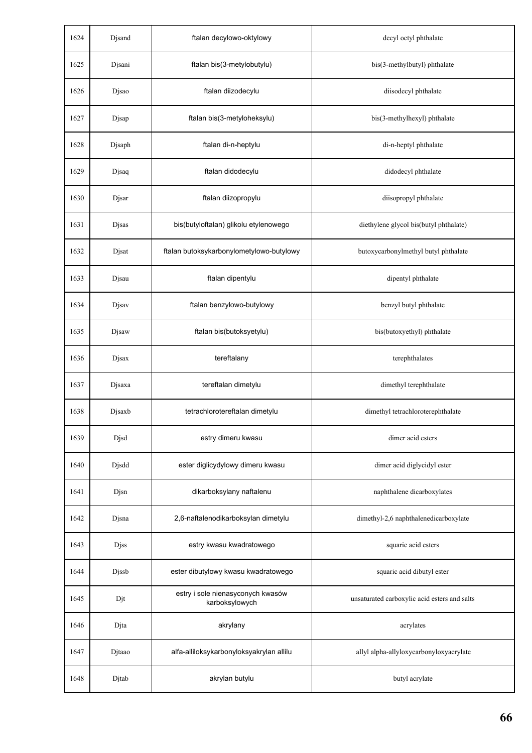| 1624 | Djsand | ftalan decylowo-oktylowy | decyl octyl phthalate |
|---|---|---|---|
| 1625 | Djsani | ftalan bis(3-metylobutylu) | bis(3-methylbutyl) phthalate |
| 1626 | Djsao | ftalan diizodecylu | diisodecyl phthalate |
| 1627 | Djsap | ftalan bis(3-metyloheksylu) | bis(3-methylhexyl) phthalate |
| 1628 | Djsaph | ftalan di-n-heptylu | di-n-heptyl phthalate |
| 1629 | Djsaq | ftalan didodecylu | didodecyl phthalate |
| 1630 | Djsar | ftalan diizopropylu | diisopropyl phthalate |
| 1631 | Djsas | bis(butyloftalan) glikolu etylenowego | diethylene glycol bis(butyl phthalate) |
| 1632 | Djsat | ftalan butoksykarbonylometylowo-butylowy | butoxycarbonylmethyl butyl phthalate |
| 1633 | Djsau | ftalan dipentylu | dipentyl phthalate |
| 1634 | Djsav | ftalan benzylowo-butylowy | benzyl butyl phthalate |
| 1635 | Djsaw | ftalan bis(butoksyetylu) | bis(butoxyethyl) phthalate |
| 1636 | Djsax | tereftalany | terephthalates |
| 1637 | Djsaxa | tereftalan dimetylu | dimethyl terephthalate |
| 1638 | Djsaxb | tetrachlorotereftalan dimetylu | dimethyl tetrachloroterephthalate |
| 1639 | Djsd | estry dimeru kwasu | dimer acid esters |
| 1640 | Djsdd | ester diglicydylowy dimeru kwasu | dimer acid diglycidyl ester |
| 1641 | Djsn | dikarboksylany naftalenu | naphthalene dicarboxylates |
| 1642 | Djsna | 2,6-naftalenodikarboksylan dimetylu | dimethyl-2,6 naphthalenedicarboxylate |
| 1643 | Djss | estry kwasu kwadratowego | squaric acid esters |
| 1644 | Djssb | ester dibutylowy kwasu kwadratowego | squaric acid dibutyl ester |
| 1645 | Djt | estry i sole nienasyconych kwasów karboksylowych | unsaturated carboxylic acid esters and salts |
| 1646 | Djta | akrylany | acrylates |
| 1647 | Djtaao | alfa-alliloksykarbonyloksyakrylan allilu | allyl alpha-allyloxycarbonyloxyacrylate |
| 1648 | Djtab | akrylan butylu | butyl acrylate |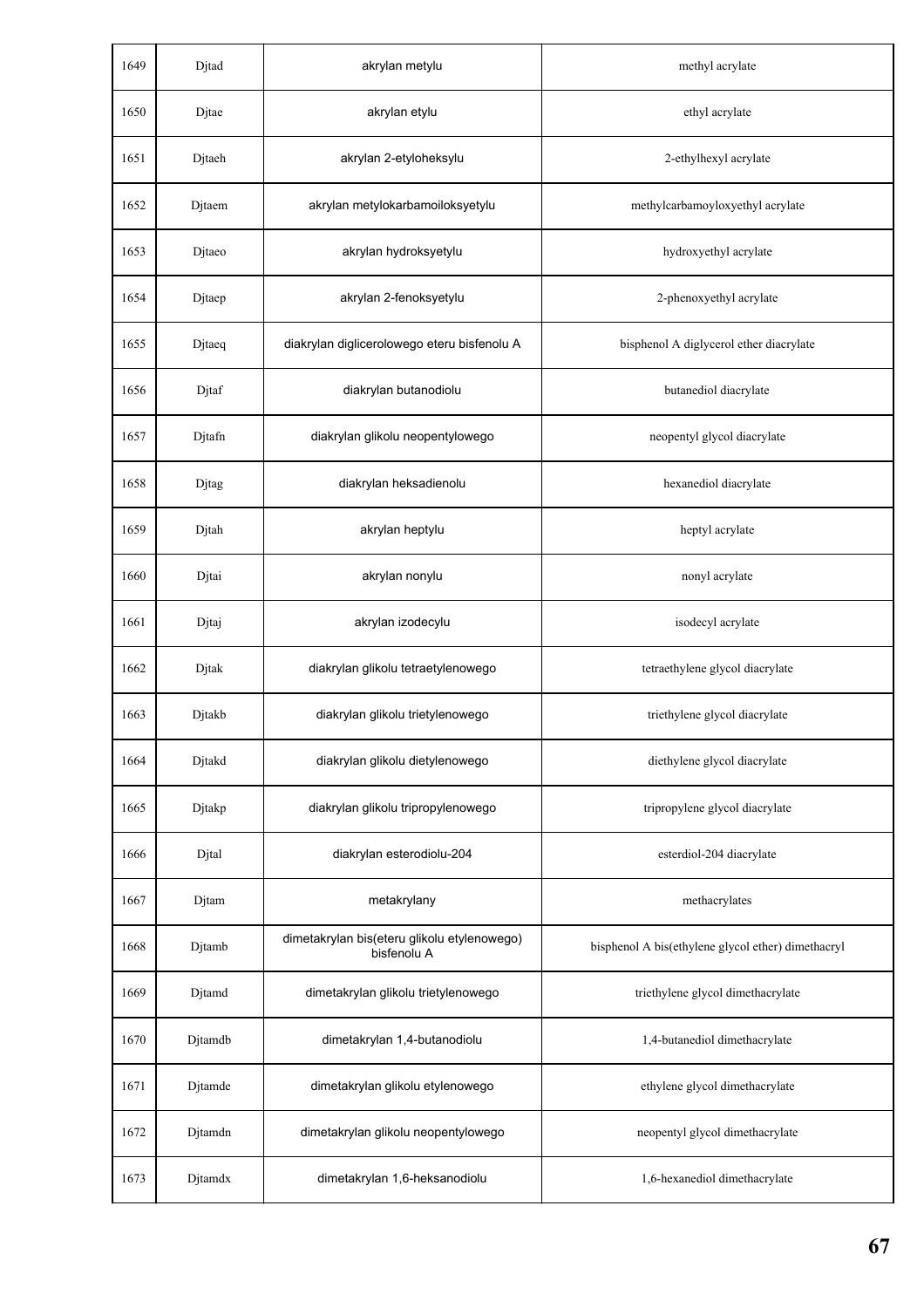| 1649 | Djtad | akrylan metylu | methyl acrylate |
|---|---|---|---|
| 1650 | Djtae | akrylan etylu | ethyl acrylate |
| 1651 | Djtaeh | akrylan 2-etyloheksylu | 2-ethylhexyl acrylate |
| 1652 | Djtaem | akrylan metylokarbamoiloksyetylu | methylcarbamoyloxyethyl acrylate |
| 1653 | Djtaeo | akrylan hydroksyetylu | hydroxyethyl acrylate |
| 1654 | Djtaep | akrylan 2-fenoksyetylu | 2-phenoxyethyl acrylate |
| 1655 | Djtaeq | diakrylan diglicerolowego eteru bisfenolu A | bisphenol A diglycerol ether diacrylate |
| 1656 | Djtaf | diakrylan butanodiolu | butanediol diacrylate |
| 1657 | Djtafn | diakrylan glikolu neopentylowego | neopentyl glycol diacrylate |
| 1658 | Djtag | diakrylan heksadienolu | hexanediol diacrylate |
| 1659 | Djtah | akrylan heptylu | heptyl acrylate |
| 1660 | Djtai | akrylan nonylu | nonyl acrylate |
| 1661 | Djtaj | akrylan izodecylu | isodecyl acrylate |
| 1662 | Djtak | diakrylan glikolu tetraetylenowego | tetraethylene glycol diacrylate |
| 1663 | Djtakb | diakrylan glikolu trietylenowego | triethylene glycol diacrylate |
| 1664 | Djtakd | diakrylan glikolu dietylenowego | diethylene glycol diacrylate |
| 1665 | Djtakp | diakrylan glikolu tripropylenowego | tripropylene glycol diacrylate |
| 1666 | Djtal | diakrylan esterodiolu-204 | esterdiol-204 diacrylate |
| 1667 | Djtam | metakrylany | methacrylates |
| 1668 | Djtamb | dimetakrylan bis(eteru glikolu etylenowego) bisfenolu A | bisphenol A bis(ethylene glycol ether) dimethacryl |
| 1669 | Djtamd | dimetakrylan glikolu trietylenowego | triethylene glycol dimethacrylate |
| 1670 | Djtamdb | dimetakrylan 1,4-butanodiolu | 1,4-butanediol dimethacrylate |
| 1671 | Djtamde | dimetakrylan glikolu etylenowego | ethylene glycol dimethacrylate |
| 1672 | Djtamdn | dimetakrylan glikolu neopentylowego | neopentyl glycol dimethacrylate |
| 1673 | Djtamdx | dimetakrylan 1,6-heksanodiolu | 1,6-hexanediol dimethacrylate |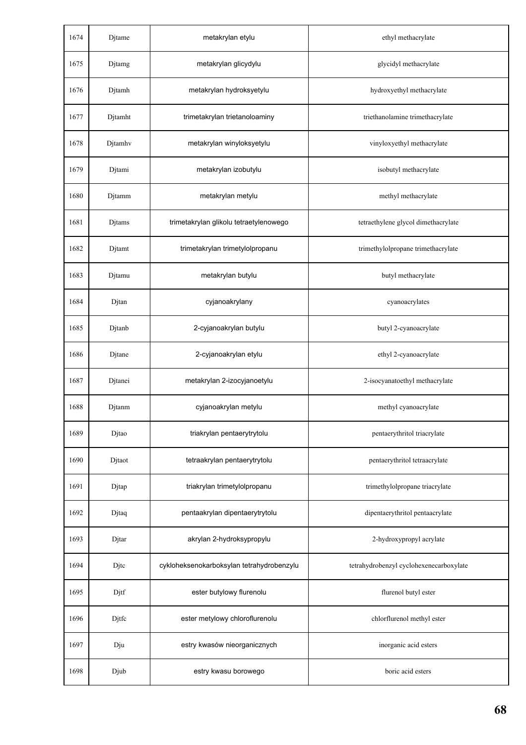| | | | |
|---|---|---|---|
| 1674 | Djtame | metakrylan etylu | ethyl methacrylate |
| 1675 | Djtamg | metakrylan glicydylu | glycidyl methacrylate |
| 1676 | Djtamh | metakrylan hydroksyetylu | hydroxyethyl methacrylate |
| 1677 | Djtamht | trimetakrylan trietanoloaminy | triethanolamine trimethacrylate |
| 1678 | Djtamhv | metakrylan winyloksyetylu | vinyloxyethyl methacrylate |
| 1679 | Djtami | metakrylan izobutylu | isobutyl methacrylate |
| 1680 | Djtamm | metakrylan metylu | methyl methacrylate |
| 1681 | Djtams | trimetakrylan glikolu tetraetylenowego | tetraethylene glycol dimethacrylate |
| 1682 | Djtamt | trimetakrylan trimetylolpropanu | trimethylolpropane trimethacrylate |
| 1683 | Djtamu | metakrylan butylu | butyl methacrylate |
| 1684 | Djtan | cyjanoakrylany | cyanoacrylates |
| 1685 | Djtanb | 2-cyjanoakrylan butylu | butyl 2-cyanoacrylate |
| 1686 | Djtane | 2-cyjanoakrylan etylu | ethyl 2-cyanoacrylate |
| 1687 | Djtanei | metakrylan 2-izocyjanoetylu | 2-isocyanatoethyl methacrylate |
| 1688 | Djtanm | cyjanoakrylan metylu | methyl cyanoacrylate |
| 1689 | Djtao | triakrylan pentaerytrytolu | pentaerythritol triacrylate |
| 1690 | Djtaot | tetraakrylan pentaerytrytolu | pentaerythritol tetraacrylate |
| 1691 | Djtap | triakrylan trimetylolpropanu | trimethylolpropane triacrylate |
| 1692 | Djtaq | pentaakrylan dipentaerytrytolu | dipentaerythritol pentaacrylate |
| 1693 | Djtar | akrylan 2-hydroksypropylu | 2-hydroxypropyl acrylate |
| 1694 | Djtc | cykloheksenokarboksylan tetrahydrobenzylu | tetrahydrobenzyl cyclohexenecarboxylate |
| 1695 | Djtf | ester butylowy flurenolu | flurenol butyl ester |
| 1696 | Djtfc | ester metylowy chloroflurenolu | chlorflurenol methyl ester |
| 1697 | Dju | estry kwasów nieorganicznych | inorganic acid esters |
| 1698 | Djub | estry kwasu borowego | boric acid esters |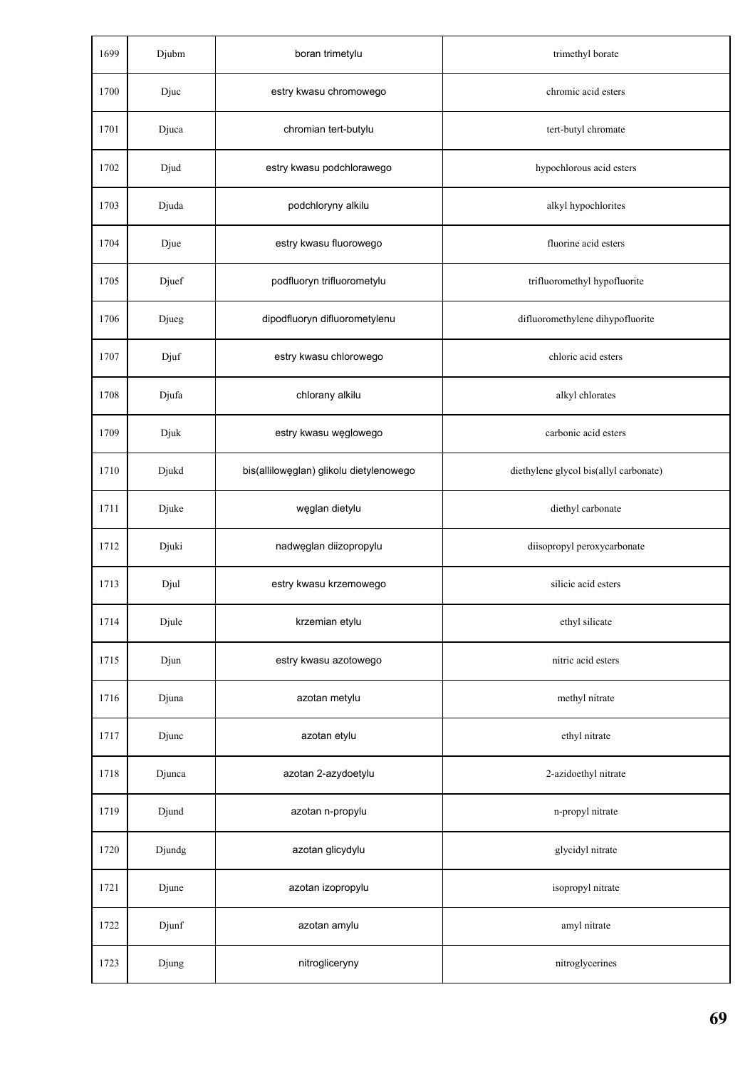| 1699 | Djubm | boran trimetylu | trimethyl borate |
|---|---|---|---|
| 1700 | Djuc | estry kwasu chromowego | chromic acid esters |
| 1701 | Djuca | chromian tert-butylu | tert-butyl chromate |
| 1702 | Djud | estry kwasu podchlorawego | hypochlorous acid esters |
| 1703 | Djuda | podchloryny alkilu | alkyl hypochlorites |
| 1704 | Djue | estry kwasu fluorowego | fluorine acid esters |
| 1705 | Djuef | podfluoryn trifluorometylu | trifluoromethyl hypofluorite |
| 1706 | Djueg | dipodfluoryn difluorometylenu | difluoromethylene dihypofluorite |
| 1707 | Djuf | estry kwasu chlorowego | chloric acid esters |
| 1708 | Djufa | chlorany alkilu | alkyl chlorates |
| 1709 | Djuk | estry kwasu węglowego | carbonic acid esters |
| 1710 | Djukd | bis(allilowęglan) glikolu dietylenowego | diethylene glycol bis(allyl carbonate) |
| 1711 | Djuke | węglan dietylu | diethyl carbonate |
| 1712 | Djuki | nadwęglan diizopropylu | diisopropyl peroxycarbonate |
| 1713 | Djul | estry kwasu krzemowego | silicic acid esters |
| 1714 | Djule | krzemian etylu | ethyl silicate |
| 1715 | Djun | estry kwasu azotowego | nitric acid esters |
| 1716 | Djuna | azotan metylu | methyl nitrate |
| 1717 | Djunc | azotan etylu | ethyl nitrate |
| 1718 | Djunca | azotan 2-azydoetylu | 2-azidoethyl nitrate |
| 1719 | Djund | azotan n-propylu | n-propyl nitrate |
| 1720 | Djundg | azotan glicydylu | glycidyl nitrate |
| 1721 | Djune | azotan izopropylu | isopropyl nitrate |
| 1722 | Djunf | azotan amylu | amyl nitrate |
| 1723 | Djung | nitrogliceryny | nitroglycerines |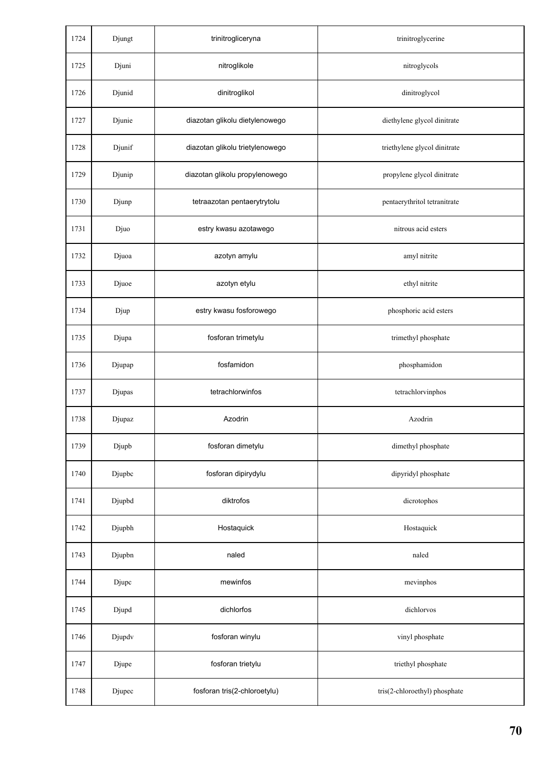| 1724 | Djungt | trinitrogliceryna | trinitroglycerine |
|---|---|---|---|
| 1725 | Djuni | nitroglikole | nitroglycols |
| 1726 | Djunid | dinitroglikol | dinitroglycol |
| 1727 | Djunie | diazotan glikolu dietylenowego | diethylene glycol dinitrate |
| 1728 | Djunif | diazotan glikolu trietylenowego | triethylene glycol dinitrate |
| 1729 | Djunip | diazotan glikolu propylenowego | propylene glycol dinitrate |
| 1730 | Djunp | tetraazotan pentaerytrytolu | pentaerythritol tetranitrate |
| 1731 | Djuo | estry kwasu azotawego | nitrous acid esters |
| 1732 | Djuoa | azotyn amylu | amyl nitrite |
| 1733 | Djuoe | azotyn etylu | ethyl nitrite |
| 1734 | Djup | estry kwasu fosforowego | phosphoric acid esters |
| 1735 | Djupa | fosforan trimetylu | trimethyl phosphate |
| 1736 | Djupap | fosfamidon | phosphamidon |
| 1737 | Djupas | tetrachlorwinfos | tetrachlorvinphos |
| 1738 | Djupaz | Azodrin | Azodrin |
| 1739 | Djupb | fosforan dimetylu | dimethyl phosphate |
| 1740 | Djupbc | fosforan dipirydylu | dipyridyl phosphate |
| 1741 | Djupbd | diktrofos | dicrotophos |
| 1742 | Djupbh | Hostaquick | Hostaquick |
| 1743 | Djupbn | naled | naled |
| 1744 | Djupc | mewinfos | mevinphos |
| 1745 | Djupd | dichlorfos | dichlorvos |
| 1746 | Djupdv | fosforan winylu | vinyl phosphate |
| 1747 | Djupe | fosforan trietylu | triethyl phosphate |
| 1748 | Djupec | fosforan tris(2-chloroetylu) | tris(2-chloroethyl) phosphate |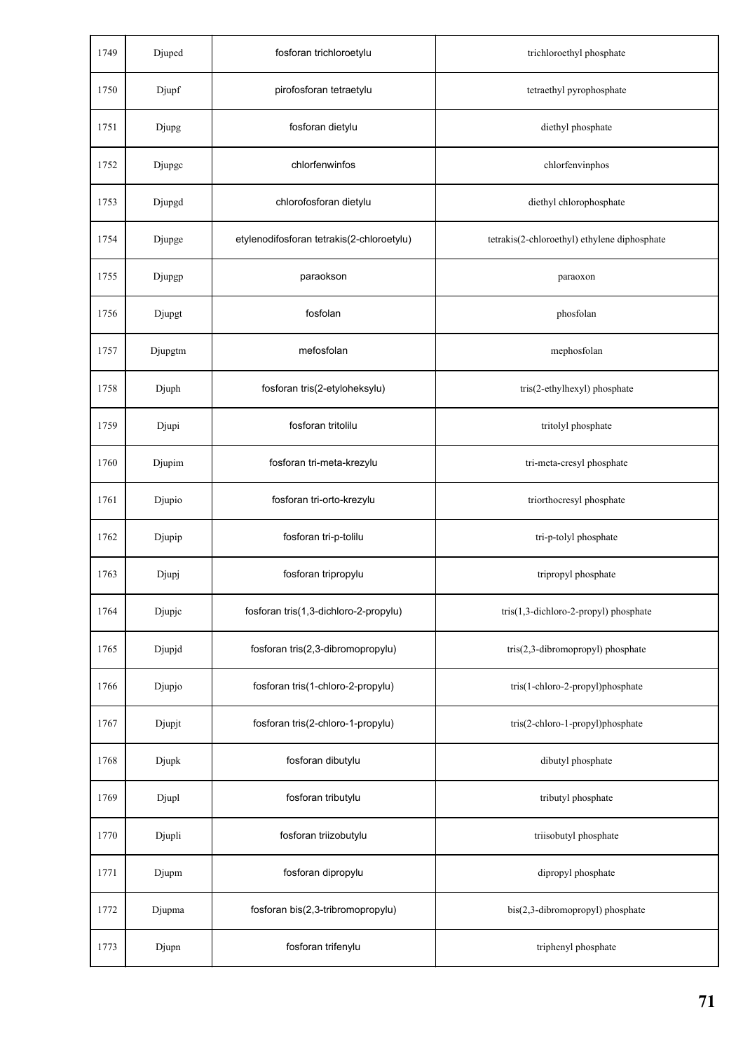| 1749 | Djuped | fosforan trichloroetylu | trichloroethyl phosphate |
|---|---|---|---|
| 1750 | Djupf | pirofosforan tetraetylu | tetraethyl pyrophosphate |
| 1751 | Djupg | fosforan dietylu | diethyl phosphate |
| 1752 | Djupgc | chlorfenwinfos | chlorfenvinphos |
| 1753 | Djupgd | chlorofosforan dietylu | diethyl chlorophosphate |
| 1754 | Djupge | etylenodifosforan tetrakis(2-chloroetylu) | tetrakis(2-chloroethyl) ethylene diphosphate |
| 1755 | Djupgp | paraokson | paraoxon |
| 1756 | Djupgt | fosfolan | phosfolan |
| 1757 | Djupgtm | mefosfolan | mephosfolan |
| 1758 | Djuph | fosforan tris(2-etyloheksylu) | tris(2-ethylhexyl) phosphate |
| 1759 | Djupi | fosforan tritolilu | tritolyl phosphate |
| 1760 | Djupim | fosforan tri-meta-krezylu | tri-meta-cresyl phosphate |
| 1761 | Djupio | fosforan tri-orto-krezylu | triorthocresyl phosphate |
| 1762 | Djupip | fosforan tri-p-tolilu | tri-p-tolyl phosphate |
| 1763 | Djupj | fosforan tripropylu | tripropyl phosphate |
| 1764 | Djupjc | fosforan tris(1,3-dichloro-2-propylu) | tris(1,3-dichloro-2-propyl) phosphate |
| 1765 | Djupjd | fosforan tris(2,3-dibromopropylu) | tris(2,3-dibromopropyl) phosphate |
| 1766 | Djupjo | fosforan tris(1-chloro-2-propylu) | tris(1-chloro-2-propyl)phosphate |
| 1767 | Djupjt | fosforan tris(2-chloro-1-propylu) | tris(2-chloro-1-propyl)phosphate |
| 1768 | Djupk | fosforan dibutylu | dibutyl phosphate |
| 1769 | Djupl | fosforan tributylu | tributyl phosphate |
| 1770 | Djupli | fosforan triizobutylu | triisobutyl phosphate |
| 1771 | Djupm | fosforan dipropylu | dipropyl phosphate |
| 1772 | Djupma | fosforan bis(2,3-tribromopropylu) | bis(2,3-dibromopropyl) phosphate |
| 1773 | Djupn | fosforan trifenylu | triphenyl phosphate |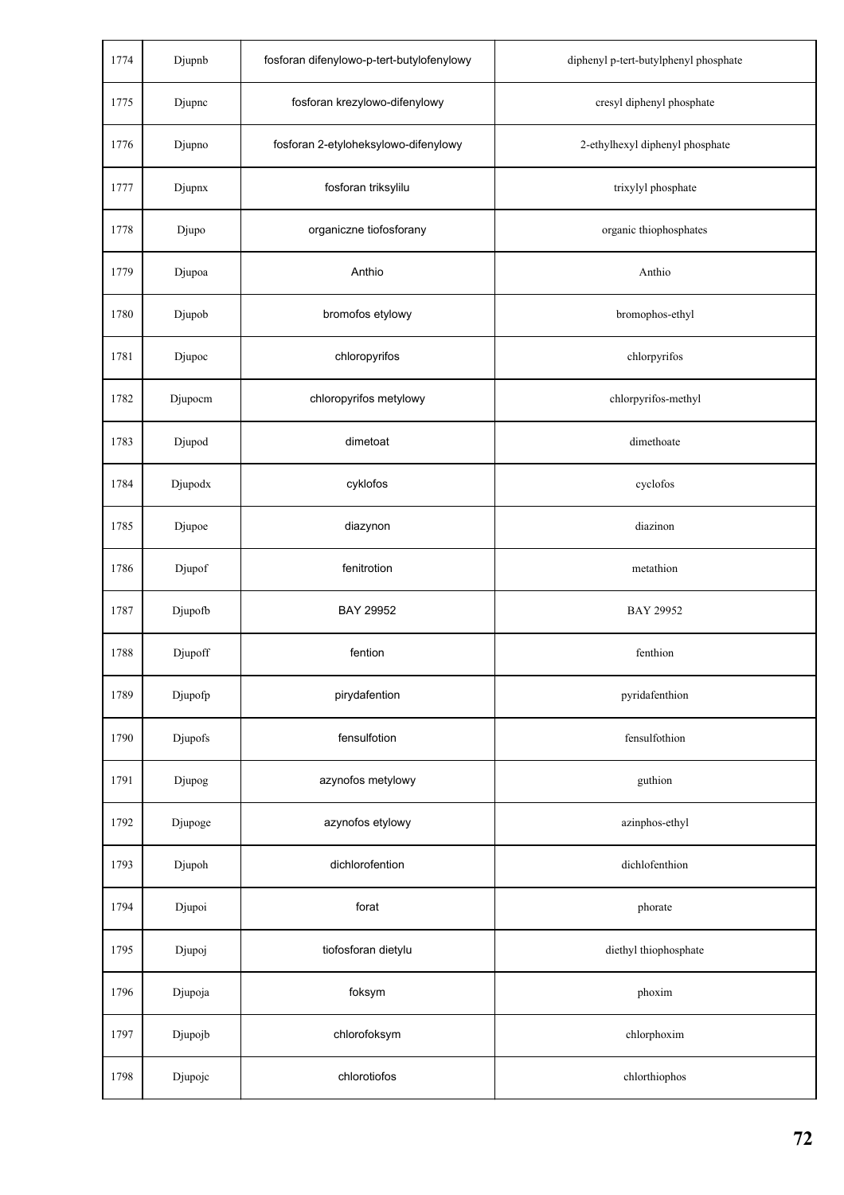| 1774 | Djupnb | fosforan difenylowo-p-tert-butylofenylowy | diphenyl p-tert-butylphenyl phosphate |
|---|---|---|---|
| 1775 | Djupnc | fosforan krezylowo-difenylowy | cresyl diphenyl phosphate |
| 1776 | Djupno | fosforan 2-etyloheksylowo-difenylowy | 2-ethylhexyl diphenyl phosphate |
| 1777 | Djupnx | fosforan triksylilu | trixylyl phosphate |
| 1778 | Djupo | organiczne tiofosforany | organic thiophosphates |
| 1779 | Djupoa | Anthio | Anthio |
| 1780 | Djupob | bromofos etylowy | bromophos-ethyl |
| 1781 | Djupoc | chloropyrifos | chlorpyrifos |
| 1782 | Djupocm | chloropyrifos metylowy | chlorpyrifos-methyl |
| 1783 | Djupod | dimetoat | dimethoate |
| 1784 | Djupodx | cyklofos | cyclofos |
| 1785 | Djupoe | diazynon | diazinon |
| 1786 | Djupof | fenitrotion | metathion |
| 1787 | Djupofb | BAY 29952 | BAY 29952 |
| 1788 | Djupoff | fention | fenthion |
| 1789 | Djupofp | pirydafention | pyridafenthion |
| 1790 | Djupofs | fensulfotion | fensulfothion |
| 1791 | Djupog | azynofos metylowy | guthion |
| 1792 | Djupoge | azynofos etylowy | azinphos-ethyl |
| 1793 | Djupoh | dichlorofention | dichlofenthion |
| 1794 | Djupoi | forat | phorate |
| 1795 | Djupoj | tiofosforan dietylu | diethyl thiophosphate |
| 1796 | Djupoja | foksym | phoxim |
| 1797 | Djupojb | chlorofoksym | chlorphoxim |
| 1798 | Djupojc | chlorotiofos | chlorthiophos |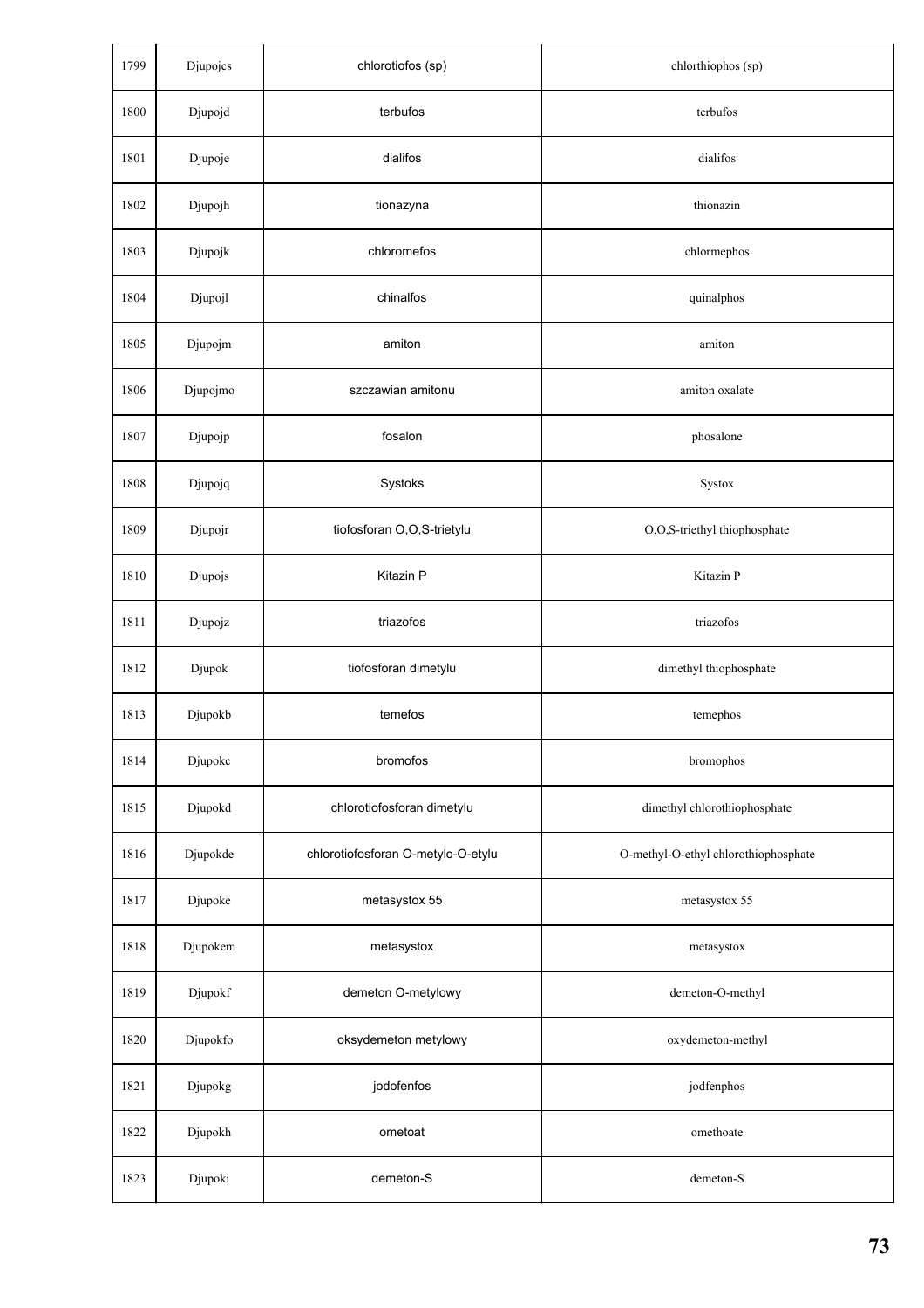| 1799 | Djupojcs | chlorotiofos (sp) | chlorthiophos (sp) |
|---|---|---|---|
| 1800 | Djupojd | terbufos | terbufos |
| 1801 | Djupoje | dialifos | dialifos |
| 1802 | Djupojh | tionazyna | thionazin |
| 1803 | Djupojk | chloromefos | chlormephos |
| 1804 | Djupojl | chinalfos | quinalphos |
| 1805 | Djupojm | amiton | amiton |
| 1806 | Djupojmo | szczawian amitonu | amiton oxalate |
| 1807 | Djupojp | fosalon | phosalone |
| 1808 | Djupojq | Systoks | Systox |
| 1809 | Djupojr | tiofosforan O,O,S-trietylu | O,O,S-triethyl thiophosphate |
| 1810 | Djupojs | Kitazin P | Kitazin P |
| 1811 | Djupojz | triazofos | triazofos |
| 1812 | Djupok | tiofosforan dimetylu | dimethyl thiophosphate |
| 1813 | Djupokb | temefos | temephos |
| 1814 | Djupokc | bromofos | bromophos |
| 1815 | Djupokd | chlorotiofosforan dimetylu | dimethyl chlorothiophosphate |
| 1816 | Djupokde | chlorotiofosforan O-metylo-O-etylu | O-methyl-O-ethyl chlorothiophosphate |
| 1817 | Djupoke | metasystox 55 | metasystox 55 |
| 1818 | Djupokem | metasystox | metasystox |
| 1819 | Djupokf | demeton O-metylowy | demeton-O-methyl |
| 1820 | Djupokfo | oksydemeton metylowy | oxydemeton-methyl |
| 1821 | Djupokg | jodofenfos | jodfenphos |
| 1822 | Djupokh | ometoat | omethoate |
| 1823 | Djupoki | demeton-S | demeton-S |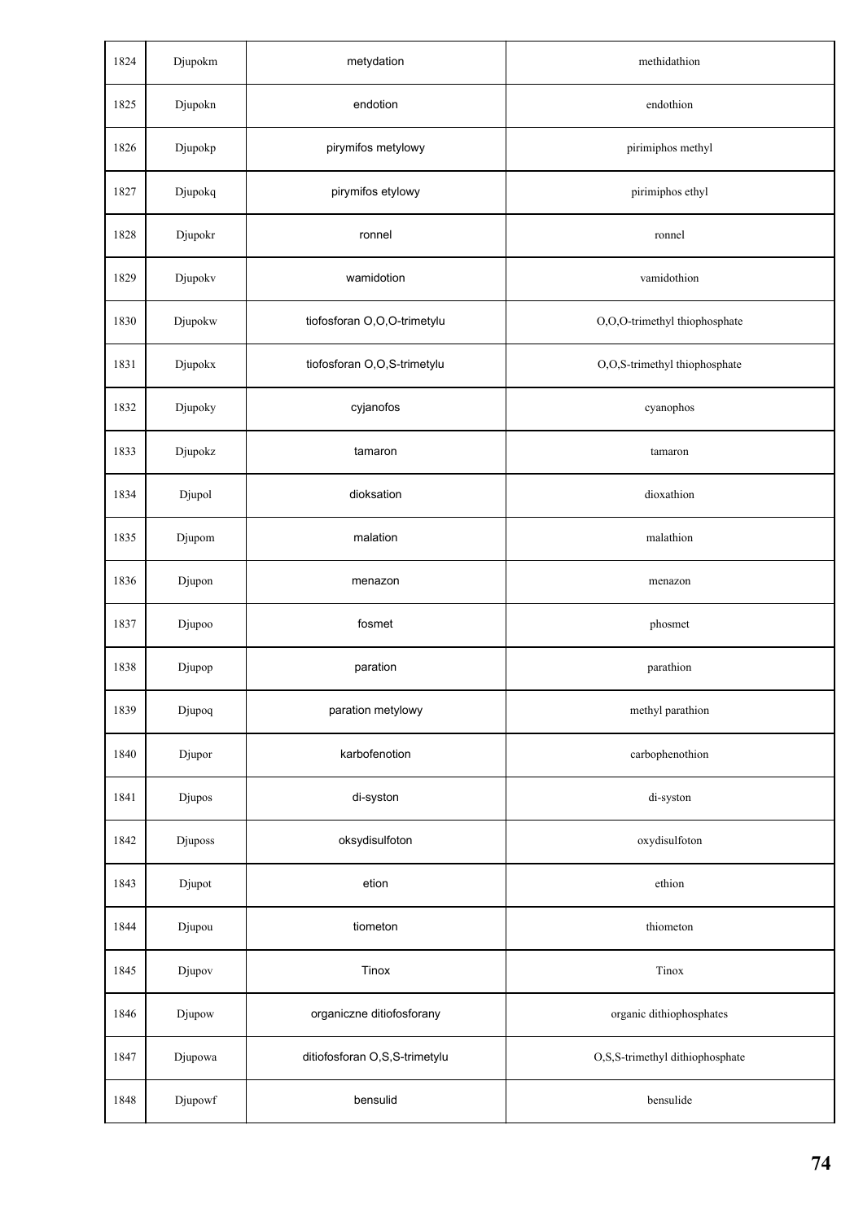| 1824 | Djupokm | metydation | methidathion |
|---|---|---|---|
| 1825 | Djupokn | endotion | endothion |
| 1826 | Djupokp | pirymifos metylowy | pirimiphos methyl |
| 1827 | Djupokq | pirymifos etylowy | pirimiphos ethyl |
| 1828 | Djupokr | ronnel | ronnel |
| 1829 | Djupokv | wamidotion | vamidothion |
| 1830 | Djupokw | tiofosforan O,O,O-trimetylu | O,O,O-trimethyl thiophosphate |
| 1831 | Djupokx | tiofosforan O,O,S-trimetylu | O,O,S-trimethyl thiophosphate |
| 1832 | Djupoky | cyjanofos | cyanophos |
| 1833 | Djupokz | tamaron | tamaron |
| 1834 | Djupol | dioksation | dioxathion |
| 1835 | Djupom | malation | malathion |
| 1836 | Djupon | menazon | menazon |
| 1837 | Djupoo | fosmet | phosmet |
| 1838 | Djupop | paration | parathion |
| 1839 | Djupoq | paration metylowy | methyl parathion |
| 1840 | Djupor | karbofenotion | carbophenothion |
| 1841 | Djupos | di-syston | di-syston |
| 1842 | Djuposs | oksydisulfoton | oxydisulfoton |
| 1843 | Djupot | etion | ethion |
| 1844 | Djupou | tiometon | thiometon |
| 1845 | Djupov | Tinox | Tinox |
| 1846 | Djupow | organiczne ditiofosforany | organic dithiophosphates |
| 1847 | Djupowa | ditiofosforan O,S,S-trimetylu | O,S,S-trimethyl dithiophosphate |
| 1848 | Djupowf | bensulid | bensulide |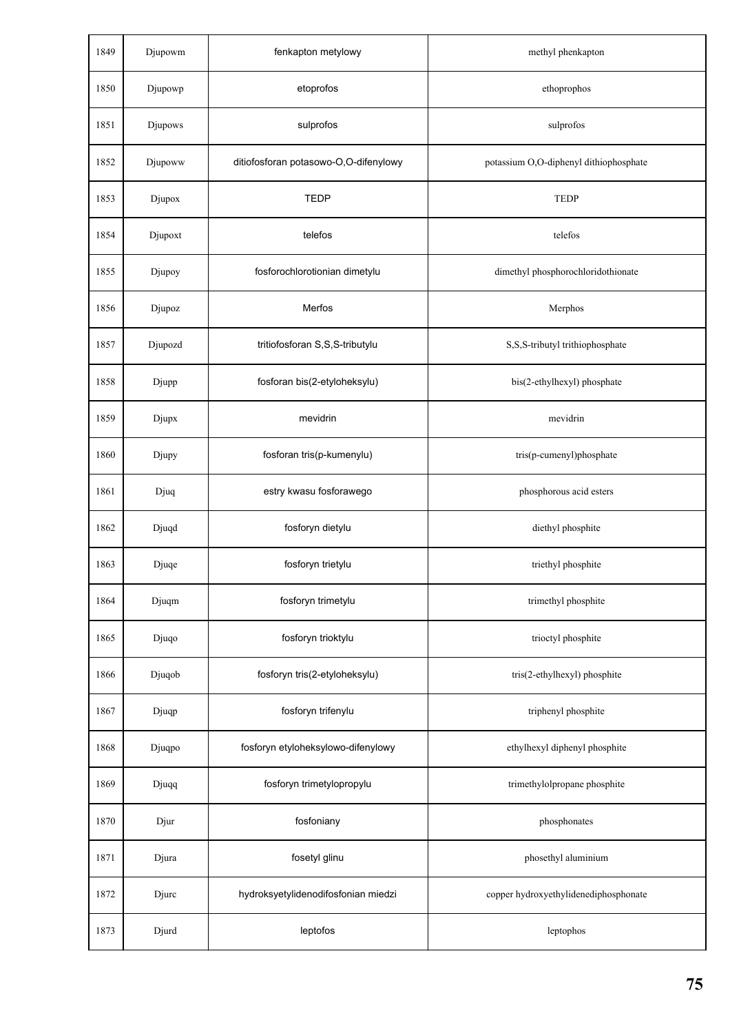| | | | |
|---|---|---|---|
| 1849 | Djupowm | fenkapton metylowy | methyl phenkapton |
| 1850 | Djupowp | etoprofos | ethoprophos |
| 1851 | Djupows | sulprofos | sulprofos |
| 1852 | Djupoww | ditiofosforan potasowo-O,O-difenylowy | potassium O,O-diphenyl dithiophosphate |
| 1853 | Djupox | TEDP | TEDP |
| 1854 | Djupoxt | telefos | telefos |
| 1855 | Djupoy | fosforochlorotionian dimetylu | dimethyl phosphorochloridothionate |
| 1856 | Djupoz | Merfos | Merphos |
| 1857 | Djupozd | tritiofosforan S,S,S-tributylu | S,S,S-tributyl trithiophosphate |
| 1858 | Djupp | fosforan bis(2-etyloheksylu) | bis(2-ethylhexyl) phosphate |
| 1859 | Djupx | mevidrin | mevidrin |
| 1860 | Djupy | fosforan tris(p-kumenylu) | tris(p-cumenyl)phosphate |
| 1861 | Djuq | estry kwasu fosforawego | phosphorous acid esters |
| 1862 | Djuqd | fosforyn dietylu | diethyl phosphite |
| 1863 | Djuqe | fosforyn trietylu | triethyl phosphite |
| 1864 | Djuqm | fosforyn trimetylu | trimethyl phosphite |
| 1865 | Djuqo | fosforyn trioktylu | trioctyl phosphite |
| 1866 | Djuqob | fosforyn tris(2-etyloheksylu) | tris(2-ethylhexyl) phosphite |
| 1867 | Djuqp | fosforyn trifenylu | triphenyl phosphite |
| 1868 | Djuqpo | fosforyn etyloheksylowo-difenylowy | ethylhexyl diphenyl phosphite |
| 1869 | Djuqq | fosforyn trimetylopropylu | trimethylolpropane phosphite |
| 1870 | Djur | fosfoniany | phosphonates |
| 1871 | Djura | fosetyl glinu | phosethyl aluminium |
| 1872 | Djurc | hydroksyetylidenodifosfonian miedzi | copper hydroxyethylidenediphosphonate |
| 1873 | Djurd | leptofos | leptophos |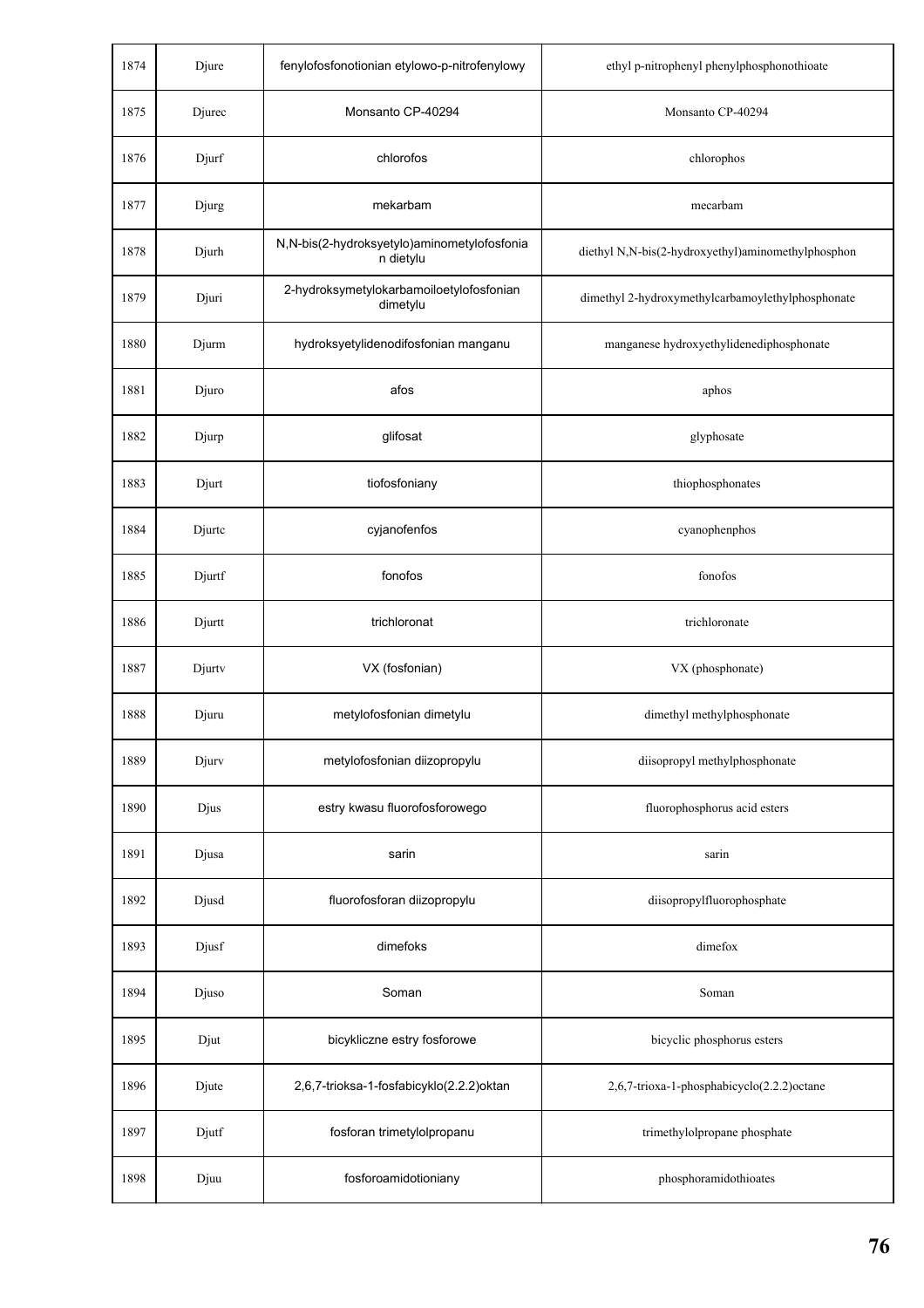| 1874 | Djure | fenylofosfonotionian etylowo-p-nitrofenylowy | ethyl p-nitrophenyl phenylphosphonothioate |
|---|---|---|---|
| 1875 | Djurec | Monsanto CP-40294 | Monsanto CP-40294 |
| 1876 | Djurf | chlorofos | chlorophos |
| 1877 | Djurg | mekarbam | mecarbam |
| 1878 | Djurh | N,N-bis(2-hydroksyetylo)aminometylofosfonian dietylu | diethyl N,N-bis(2-hydroxyethyl)aminomethylphosphon |
| 1879 | Djuri | 2-hydroksymetylokarbamoiloetylofosfonian dimetylu | dimethyl 2-hydroxymethylcarbamoylethylphosphonate |
| 1880 | Djurm | hydroksyetylidenodifosfonian manganu | manganese hydroxyethylidenediphosphonate |
| 1881 | Djuro | afos | aphos |
| 1882 | Djurp | glifosat | glyphosate |
| 1883 | Djurt | tiofosfoniany | thiophosphonates |
| 1884 | Djurtc | cyjanofenfos | cyanophenphos |
| 1885 | Djurtf | fonofos | fonofos |
| 1886 | Djurtt | trichloronat | trichloronate |
| 1887 | Djurtv | VX (fosfonian) | VX (phosphonate) |
| 1888 | Djuru | metylofosfonian dimetylu | dimethyl methylphosphonate |
| 1889 | Djurv | metylofosfonian diizopropylu | diisopropyl methylphosphonate |
| 1890 | Djus | estry kwasu fluorofosforowego | fluorophosphorus acid esters |
| 1891 | Djusa | sarin | sarin |
| 1892 | Djusd | fluorofosforan diizopropylu | diisopropylfluorophosphate |
| 1893 | Djusf | dimefoks | dimefox |
| 1894 | Djuso | Soman | Soman |
| 1895 | Djut | bicykliczne estry fosforowe | bicyclic phosphorus esters |
| 1896 | Djute | 2,6,7-trioksa-1-fosfabicyklo(2.2.2)oktan | 2,6,7-trioxa-1-phosphabicyclo(2.2.2)octane |
| 1897 | Djutf | fosforan trimetylolpropanu | trimethylolpropane phosphate |
| 1898 | Djuu | fosforoamidotioniany | phosphoramidothioates |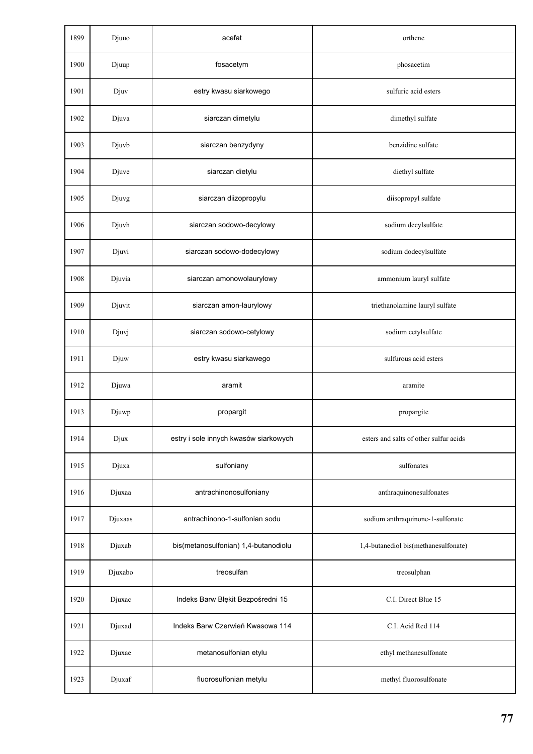| 1899 | Djuuo | acefat | orthene |
|---|---|---|---|
| 1900 | Djuup | fosacetym | phosacetim |
| 1901 | Djuv | estry kwasu siarkowego | sulfuric acid esters |
| 1902 | Djuva | siarczan dimetylu | dimethyl sulfate |
| 1903 | Djuvb | siarczan benzydyny | benzidine sulfate |
| 1904 | Djuve | siarczan dietylu | diethyl sulfate |
| 1905 | Djuvg | siarczan diizopropylu | diisopropyl sulfate |
| 1906 | Djuvh | siarczan sodowo-decylowy | sodium decylsulfate |
| 1907 | Djuvi | siarczan sodowo-dodecylowy | sodium dodecylsulfate |
| 1908 | Djuvia | siarczan amonowolaurylowy | ammonium lauryl sulfate |
| 1909 | Djuvit | siarczan amon-laurylowy | triethanolamine lauryl sulfate |
| 1910 | Djuvj | siarczan sodowo-cetylowy | sodium cetylsulfate |
| 1911 | Djuw | estry kwasu siarkawego | sulfurous acid esters |
| 1912 | Djuwa | aramit | aramite |
| 1913 | Djuwp | propargit | propargite |
| 1914 | Djux | estry i sole innych kwasów siarkowych | esters and salts of other sulfur acids |
| 1915 | Djuxa | sulfoniany | sulfonates |
| 1916 | Djuxaa | antrachinonosulfoniany | anthraquinonesulfonates |
| 1917 | Djuxaas | antrachinono-1-sulfonian sodu | sodium anthraquinone-1-sulfonate |
| 1918 | Djuxab | bis(metanosulfonian) 1,4-butanodiolu | 1,4-butanediol bis(methanesulfonate) |
| 1919 | Djuxabo | treosulfan | treosulphan |
| 1920 | Djuxac | Indeks Barw Błękit Bezpośredni 15 | C.I. Direct Blue 15 |
| 1921 | Djuxad | Indeks Barw Czerwień Kwasowa 114 | C.I. Acid Red 114 |
| 1922 | Djuxae | metanosulfonian etylu | ethyl methanesulfonate |
| 1923 | Djuxaf | fluorosulfonian metylu | methyl fluorosulfonate |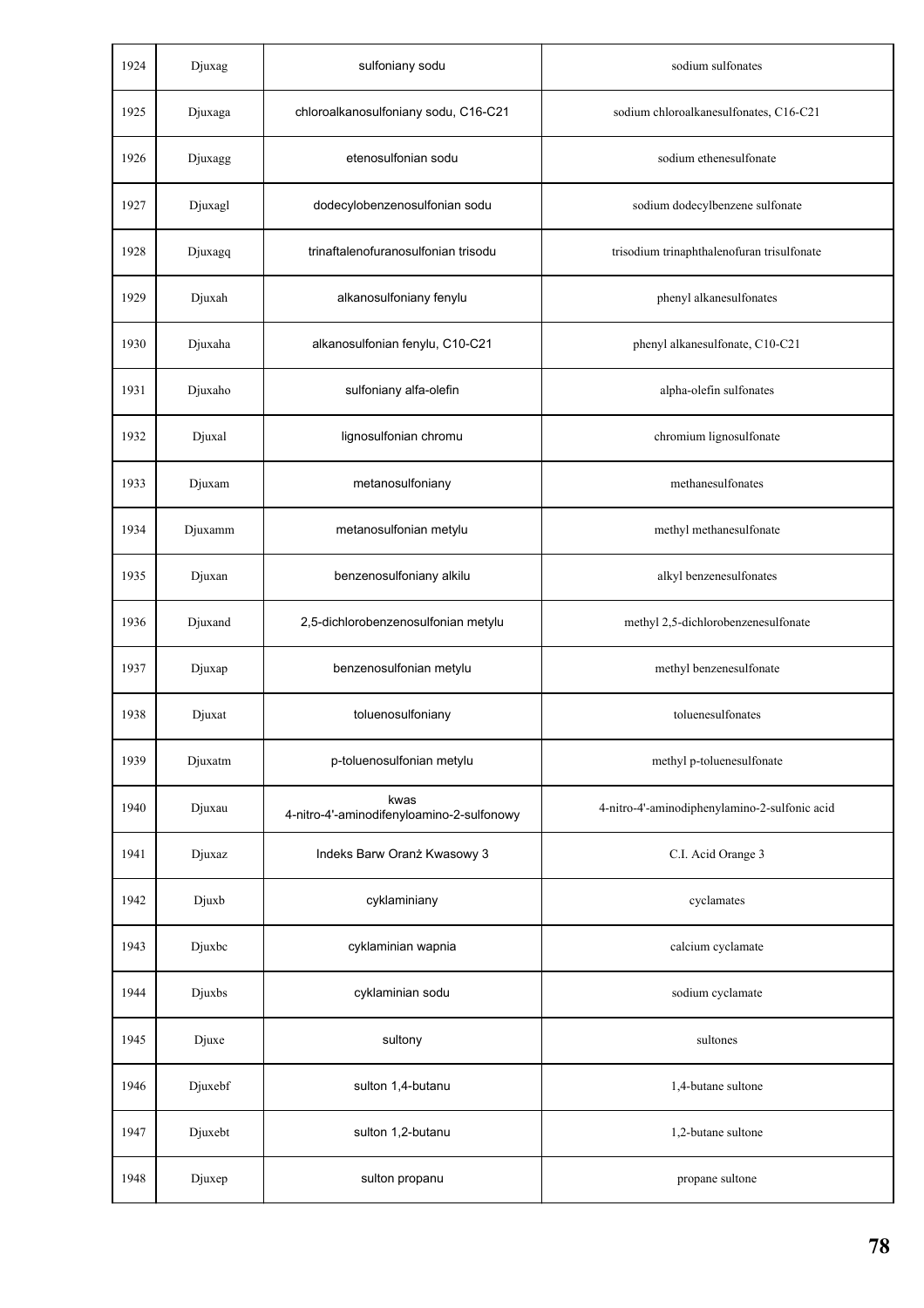| 1924 | Djuxag | sulfoniany sodu | sodium sulfonates |
|---|---|---|---|
| 1925 | Djuxaga | chloroalkanosulfoniany sodu, C16-C21 | sodium chloroalkanesulfonates, C16-C21 |
| 1926 | Djuxagg | etenosulfonian sodu | sodium ethenesulfonate |
| 1927 | Djuxagl | dodecylobenzenosulfonian sodu | sodium dodecylbenzene sulfonate |
| 1928 | Djuxagq | trinaftalenofuranosulfonian trisodu | trisodium trinaphthalenofuran trisulfonate |
| 1929 | Djuxah | alkanosulfoniany fenylu | phenyl alkanesulfonates |
| 1930 | Djuxaha | alkanosulfonian fenylu, C10-C21 | phenyl alkanesulfonate, C10-C21 |
| 1931 | Djuxaho | sulfoniany alfa-olefin | alpha-olefin sulfonates |
| 1932 | Djuxal | lignosulfonian chromu | chromium lignosulfonate |
| 1933 | Djuxam | metanosulfoniany | methanesulfonates |
| 1934 | Djuxamm | metanosulfonian metylu | methyl methanesulfonate |
| 1935 | Djuxan | benzenosulfoniany alkilu | alkyl benzenesulfonates |
| 1936 | Djuxand | 2,5-dichlorobenzenosulfonian metylu | methyl 2,5-dichlorobenzenesulfonate |
| 1937 | Djuxap | benzenosulfonian metylu | methyl benzenesulfonate |
| 1938 | Djuxat | toluenosulfoniany | toluenesulfonates |
| 1939 | Djuxatm | p-toluenosulfonian metylu | methyl p-toluenesulfonate |
| 1940 | Djuxau | kwas 4-nitro-4'-aminodifenyloamino-2-sulfonowy | 4-nitro-4'-aminodiphenylamino-2-sulfonic acid |
| 1941 | Djuxaz | Indeks Barw Oranż Kwasowy 3 | C.I. Acid Orange 3 |
| 1942 | Djuxb | cyklaminiany | cyclamates |
| 1943 | Djuxbc | cyklaminian wapnia | calcium cyclamate |
| 1944 | Djuxbs | cyklaminian sodu | sodium cyclamate |
| 1945 | Djuxe | sultony | sultones |
| 1946 | Djuxebf | sulton 1,4-butanu | 1,4-butane sultone |
| 1947 | Djuxebt | sulton 1,2-butanu | 1,2-butane sultone |
| 1948 | Djuxep | sulton propanu | propane sultone |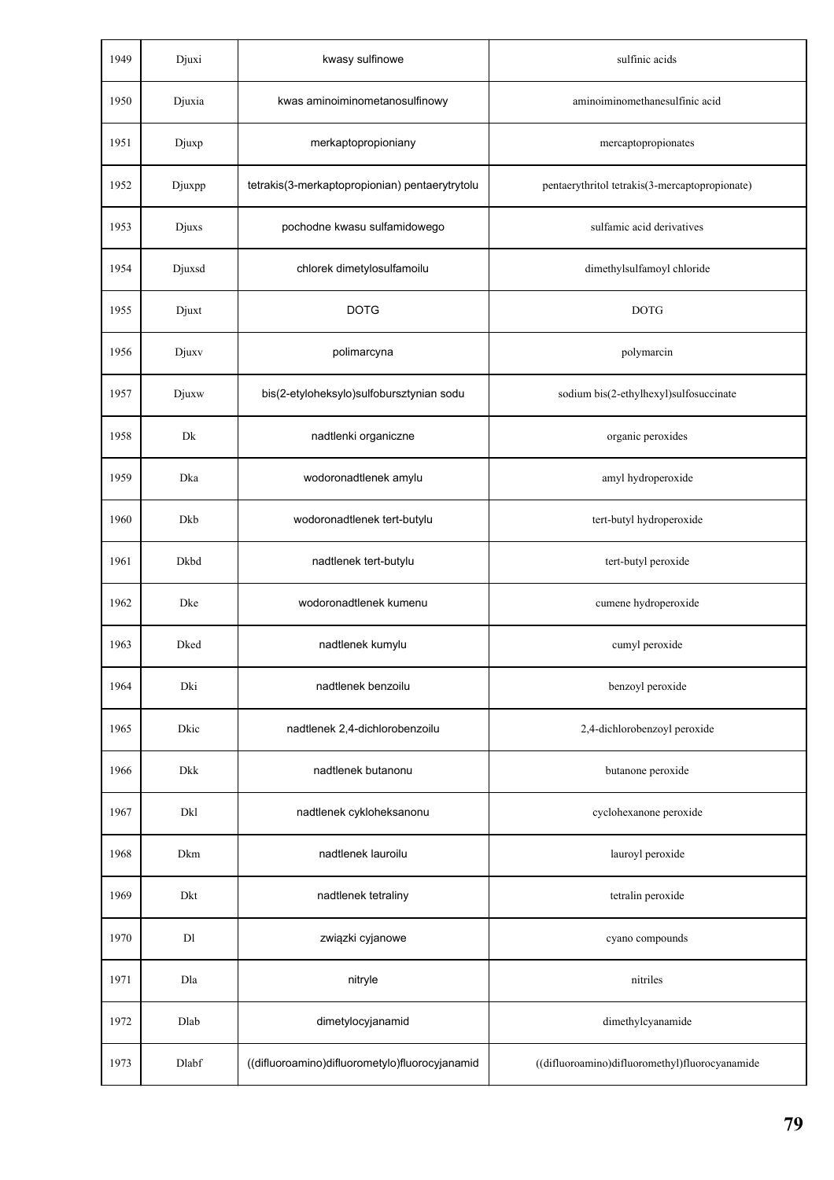| | | | |
|---|---|---|---|
| 1949 | Djuxi | kwasy sulfinowe | sulfinic acids |
| 1950 | Djuxia | kwas aminoiminometanosulfinowy | aminoiminomethanesulfinic acid |
| 1951 | Djuxp | merkaptopropioniany | mercaptopropionates |
| 1952 | Djuxpp | tetrakis(3-merkaptopropionian) pentaerytrytolu | pentaerythritol tetrakis(3-mercaptopropionate) |
| 1953 | Djuxs | pochodne kwasu sulfamidowego | sulfamic acid derivatives |
| 1954 | Djuxsd | chlorek dimetylosulfamoilu | dimethylsulfamoyl chloride |
| 1955 | Djuxt | DOTG | DOTG |
| 1956 | Djuxv | polimarcyna | polymarcin |
| 1957 | Djuxw | bis(2-etyloheksylo)sulfobursztynian sodu | sodium bis(2-ethylhexyl)sulfosuccinate |
| 1958 | Dk | nadtlenki organiczne | organic peroxides |
| 1959 | Dka | wodoronadtlenek amylu | amyl hydroperoxide |
| 1960 | Dkb | wodoronadtlenek tert-butylu | tert-butyl hydroperoxide |
| 1961 | Dkbd | nadtlenek tert-butylu | tert-butyl peroxide |
| 1962 | Dke | wodoronadtlenek kumenu | cumene hydroperoxide |
| 1963 | Dked | nadtlenek kumylu | cumyl peroxide |
| 1964 | Dki | nadtlenek benzoilu | benzoyl peroxide |
| 1965 | Dkic | nadtlenek 2,4-dichlorobenzoilu | 2,4-dichlorobenzoyl peroxide |
| 1966 | Dkk | nadtlenek butanonu | butanone peroxide |
| 1967 | Dkl | nadtlenek cykloheksanonu | cyclohexanone peroxide |
| 1968 | Dkm | nadtlenek lauroilu | lauroyl peroxide |
| 1969 | Dkt | nadtlenek tetraliny | tetralin peroxide |
| 1970 | Dl | związki cyjanowe | cyano compounds |
| 1971 | Dla | nitryle | nitriles |
| 1972 | Dlab | dimetylocyjanamid | dimethylcyanamide |
| 1973 | Dlabf | ((difluoroamino)difluorometylo)fluorocyjanamid | ((difluoroamino)difluoromethyl)fluorocyanamide |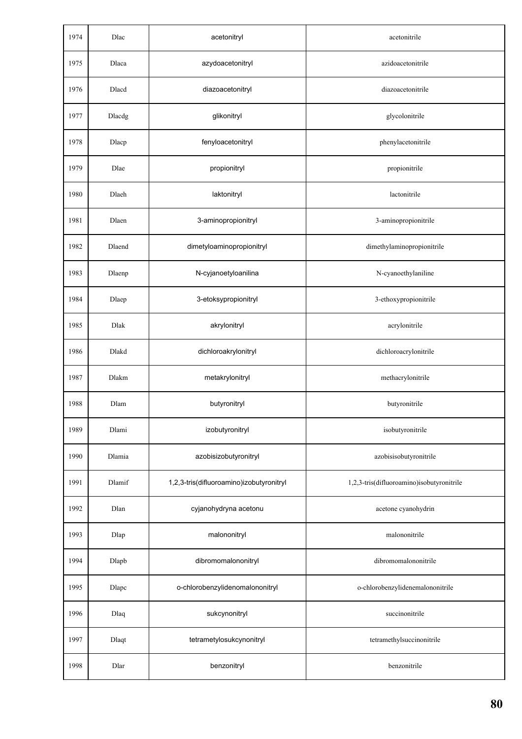| | | | |
|---|---|---|---|
| 1974 | Dlac | acetonitryl | acetonitrile |
| 1975 | Dlaca | azydoacetonitryl | azidoacetonitrile |
| 1976 | Dlacd | diazoacetonitryl | diazoacetonitrile |
| 1977 | Dlacdg | glikonitryl | glycolonitrile |
| 1978 | Dlacp | fenyloacetonitryl | phenylacetonitrile |
| 1979 | Dlae | propionitryl | propionitrile |
| 1980 | Dlaeh | laktonitryl | lactonitrile |
| 1981 | Dlaen | 3-aminopropionitryl | 3-aminopropionitrile |
| 1982 | Dlaend | dimetyloaminopropionitryl | dimethylaminopropionitrile |
| 1983 | Dlaenp | N-cyjanoetyloanilina | N-cyanoethylaniline |
| 1984 | Dlaep | 3-etoksypropionitryl | 3-ethoxypropionitrile |
| 1985 | Dlak | akrylonitryl | acrylonitrile |
| 1986 | Dlakd | dichloroakrylonitryl | dichloroacrylonitrile |
| 1987 | Dlakm | metakrylonitryl | methacrylonitrile |
| 1988 | Dlam | butyronitryl | butyronitrile |
| 1989 | Dlami | izobutyronitryl | isobutyronitrile |
| 1990 | Dlamia | azobisizobutyronitryl | azobisisobutyronitrile |
| 1991 | Dlamif | 1,2,3-tris(difluoroamino)izobutyronitryl | 1,2,3-tris(difluoroamino)isobutyronitrile |
| 1992 | Dlan | cyjanohydryna acetonu | acetone cyanohydrin |
| 1993 | Dlap | malononitryl | malononitrile |
| 1994 | Dlapb | dibromomalononitryl | dibromomalononitrile |
| 1995 | Dlapc | o-chlorobenzylidenomalononitryl | o-chlorobenzylidenemalononitrile |
| 1996 | Dlaq | sukcynonitryl | succinonitrile |
| 1997 | Dlaqt | tetrametylosukcynonitryl | tetramethylsuccinonitrile |
| 1998 | Dlar | benzonitryl | benzonitrile |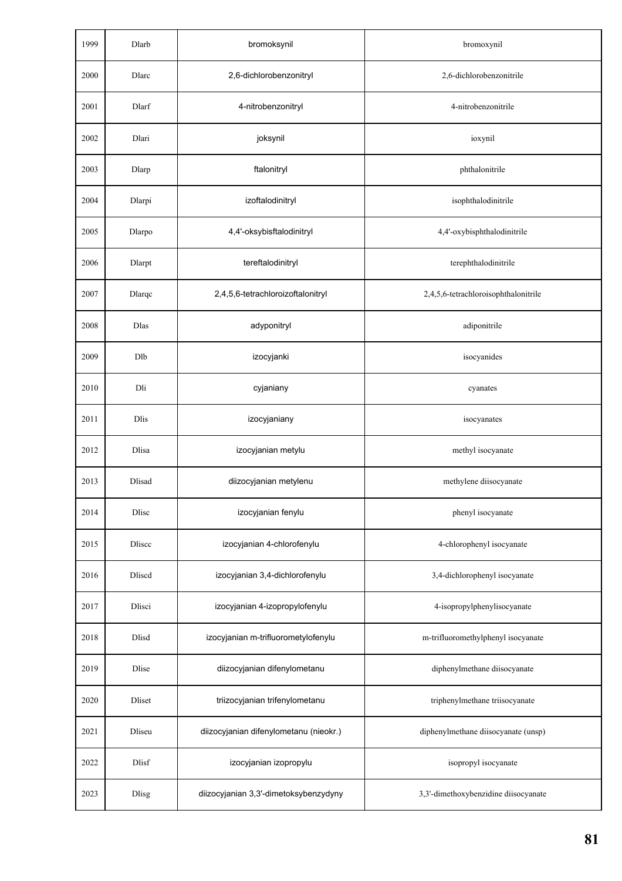| 1999 | Dlarb | bromoksynil | bromoxynil |
|---|---|---|---|
| 2000 | Dlarc | 2,6-dichlorobenzonitryl | 2,6-dichlorobenzonitrile |
| 2001 | Dlarf | 4-nitrobenzonitryl | 4-nitrobenzonitrile |
| 2002 | Dlari | joksynil | ioxynil |
| 2003 | Dlarp | ftalonitryl | phthalonitrile |
| 2004 | Dlarpi | izoftalodinitryl | isophthalodinitrile |
| 2005 | Dlarpo | 4,4'-oksybisftalodinitryl | 4,4'-oxybisphthalodinitrile |
| 2006 | Dlarpt | tereftalodinitryl | terephthalodinitrile |
| 2007 | Dlarqc | 2,4,5,6-tetrachloroizoftalonitryl | 2,4,5,6-tetrachloroisophthalonitrile |
| 2008 | Dlas | adyponitryl | adiponitrile |
| 2009 | Dlb | izocyjanki | isocyanides |
| 2010 | Dli | cyjaniany | cyanates |
| 2011 | Dlis | izocyjaniany | isocyanates |
| 2012 | Dlisa | izocyjanian metylu | methyl isocyanate |
| 2013 | Dlisad | diizocyjanian metylenu | methylene diisocyanate |
| 2014 | Dlisc | izocyjanian fenylu | phenyl isocyanate |
| 2015 | Dliscc | izocyjanian 4-chlorofenylu | 4-chlorophenyl isocyanate |
| 2016 | Dliscd | izocyjanian 3,4-dichlorofenylu | 3,4-dichlorophenyl isocyanate |
| 2017 | Dlisci | izocyjanian 4-izopropylofenylu | 4-isopropylphenylisocyanate |
| 2018 | Dlisd | izocyjanian m-trifluorometylofenylu | m-trifluoromethylphenyl isocyanate |
| 2019 | Dlise | diizocyjanian difenylometanu | diphenylmethane diisocyanate |
| 2020 | Dliset | triizocyjanian trifenylometanu | triphenylmethane triisocyanate |
| 2021 | Dliseu | diizocyjanian difenylometanu (nieokr.) | diphenylmethane diisocyanate (unsp) |
| 2022 | Dlisf | izocyjanian izopropylu | isopropyl isocyanate |
| 2023 | Dlisg | diizocyjanian 3,3'-dimetoksybenzydyny | 3,3'-dimethoxybenzidine diisocyanate |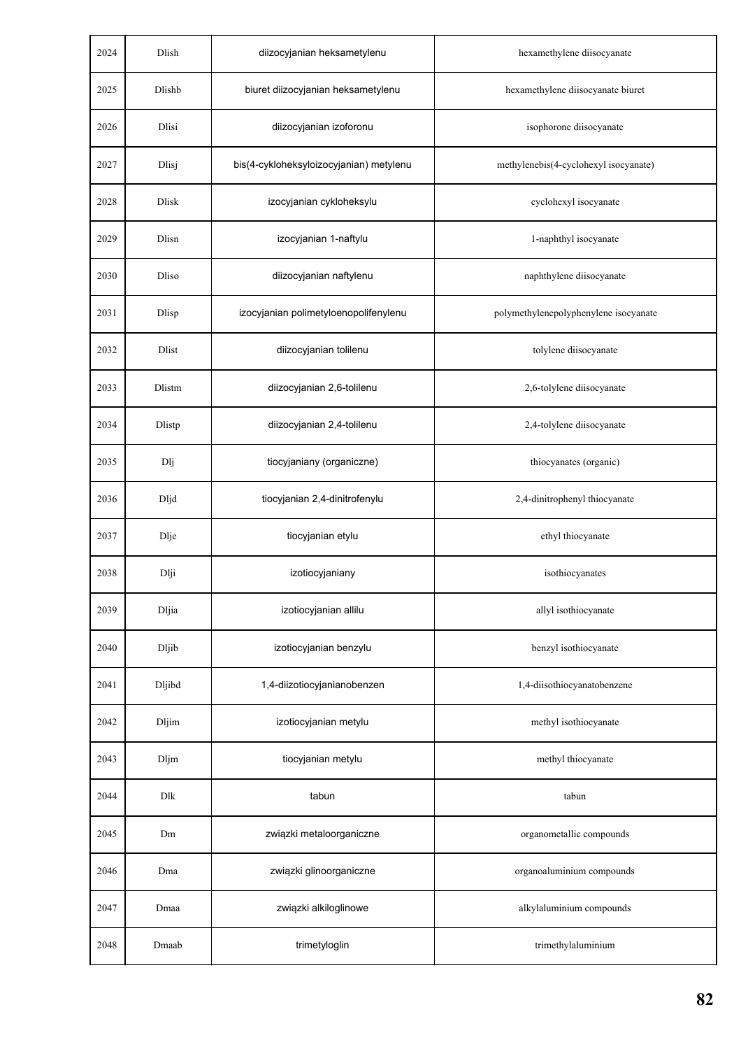| 2024 | Dlish | diizocyjanian heksametylenu | hexamethylene diisocyanate |
|---|---|---|---|
| 2025 | Dlishb | biuret diizocyjanian heksametylenu | hexamethylene diisocyanate biuret |
| 2026 | Dlisi | diizocyjanian izoforonu | isophorone diisocyanate |
| 2027 | Dlisj | bis(4-cykloheksyloizocyjanian) metylenu | methylenebis(4-cyclohexyl isocyanate) |
| 2028 | Dlisk | izocyjanian cykloheksylu | cyclohexyl isocyanate |
| 2029 | Dlisn | izocyjanian 1-naftylu | 1-naphthyl isocyanate |
| 2030 | Dliso | diizocyjanian naftylenu | naphthylene diisocyanate |
| 2031 | Dlisp | izocyjanian polimetyloenopolifenylenu | polymethylenepolyphenylene isocyanate |
| 2032 | Dlist | diizocyjanian tolilenu | tolylene diisocyanate |
| 2033 | Dlistm | diizocyjanian 2,6-tolilenu | 2,6-tolylene diisocyanate |
| 2034 | Dlistp | diizocyjanian 2,4-tolilenu | 2,4-tolylene diisocyanate |
| 2035 | Dlj | tiocyjaniany (organiczne) | thiocyanates (organic) |
| 2036 | Dljd | tiocyjanian 2,4-dinitrofenylu | 2,4-dinitrophenyl thiocyanate |
| 2037 | Dlje | tiocyjanian etylu | ethyl thiocyanate |
| 2038 | Dlji | izotiocyjaniany | isothiocyanates |
| 2039 | Dljia | izotiocyjanian allilu | allyl isothiocyanate |
| 2040 | Dljib | izotiocyjanian benzylu | benzyl isothiocyanate |
| 2041 | Dljibd | 1,4-diizotiocyjanianobenzen | 1,4-diisothiocyanatobenzene |
| 2042 | Dljim | izotiocyjanian metylu | methyl isothiocyanate |
| 2043 | Dljm | tiocyjanian metylu | methyl thiocyanate |
| 2044 | Dlk | tabun | tabun |
| 2045 | Dm | związki metaloorganiczne | organometallic compounds |
| 2046 | Dma | związki glinoorganiczne | organoaluminium compounds |
| 2047 | Dmaa | związki alkiloglinowe | alkylaluminium compounds |
| 2048 | Dmaab | trimetyloglin | trimethylaluminium |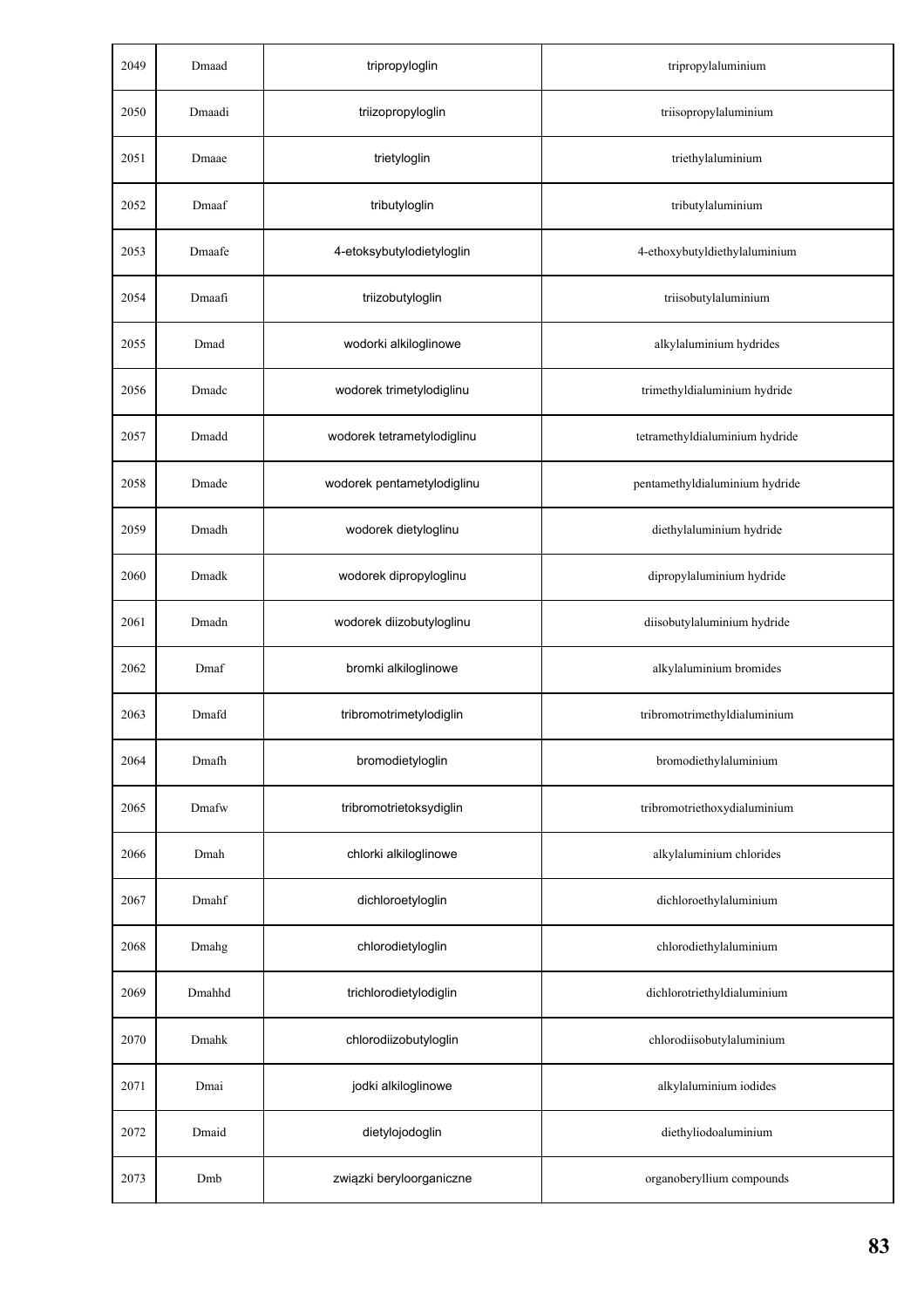| | | | |
|---|---|---|---|
| 2049 | Dmaad | tripropyloglin | tripropylaluminium |
| 2050 | Dmaadi | triizopropyloglin | triisopropylaluminium |
| 2051 | Dmaae | trietyloglin | triethylaluminium |
| 2052 | Dmaaf | tributyloglin | tributylaluminium |
| 2053 | Dmaafe | 4-etoksybutylodietyloglin | 4-ethoxybutyldiethylaluminium |
| 2054 | Dmaafi | triizobutyloglin | triisobutylaluminium |
| 2055 | Dmad | wodorki alkiloglinowe | alkylaluminium hydrides |
| 2056 | Dmadc | wodorek trimetylodiglinu | trimethyldialuminium hydride |
| 2057 | Dmadd | wodorek tetrametylodiglinu | tetramethyldialuminium hydride |
| 2058 | Dmade | wodorek pentametylodiglinu | pentamethyldialuminium hydride |
| 2059 | Dmadh | wodorek dietyloglinu | diethylaluminium hydride |
| 2060 | Dmadk | wodorek dipropyloglinu | dipropylaluminium hydride |
| 2061 | Dmadn | wodorek diizobutyloglinu | diisobutylaluminium hydride |
| 2062 | Dmaf | bromki alkiloglinowe | alkylaluminium bromides |
| 2063 | Dmafd | tribromotrimetylodiglin | tribromotrimethyldialuminium |
| 2064 | Dmafh | bromodietyloglin | bromodiethylaluminium |
| 2065 | Dmafw | tribromotrietoksydiglin | tribromotriethoxydialuminium |
| 2066 | Dmah | chlorki alkiloglinowe | alkylaluminium chlorides |
| 2067 | Dmahf | dichloroetyloglin | dichloroethylaluminium |
| 2068 | Dmahg | chlorodietyloglin | chlorodiethylaluminium |
| 2069 | Dmahhd | trichlorodietylodiglin | dichlorotriethyldialuminium |
| 2070 | Dmahk | chlorodiizobutyloglin | chlorodiisobutylaluminium |
| 2071 | Dmai | jodki alkiloglinowe | alkylaluminium iodides |
| 2072 | Dmaid | dietylojodoglin | diethyliodoaluminium |
| 2073 | Dmb | związki beryloorganiczne | organoberyllium compounds |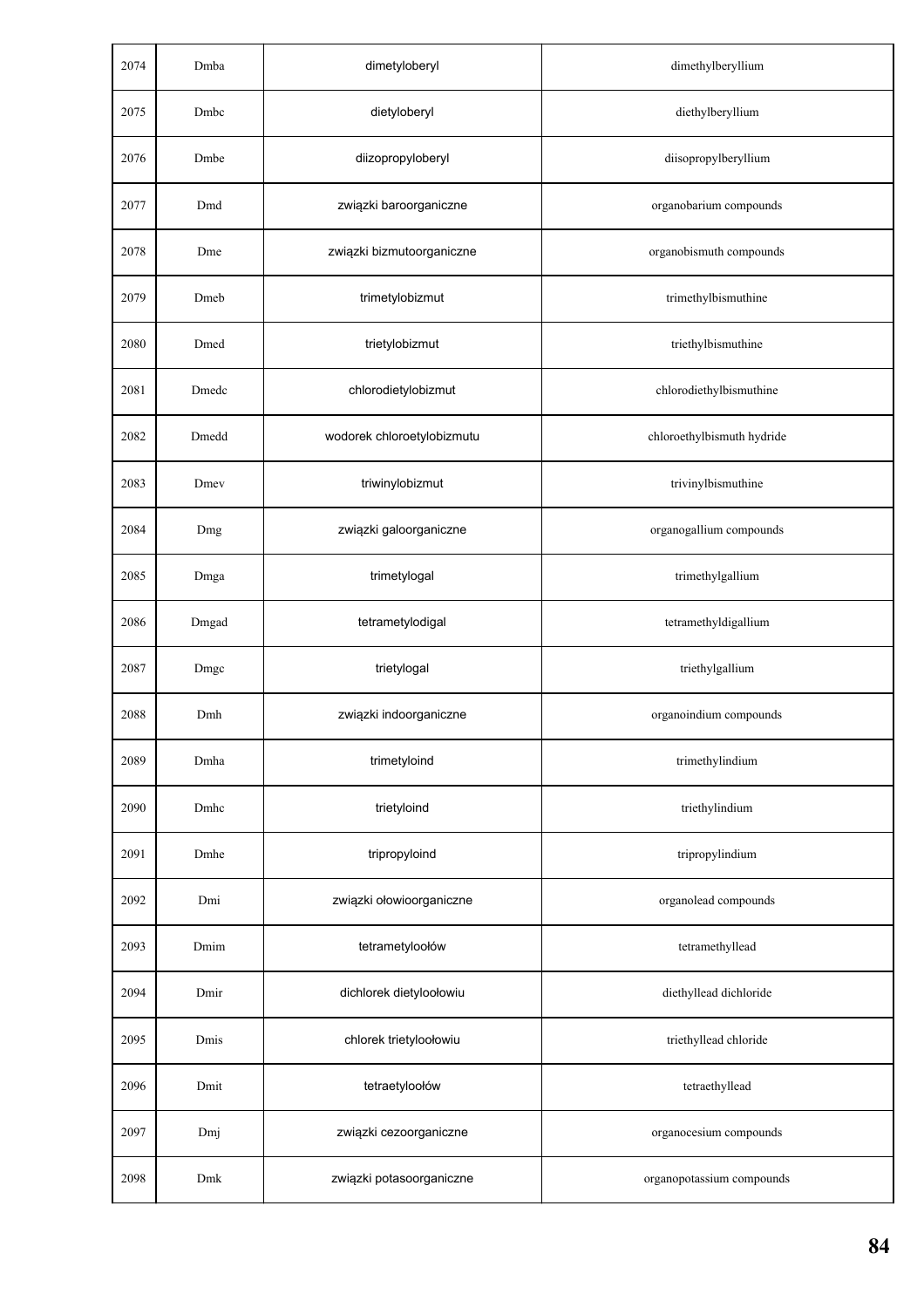| 2074 | Dmba | dimetyloberyl | dimethylberyllium |
|---|---|---|---|
| 2075 | Dmbc | dietyloberyl | diethylberyllium |
| 2076 | Dmbe | diizopropyloberyl | diisopropylberyllium |
| 2077 | Dmd | związki baroorganiczne | organobarium compounds |
| 2078 | Dme | związki bizmutoorganiczne | organobismuth compounds |
| 2079 | Dmeb | trimetylobizmut | trimethylbismuthine |
| 2080 | Dmed | trietylobizmut | triethylbismuthine |
| 2081 | Dmedc | chlorodietylobizmut | chlorodiethylbismuthine |
| 2082 | Dmedd | wodorek chloroetylobizmutu | chloroethylbismuth hydride |
| 2083 | Dmev | triwinylobizmut | trivinylbismuthine |
| 2084 | Dmg | związki galoorganiczne | organogallium compounds |
| 2085 | Dmga | trimetylogal | trimethylgallium |
| 2086 | Dmgad | tetrametylodigal | tetramethyldigallium |
| 2087 | Dmgc | trietylogal | triethylgallium |
| 2088 | Dmh | związki indoorganiczne | organoindium compounds |
| 2089 | Dmha | trimetyloind | trimethylindium |
| 2090 | Dmhc | trietyloind | triethylindium |
| 2091 | Dmhe | tripropyloind | tripropylindium |
| 2092 | Dmi | związki ołowioorganiczne | organolead compounds |
| 2093 | Dmim | tetrametyloołów | tetramethyllead |
| 2094 | Dmir | dichlorek dietyloołowiu | diethyllead dichloride |
| 2095 | Dmis | chlorek trietyloołowiu | triethyllead chloride |
| 2096 | Dmit | tetraetyloołów | tetraethyllead |
| 2097 | Dmj | związki cezoorganiczne | organocesium compounds |
| 2098 | Dmk | związki potasoorganiczne | organopotassium compounds |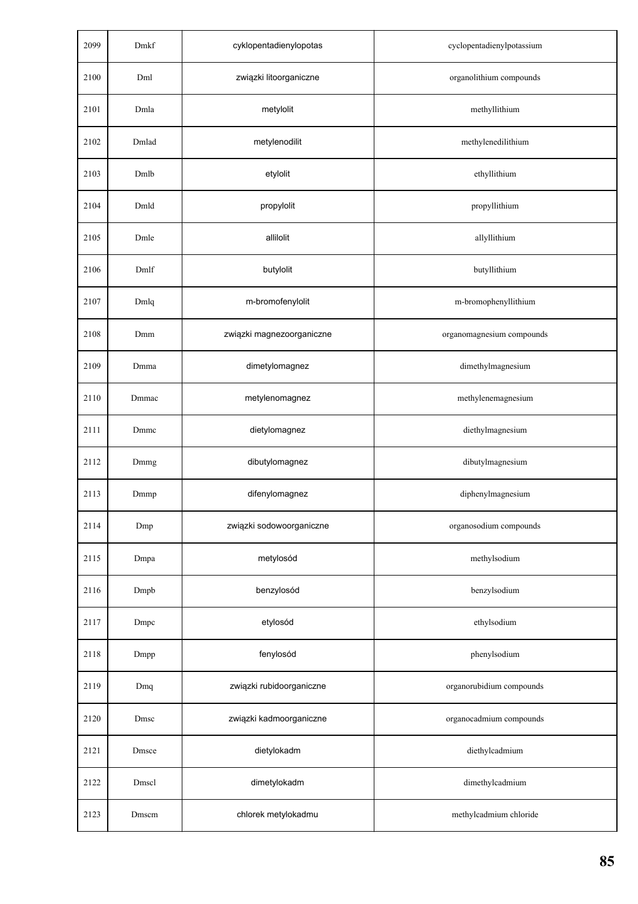| 2099 | Dmkf | cyklopentadienylopotas | cyclopentadienylpotassium |
|---|---|---|---|
| 2100 | Dml | związki litoorganiczne | organolithium compounds |
| 2101 | Dmla | metylolit | methyllithium |
| 2102 | Dmlad | metylenodilit | methylenedilithium |
| 2103 | Dmlb | etylolit | ethyllithium |
| 2104 | Dmld | propylolit | propyllithium |
| 2105 | Dmle | allilolit | allyllithium |
| 2106 | Dmlf | butylolit | butyllithium |
| 2107 | Dmlq | m-bromofenylolit | m-bromophenyllithium |
| 2108 | Dmm | związki magnezoorganiczne | organomagnesium compounds |
| 2109 | Dmma | dimetylomagnez | dimethylmagnesium |
| 2110 | Dmmac | metylenomagnez | methylenemagnesium |
| 2111 | Dmmc | dietylomagnez | diethylmagnesium |
| 2112 | Dmmg | dibutylomagnez | dibutylmagnesium |
| 2113 | Dmmp | difenylomagnez | diphenylmagnesium |
| 2114 | Dmp | związki sodowoorganiczne | organosodium compounds |
| 2115 | Dmpa | metylosód | methylsodium |
| 2116 | Dmpb | benzylosód | benzylsodium |
| 2117 | Dmpc | etylosód | ethylsodium |
| 2118 | Dmpp | fenylosód | phenylsodium |
| 2119 | Dmq | związki rubidoorganiczne | organorubidium compounds |
| 2120 | Dmsc | związki kadmoorganiczne | organocadmium compounds |
| 2121 | Dmsce | dietylokadm | diethylcadmium |
| 2122 | Dmscl | dimetylokadm | dimethylcadmium |
| 2123 | Dmscm | chlorek metylokadmu | methylcadmium chloride |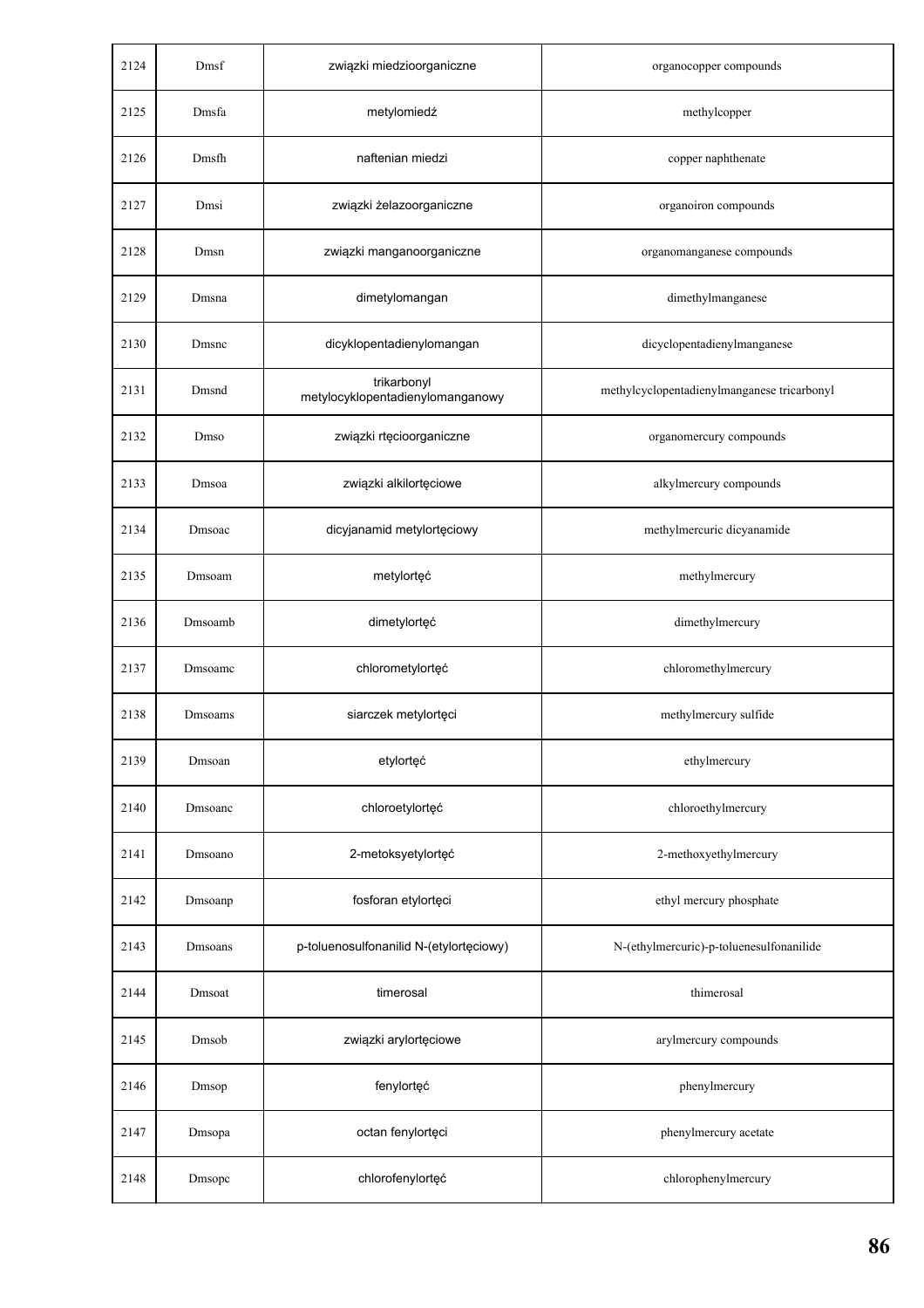| 2124 | Dmsf | związki miedzioorganiczne | organocopper compounds |
|---|---|---|---|
| 2125 | Dmsfa | metylomiedź | methylcopper |
| 2126 | Dmsfh | naftenian miedzi | copper naphthenate |
| 2127 | Dmsi | związki żelazoorganiczne | organoiron compounds |
| 2128 | Dmsn | związki manganoorganiczne | organomanganese compounds |
| 2129 | Dmsna | dimetylomangan | dimethylmanganese |
| 2130 | Dmsnc | dicyklopentadienylomangan | dicyclopentadienylmanganese |
| 2131 | Dmsnd | trikarbonyl metylocyklopentadienylomanganowy | methylcyclopentadienylmanganese tricarbonyl |
| 2132 | Dmso | związki rtęcioorganiczne | organomercury compounds |
| 2133 | Dmsoa | związki alkilortęciowe | alkylmercury compounds |
| 2134 | Dmsoac | dicyjanamid metylortęciowy | methylmercuric dicyanamide |
| 2135 | Dmsoam | metylortęć | methylmercury |
| 2136 | Dmsoamb | dimetylortęć | dimethylmercury |
| 2137 | Dmsoamc | chlorometylortęć | chloromethylmercury |
| 2138 | Dmsoams | siarczek metylortęci | methylmercury sulfide |
| 2139 | Dmsoan | etylortęć | ethylmercury |
| 2140 | Dmsoanc | chloroetylortęć | chloroethylmercury |
| 2141 | Dmsoano | 2-metoksyetylortęć | 2-methoxyethylmercury |
| 2142 | Dmsoanp | fosforan etylortęci | ethyl mercury phosphate |
| 2143 | Dmsoans | p-toluenosulfonanilid N-(etylortęciowy) | N-(ethylmercuric)-p-toluenesulfonanilide |
| 2144 | Dmsoat | timerosal | thimerosal |
| 2145 | Dmsob | związki arylortęciowe | arylmercury compounds |
| 2146 | Dmsop | fenylortęć | phenylmercury |
| 2147 | Dmsopa | octan fenylortęci | phenylmercury acetate |
| 2148 | Dmsopc | chlorofenylortęć | chlorophenylmercury |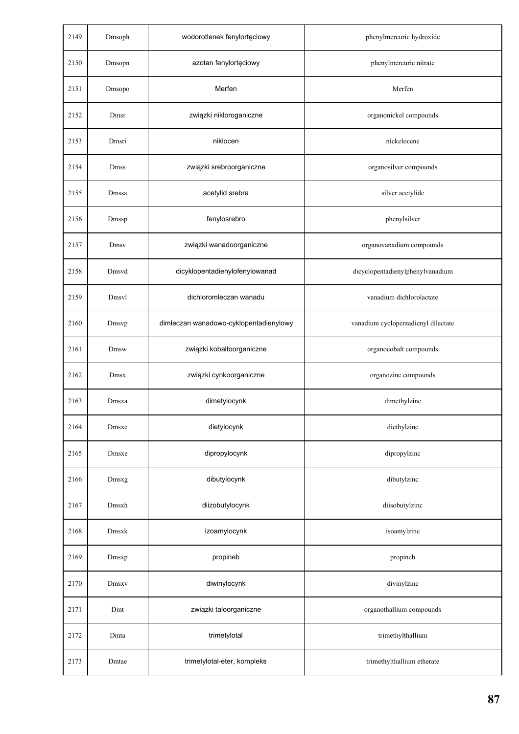| 2149 | Dmsoph | wodorotlenek fenylortęciowy | phenylmercuric hydroxide |
|---|---|---|---|
| 2150 | Dmsopn | azotan fenylortęciowy | phenylmercuric nitrate |
| 2151 | Dmsopo | Merfen | Merfen |
| 2152 | Dmsr | związki nikloroganiczne | organonickel compounds |
| 2153 | Dmsri | niklocen | nickelocene |
| 2154 | Dmss | związki srebroorganiczne | organosilver compounds |
| 2155 | Dmssa | acetylid srebra | silver acetylide |
| 2156 | Dmssp | fenylosrebro | phenylsilver |
| 2157 | Dmsv | związki wanadoorganiczne | organovanadium compounds |
| 2158 | Dmsvd | dicyklopentadienylofenylowanad | dicyclopentadienylphenylvanadium |
| 2159 | Dmsvl | dichloromleczan wanadu | vanadium dichlorolactate |
| 2160 | Dmsvp | dimleczan wanadowo-cyklopentadienylowy | vanadium cyclopentadienyl dilactate |
| 2161 | Dmsw | związki kobaltoorganiczne | organocobalt compounds |
| 2162 | Dmsx | związki cynkoorganiczne | organozinc compounds |
| 2163 | Dmsxa | dimetylocynk | dimethylzinc |
| 2164 | Dmsxc | dietylocynk | diethylzinc |
| 2165 | Dmsxe | dipropylocynk | dipropylzinc |
| 2166 | Dmsxg | dibutylocynk | dibutylzinc |
| 2167 | Dmsxh | diizobutylocynk | diisobutylzinc |
| 2168 | Dmsxk | izoamylocynk | isoamylzinc |
| 2169 | Dmsxp | propineb | propineb |
| 2170 | Dmsxv | diwinylocynk | divinylzinc |
| 2171 | Dmt | związki taloorganiczne | organothallium compounds |
| 2172 | Dmta | trimetylotal | trimethylthallium |
| 2173 | Dmtae | trimetylotal-eter, kompleks | trimethylthallium etherate |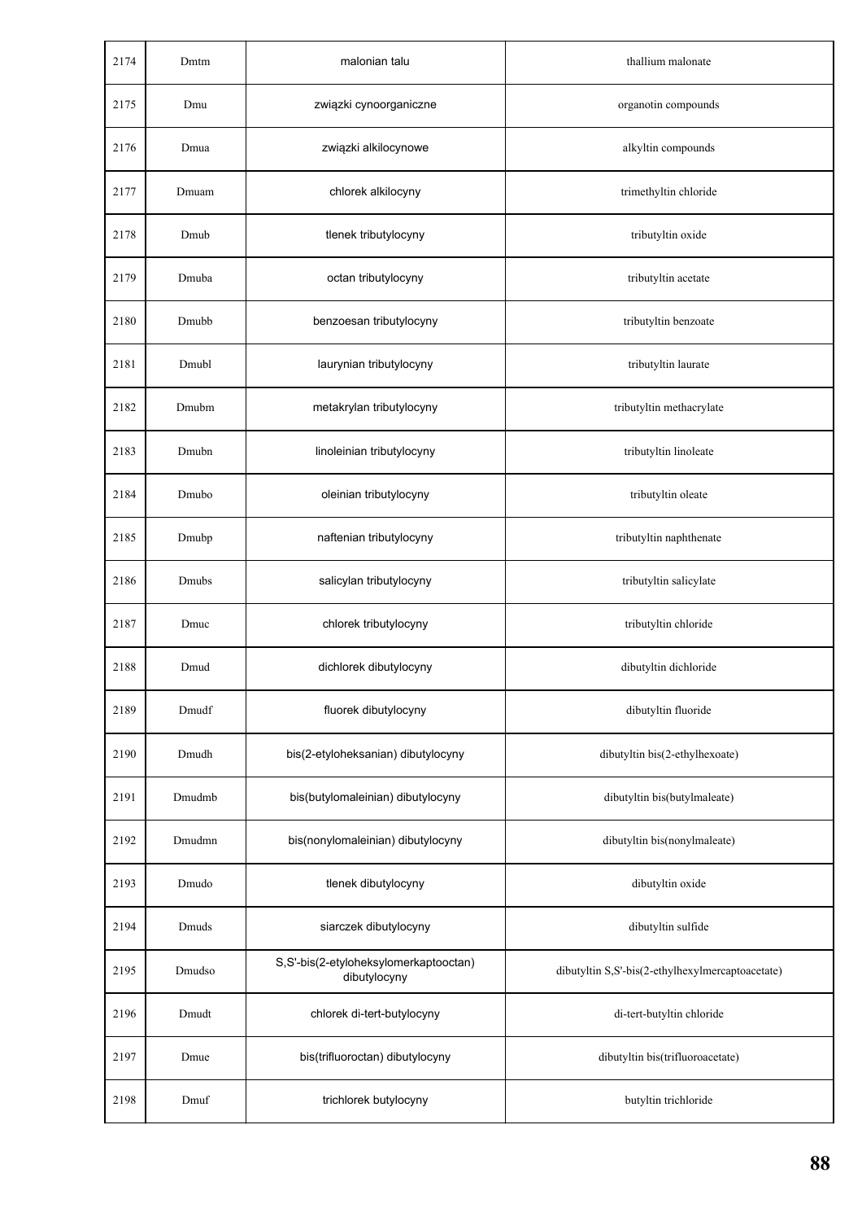| | | | |
|---|---|---|---|
| 2174 | Dmtm | malonian talu | thallium malonate |
| 2175 | Dmu | związki cynoorganiczne | organotin compounds |
| 2176 | Dmua | związki alkilocynowe | alkyltin compounds |
| 2177 | Dmuam | chlorek alkilocyny | trimethyltin chloride |
| 2178 | Dmub | tlenek tributylocyny | tributyltin oxide |
| 2179 | Dmuba | octan tributylocyny | tributyltin acetate |
| 2180 | Dmubb | benzoesan tributylocyny | tributyltin benzoate |
| 2181 | Dmubl | laurynian tributylocyny | tributyltin laurate |
| 2182 | Dmubm | metakrylan tributylocyny | tributyltin methacrylate |
| 2183 | Dmubn | linoleinian tributylocyny | tributyltin linoleate |
| 2184 | Dmubo | oleinian tributylocyny | tributyltin oleate |
| 2185 | Dmubp | naftenian tributylocyny | tributyltin naphthenate |
| 2186 | Dmubs | salicylan tributylocyny | tributyltin salicylate |
| 2187 | Dmuc | chlorek tributylocyny | tributyltin chloride |
| 2188 | Dmud | dichlorek dibutylocyny | dibutyltin dichloride |
| 2189 | Dmudf | fluorek dibutylocyny | dibutyltin fluoride |
| 2190 | Dmudh | bis(2-etyloheksanian) dibutylocyny | dibutyltin bis(2-ethylhexoate) |
| 2191 | Dmudmb | bis(butylomaleinian) dibutylocyny | dibutyltin bis(butylmaleate) |
| 2192 | Dmudmn | bis(nonylomaleinian) dibutylocyny | dibutyltin bis(nonylmaleate) |
| 2193 | Dmudo | tlenek dibutylocyny | dibutyltin oxide |
| 2194 | Dmuds | siarczek dibutylocyny | dibutyltin sulfide |
| 2195 | Dmudso | S,S'-bis(2-etyloheksylomerkaptooctan) dibutylocyny | dibutyltin S,S'-bis(2-ethylhexylmercaptoacetate) |
| 2196 | Dmudt | chlorek di-tert-butylocyny | di-tert-butyltin chloride |
| 2197 | Dmue | bis(trifluoroctan) dibutylocyny | dibutyltin bis(trifluoroacetate) |
| 2198 | Dmuf | trichlorek butylocyny | butyltin trichloride |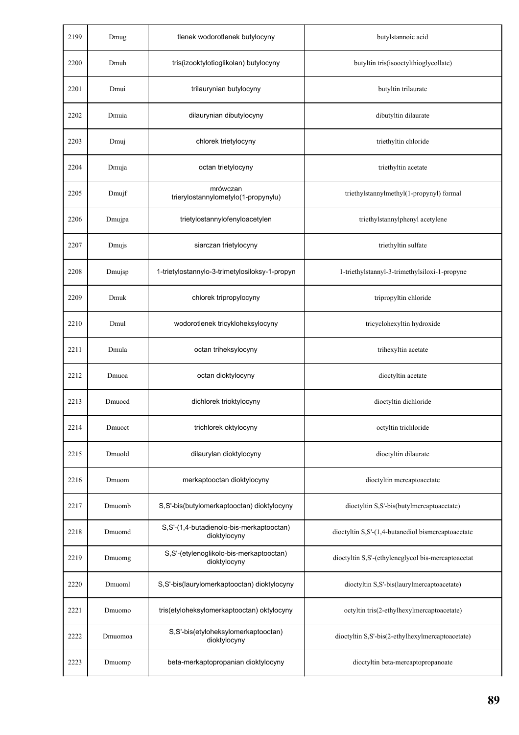| 2199 | Dmug | tlenek wodorotlenek butylocyny | butylstannoic acid |
|---|---|---|---|
| 2200 | Dmuh | tris(izooktylotioglikolan) butylocyny | butyltin tris(isooctylthioglycollate) |
| 2201 | Dmui | trilaurynian butylocyny | butyltin trilaurate |
| 2202 | Dmuia | dilaurynian dibutylocyny | dibutyltin dilaurate |
| 2203 | Dmuj | chlorek trietylocyny | triethyltin chloride |
| 2204 | Dmuja | octan trietylocyny | triethyltin acetate |
| 2205 | Dmujf | mrówczan trierylostannylometylo(1-propynylu) | triethylstannylmethyl(1-propynyl) formal |
| 2206 | Dmujpa | trietylostannylofenyloacetylen | triethylstannylphenyl acetylene |
| 2207 | Dmujs | siarczan trietylocyny | triethyltin sulfate |
| 2208 | Dmujsp | 1-trietylostannylo-3-trimetylosiloksy-1-propyn | 1-triethylstannyl-3-trimethylsiloxi-1-propyne |
| 2209 | Dmuk | chlorek tripropylocyny | tripropyltin chloride |
| 2210 | Dmul | wodorotlenek tricykloheksylocyny | tricyclohexyltin hydroxide |
| 2211 | Dmula | octan triheksylocyny | trihexyltin acetate |
| 2212 | Dmuoa | octan dioktylocyny | dioctyltin acetate |
| 2213 | Dmuocd | dichlorek trioktylocyny | dioctyltin dichloride |
| 2214 | Dmuoct | trichlorek oktylocyny | octyltin trichloride |
| 2215 | Dmuold | dilaurylan dioktylocyny | dioctyltin dilaurate |
| 2216 | Dmuom | merkaptooctan dioktylocyny | dioctyltin mercaptoacetate |
| 2217 | Dmuomb | S,S'-bis(butylomerkaptooctan) dioktylocyny | dioctyltin S,S'-bis(butylmercaptoacetate) |
| 2218 | Dmuomd | S,S'-(1,4-butadienolo-bis-merkaptooctan) dioktylocyny | dioctyltin S,S'-(1,4-butanediol bismercaptoacetate |
| 2219 | Dmuomg | S,S'-(etylenoglikolo-bis-merkaptooctan) dioktylocyny | dioctyltin S,S'-(ethyleneglycol bis-mercaptoacetat |
| 2220 | Dmuoml | S,S'-bis(laurylomerkaptooctan) dioktylocyny | dioctyltin S,S'-bis(laurylmercaptoacetate) |
| 2221 | Dmuomo | tris(etyloheksylomerkaptooctan) oktylocyny | octyltin tris(2-ethylhexylmercaptoacetate) |
| 2222 | Dmuomoa | S,S'-bis(etyloheksylomerkaptooctan) dioktylocyny | dioctyltin S,S'-bis(2-ethylhexylmercaptoacetate) |
| 2223 | Dmuomp | beta-merkaptopropanian dioktylocyny | dioctyltin beta-mercaptopropanoate |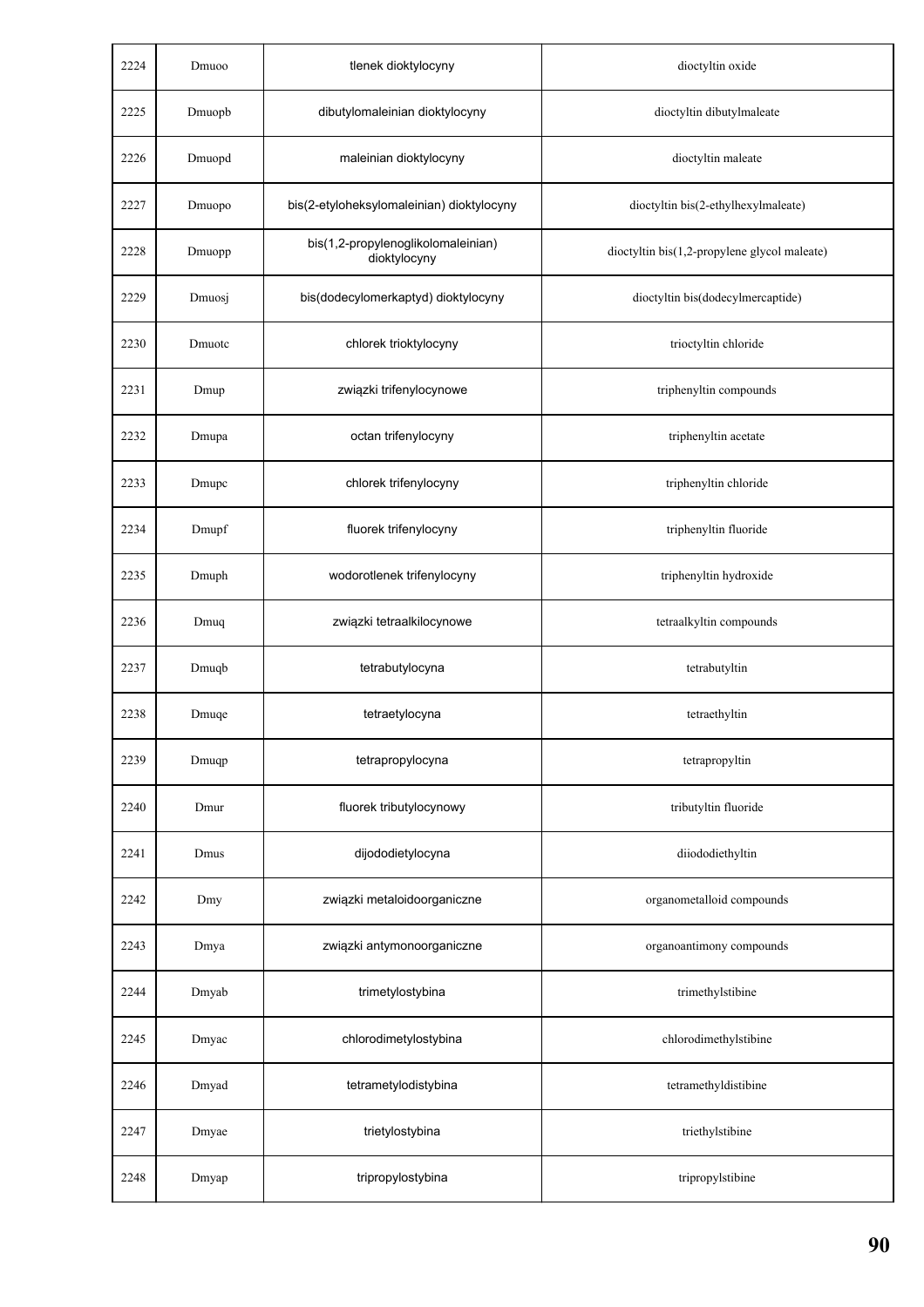| 2224 | Dmuoo | tlenek dioktylocyny | dioctyltin oxide |
|---|---|---|---|
| 2225 | Dmuopb | dibutylomaleinian dioktylocyny | dioctyltin dibutylmaleate |
| 2226 | Dmuopd | maleinian dioktylocyny | dioctyltin maleate |
| 2227 | Dmuopo | bis(2-etyloheksylomaleinian) dioktylocyny | dioctyltin bis(2-ethylhexylmaleate) |
| 2228 | Dmuopp | bis(1,2-propylenoglikolomaleinian) dioktylocyny | dioctyltin bis(1,2-propylene glycol maleate) |
| 2229 | Dmuosj | bis(dodecylomerkaptyd) dioktylocyny | dioctyltin bis(dodecylmercaptide) |
| 2230 | Dmuotc | chlorek trioktylocyny | trioctyltin chloride |
| 2231 | Dmup | związki trifenylocynowe | triphenyltin compounds |
| 2232 | Dmupa | octan trifenylocyny | triphenyltin acetate |
| 2233 | Dmupc | chlorek trifenylocyny | triphenyltin chloride |
| 2234 | Dmupf | fluorek trifenylocyny | triphenyltin fluoride |
| 2235 | Dmuph | wodorotlenek trifenylocyny | triphenyltin hydroxide |
| 2236 | Dmuq | związki tetraalkilocynowe | tetraalkyltin compounds |
| 2237 | Dmuqb | tetrabutylocyna | tetrabutyltin |
| 2238 | Dmuqe | tetraetylocyna | tetraethyltin |
| 2239 | Dmuqp | tetrapropylocyna | tetrapropyltin |
| 2240 | Dmur | fluorek tributylocynowy | tributyltin fluoride |
| 2241 | Dmus | dijododietylocyna | diiododiethyltin |
| 2242 | Dmy | związki metaloidoorganiczne | organometalloid compounds |
| 2243 | Dmya | związki antymonoorganiczne | organoantimony compounds |
| 2244 | Dmyab | trimetylostybina | trimethylstibine |
| 2245 | Dmyac | chlorodimetylostybina | chlorodimethylstibine |
| 2246 | Dmyad | tetrametylodistybina | tetramethyldistibine |
| 2247 | Dmyae | trietylostybina | triethylstibine |
| 2248 | Dmyap | tripropylostybina | tripropylstibine |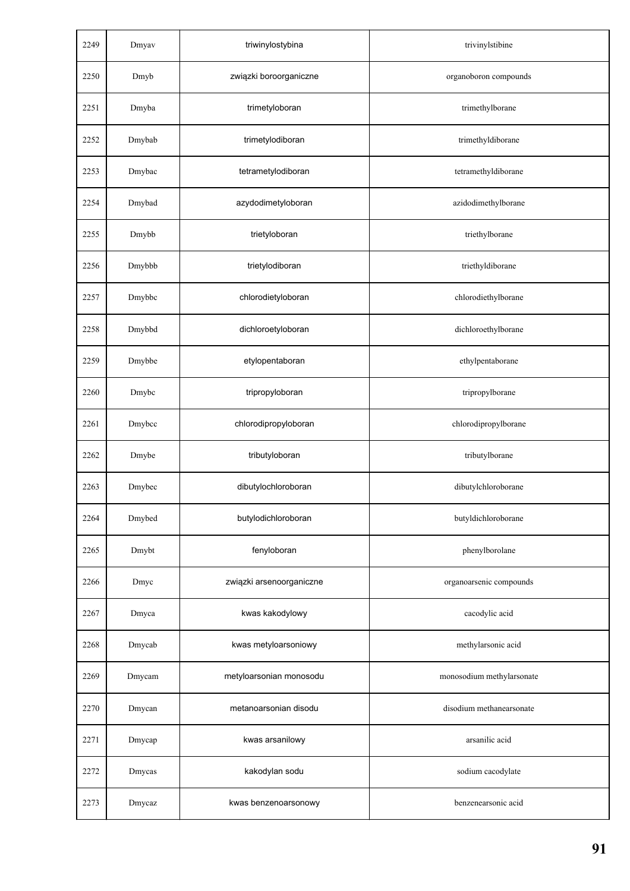| 2249 | Dmyav | triwinylostybina | trivinylstibine |
|---|---|---|---|
| 2250 | Dmyb | związki boroorganiczne | organoboron compounds |
| 2251 | Dmyba | trimetyloboran | trimethylborane |
| 2252 | Dmybab | trimetylodiboran | trimethyldiborane |
| 2253 | Dmybac | tetrametylodiboran | tetramethyldiborane |
| 2254 | Dmybad | azydodimetyloboran | azidodimethylborane |
| 2255 | Dmybb | trietyloboran | triethylborane |
| 2256 | Dmybbb | trietylodiboran | triethyldiborane |
| 2257 | Dmybbc | chlorodietyloboran | chlorodiethylborane |
| 2258 | Dmybbd | dichloroetyloboran | dichloroethylborane |
| 2259 | Dmybbe | etylopentaboran | ethylpentaborane |
| 2260 | Dmybc | tripropyloboran | tripropylborane |
| 2261 | Dmybcc | chlorodipropyloboran | chlorodipropylborane |
| 2262 | Dmybe | tributyloboran | tributylborane |
| 2263 | Dmybec | dibutylochloroboran | dibutylchloroborane |
| 2264 | Dmybed | butylodichloroboran | butyldichloroborane |
| 2265 | Dmybt | fenyloboran | phenylborolane |
| 2266 | Dmyc | związki arsenoorganiczne | organoarsenic compounds |
| 2267 | Dmyca | kwas kakodylowy | cacodylic acid |
| 2268 | Dmycab | kwas metyloarsoniowy | methylarsonic acid |
| 2269 | Dmycam | metyloarsonian monosodu | monosodium methylarsonate |
| 2270 | Dmycan | metanoarsonian disodu | disodium methanearsonate |
| 2271 | Dmycap | kwas arsanilowy | arsanilic acid |
| 2272 | Dmycas | kakodylan sodu | sodium cacodylate |
| 2273 | Dmycaz | kwas benzenoarsonowy | benzenearsonic acid |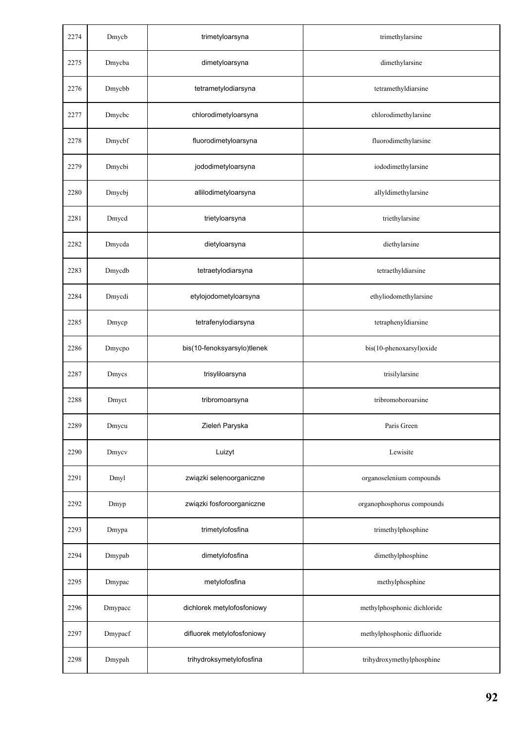| 2274 | Dmycb | trimetyloarsyna | trimethylarsine |
|---|---|---|---|
| 2275 | Dmycba | dimetyloarsyna | dimethylarsine |
| 2276 | Dmycbb | tetrametylodiarsyna | tetramethyldiarsine |
| 2277 | Dmycbc | chlorodimetyloarsyna | chlorodimethylarsine |
| 2278 | Dmycbf | fluorodimetyloarsyna | fluorodimethylarsine |
| 2279 | Dmycbi | jododimetyloarsyna | iododimethylarsine |
| 2280 | Dmycbj | allilodimetyloarsyna | allyldimethylarsine |
| 2281 | Dmycd | trietyloarsyna | triethylarsine |
| 2282 | Dmycda | dietyloarsyna | diethylarsine |
| 2283 | Dmycdb | tetraetylodiarsyna | tetraethyldiarsine |
| 2284 | Dmycdi | etylojodometyloarsyna | ethyliodomethylarsine |
| 2285 | Dmycp | tetrafenylodiarsyna | tetraphenyldiarsine |
| 2286 | Dmycpo | bis(10-fenoksyarsylo)tlenek | bis(10-phenoxarsyl)oxide |
| 2287 | Dmycs | trisyliloarsyna | trisilylarsine |
| 2288 | Dmyct | tribromoarsyna | tribromoboroarsine |
| 2289 | Dmycu | Zieleń Paryska | Paris Green |
| 2290 | Dmycv | Luizyt | Lewisite |
| 2291 | Dmyl | związki selenoorganiczne | organoselenium compounds |
| 2292 | Dmyp | związki fosforoorganiczne | organophosphorus compounds |
| 2293 | Dmypa | trimetylofosfina | trimethylphosphine |
| 2294 | Dmypab | dimetylofosfina | dimethylphosphine |
| 2295 | Dmypac | metylofosfina | methylphosphine |
| 2296 | Dmypacc | dichlorek metylofosfoniowy | methylphosphonic dichloride |
| 2297 | Dmypacf | difluorek metylofosfoniowy | methylphosphonic difluoride |
| 2298 | Dmypah | trihydroksymetylofosfina | trihydroxymethylphosphine |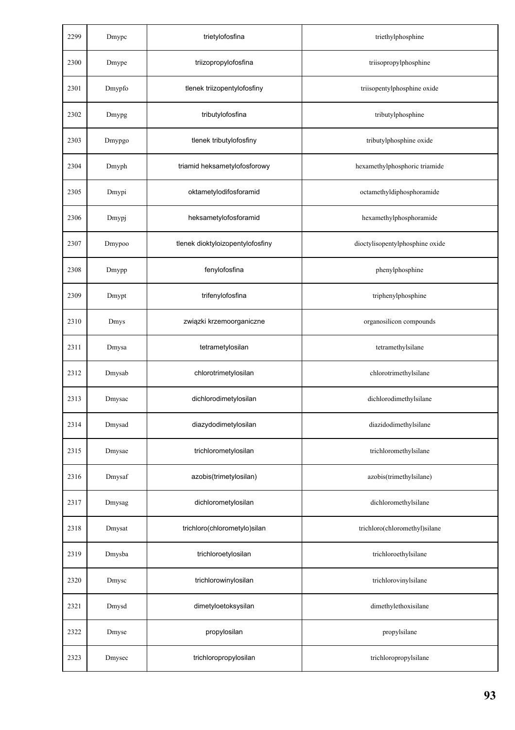| 2299 | Dmypc | trietylofosfina | triethylphosphine |
|---|---|---|---|
| 2300 | Dmype | triizopropylofosfina | triisopropylphosphine |
| 2301 | Dmypfo | tlenek triizopentylofosfiny | triisopentylphosphine oxide |
| 2302 | Dmypg | tributylofosfina | tributylphosphine |
| 2303 | Dmypgo | tlenek tributylofosfiny | tributylphosphine oxide |
| 2304 | Dmyph | triamid heksametylofosforowy | hexamethylphosphoric triamide |
| 2305 | Dmypi | oktametylodifosforamid | octamethyldiphosphoramide |
| 2306 | Dmypj | heksametylofosforamid | hexamethylphosphoramide |
| 2307 | Dmypoo | tlenek dioktyloizopentylofosfiny | dioctylisopentylphosphine oxide |
| 2308 | Dmypp | fenylofosfina | phenylphosphine |
| 2309 | Dmypt | trifenylofosfina | triphenylphosphine |
| 2310 | Dmys | związki krzemoorganiczne | organosilicon compounds |
| 2311 | Dmysa | tetrametylosilan | tetramethylsilane |
| 2312 | Dmysab | chlorotrimetylosilan | chlorotrimethylsilane |
| 2313 | Dmysac | dichlorodimetylosilan | dichlorodimethylsilane |
| 2314 | Dmysad | diazydodimetylosilan | diazidodimethylsilane |
| 2315 | Dmysae | trichlorometylosilan | trichloromethylsilane |
| 2316 | Dmysaf | azobis(trimetylosilan) | azobis(trimethylsilane) |
| 2317 | Dmysag | dichlorometylosilan | dichloromethylsilane |
| 2318 | Dmysat | trichloro(chlorometylo)silan | trichloro(chloromethyl)silane |
| 2319 | Dmysba | trichloroetylosilan | trichloroethylsilane |
| 2320 | Dmysc | trichlorowinylosilan | trichlorovinylsilane |
| 2321 | Dmysd | dimetyloetoksysilan | dimethylethoxisilane |
| 2322 | Dmyse | propylosilan | propylsilane |
| 2323 | Dmysec | trichloropropylosilan | trichloropropylsilane |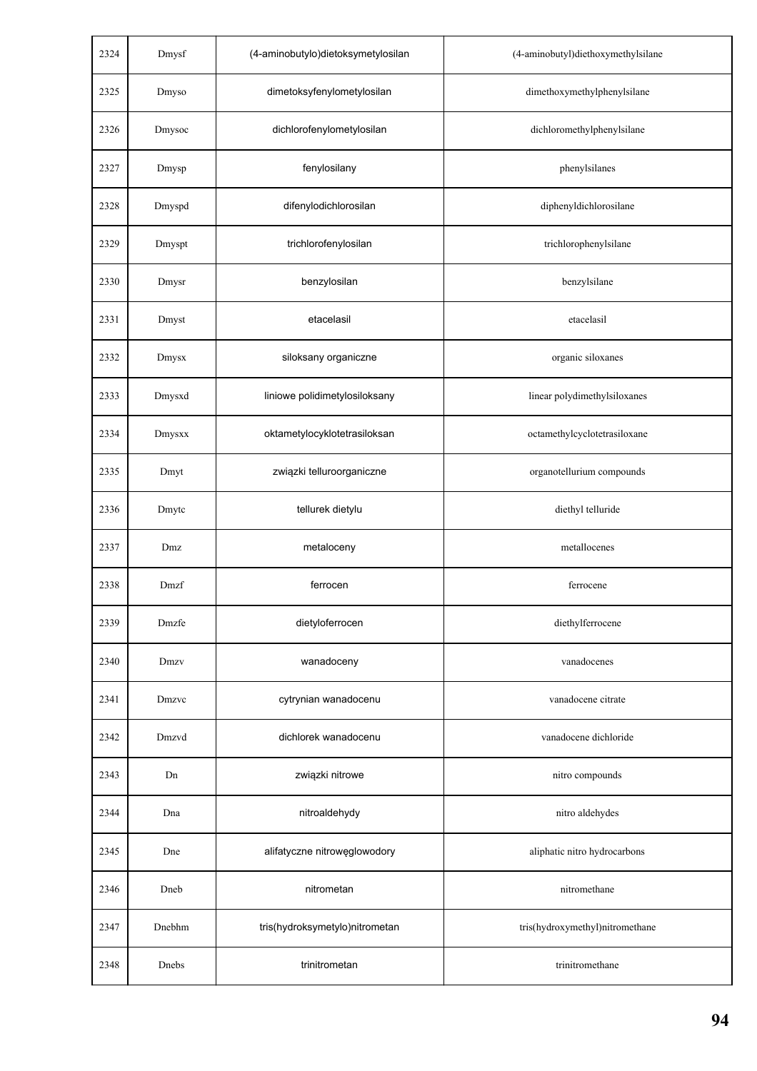| 2324 | Dmysf | (4-aminobutylo)dietoksymetylosilan | (4-aminobutyl)diethoxymethylsilane |
|---|---|---|---|
| 2325 | Dmyso | dimetoksyfenylometylosilan | dimethoxymethylphenylsilane |
| 2326 | Dmysoc | dichlorofenylometylosilan | dichloromethylphenylsilane |
| 2327 | Dmysp | fenylosilany | phenylsilanes |
| 2328 | Dmyspd | difenylodichlorosilan | diphenyldichlorosilane |
| 2329 | Dmyspt | trichlorofenylosilan | trichlorophenylsilane |
| 2330 | Dmysr | benzylosilan | benzylsilane |
| 2331 | Dmyst | etacelasil | etacelasil |
| 2332 | Dmysx | siloksany organiczne | organic siloxanes |
| 2333 | Dmysxd | liniowe polidimetylosiloksany | linear polydimethylsiloxanes |
| 2334 | Dmysxx | oktametylocyklotetrasiloksan | octamethylcyclotetrasiloxane |
| 2335 | Dmyt | związki telluroorganiczne | organotellurium compounds |
| 2336 | Dmytc | tellurek dietylu | diethyl telluride |
| 2337 | Dmz | metaloceny | metallocenes |
| 2338 | Dmzf | ferrocen | ferrocene |
| 2339 | Dmzfe | dietyloferrocen | diethylferrocene |
| 2340 | Dmzv | wanadoceny | vanadocenes |
| 2341 | Dmzvc | cytrynian wanadocenu | vanadocene citrate |
| 2342 | Dmzvd | dichlorek wanadocenu | vanadocene dichloride |
| 2343 | Dn | związki nitrowe | nitro compounds |
| 2344 | Dna | nitroaldehydy | nitro aldehydes |
| 2345 | Dne | alifatyczne nitrowęglowodory | aliphatic nitro hydrocarbons |
| 2346 | Dneb | nitrometan | nitromethane |
| 2347 | Dnebhm | tris(hydroksymetylo)nitrometan | tris(hydroxymethyl)nitromethane |
| 2348 | Dnebs | trinitrometan | trinitromethane |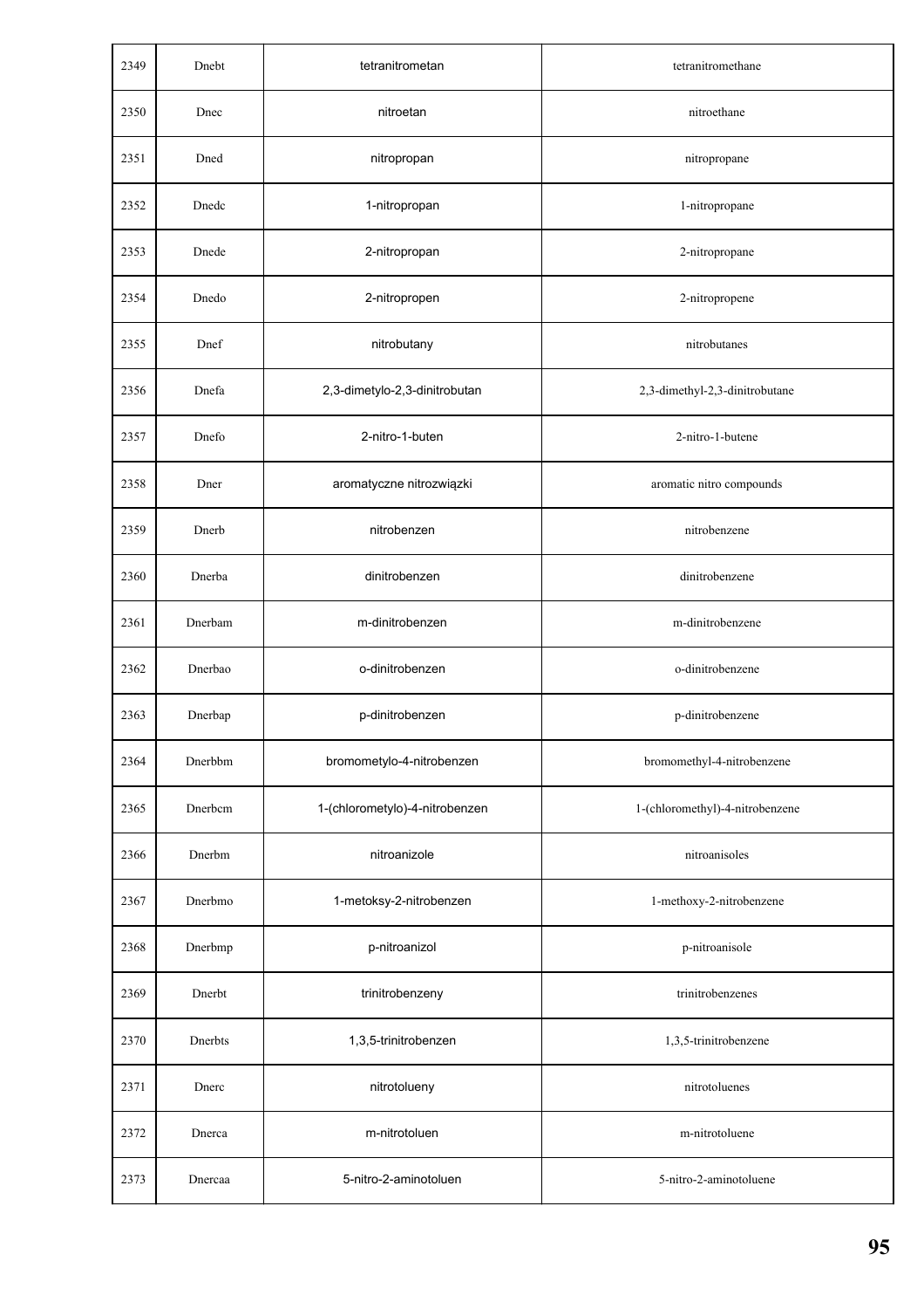| 2349 | Dnebt | tetranitrometan | tetranitromethane |
|---|---|---|---|
| 2350 | Dnec | nitroetan | nitroethane |
| 2351 | Dned | nitropropan | nitropropane |
| 2352 | Dnedc | 1-nitropropan | 1-nitropropane |
| 2353 | Dnede | 2-nitropropan | 2-nitropropane |
| 2354 | Dnedo | 2-nitropropen | 2-nitropropene |
| 2355 | Dnef | nitrobutany | nitrobutanes |
| 2356 | Dnefa | 2,3-dimetylo-2,3-dinitrobutan | 2,3-dimethyl-2,3-dinitrobutane |
| 2357 | Dnefo | 2-nitro-1-buten | 2-nitro-1-butene |
| 2358 | Dner | aromatyczne nitrozwiązki | aromatic nitro compounds |
| 2359 | Dnerb | nitrobenzen | nitrobenzene |
| 2360 | Dnerba | dinitrobenzen | dinitrobenzene |
| 2361 | Dnerbam | m-dinitrobenzen | m-dinitrobenzene |
| 2362 | Dnerbao | o-dinitrobenzen | o-dinitrobenzene |
| 2363 | Dnerbap | p-dinitrobenzen | p-dinitrobenzene |
| 2364 | Dnerbbm | bromometylo-4-nitrobenzen | bromomethyl-4-nitrobenzene |
| 2365 | Dnerbcm | 1-(chlorometylo)-4-nitrobenzen | 1-(chloromethyl)-4-nitrobenzene |
| 2366 | Dnerbm | nitroanizole | nitroanisoles |
| 2367 | Dnerbmo | 1-metoksy-2-nitrobenzen | 1-methoxy-2-nitrobenzene |
| 2368 | Dnerbmp | p-nitroanizol | p-nitroanisole |
| 2369 | Dnerbt | trinitrobenzeny | trinitrobenzenes |
| 2370 | Dnerbts | 1,3,5-trinitrobenzen | 1,3,5-trinitrobenzene |
| 2371 | Dnerc | nitrotolueny | nitrotoluenes |
| 2372 | Dnerca | m-nitrotoluen | m-nitrotoluene |
| 2373 | Dnercaa | 5-nitro-2-aminotoluen | 5-nitro-2-aminotoluene |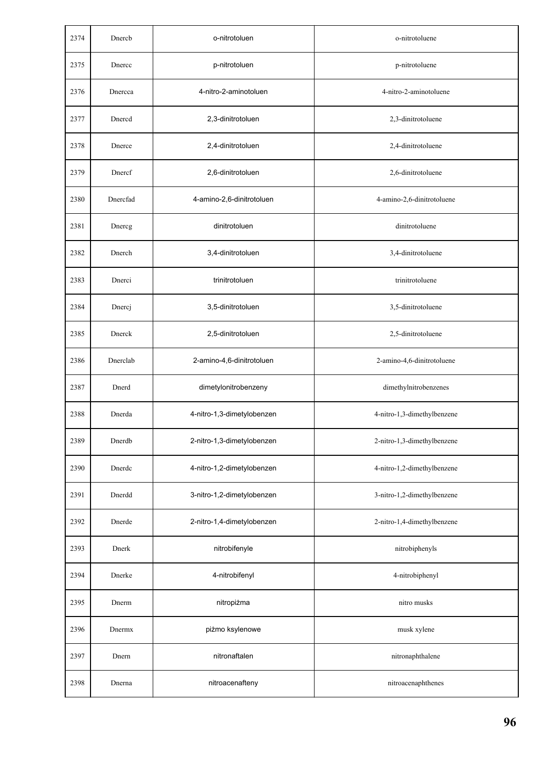| 2374 | Dnercb | o-nitrotoluen | o-nitrotoluene |
|---|---|---|---|
| 2375 | Dnercc | p-nitrotoluen | p-nitrotoluene |
| 2376 | Dnercca | 4-nitro-2-aminotoluen | 4-nitro-2-aminotoluene |
| 2377 | Dnercd | 2,3-dinitrotoluen | 2,3-dinitrotoluene |
| 2378 | Dnerce | 2,4-dinitrotoluen | 2,4-dinitrotoluene |
| 2379 | Dnercf | 2,6-dinitrotoluen | 2,6-dinitrotoluene |
| 2380 | Dnercfad | 4-amino-2,6-dinitrotoluen | 4-amino-2,6-dinitrotoluene |
| 2381 | Dnercg | dinitrotoluen | dinitrotoluene |
| 2382 | Dnerch | 3,4-dinitrotoluen | 3,4-dinitrotoluene |
| 2383 | Dnerci | trinitrotoluen | trinitrotoluene |
| 2384 | Dnercj | 3,5-dinitrotoluen | 3,5-dinitrotoluene |
| 2385 | Dnerck | 2,5-dinitrotoluen | 2,5-dinitrotoluene |
| 2386 | Dnerclab | 2-amino-4,6-dinitrotoluen | 2-amino-4,6-dinitrotoluene |
| 2387 | Dnerd | dimetylonitrobenzeny | dimethylnitrobenzenes |
| 2388 | Dnerda | 4-nitro-1,3-dimetylobenzen | 4-nitro-1,3-dimethylbenzene |
| 2389 | Dnerdb | 2-nitro-1,3-dimetylobenzen | 2-nitro-1,3-dimethylbenzene |
| 2390 | Dnerdc | 4-nitro-1,2-dimetylobenzen | 4-nitro-1,2-dimethylbenzene |
| 2391 | Dnerdd | 3-nitro-1,2-dimetylobenzen | 3-nitro-1,2-dimethylbenzene |
| 2392 | Dnerde | 2-nitro-1,4-dimetylobenzen | 2-nitro-1,4-dimethylbenzene |
| 2393 | Dnerk | nitrobifenyle | nitrobiphenyls |
| 2394 | Dnerke | 4-nitrobifenyl | 4-nitrobiphenyl |
| 2395 | Dnerm | nitropiżma | nitro musks |
| 2396 | Dnermx | piżmo ksylenowe | musk xylene |
| 2397 | Dnern | nitronaftalen | nitronaphthalene |
| 2398 | Dnerna | nitroacenafteny | nitroacenaphthenes |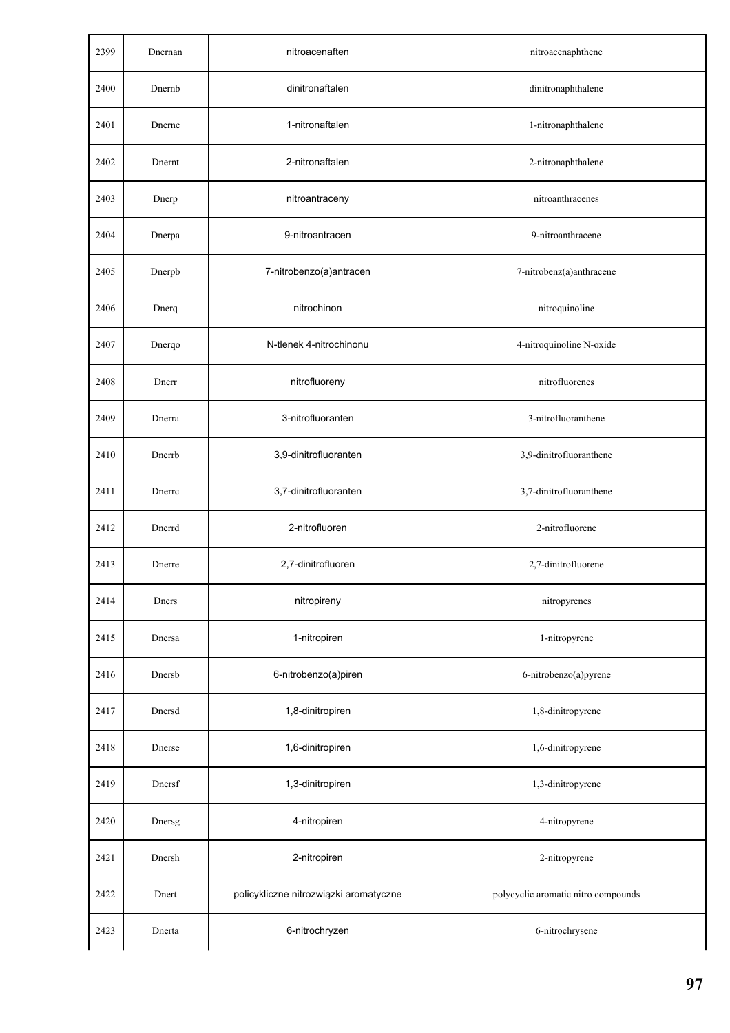| 2399 | Dnernan | nitroacenaften | nitroacenaphthene |
|---|---|---|---|
| 2400 | Dnernb | dinitronaftalen | dinitronaphthalene |
| 2401 | Dnerne | 1-nitronaftalen | 1-nitronaphthalene |
| 2402 | Dnernt | 2-nitronaftalen | 2-nitronaphthalene |
| 2403 | Dnerp | nitroantraceny | nitroanthracenes |
| 2404 | Dnerpa | 9-nitroantracen | 9-nitroanthracene |
| 2405 | Dnerpb | 7-nitrobenzo(a)antracen | 7-nitrobenz(a)anthracene |
| 2406 | Dnerq | nitrochinon | nitroquinoline |
| 2407 | Dnerqo | N-tlenek 4-nitrochinonu | 4-nitroquinoline N-oxide |
| 2408 | Dnerr | nitrofluoreny | nitrofluorenes |
| 2409 | Dnerra | 3-nitrofluoranten | 3-nitrofluoranthene |
| 2410 | Dnerrb | 3,9-dinitrofluoranten | 3,9-dinitrofluoranthene |
| 2411 | Dnerrc | 3,7-dinitrofluoranten | 3,7-dinitrofluoranthene |
| 2412 | Dnerrd | 2-nitrofluoren | 2-nitrofluorene |
| 2413 | Dnerre | 2,7-dinitrofluoren | 2,7-dinitrofluorene |
| 2414 | Dners | nitropireny | nitropyrenes |
| 2415 | Dnersa | 1-nitropiren | 1-nitropyrene |
| 2416 | Dnersb | 6-nitrobenzo(a)piren | 6-nitrobenzo(a)pyrene |
| 2417 | Dnersd | 1,8-dinitropiren | 1,8-dinitropyrene |
| 2418 | Dnerse | 1,6-dinitropiren | 1,6-dinitropyrene |
| 2419 | Dnersf | 1,3-dinitropiren | 1,3-dinitropyrene |
| 2420 | Dnersg | 4-nitropiren | 4-nitropyrene |
| 2421 | Dnersh | 2-nitropiren | 2-nitropyrene |
| 2422 | Dnert | policykliczne nitrozwiązki aromatyczne | polycyclic aromatic nitro compounds |
| 2423 | Dnerta | 6-nitrochryzen | 6-nitrochrysene |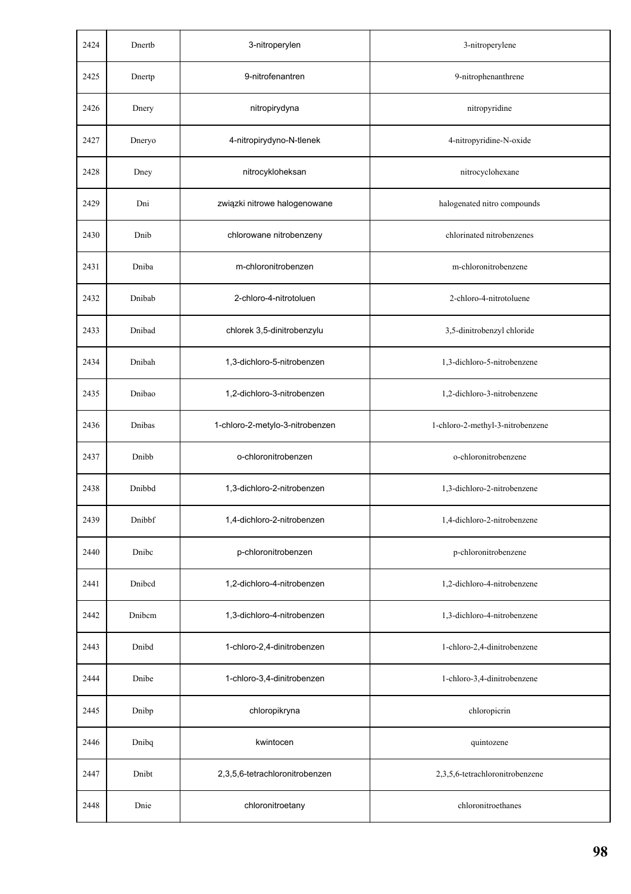| 2424 | Dnertb | 3-nitroperylen | 3-nitroperylene |
|---|---|---|---|
| 2425 | Dnertp | 9-nitrofenantren | 9-nitrophenanthrene |
| 2426 | Dnery | nitropirydyna | nitropyridine |
| 2427 | Dneryo | 4-nitropirydyno-N-tlenek | 4-nitropyridine-N-oxide |
| 2428 | Dney | nitrocykloheksan | nitrocyclohexane |
| 2429 | Dni | związki nitrowe halogenowane | halogenated nitro compounds |
| 2430 | Dnib | chlorowane nitrobenzeny | chlorinated nitrobenzenes |
| 2431 | Dniba | m-chloronitrobenzen | m-chloronitrobenzene |
| 2432 | Dnibab | 2-chloro-4-nitrotoluen | 2-chloro-4-nitrotoluene |
| 2433 | Dnibad | chlorek 3,5-dinitrobenzylu | 3,5-dinitrobenzyl chloride |
| 2434 | Dnibah | 1,3-dichloro-5-nitrobenzen | 1,3-dichloro-5-nitrobenzene |
| 2435 | Dnibao | 1,2-dichloro-3-nitrobenzen | 1,2-dichloro-3-nitrobenzene |
| 2436 | Dnibas | 1-chloro-2-metylo-3-nitrobenzen | 1-chloro-2-methyl-3-nitrobenzene |
| 2437 | Dnibb | o-chloronitrobenzen | o-chloronitrobenzene |
| 2438 | Dnibbd | 1,3-dichloro-2-nitrobenzen | 1,3-dichloro-2-nitrobenzene |
| 2439 | Dnibbf | 1,4-dichloro-2-nitrobenzen | 1,4-dichloro-2-nitrobenzene |
| 2440 | Dnibc | p-chloronitrobenzen | p-chloronitrobenzene |
| 2441 | Dnibcd | 1,2-dichloro-4-nitrobenzen | 1,2-dichloro-4-nitrobenzene |
| 2442 | Dnibcm | 1,3-dichloro-4-nitrobenzen | 1,3-dichloro-4-nitrobenzene |
| 2443 | Dnibd | 1-chloro-2,4-dinitrobenzen | 1-chloro-2,4-dinitrobenzene |
| 2444 | Dnibe | 1-chloro-3,4-dinitrobenzen | 1-chloro-3,4-dinitrobenzene |
| 2445 | Dnibp | chloropikryna | chloropicrin |
| 2446 | Dnibq | kwintocen | quintozene |
| 2447 | Dnibt | 2,3,5,6-tetrachloronitrobenzen | 2,3,5,6-tetrachloronitrobenzene |
| 2448 | Dnie | chloronitroetany | chloronitroethanes |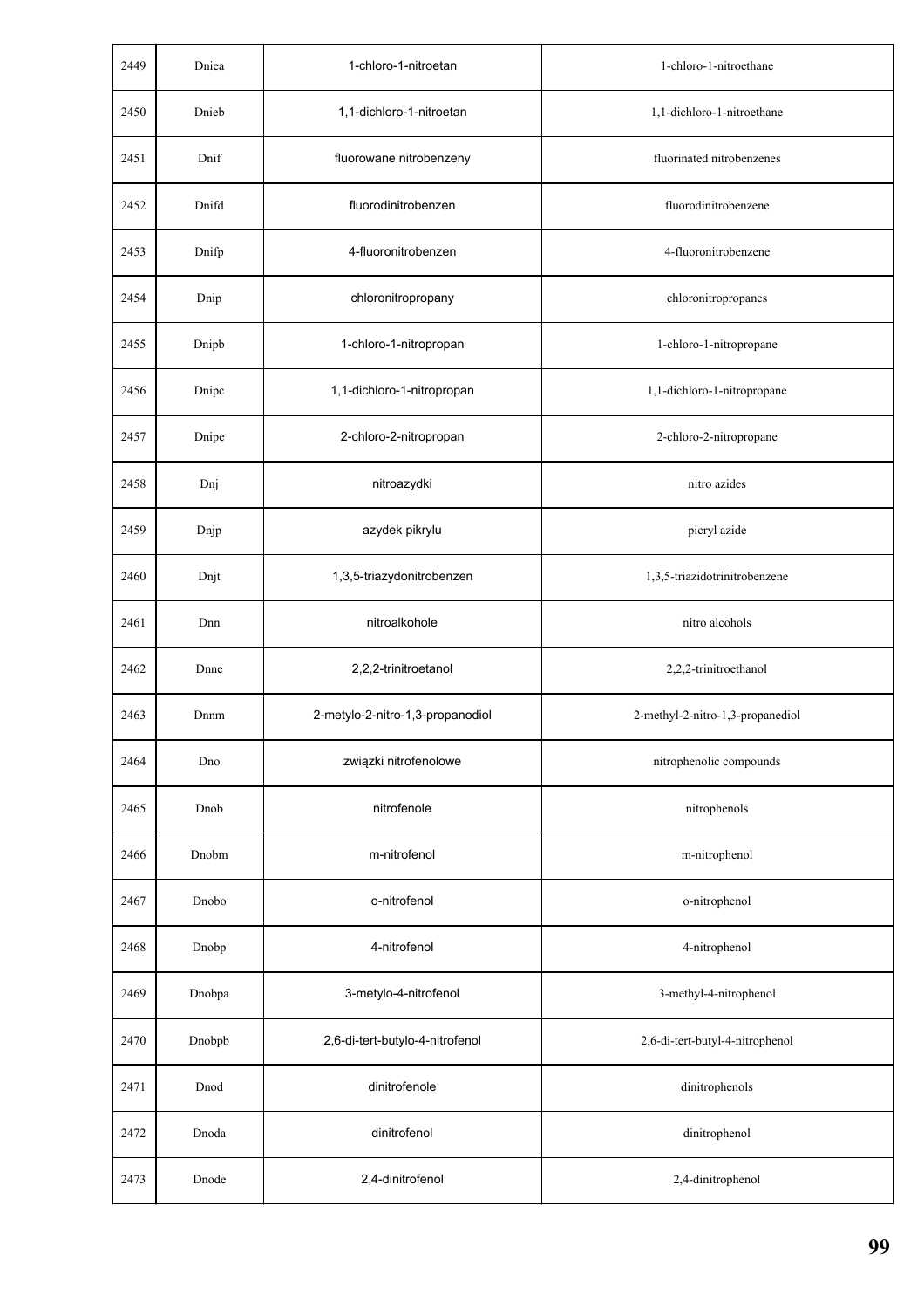| 2449 | Dniea | 1-chloro-1-nitroetan | 1-chloro-1-nitroethane |
|---|---|---|---|
| 2450 | Dnieb | 1,1-dichloro-1-nitroetan | 1,1-dichloro-1-nitroethane |
| 2451 | Dnif | fluorowane nitrobenzeny | fluorinated nitrobenzenes |
| 2452 | Dnifd | fluorodinitrobenzen | fluorodinitrobenzene |
| 2453 | Dnifp | 4-fluoronitrobenzen | 4-fluoronitrobenzene |
| 2454 | Dnip | chloronitropropany | chloronitropropanes |
| 2455 | Dnipb | 1-chloro-1-nitropropan | 1-chloro-1-nitropropane |
| 2456 | Dnipc | 1,1-dichloro-1-nitropropan | 1,1-dichloro-1-nitropropane |
| 2457 | Dnipe | 2-chloro-2-nitropropan | 2-chloro-2-nitropropane |
| 2458 | Dnj | nitroazydki | nitro azides |
| 2459 | Dnjp | azydek pikrylu | picryl azide |
| 2460 | Dnjt | 1,3,5-triazydonitrobenzen | 1,3,5-triazidotrinitrobenzene |
| 2461 | Dnn | nitroalkohole | nitro alcohols |
| 2462 | Dnne | 2,2,2-trinitroetanol | 2,2,2-trinitroethanol |
| 2463 | Dnnm | 2-metylo-2-nitro-1,3-propanodiol | 2-methyl-2-nitro-1,3-propanediol |
| 2464 | Dno | związki nitrofenolowe | nitrophenolic compounds |
| 2465 | Dnob | nitrofenole | nitrophenols |
| 2466 | Dnobm | m-nitrofenol | m-nitrophenol |
| 2467 | Dnobo | o-nitrofenol | o-nitrophenol |
| 2468 | Dnobp | 4-nitrofenol | 4-nitrophenol |
| 2469 | Dnobpa | 3-metylo-4-nitrofenol | 3-methyl-4-nitrophenol |
| 2470 | Dnobpb | 2,6-di-tert-butylo-4-nitrofenol | 2,6-di-tert-butyl-4-nitrophenol |
| 2471 | Dnod | dinitrofenole | dinitrophenols |
| 2472 | Dnoda | dinitrofenol | dinitrophenol |
| 2473 | Dnode | 2,4-dinitrofenol | 2,4-dinitrophenol |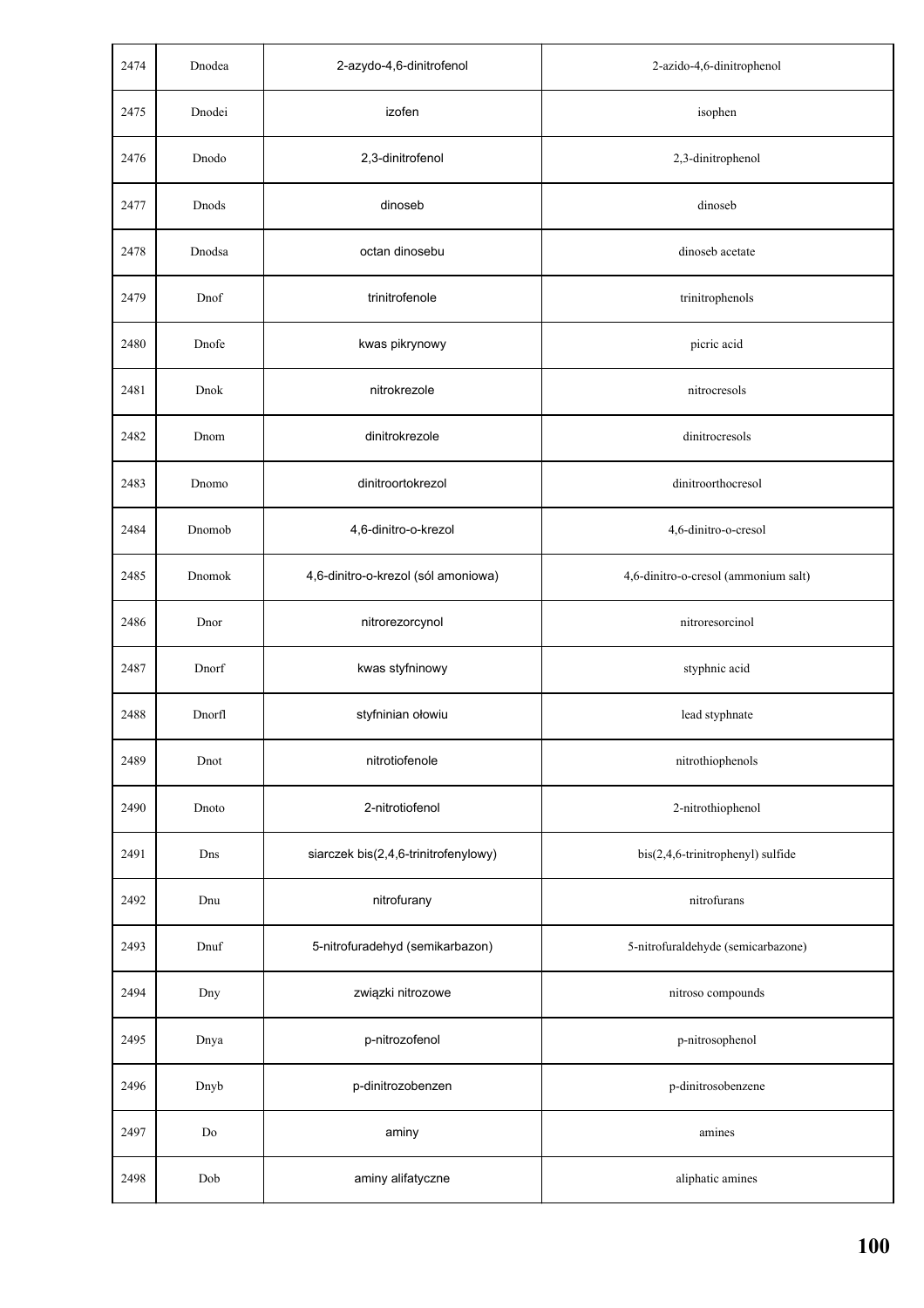| 2474 | Dnodea | 2-azydo-4,6-dinitrofenol | 2-azido-4,6-dinitrophenol |
|---|---|---|---|
| 2475 | Dnodei | izofen | isophen |
| 2476 | Dnodo | 2,3-dinitrofenol | 2,3-dinitrophenol |
| 2477 | Dnods | dinoseb | dinoseb |
| 2478 | Dnodsa | octan dinosebu | dinoseb acetate |
| 2479 | Dnof | trinitrofenole | trinitrophenols |
| 2480 | Dnofe | kwas pikrynowy | picric acid |
| 2481 | Dnok | nitrokrezole | nitrocresols |
| 2482 | Dnom | dinitrokrezole | dinitrocresols |
| 2483 | Dnomo | dinitroortokrezol | dinitroorthocresol |
| 2484 | Dnomob | 4,6-dinitro-o-krezol | 4,6-dinitro-o-cresol |
| 2485 | Dnomok | 4,6-dinitro-o-krezol (sól amoniowa) | 4,6-dinitro-o-cresol (ammonium salt) |
| 2486 | Dnor | nitrorezorcynol | nitroresorcinol |
| 2487 | Dnorf | kwas styfninowy | styphnic acid |
| 2488 | Dnorfl | styfninian ołowiu | lead styphnate |
| 2489 | Dnot | nitrotiofenole | nitrothiophenols |
| 2490 | Dnoto | 2-nitrotiofenol | 2-nitrothiophenol |
| 2491 | Dns | siarczek bis(2,4,6-trinitrofenylowy) | bis(2,4,6-trinitrophenyl) sulfide |
| 2492 | Dnu | nitrofurany | nitrofurans |
| 2493 | Dnuf | 5-nitrofuradehyd (semikarbazon) | 5-nitrofuraldehyde (semicarbazone) |
| 2494 | Dny | związki nitrozowe | nitroso compounds |
| 2495 | Dnya | p-nitrozofenol | p-nitrosophenol |
| 2496 | Dnyb | p-dinitrozobenzen | p-dinitrosobenzene |
| 2497 | Do | aminy | amines |
| 2498 | Dob | aminy alifatyczne | aliphatic amines |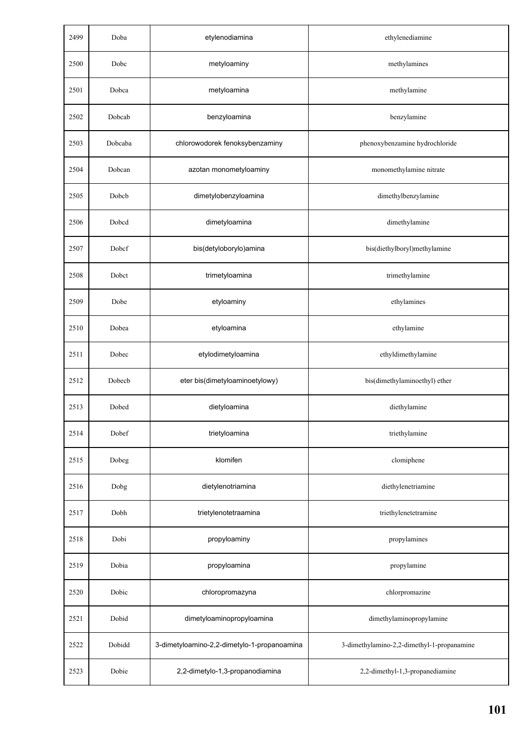| 2499 | Doba | etylenodiamina | ethylenediamine |
|---|---|---|---|
| 2500 | Dobc | metyloaminy | methylamines |
| 2501 | Dobca | metyloamina | methylamine |
| 2502 | Dobcab | benzyloamina | benzylamine |
| 2503 | Dobcaba | chlorowodorek fenoksybenzaminy | phenoxybenzamine hydrochloride |
| 2504 | Dobcan | azotan monometyloaminy | monomethylamine nitrate |
| 2505 | Dobcb | dimetylobenzyloamina | dimethylbenzylamine |
| 2506 | Dobcd | dimetyloamina | dimethylamine |
| 2507 | Dobcf | bis(detyloborylo)amina | bis(diethylboryl)methylamine |
| 2508 | Dobct | trimetyloamina | trimethylamine |
| 2509 | Dobe | etyloaminy | ethylamines |
| 2510 | Dobea | etyloamina | ethylamine |
| 2511 | Dobec | etylodimetyloamina | ethyldimethylamine |
| 2512 | Dobecb | eter bis(dimetyloaminoetylowy) | bis(dimethylaminoethyl) ether |
| 2513 | Dobed | dietyloamina | diethylamine |
| 2514 | Dobef | trietyloamina | triethylamine |
| 2515 | Dobeg | klomifen | clomiphene |
| 2516 | Dobg | dietylenotriamina | diethylenetriamine |
| 2517 | Dobh | trietylenotetraamina | triethylenetetramine |
| 2518 | Dobi | propyloaminy | propylamines |
| 2519 | Dobia | propyloamina | propylamine |
| 2520 | Dobic | chloropromazyna | chlorpromazine |
| 2521 | Dobid | dimetyloaminopropyloamina | dimethylaminopropylamine |
| 2522 | Dobidd | 3-dimetyloamino-2,2-dimetylo-1-propanoamina | 3-dimethylamino-2,2-dimethyl-1-propanamine |
| 2523 | Dobie | 2,2-dimetylo-1,3-propanodiamina | 2,2-dimethyl-1,3-propanediamine |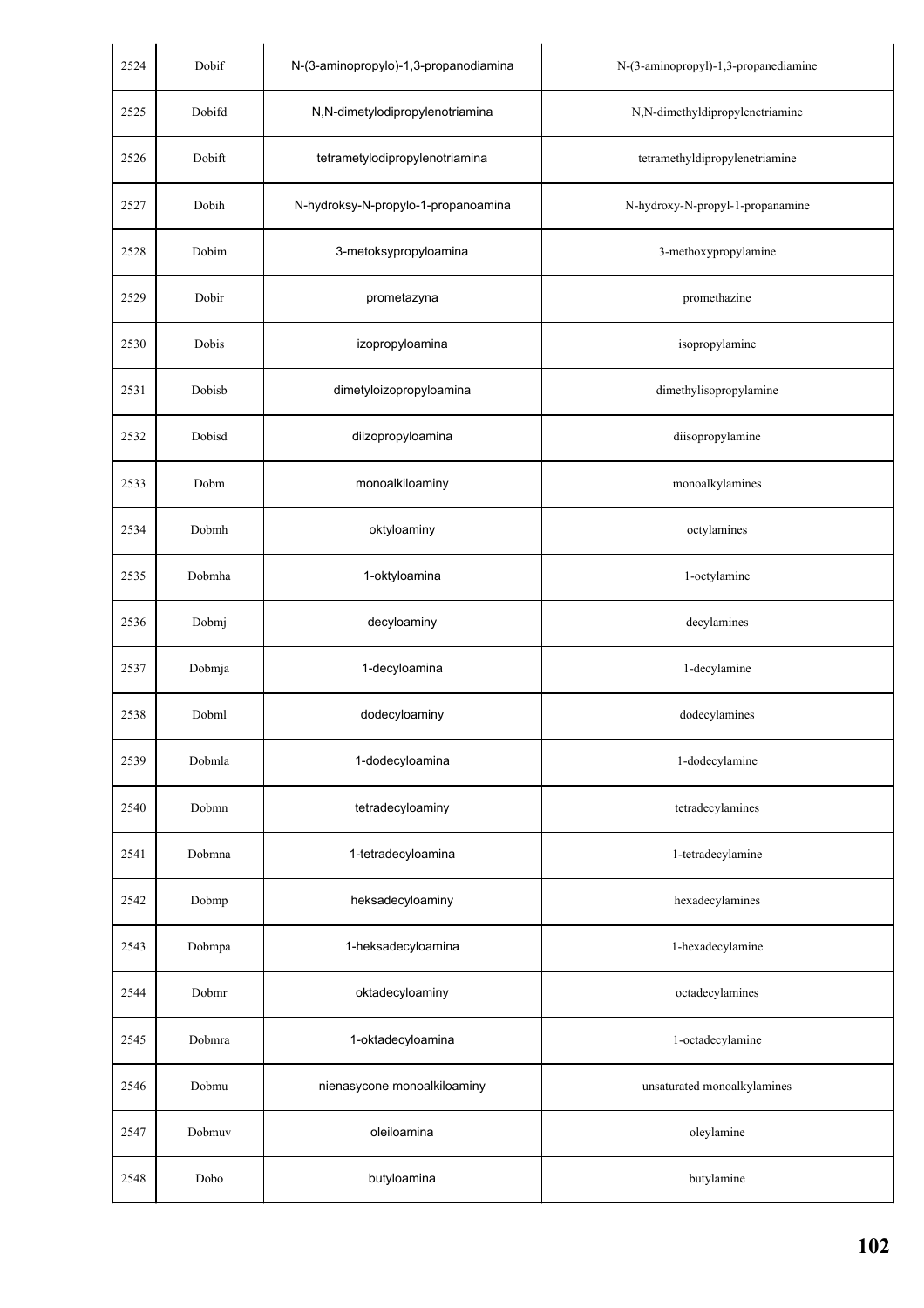| 2524 | Dobif | N-(3-aminopropylo)-1,3-propanodiamina | N-(3-aminopropyl)-1,3-propanediamine |
|---|---|---|---|
| 2525 | Dobifd | N,N-dimetylodipropylenotriamina | N,N-dimethyldipropylenetriamine |
| 2526 | Dobift | tetrametylodipropylenotriamina | tetramethyldipropylenetriamine |
| 2527 | Dobih | N-hydroksy-N-propylo-1-propanoamina | N-hydroxy-N-propyl-1-propanamine |
| 2528 | Dobim | 3-metoksypropyloamina | 3-methoxypropylamine |
| 2529 | Dobir | prometazyna | promethazine |
| 2530 | Dobis | izopropyloamina | isopropylamine |
| 2531 | Dobisb | dimetyloizopropyloamina | dimethylisopropylamine |
| 2532 | Dobisd | diizopropyloamina | diisopropylamine |
| 2533 | Dobm | monoalkiloaminy | monoalkylamines |
| 2534 | Dobmh | oktyloaminy | octylamines |
| 2535 | Dobmha | 1-oktyloamina | 1-octylamine |
| 2536 | Dobmj | decyloaminy | decylamines |
| 2537 | Dobmja | 1-decyloamina | 1-decylamine |
| 2538 | Dobml | dodecyloaminy | dodecylamines |
| 2539 | Dobmla | 1-dodecyloamina | 1-dodecylamine |
| 2540 | Dobmn | tetradecyloaminy | tetradecylamines |
| 2541 | Dobmna | 1-tetradecyloamina | 1-tetradecylamine |
| 2542 | Dobmp | heksadecyloaminy | hexadecylamines |
| 2543 | Dobmpa | 1-heksadecyloamina | 1-hexadecylamine |
| 2544 | Dobmr | oktadecyloaminy | octadecylamines |
| 2545 | Dobmra | 1-oktadecyloamina | 1-octadecylamine |
| 2546 | Dobmu | nienasycone monoalkiloaminy | unsaturated monoalkylamines |
| 2547 | Dobmuv | oleiloamina | oleylamine |
| 2548 | Dobo | butyloamina | butylamine |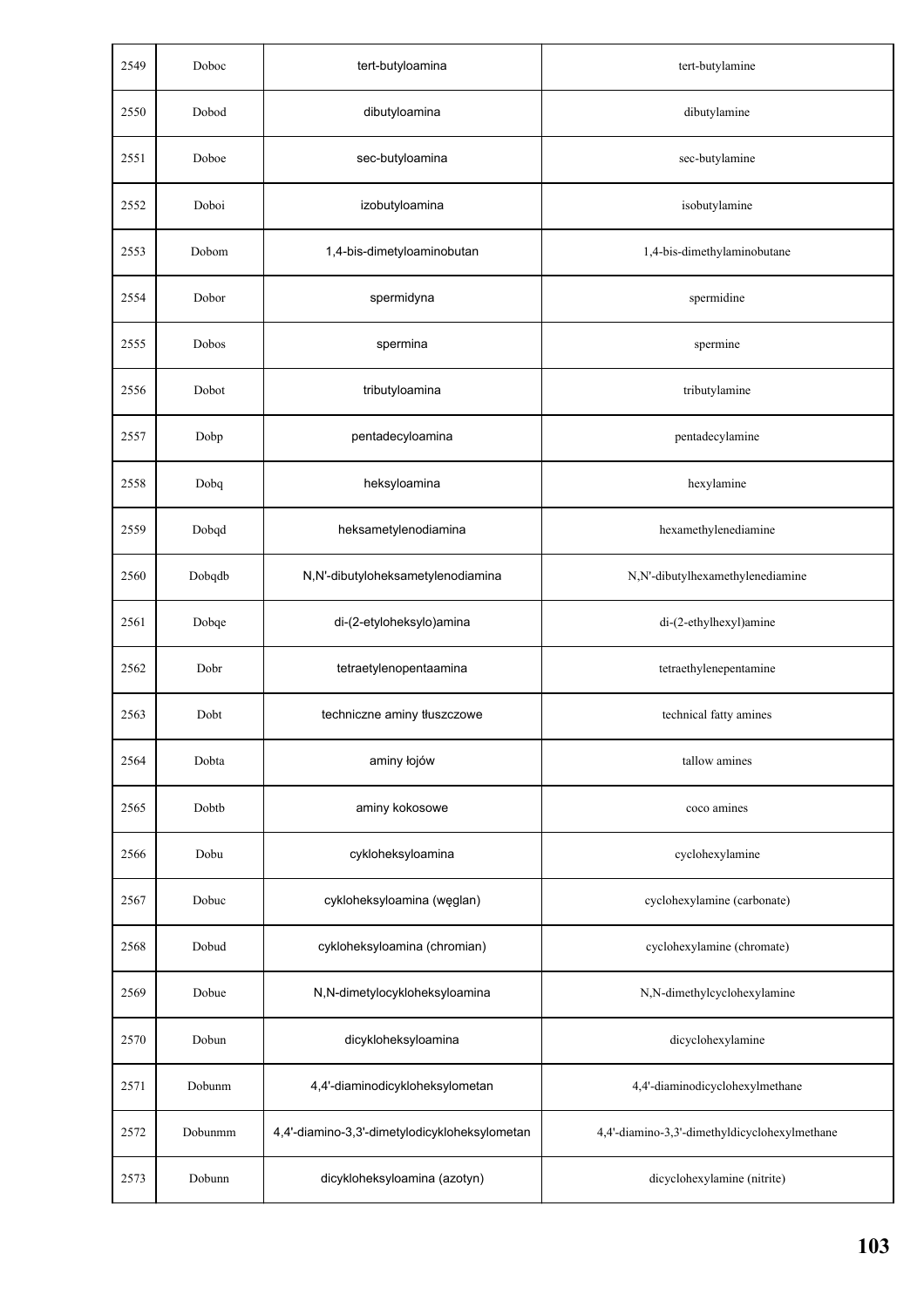| 2549 | Doboc | tert-butyloamina | tert-butylamine |
|---|---|---|---|
| 2550 | Dobod | dibutyloamina | dibutylamine |
| 2551 | Doboe | sec-butyloamina | sec-butylamine |
| 2552 | Doboi | izobutyloamina | isobutylamine |
| 2553 | Dobom | 1,4-bis-dimetyloaminobutan | 1,4-bis-dimethylaminobutane |
| 2554 | Dobor | spermidyna | spermidine |
| 2555 | Dobos | spermina | spermine |
| 2556 | Dobot | tributyloamina | tributylamine |
| 2557 | Dobp | pentadecyloamina | pentadecylamine |
| 2558 | Dobq | heksyloamina | hexylamine |
| 2559 | Dobqd | heksametylenodiamina | hexamethylenediamine |
| 2560 | Dobqdb | N,N'-dibutyloheksametylenodiamina | N,N'-dibutylhexamethylenediamine |
| 2561 | Dobqe | di-(2-etyloheksylo)amina | di-(2-ethylhexyl)amine |
| 2562 | Dobr | tetraetylenopentaamina | tetraethylenepentamine |
| 2563 | Dobt | techniczne aminy tłuszczowe | technical fatty amines |
| 2564 | Dobta | aminy łojów | tallow amines |
| 2565 | Dobtb | aminy kokosowe | coco amines |
| 2566 | Dobu | cykloheksyloamina | cyclohexylamine |
| 2567 | Dobuc | cykloheksyloamina (węglan) | cyclohexylamine (carbonate) |
| 2568 | Dobud | cykloheksyloamina (chromian) | cyclohexylamine (chromate) |
| 2569 | Dobue | N,N-dimetylocykloheksyloamina | N,N-dimethylcyclohexylamine |
| 2570 | Dobun | dicykloheksyloamina | dicyclohexylamine |
| 2571 | Dobunm | 4,4'-diaminodicykloheksylometan | 4,4'-diaminodicyclohexylmethane |
| 2572 | Dobunmm | 4,4'-diamino-3,3'-dimetylodicykloheksylometan | 4,4'-diamino-3,3'-dimethyldicyclohexylmethane |
| 2573 | Dobunn | dicykloheksyloamina (azotyn) | dicyclohexylamine (nitrite) |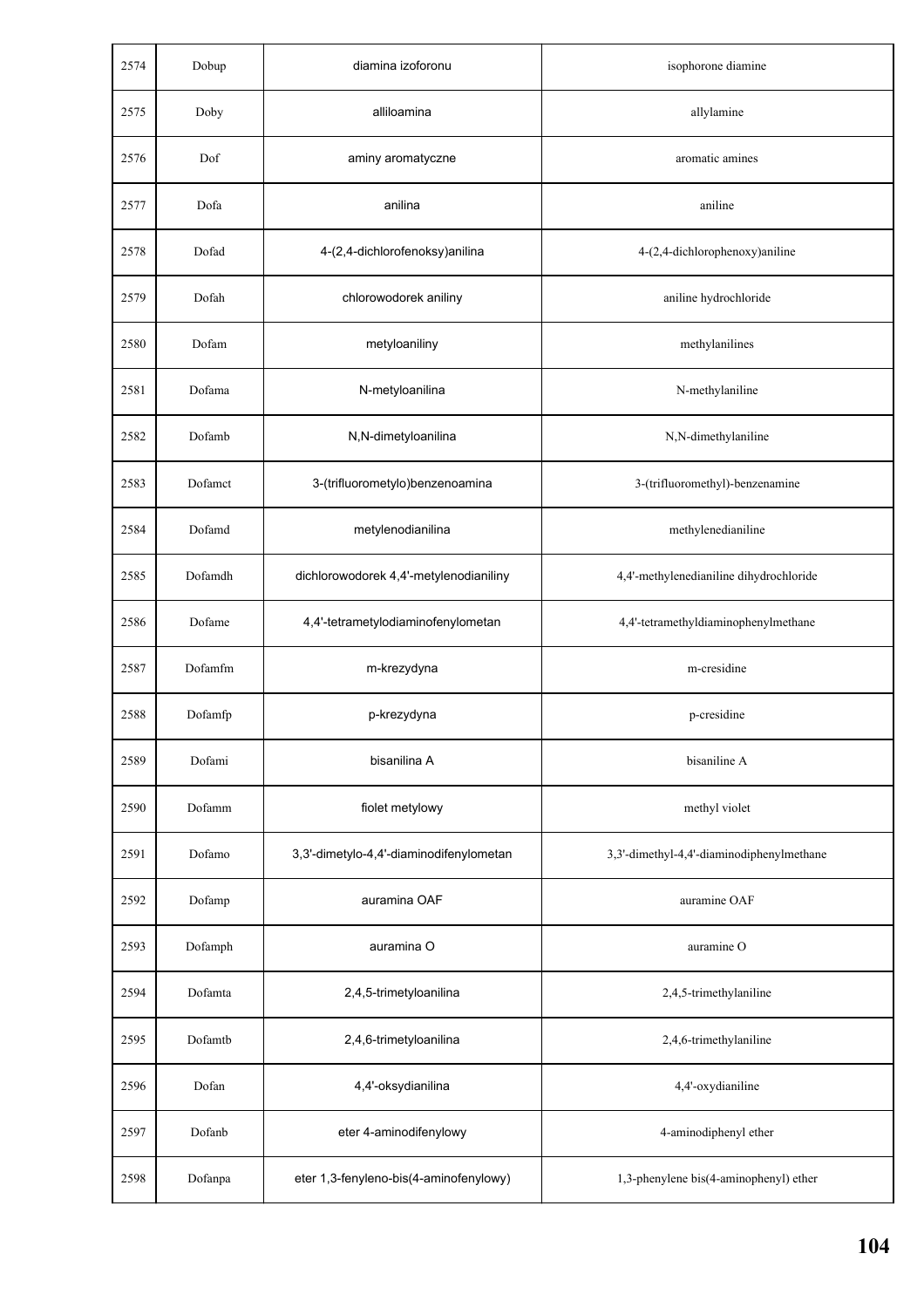| 2574 | Dobup | diamina izoforonu | isophorone diamine |
|---|---|---|---|
| 2575 | Doby | alliloamina | allylamine |
| 2576 | Dof | aminy aromatyczne | aromatic amines |
| 2577 | Dofa | anilina | aniline |
| 2578 | Dofad | 4-(2,4-dichlorofenoksy)anilina | 4-(2,4-dichlorophenoxy)aniline |
| 2579 | Dofah | chlorowodorek aniliny | aniline hydrochloride |
| 2580 | Dofam | metyloaniliny | methylanilines |
| 2581 | Dofama | N-metyloanilina | N-methylaniline |
| 2582 | Dofamb | N,N-dimetyloanilina | N,N-dimethylaniline |
| 2583 | Dofamct | 3-(trifluorometylo)benzenoamina | 3-(trifluoromethyl)-benzenamine |
| 2584 | Dofamd | metylenodianilina | methylenedianiline |
| 2585 | Dofamdh | dichlorowodorek 4,4'-metylenodianiliny | 4,4'-methylenedianiline dihydrochloride |
| 2586 | Dofame | 4,4'-tetrametylodiaminofenylometan | 4,4'-tetramethyldiaminophenylmethane |
| 2587 | Dofamfm | m-krezydyna | m-cresidine |
| 2588 | Dofamfp | p-krezydyna | p-cresidine |
| 2589 | Dofami | bisanilina A | bisaniline A |
| 2590 | Dofamm | fiolet metylowy | methyl violet |
| 2591 | Dofamo | 3,3'-dimetylo-4,4'-diaminodifenylometan | 3,3'-dimethyl-4,4'-diaminodiphenylmethane |
| 2592 | Dofamp | auramina OAF | auramine OAF |
| 2593 | Dofamph | auramina O | auramine O |
| 2594 | Dofamta | 2,4,5-trimetyloanilina | 2,4,5-trimethylaniline |
| 2595 | Dofamtb | 2,4,6-trimetyloanilina | 2,4,6-trimethylaniline |
| 2596 | Dofan | 4,4'-oksydianilina | 4,4'-oxydianiline |
| 2597 | Dofanb | eter 4-aminodifenylowy | 4-aminodiphenyl ether |
| 2598 | Dofanpa | eter 1,3-fenyleno-bis(4-aminofenylowy) | 1,3-phenylene bis(4-aminophenyl) ether |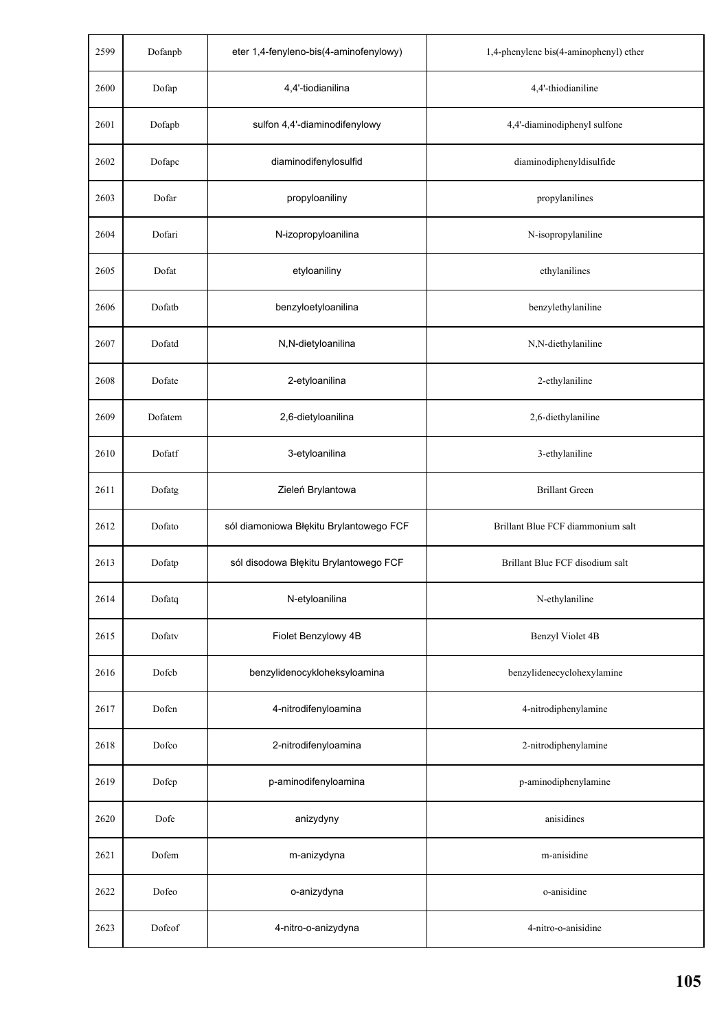| 2599 | Dofanpb | eter 1,4-fenyleno-bis(4-aminofenylowy) | 1,4-phenylene bis(4-aminophenyl) ether |
|---|---|---|---|
| 2600 | Dofap | 4,4'-tiodianilina | 4,4'-thiodianiline |
| 2601 | Dofapb | sulfon 4,4'-diaminodifenylowy | 4,4'-diaminodiphenyl sulfone |
| 2602 | Dofapc | diaminodifenylosulfid | diaminodiphenyldisulfide |
| 2603 | Dofar | propyloaniliny | propylanilines |
| 2604 | Dofari | N-izopropyloanilina | N-isopropylaniline |
| 2605 | Dofat | etyloaniliny | ethylanilines |
| 2606 | Dofatb | benzyloetyloanilina | benzylethylaniline |
| 2607 | Dofatd | N,N-dietyloanilina | N,N-diethylaniline |
| 2608 | Dofate | 2-etyloanilina | 2-ethylaniline |
| 2609 | Dofatem | 2,6-dietyloanilina | 2,6-diethylaniline |
| 2610 | Dofatf | 3-etyloanilina | 3-ethylaniline |
| 2611 | Dofatg | Zieleń Brylantowa | Brillant Green |
| 2612 | Dofato | sól diamoniowa Błękitu Brylantowego FCF | Brillant Blue FCF diammonium salt |
| 2613 | Dofatp | sól disodowa Błękitu Brylantowego FCF | Brillant Blue FCF disodium salt |
| 2614 | Dofatq | N-etyloanilina | N-ethylaniline |
| 2615 | Dofatv | Fiolet Benzylowy 4B | Benzyl Violet 4B |
| 2616 | Dofcb | benzylidenocykloheksyloamina | benzylidenecyclohexylamine |
| 2617 | Dofcn | 4-nitrodifenyloamina | 4-nitrodiphenylamine |
| 2618 | Dofco | 2-nitrodifenyloamina | 2-nitrodiphenylamine |
| 2619 | Dofcp | p-aminodifenyloamina | p-aminodiphenylamine |
| 2620 | Dofe | anizydyny | anisidines |
| 2621 | Dofem | m-anizydyna | m-anisidine |
| 2622 | Dofeo | o-anizydyna | o-anisidine |
| 2623 | Dofeof | 4-nitro-o-anizydyna | 4-nitro-o-anisidine |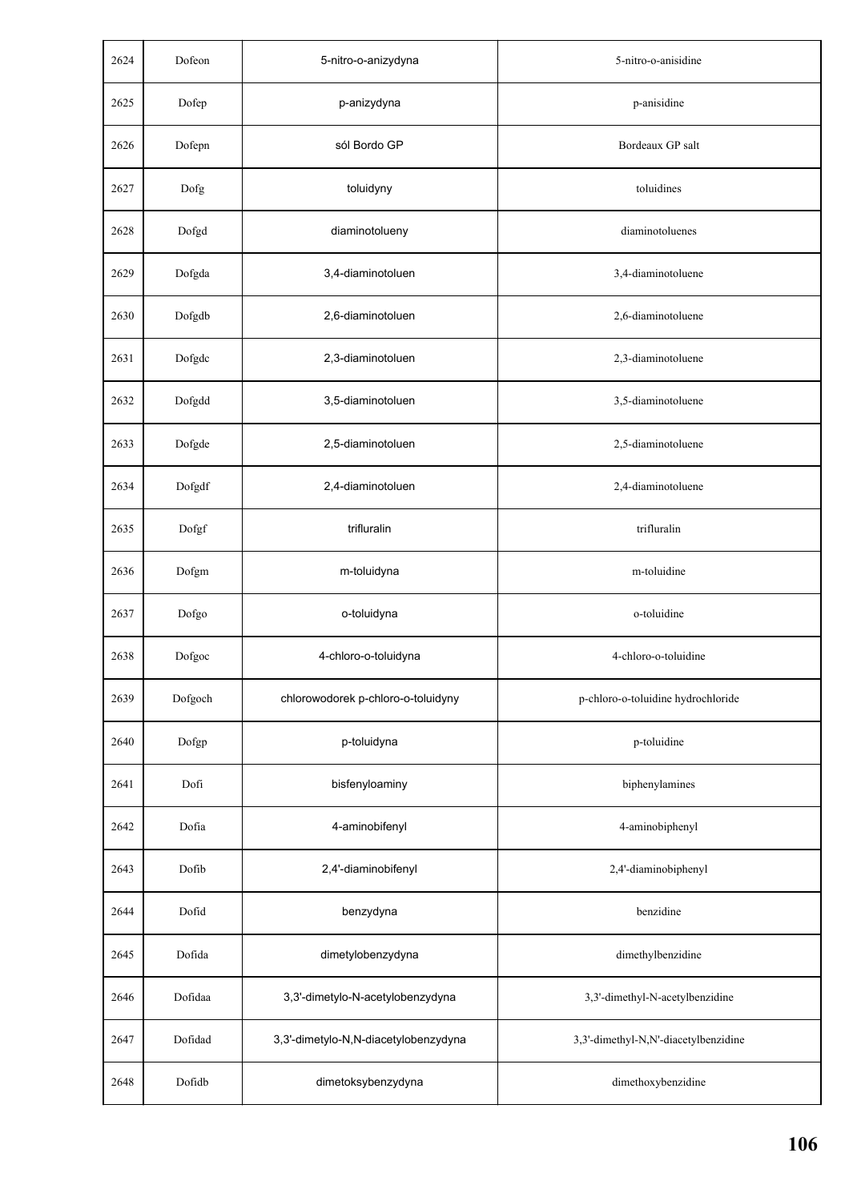| | | | |
|---|---|---|---|
| 2624 | Dofeon | 5-nitro-o-anizydyna | 5-nitro-o-anisidine |
| 2625 | Dofep | p-anizydyna | p-anisidine |
| 2626 | Dofepn | sól Bordo GP | Bordeaux GP salt |
| 2627 | Dofg | toluidyny | toluidines |
| 2628 | Dofgd | diaminotolueny | diaminotoluenes |
| 2629 | Dofgda | 3,4-diaminotoluen | 3,4-diaminotoluene |
| 2630 | Dofgdb | 2,6-diaminotoluen | 2,6-diaminotoluene |
| 2631 | Dofgdc | 2,3-diaminotoluen | 2,3-diaminotoluene |
| 2632 | Dofgdd | 3,5-diaminotoluen | 3,5-diaminotoluene |
| 2633 | Dofgde | 2,5-diaminotoluen | 2,5-diaminotoluene |
| 2634 | Dofgdf | 2,4-diaminotoluen | 2,4-diaminotoluene |
| 2635 | Dofgf | trifluralin | trifluralin |
| 2636 | Dofgm | m-toluidyna | m-toluidine |
| 2637 | Dofgo | o-toluidyna | o-toluidine |
| 2638 | Dofgoc | 4-chloro-o-toluidyna | 4-chloro-o-toluidine |
| 2639 | Dofgoch | chlorowodorek p-chloro-o-toluidyny | p-chloro-o-toluidine hydrochloride |
| 2640 | Dofgp | p-toluidyna | p-toluidine |
| 2641 | Dofi | bisfenyloaminy | biphenylamines |
| 2642 | Dofia | 4-aminobifenyl | 4-aminobiphenyl |
| 2643 | Dofib | 2,4'-diaminobifenyl | 2,4'-diaminobiphenyl |
| 2644 | Dofid | benzydyna | benzidine |
| 2645 | Dofida | dimetylobenzydyna | dimethylbenzidine |
| 2646 | Dofidaa | 3,3'-dimetylo-N-acetylobenzydyna | 3,3'-dimethyl-N-acetylbenzidine |
| 2647 | Dofidad | 3,3'-dimetylo-N,N-diacetylobenzydyna | 3,3'-dimethyl-N,N'-diacetylbenzidine |
| 2648 | Dofidb | dimetoksybenzydyna | dimethoxybenzidine |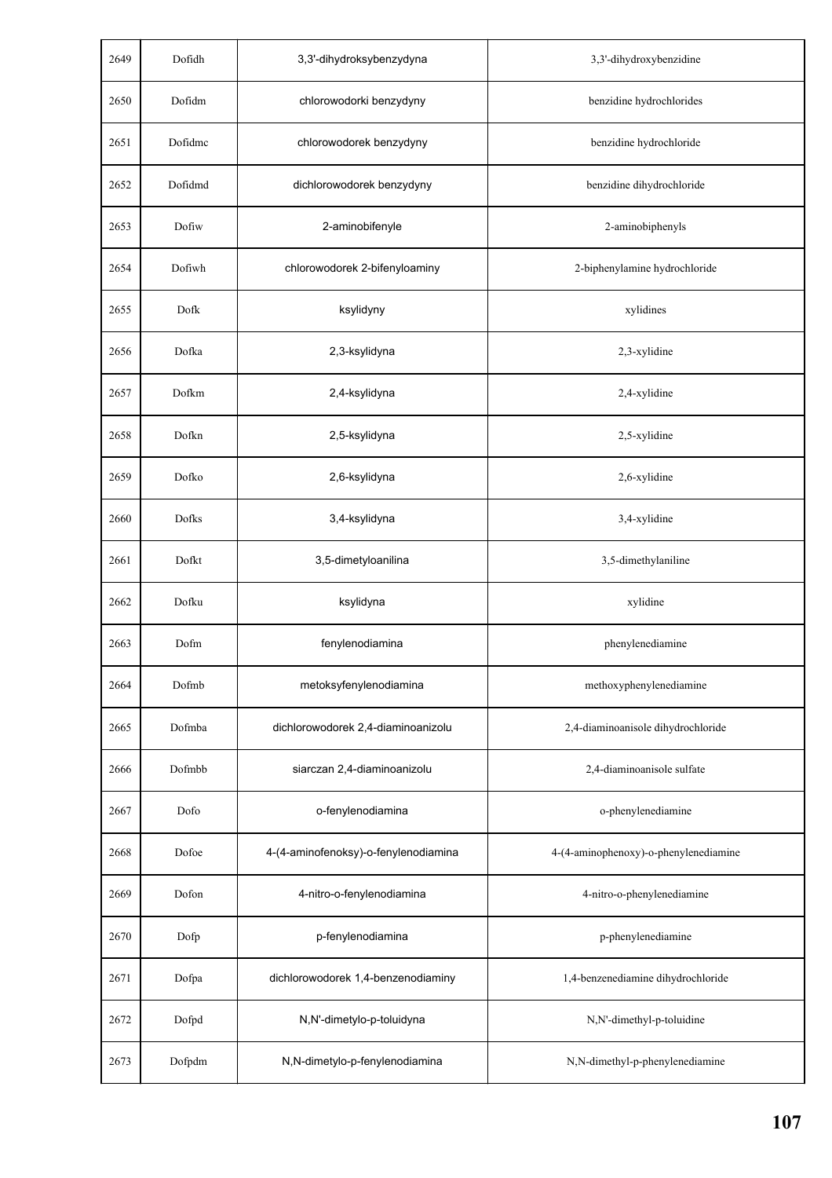| | | | |
|---|---|---|---|
| 2649 | Dofidh | 3,3'-dihydroksybenzydyna | 3,3'-dihydroxybenzidine |
| 2650 | Dofidm | chlorowodorki benzydyny | benzidine hydrochlorides |
| 2651 | Dofidmc | chlorowodorek benzydyny | benzidine hydrochloride |
| 2652 | Dofidmd | dichlorowodorek benzydyny | benzidine dihydrochloride |
| 2653 | Dofiw | 2-aminobifenyle | 2-aminobiphenyls |
| 2654 | Dofiwh | chlorowodorek 2-bifenyloaminy | 2-biphenylamine hydrochloride |
| 2655 | Dofk | ksylidyny | xylidines |
| 2656 | Dofka | 2,3-ksylidyna | 2,3-xylidine |
| 2657 | Dofkm | 2,4-ksylidyna | 2,4-xylidine |
| 2658 | Dofkn | 2,5-ksylidyna | 2,5-xylidine |
| 2659 | Dofko | 2,6-ksylidyna | 2,6-xylidine |
| 2660 | Dofks | 3,4-ksylidyna | 3,4-xylidine |
| 2661 | Dofkt | 3,5-dimetyloanilina | 3,5-dimethylaniline |
| 2662 | Dofku | ksylidyna | xylidine |
| 2663 | Dofm | fenylenodiamina | phenylenediamine |
| 2664 | Dofmb | metoksyfenylenodiamina | methoxyphenylenediamine |
| 2665 | Dofmba | dichlorowodorek 2,4-diaminoanizolu | 2,4-diaminoanisole dihydrochloride |
| 2666 | Dofmbb | siarczan 2,4-diaminoanizolu | 2,4-diaminoanisole sulfate |
| 2667 | Dofo | o-fenylenodiamina | o-phenylenediamine |
| 2668 | Dofoe | 4-(4-aminofenoksy)-o-fenylenodiamina | 4-(4-aminophenoxy)-o-phenylenediamine |
| 2669 | Dofon | 4-nitro-o-fenylenodiamina | 4-nitro-o-phenylenediamine |
| 2670 | Dofp | p-fenylenodiamina | p-phenylenediamine |
| 2671 | Dofpa | dichlorowodorek 1,4-benzenodiaminy | 1,4-benzenediamine dihydrochloride |
| 2672 | Dofpd | N,N'-dimetylo-p-toluidyna | N,N'-dimethyl-p-toluidine |
| 2673 | Dofpdm | N,N-dimetylo-p-fenylenodiamina | N,N-dimethyl-p-phenylenediamine |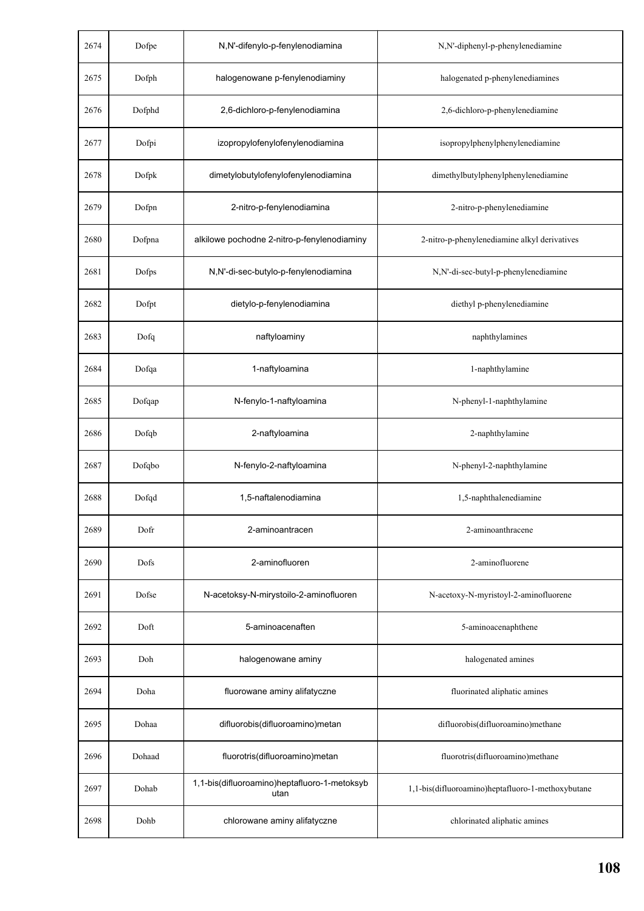| 2674 | Dofpe | N,N'-difenylo-p-fenylenodiamina | N,N'-diphenyl-p-phenylenediamine |
|---|---|---|---|
| 2675 | Dofph | halogenowane p-fenylenodiaminy | halogenated p-phenylenediamines |
| 2676 | Dofphd | 2,6-dichloro-p-fenylenodiamina | 2,6-dichloro-p-phenylenediamine |
| 2677 | Dofpi | izopropylofenylofenylenodiamina | isopropylphenylphenylenediamine |
| 2678 | Dofpk | dimetylobutylofenylofenylenodiamina | dimethylbutylphenylphenylenediamine |
| 2679 | Dofpn | 2-nitro-p-fenylenodiamina | 2-nitro-p-phenylenediamine |
| 2680 | Dofpna | alkilowe pochodne 2-nitro-p-fenylenodiaminy | 2-nitro-p-phenylenediamine alkyl derivatives |
| 2681 | Dofps | N,N'-di-sec-butylo-p-fenylenodiamina | N,N'-di-sec-butyl-p-phenylenediamine |
| 2682 | Dofpt | dietylo-p-fenylenodiamina | diethyl p-phenylenediamine |
| 2683 | Dofq | naftyloaminy | naphthylamines |
| 2684 | Dofqa | 1-naftyloamina | 1-naphthylamine |
| 2685 | Dofqap | N-fenylo-1-naftyloamina | N-phenyl-1-naphthylamine |
| 2686 | Dofqb | 2-naftyloamina | 2-naphthylamine |
| 2687 | Dofqbo | N-fenylo-2-naftyloamina | N-phenyl-2-naphthylamine |
| 2688 | Dofqd | 1,5-naftalenodiamina | 1,5-naphthalenediamine |
| 2689 | Dofr | 2-aminoantracen | 2-aminoanthracene |
| 2690 | Dofs | 2-aminofluoren | 2-aminofluorene |
| 2691 | Dofse | N-acetoksy-N-mirystoilo-2-aminofluoren | N-acetoxy-N-myristoyl-2-aminofluorene |
| 2692 | Doft | 5-aminoacenaften | 5-aminoacenaphthene |
| 2693 | Doh | halogenowane aminy | halogenated amines |
| 2694 | Doha | fluorowane aminy alifatyczne | fluorinated aliphatic amines |
| 2695 | Dohaa | difluorobis(difluoroamino)metan | difluorobis(difluoroamino)methane |
| 2696 | Dohaad | fluorotris(difluoroamino)metan | fluorotris(difluoroamino)methane |
| 2697 | Dohab | 1,1-bis(difluoroamino)heptafluoro-1-metoksybutan | 1,1-bis(difluoroamino)heptafluoro-1-methoxybutane |
| 2698 | Dohb | chlorowane aminy alifatyczne | chlorinated aliphatic amines |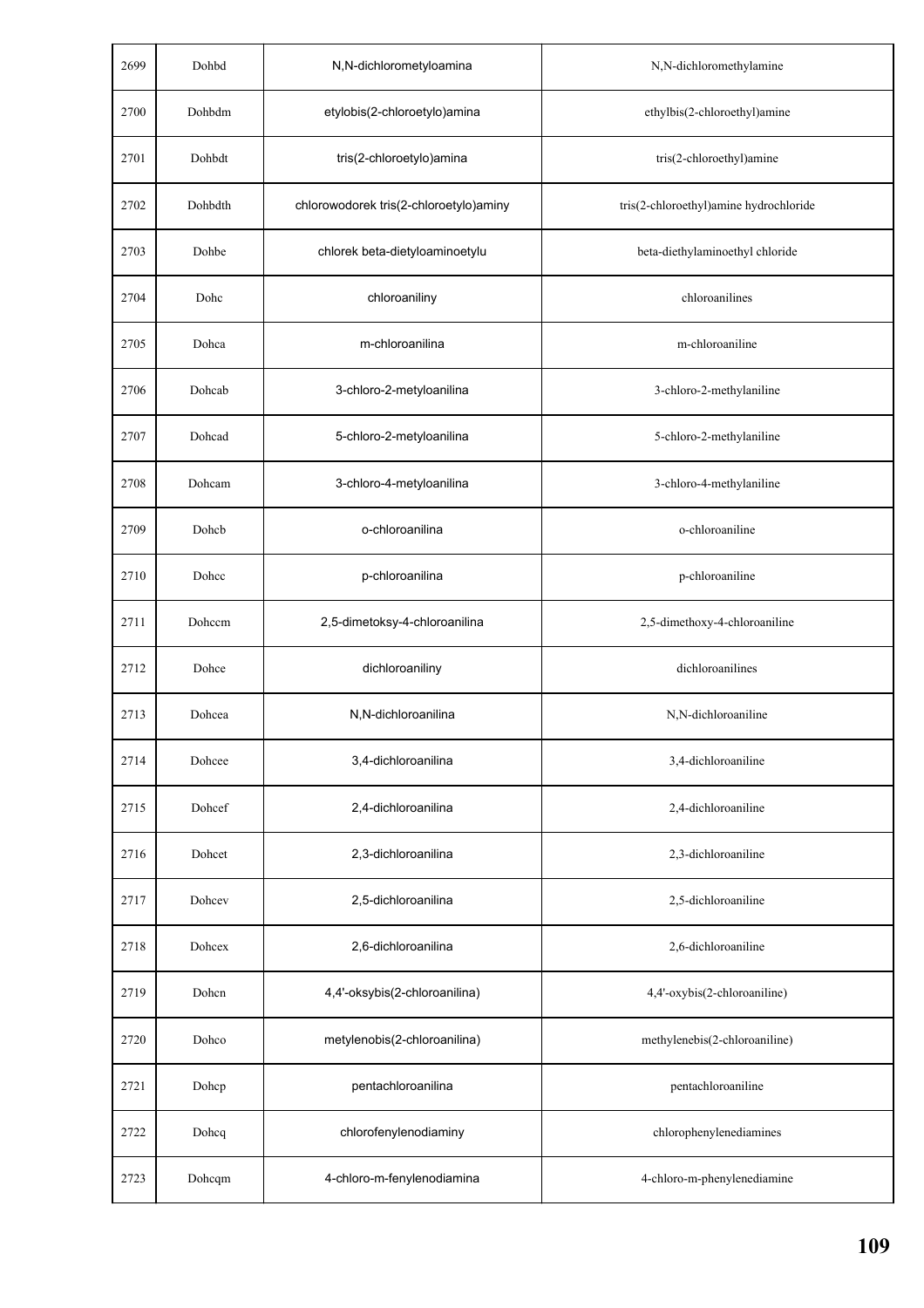| 2699 | Dohbd | N,N-dichlorometyloamina | N,N-dichloromethylamine |
|---|---|---|---|
| 2700 | Dohbdm | etylobis(2-chloroetylo)amina | ethylbis(2-chloroethyl)amine |
| 2701 | Dohbdt | tris(2-chloroetylo)amina | tris(2-chloroethyl)amine |
| 2702 | Dohbdth | chlorowodorek tris(2-chloroetylo)aminy | tris(2-chloroethyl)amine hydrochloride |
| 2703 | Dohbe | chlorek beta-dietyloaminoetylu | beta-diethylaminoethyl chloride |
| 2704 | Dohc | chloroaniliny | chloroanilines |
| 2705 | Dohca | m-chloroanilina | m-chloroaniline |
| 2706 | Dohcab | 3-chloro-2-metyloanilina | 3-chloro-2-methylaniline |
| 2707 | Dohcad | 5-chloro-2-metyloanilina | 5-chloro-2-methylaniline |
| 2708 | Dohcam | 3-chloro-4-metyloanilina | 3-chloro-4-methylaniline |
| 2709 | Dohcb | o-chloroanilina | o-chloroaniline |
| 2710 | Dohcc | p-chloroanilina | p-chloroaniline |
| 2711 | Dohccm | 2,5-dimetoksy-4-chloroanilina | 2,5-dimethoxy-4-chloroaniline |
| 2712 | Dohce | dichloroaniliny | dichloroanilines |
| 2713 | Dohcea | N,N-dichloroanilina | N,N-dichloroaniline |
| 2714 | Dohcee | 3,4-dichloroanilina | 3,4-dichloroaniline |
| 2715 | Dohcef | 2,4-dichloroanilina | 2,4-dichloroaniline |
| 2716 | Dohcet | 2,3-dichloroanilina | 2,3-dichloroaniline |
| 2717 | Dohcev | 2,5-dichloroanilina | 2,5-dichloroaniline |
| 2718 | Dohcex | 2,6-dichloroanilina | 2,6-dichloroaniline |
| 2719 | Dohcn | 4,4'-oksybis(2-chloroanilina) | 4,4'-oxybis(2-chloroaniline) |
| 2720 | Dohco | metylenobis(2-chloroanilina) | methylenebis(2-chloroaniline) |
| 2721 | Dohcp | pentachloroanilina | pentachloroaniline |
| 2722 | Dohcq | chlorofenylenodiaminy | chlorophenylenediamines |
| 2723 | Dohcqm | 4-chloro-m-fenylenodiamina | 4-chloro-m-phenylenediamine |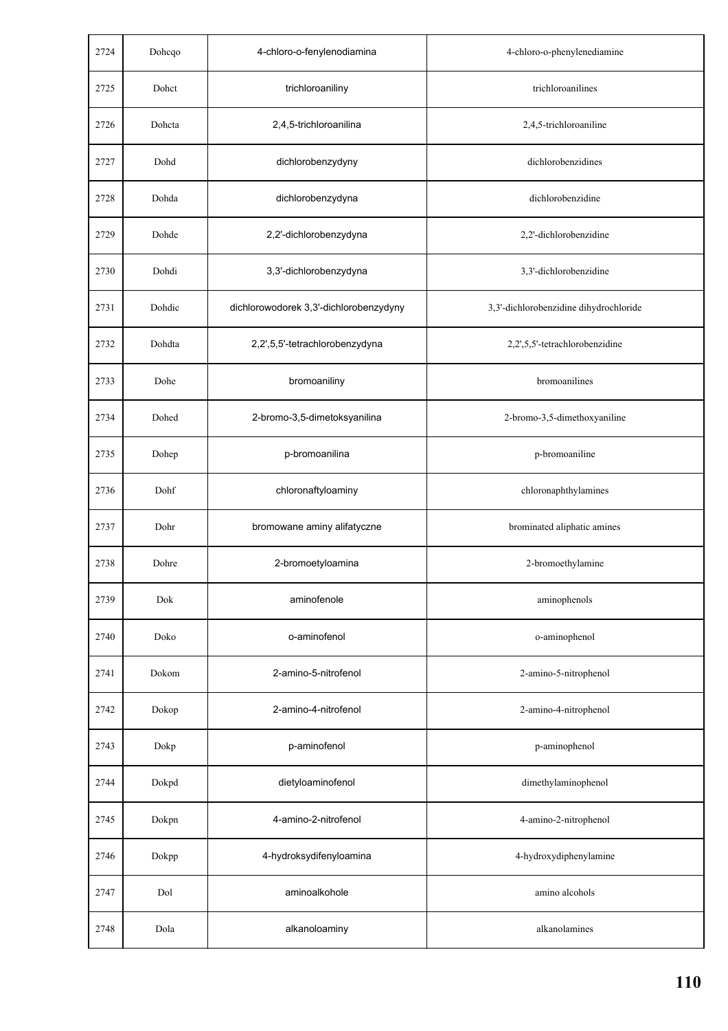| 2724 | Dohcqo | 4-chloro-o-fenylenodiamina | 4-chloro-o-phenylenediamine |
|---|---|---|---|
| 2725 | Dohct | trichloroaniliny | trichloroanilines |
| 2726 | Dohcta | 2,4,5-trichloroanilina | 2,4,5-trichloroaniline |
| 2727 | Dohd | dichlorobenzydyny | dichlorobenzidines |
| 2728 | Dohda | dichlorobenzydyna | dichlorobenzidine |
| 2729 | Dohde | 2,2'-dichlorobenzydyna | 2,2'-dichlorobenzidine |
| 2730 | Dohdi | 3,3'-dichlorobenzydyna | 3,3'-dichlorobenzidine |
| 2731 | Dohdic | dichlorowodorek 3,3'-dichlorobenzydyny | 3,3'-dichlorobenzidine dihydrochloride |
| 2732 | Dohdta | 2,2',5,5'-tetrachlorobenzydyna | 2,2',5,5'-tetrachlorobenzidine |
| 2733 | Dohe | bromoaniliny | bromoanilines |
| 2734 | Dohed | 2-bromo-3,5-dimetoksyanilina | 2-bromo-3,5-dimethoxyaniline |
| 2735 | Dohep | p-bromoanilina | p-bromoaniline |
| 2736 | Dohf | chloronaftyloaminy | chloronaphthylamines |
| 2737 | Dohr | bromowane aminy alifatyczne | brominated aliphatic amines |
| 2738 | Dohre | 2-bromoetyloamina | 2-bromoethylamine |
| 2739 | Dok | aminofenole | aminophenols |
| 2740 | Doko | o-aminofenol | o-aminophenol |
| 2741 | Dokom | 2-amino-5-nitrofenol | 2-amino-5-nitrophenol |
| 2742 | Dokop | 2-amino-4-nitrofenol | 2-amino-4-nitrophenol |
| 2743 | Dokp | p-aminofenol | p-aminophenol |
| 2744 | Dokpd | dietyloaminofenol | dimethylaminophenol |
| 2745 | Dokpn | 4-amino-2-nitrofenol | 4-amino-2-nitrophenol |
| 2746 | Dokpp | 4-hydroksydifenyloamina | 4-hydroxydiphenylamine |
| 2747 | Dol | aminoalkohole | amino alcohols |
| 2748 | Dola | alkanoloaminy | alkanolamines |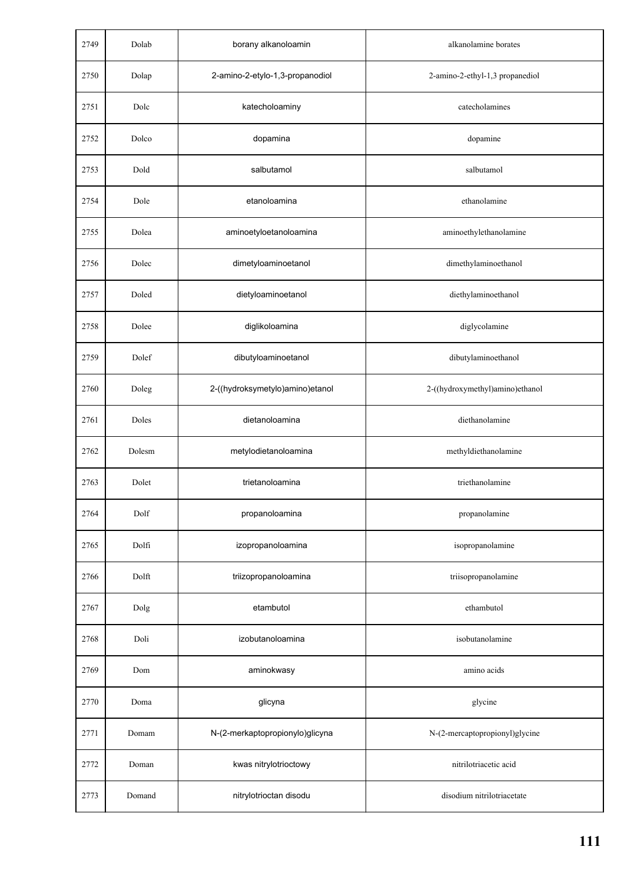| 2749 | Dolab | borany alkanoloamin | alkanolamine borates |
|---|---|---|---|
| 2750 | Dolap | 2-amino-2-etylo-1,3-propanodiol | 2-amino-2-ethyl-1,3 propanediol |
| 2751 | Dolc | katecholoaminy | catecholamines |
| 2752 | Dolco | dopamina | dopamine |
| 2753 | Dold | salbutamol | salbutamol |
| 2754 | Dole | etanoloamina | ethanolamine |
| 2755 | Dolea | aminoetyloetanoloamina | aminoethylethanolamine |
| 2756 | Dolec | dimetyloaminoetanol | dimethylaminoethanol |
| 2757 | Doled | dietyloaminoetanol | diethylaminoethanol |
| 2758 | Dolee | diglikoloamina | diglycolamine |
| 2759 | Dolef | dibutyloaminoetanol | dibutylaminoethanol |
| 2760 | Doleg | 2-((hydroksymetylo)amino)etanol | 2-((hydroxymethyl)amino)ethanol |
| 2761 | Doles | dietanoloamina | diethanolamine |
| 2762 | Dolesm | metylodietanoloamina | methyldiethanolamine |
| 2763 | Dolet | trietanoloamina | triethanolamine |
| 2764 | Dolf | propanoloamina | propanolamine |
| 2765 | Dolfi | izopropanoloamina | isopropanolamine |
| 2766 | Dolft | triizopropanoloamina | triisopropanolamine |
| 2767 | Dolg | etambutol | ethambutol |
| 2768 | Doli | izobutanoloamina | isobutanolamine |
| 2769 | Dom | aminokwasy | amino acids |
| 2770 | Doma | glicyna | glycine |
| 2771 | Domam | N-(2-merkaptopropionylo)glicyna | N-(2-mercaptopropionyl)glycine |
| 2772 | Doman | kwas nitrylotrioctowy | nitrilotriacetic acid |
| 2773 | Domand | nitrylotrioctan disodu | disodium nitrilotriacetate |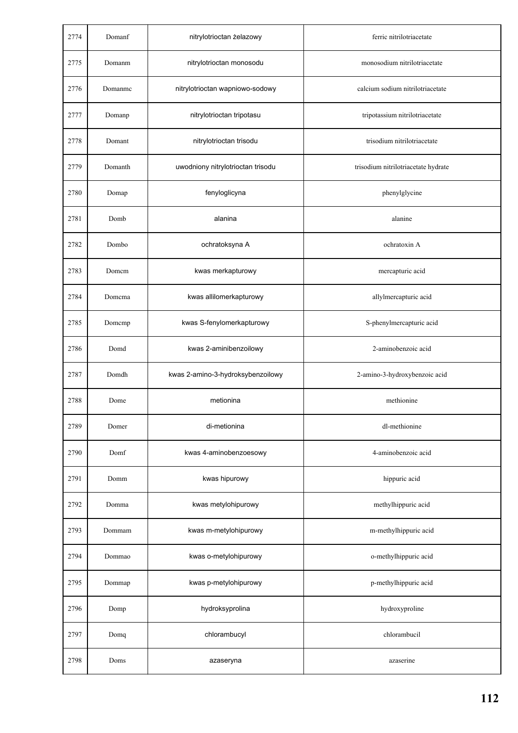| 2774 | Domanf | nitrylotrioctan żelazowy | ferric nitrilotriacetate |
|---|---|---|---|
| 2775 | Domanm | nitrylotrioctan monosodu | monosodium nitrilotriacetate |
| 2776 | Domanmc | nitrylotrioctan wapniowo-sodowy | calcium sodium nitrilotriacetate |
| 2777 | Domanp | nitrylotrioctan tripotasu | tripotassium nitrilotriacetate |
| 2778 | Domant | nitrylotrioctan trisodu | trisodium nitrilotriacetate |
| 2779 | Domanth | uwodniony nitrylotrioctan trisodu | trisodium nitrilotriacetate hydrate |
| 2780 | Domap | fenyloglicyna | phenylglycine |
| 2781 | Domb | alanina | alanine |
| 2782 | Dombo | ochratoksyna A | ochratoxin A |
| 2783 | Domcm | kwas merkapturowy | mercapturic acid |
| 2784 | Domcma | kwas allilomerkapturowy | allylmercapturic acid |
| 2785 | Domcmp | kwas S-fenylomerkapturowy | S-phenylmercapturic acid |
| 2786 | Domd | kwas 2-aminibenzoilowy | 2-aminobenzoic acid |
| 2787 | Domdh | kwas 2-amino-3-hydroksybenzoilowy | 2-amino-3-hydroxybenzoic acid |
| 2788 | Dome | metionina | methionine |
| 2789 | Domer | di-metionina | dl-methionine |
| 2790 | Domf | kwas 4-aminobenzoesowy | 4-aminobenzoic acid |
| 2791 | Domm | kwas hipurowy | hippuric acid |
| 2792 | Domma | kwas metylohipurowy | methylhippuric acid |
| 2793 | Dommam | kwas m-metylohipurowy | m-methylhippuric acid |
| 2794 | Dommao | kwas o-metylohipurowy | o-methylhippuric acid |
| 2795 | Dommap | kwas p-metylohipurowy | p-methylhippuric acid |
| 2796 | Domp | hydroksyprolina | hydroxyproline |
| 2797 | Domq | chlorambucyl | chlorambucil |
| 2798 | Doms | azaseryna | azaserine |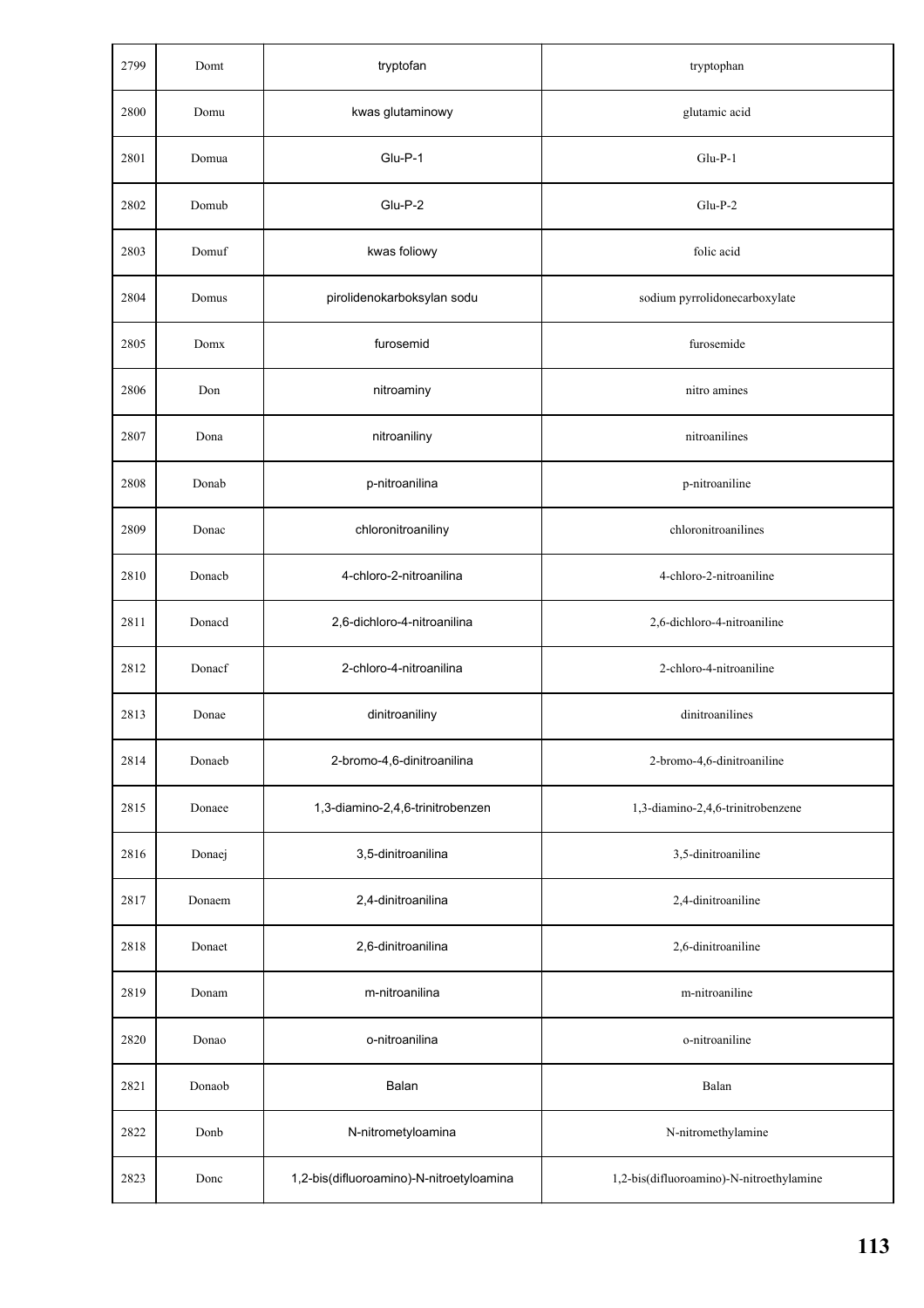| 2799 | Domt | tryptofan | tryptophan |
|---|---|---|---|
| 2800 | Domu | kwas glutaminowy | glutamic acid |
| 2801 | Domua | Glu-P-1 | Glu-P-1 |
| 2802 | Domub | Glu-P-2 | Glu-P-2 |
| 2803 | Domuf | kwas foliowy | folic acid |
| 2804 | Domus | pirolidenokarboksylan sodu | sodium pyrrolidonecarboxylate |
| 2805 | Domx | furosemid | furosemide |
| 2806 | Don | nitroaminy | nitro amines |
| 2807 | Dona | nitroaniliny | nitroanilines |
| 2808 | Donab | p-nitroanilina | p-nitroaniline |
| 2809 | Donac | chloronitroaniliny | chloronitroanilines |
| 2810 | Donacb | 4-chloro-2-nitroanilina | 4-chloro-2-nitroaniline |
| 2811 | Donacd | 2,6-dichloro-4-nitroanilina | 2,6-dichloro-4-nitroaniline |
| 2812 | Donacf | 2-chloro-4-nitroanilina | 2-chloro-4-nitroaniline |
| 2813 | Donae | dinitroaniliny | dinitroanilines |
| 2814 | Donaeb | 2-bromo-4,6-dinitroanilina | 2-bromo-4,6-dinitroaniline |
| 2815 | Donaee | 1,3-diamino-2,4,6-trinitrobenzen | 1,3-diamino-2,4,6-trinitrobenzene |
| 2816 | Donaej | 3,5-dinitroanilina | 3,5-dinitroaniline |
| 2817 | Donaem | 2,4-dinitroanilina | 2,4-dinitroaniline |
| 2818 | Donaet | 2,6-dinitroanilina | 2,6-dinitroaniline |
| 2819 | Donam | m-nitroanilina | m-nitroaniline |
| 2820 | Donao | o-nitroanilina | o-nitroaniline |
| 2821 | Donaob | Balan | Balan |
| 2822 | Donb | N-nitrometyloamina | N-nitromethylamine |
| 2823 | Donc | 1,2-bis(difluoroamino)-N-nitroetyloamina | 1,2-bis(difluoroamino)-N-nitroethylamine |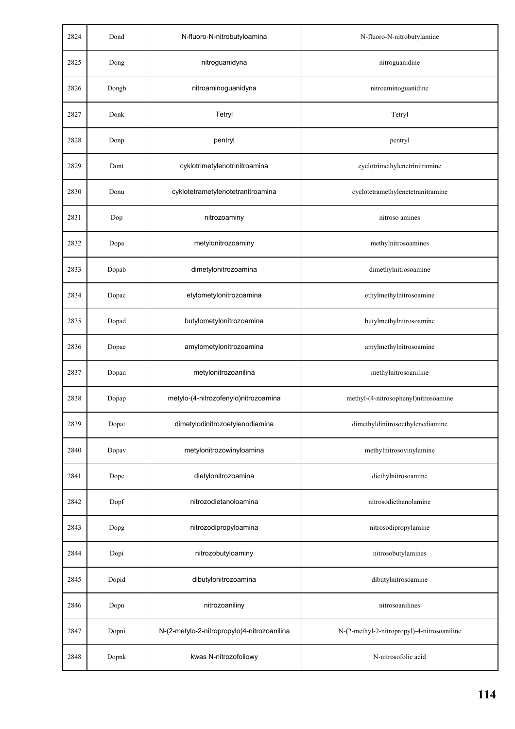| 2824 | Dond | N-fluoro-N-nitrobutyloamina | N-fluoro-N-nitrobutylamine |
|---|---|---|---|
| 2825 | Dong | nitroguanidyna | nitroguanidine |
| 2826 | Dongb | nitroaminoguanidyna | nitroaminoguanidine |
| 2827 | Donk | Tetryl | Tetryl |
| 2828 | Donp | pentryl | pentryl |
| 2829 | Dont | cyklotrimetylenotrinitroamina | cyclotrimethylenetrinitramine |
| 2830 | Donu | cyklotetrametylenotetranitroamina | cyclotetramethylenetetranitramine |
| 2831 | Dop | nitrozoaminy | nitroso amines |
| 2832 | Dopa | metylonitrozoaminy | methylnitrosoamines |
| 2833 | Dopab | dimetylonitrozoamina | dimethylnitrosoamine |
| 2834 | Dopac | etylometylonitrozoamina | ethylmethylnitrosoamine |
| 2835 | Dopad | butylometylonitrozoamina | butylmethylnitrosoamine |
| 2836 | Dopae | amylometylonitrozoamina | amylmethylnitrosoamine |
| 2837 | Dopan | metylonitrozoanilina | methylnitrosoaniline |
| 2838 | Dopap | metylo-(4-nitrozofenylo)nitrozoamina | methyl-(4-nitrosophenyl)nitrosoamine |
| 2839 | Dopat | dimetylodinitrozoetylenodiamina | dimethyldinitrosoethylenediamine |
| 2840 | Dopav | metylonitrozowinyloamina | methylnitrosovinylamine |
| 2841 | Dope | dietylonitrozoamina | diethylnitrosoamine |
| 2842 | Dopf | nitrozodietanoloamina | nitrosodiethanolamine |
| 2843 | Dopg | nitrozodipropyloamina | nitrosodipropylamine |
| 2844 | Dopi | nitrozobutyloaminy | nitrosobutylamines |
| 2845 | Dopid | dibutylonitrozoamina | dibutylnitrosoamine |
| 2846 | Dopn | nitrozoaniliny | nitrosoanilines |
| 2847 | Dopni | N-(2-metylo-2-nitropropylo)4-nitrozoanilina | N-(2-methyl-2-nitropropyl)-4-nitrosoaniline |
| 2848 | Dopnk | kwas N-nitrozofoliowy | N-nitrosofolic acid |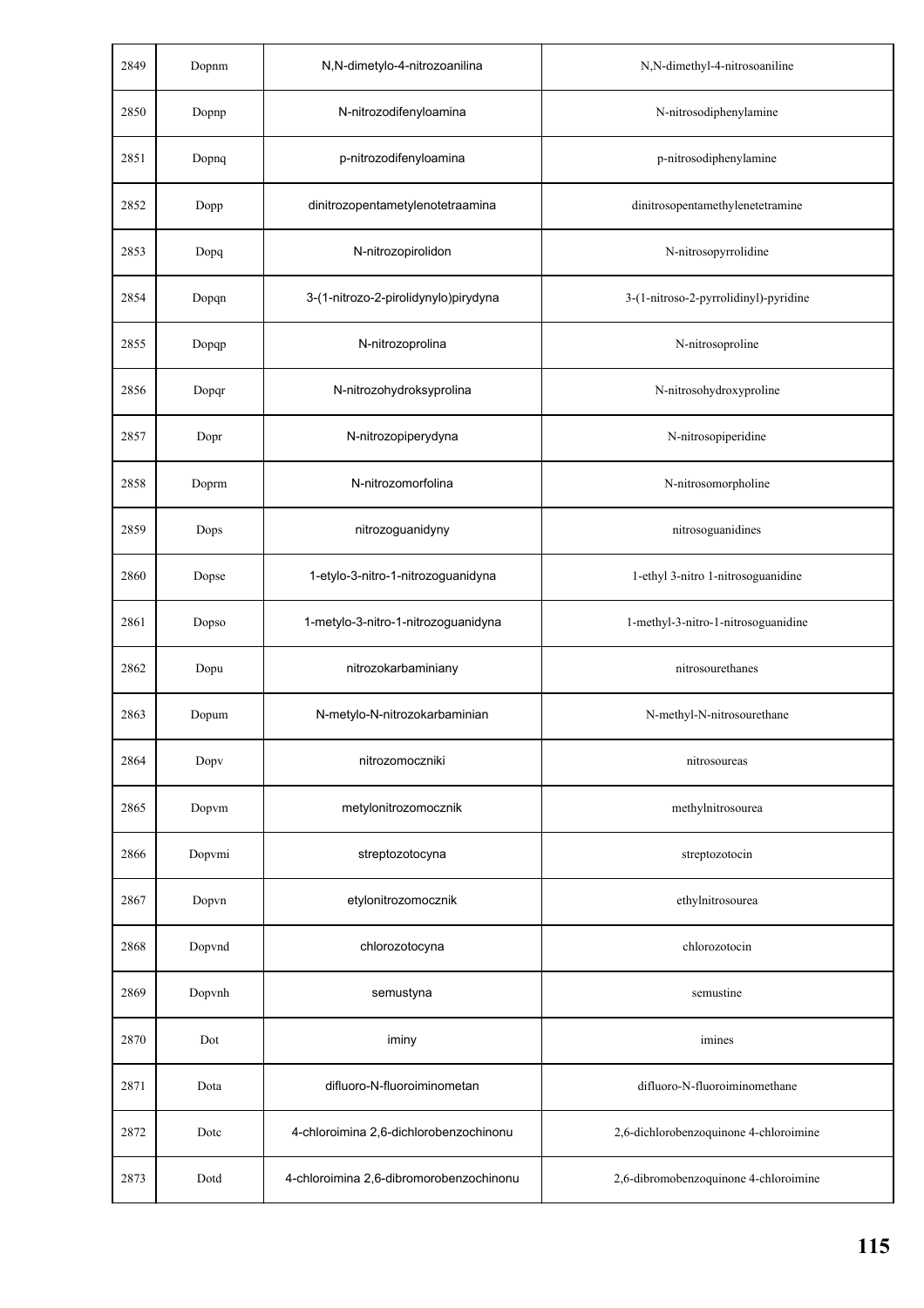| 2849 | Dopnm | N,N-dimetylo-4-nitrozoanilina | N,N-dimethyl-4-nitrosoaniline |
|---|---|---|---|
| 2850 | Dopnp | N-nitrozodifenyloamina | N-nitrosodiphenylamine |
| 2851 | Dopnq | p-nitrozodifenyloamina | p-nitrosodiphenylamine |
| 2852 | Dopp | dinitrozopentametylenotetraamina | dinitrosopentamethylenetetramine |
| 2853 | Dopq | N-nitrozopirolidon | N-nitrosopyrrolidine |
| 2854 | Dopqn | 3-(1-nitrozo-2-pirolidynylo)pirydyna | 3-(1-nitroso-2-pyrrolidinyl)-pyridine |
| 2855 | Dopqp | N-nitrozoprolina | N-nitrosoproline |
| 2856 | Dopqr | N-nitrozohydroksyprolina | N-nitrosohydroxyproline |
| 2857 | Dopr | N-nitrozopiperydyna | N-nitrosopiperidine |
| 2858 | Doprm | N-nitrozomorfolina | N-nitrosomorpholine |
| 2859 | Dops | nitrozoguanidyny | nitrosoguanidines |
| 2860 | Dopse | 1-etylo-3-nitro-1-nitrozoguanidyna | 1-ethyl 3-nitro 1-nitrosoguanidine |
| 2861 | Dopso | 1-metylo-3-nitro-1-nitrozoguanidyna | 1-methyl-3-nitro-1-nitrosoguanidine |
| 2862 | Dopu | nitrozokarbaminiany | nitrosourethanes |
| 2863 | Dopum | N-metylo-N-nitrozokarbaminian | N-methyl-N-nitrosourethane |
| 2864 | Dopv | nitrozomoczniki | nitrosoureas |
| 2865 | Dopvm | metylonitrozomocznik | methylnitrosourea |
| 2866 | Dopvmi | streptozotocyna | streptozotocin |
| 2867 | Dopvn | etylonitrozomocznik | ethylnitrosourea |
| 2868 | Dopvnd | chlorozotocyna | chlorozotocin |
| 2869 | Dopvnh | semustyna | semustine |
| 2870 | Dot | iminy | imines |
| 2871 | Dota | difluoro-N-fluoroiminometan | difluoro-N-fluoroiminomethane |
| 2872 | Dotc | 4-chloroimina 2,6-dichlorobenzochinonu | 2,6-dichlorobenzoquinone 4-chloroimine |
| 2873 | Dotd | 4-chloroimina 2,6-dibromorobenzochinonu | 2,6-dibromobenzoquinone 4-chloroimine |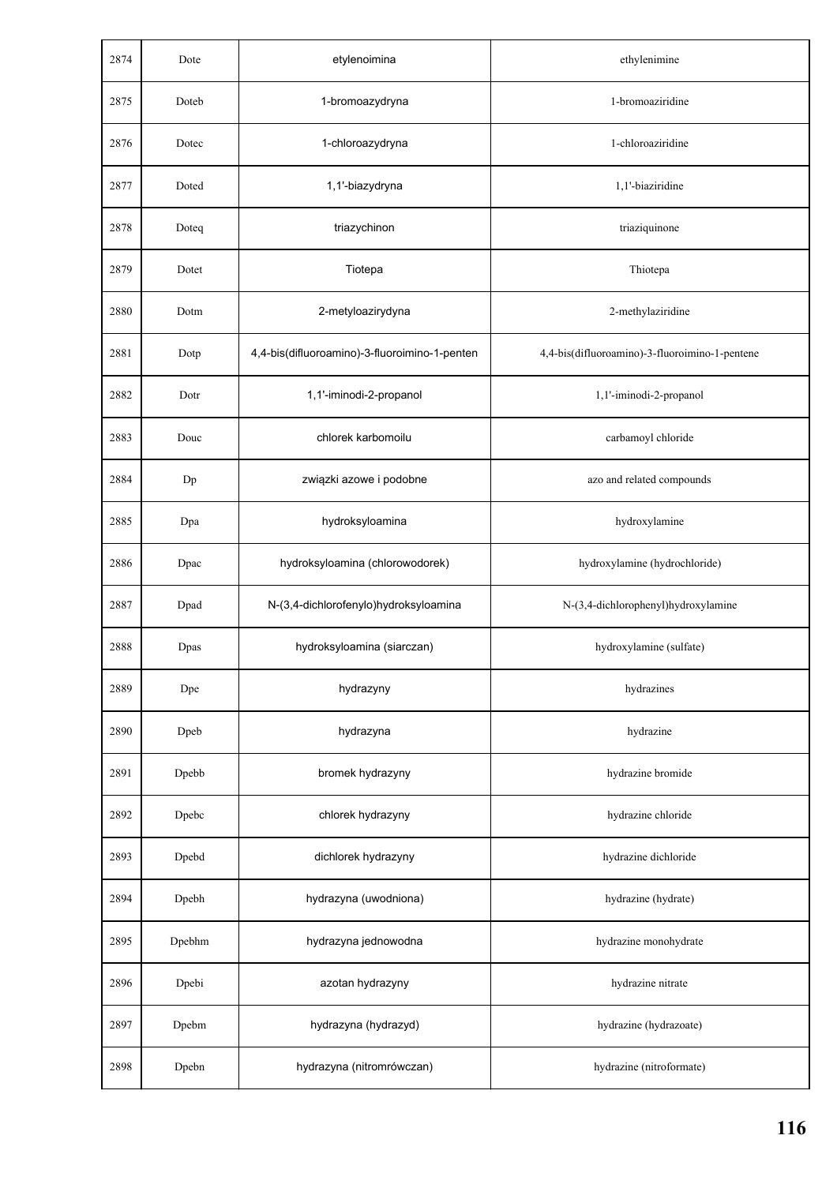| 2874 | Dote | etylenoimina | ethylenimine |
|---|---|---|---|
| 2875 | Doteb | 1-bromoazydryna | 1-bromoaziridine |
| 2876 | Dotec | 1-chloroazydryna | 1-chloroaziridine |
| 2877 | Doted | 1,1'-biazydryna | 1,1'-biaziridine |
| 2878 | Doteq | triazychinon | triaziquinone |
| 2879 | Dotet | Tiotepa | Thiotepa |
| 2880 | Dotm | 2-metyloazirydyna | 2-methylaziridine |
| 2881 | Dotp | 4,4-bis(difluoroamino)-3-fluoroimino-1-penten | 4,4-bis(difluoroamino)-3-fluoroimino-1-pentene |
| 2882 | Dotr | 1,1'-iminodi-2-propanol | 1,1'-iminodi-2-propanol |
| 2883 | Douc | chlorek karbomoilu | carbamoyl chloride |
| 2884 | Dp | związki azowe i podobne | azo and related compounds |
| 2885 | Dpa | hydroksyloamina | hydroxylamine |
| 2886 | Dpac | hydroksyloamina (chlorowodorek) | hydroxylamine (hydrochloride) |
| 2887 | Dpad | N-(3,4-dichlorofenylo)hydroksyloamina | N-(3,4-dichlorophenyl)hydroxylamine |
| 2888 | Dpas | hydroksyloamina (siarczan) | hydroxylamine (sulfate) |
| 2889 | Dpe | hydrazyny | hydrazines |
| 2890 | Dpeb | hydrazyna | hydrazine |
| 2891 | Dpebb | bromek hydrazyny | hydrazine bromide |
| 2892 | Dpebc | chlorek hydrazyny | hydrazine chloride |
| 2893 | Dpebd | dichlorek hydrazyny | hydrazine dichloride |
| 2894 | Dpebh | hydrazyna (uwodniona) | hydrazine (hydrate) |
| 2895 | Dpebhm | hydrazyna jednowodna | hydrazine monohydrate |
| 2896 | Dpebi | azotan hydrazyny | hydrazine nitrate |
| 2897 | Dpebm | hydrazyna (hydrazyd) | hydrazine (hydrazoate) |
| 2898 | Dpebn | hydrazyna (nitromrówczan) | hydrazine (nitroformate) |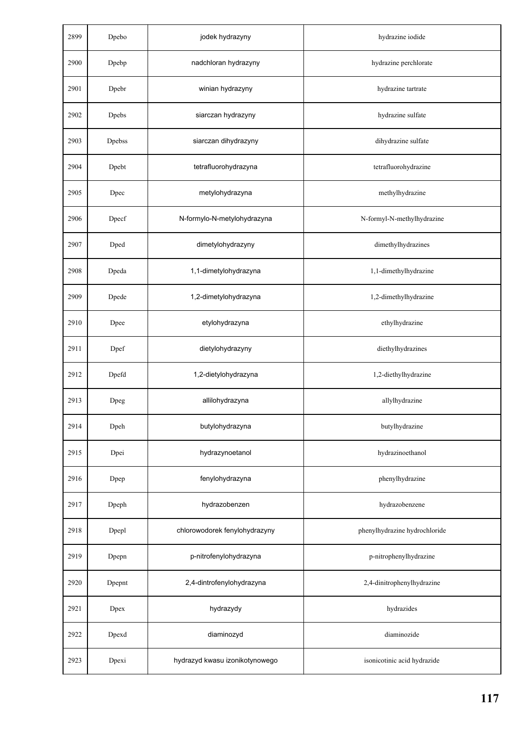| | | | |
|---|---|---|---|
| 2899 | Dpebo | jodek hydrazyny | hydrazine iodide |
| 2900 | Dpebp | nadchloran hydrazyny | hydrazine perchlorate |
| 2901 | Dpebr | winian hydrazyny | hydrazine tartrate |
| 2902 | Dpebs | siarczan hydrazyny | hydrazine sulfate |
| 2903 | Dpebss | siarczan dihydrazyny | dihydrazine sulfate |
| 2904 | Dpebt | tetrafluorohydrazyna | tetrafluorohydrazine |
| 2905 | Dpec | metylohydrazyna | methylhydrazine |
| 2906 | Dpecf | N-formylo-N-metylohydrazyna | N-formyl-N-methylhydrazine |
| 2907 | Dped | dimetylohydrazyny | dimethylhydrazines |
| 2908 | Dpeda | 1,1-dimetylohydrazyna | 1,1-dimethylhydrazine |
| 2909 | Dpede | 1,2-dimetylohydrazyna | 1,2-dimethylhydrazine |
| 2910 | Dpee | etylohydrazyna | ethylhydrazine |
| 2911 | Dpef | dietylohydrazyny | diethylhydrazines |
| 2912 | Dpefd | 1,2-dietylohydrazyna | 1,2-diethylhydrazine |
| 2913 | Dpeg | allilohydrazyna | allylhydrazine |
| 2914 | Dpeh | butylohydrazyna | butylhydrazine |
| 2915 | Dpei | hydrazynoetanol | hydrazinoethanol |
| 2916 | Dpep | fenylohydrazyna | phenylhydrazine |
| 2917 | Dpeph | hydrazobenzen | hydrazobenzene |
| 2918 | Dpepl | chlorowodorek fenylohydrazyny | phenylhydrazine hydrochloride |
| 2919 | Dpepn | p-nitrofenylohydrazyna | p-nitrophenylhydrazine |
| 2920 | Dpepnt | 2,4-dintrofenylohydrazyna | 2,4-dinitrophenylhydrazine |
| 2921 | Dpex | hydrazydy | hydrazides |
| 2922 | Dpexd | diaminozyd | diaminozide |
| 2923 | Dpexi | hydrazyd kwasu izonikotynowego | isonicotinic acid hydrazide |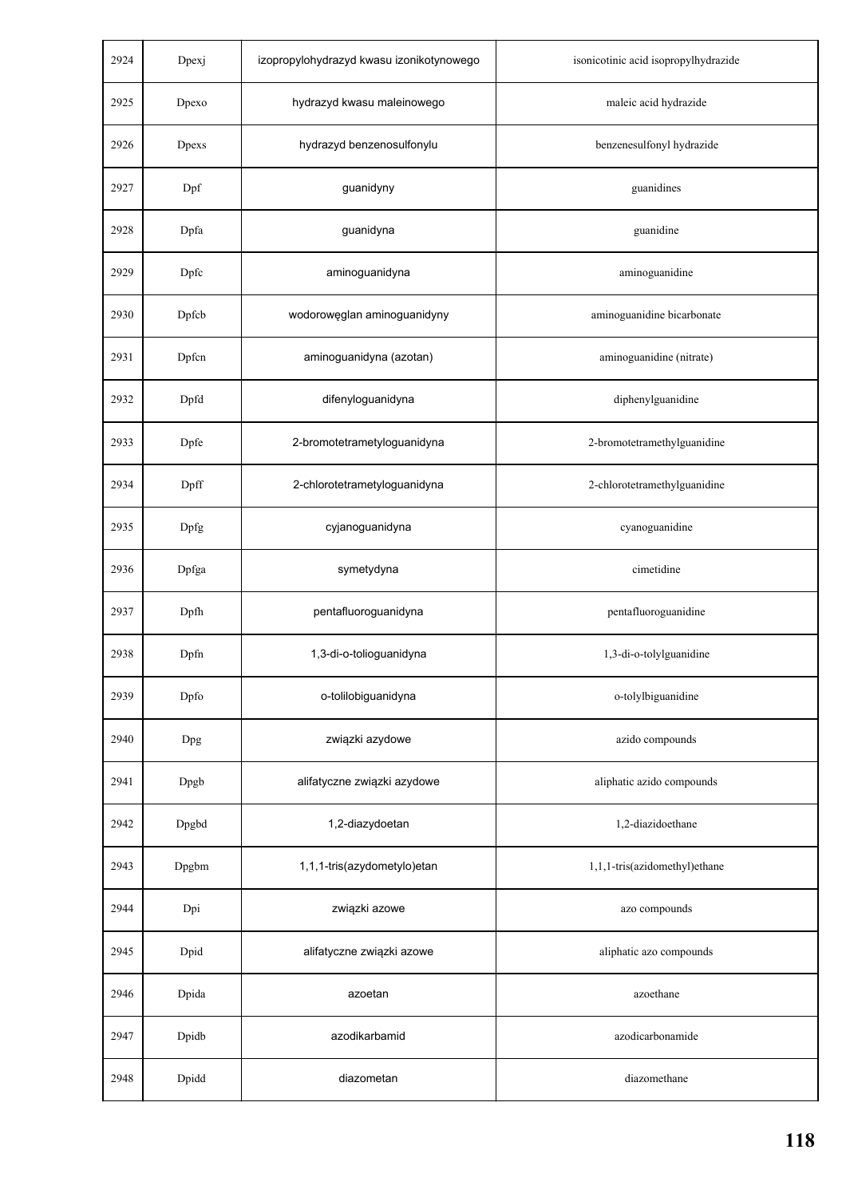| 2924 | Dpexj | izopropylohydrazyd kwasu izonikotynowego | isonicotinic acid isopropylhydrazide |
|---|---|---|---|
| 2925 | Dpexo | hydrazyd kwasu maleinowego | maleic acid hydrazide |
| 2926 | Dpexs | hydrazyd benzenosulfonylu | benzenesulfonyl hydrazide |
| 2927 | Dpf | guanidyny | guanidines |
| 2928 | Dpfa | guanidyna | guanidine |
| 2929 | Dpfc | aminoguanidyna | aminoguanidine |
| 2930 | Dpfcb | wodorowęglan aminoguanidyny | aminoguanidine bicarbonate |
| 2931 | Dpfcn | aminoguanidyna (azotan) | aminoguanidine (nitrate) |
| 2932 | Dpfd | difenyloguanidyna | diphenylguanidine |
| 2933 | Dpfe | 2-bromotetrametyloguanidyna | 2-bromotetramethylguanidine |
| 2934 | Dpff | 2-chlorotetrametyloguanidyna | 2-chlorotetramethylguanidine |
| 2935 | Dpfg | cyjanoguanidyna | cyanoguanidine |
| 2936 | Dpfga | symetydyna | cimetidine |
| 2937 | Dpfh | pentafluoroguanidyna | pentafluoroguanidine |
| 2938 | Dpfn | 1,3-di-o-tolioguanidyna | 1,3-di-o-tolylguanidine |
| 2939 | Dpfo | o-tolilobiguanidyna | o-tolylbiguanidine |
| 2940 | Dpg | związki azydowe | azido compounds |
| 2941 | Dpgb | alifatyczne związki azydowe | aliphatic azido compounds |
| 2942 | Dpgbd | 1,2-diazydoetan | 1,2-diazidoethane |
| 2943 | Dpgbm | 1,1,1-tris(azydometylo)etan | 1,1,1-tris(azidomethyl)ethane |
| 2944 | Dpi | związki azowe | azo compounds |
| 2945 | Dpid | alifatyczne związki azowe | aliphatic azo compounds |
| 2946 | Dpida | azoetan | azoethane |
| 2947 | Dpidb | azodikarbamid | azodicarbonamide |
| 2948 | Dpidd | diazometan | diazomethane |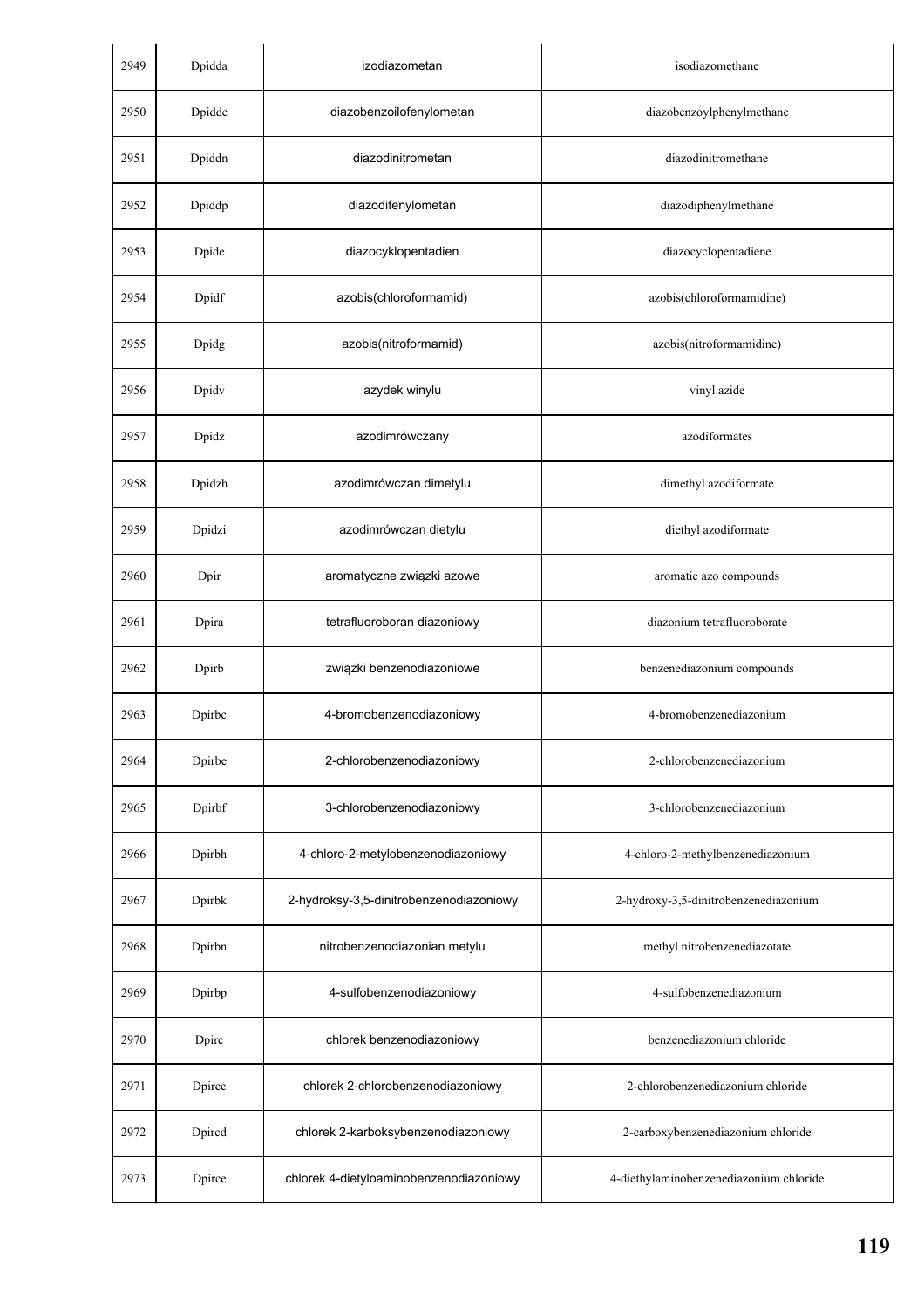| 2949 | Dpidda | izodiazometan | isodiazomethane |
|---|---|---|---|
| 2950 | Dpidde | diazobenzoilofenylometan | diazobenzoylphenylmethane |
| 2951 | Dpiddn | diazodinitrometan | diazodinitromethane |
| 2952 | Dpiddp | diazodifenylometan | diazodiphenylmethane |
| 2953 | Dpide | diazocyklopentadien | diazocyclopentadiene |
| 2954 | Dpidf | azobis(chloroformamid) | azobis(chloroformamidine) |
| 2955 | Dpidg | azobis(nitroformamid) | azobis(nitroformamidine) |
| 2956 | Dpidv | azydek winylu | vinyl azide |
| 2957 | Dpidz | azodimrówczany | azodiformates |
| 2958 | Dpidzh | azodimrówczan dimetylu | dimethyl azodiformate |
| 2959 | Dpidzi | azodimrówczan dietylu | diethyl azodiformate |
| 2960 | Dpir | aromatyczne związki azowe | aromatic azo compounds |
| 2961 | Dpira | tetrafluoroboran diazoniowy | diazonium tetrafluoroborate |
| 2962 | Dpirb | związki benzenodiazoniowe | benzenediazonium compounds |
| 2963 | Dpirbc | 4-bromobenzenodiazoniowy | 4-bromobenzenediazonium |
| 2964 | Dpirbe | 2-chlorobenzenodiazoniowy | 2-chlorobenzenediazonium |
| 2965 | Dpirbf | 3-chlorobenzenodiazoniowy | 3-chlorobenzenediazonium |
| 2966 | Dpirbh | 4-chloro-2-metylobenzenodiazoniowy | 4-chloro-2-methylbenzenediazonium |
| 2967 | Dpirbk | 2-hydroksy-3,5-dinitrobenzenodiazoniowy | 2-hydroxy-3,5-dinitrobenzenediazonium |
| 2968 | Dpirbn | nitrobenzenodiazonian metylu | methyl nitrobenzenediazotate |
| 2969 | Dpirbp | 4-sulfobenzenodiazoniowy | 4-sulfobenzenediazonium |
| 2970 | Dpirc | chlorek benzenodiazoniowy | benzenediazonium chloride |
| 2971 | Dpircc | chlorek 2-chlorobenzenodiazoniowy | 2-chlorobenzenediazonium chloride |
| 2972 | Dpircd | chlorek 2-karboksybenzenodiazoniowy | 2-carboxybenzenediazonium chloride |
| 2973 | Dpirce | chlorek 4-dietyloaminobenzenodiazoniowy | 4-diethylaminobenzenediazonium chloride |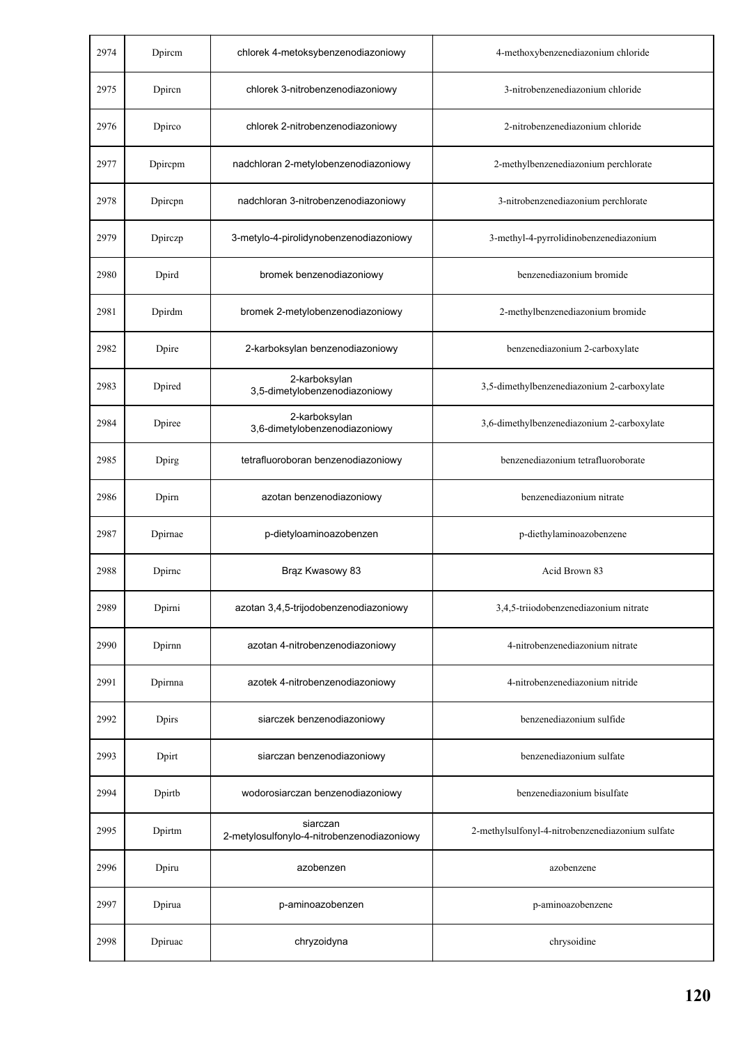| | | | |
|---|---|---|---|
| 2974 | Dpircm | chlorek 4-metoksybenzenodiazoniowy | 4-methoxybenzenediazonium chloride |
| 2975 | Dpircn | chlorek 3-nitrobenzenodiazoniowy | 3-nitrobenzenediazonium chloride |
| 2976 | Dpirco | chlorek 2-nitrobenzenodiazoniowy | 2-nitrobenzenediazonium chloride |
| 2977 | Dpircpm | nadchloran 2-metylobenzenodiazoniowy | 2-methylbenzenediazonium perchlorate |
| 2978 | Dpircpn | nadchloran 3-nitrobenzenodiazoniowy | 3-nitrobenzenediazonium perchlorate |
| 2979 | Dpirczp | 3-metylo-4-pirolidynobenzenodiazoniowy | 3-methyl-4-pyrrolidinobenzenediazonium |
| 2980 | Dpird | bromek benzenodiazoniowy | benzenediazonium bromide |
| 2981 | Dpirdm | bromek 2-metylobenzenodiazoniowy | 2-methylbenzenediazonium bromide |
| 2982 | Dpire | 2-karboksylan benzenodiazoniowy | benzenediazonium 2-carboxylate |
| 2983 | Dpired | 2-karboksylan 3,5-dimetylobenzenodiazoniowy | 3,5-dimethylbenzenediazonium 2-carboxylate |
| 2984 | Dpiree | 2-karboksylan 3,6-dimetylobenzenodiazoniowy | 3,6-dimethylbenzenediazonium 2-carboxylate |
| 2985 | Dpirg | tetrafluoroboran benzenodiazoniowy | benzenediazonium tetrafluoroborate |
| 2986 | Dpirn | azotan benzenodiazoniowy | benzenediazonium nitrate |
| 2987 | Dpirnae | p-dietyloaminoazobenzen | p-diethylaminoazobenzene |
| 2988 | Dpirnc | Brąz Kwasowy 83 | Acid Brown 83 |
| 2989 | Dpirni | azotan 3,4,5-trijodobenzenodiazoniowy | 3,4,5-triiodobenzenediazonium nitrate |
| 2990 | Dpirnn | azotan 4-nitrobenzenodiazoniowy | 4-nitrobenzenediazonium nitrate |
| 2991 | Dpirnna | azotek 4-nitrobenzenodiazoniowy | 4-nitrobenzenediazonium nitride |
| 2992 | Dpirs | siarczek benzenodiazoniowy | benzenediazonium sulfide |
| 2993 | Dpirt | siarczan benzenodiazoniowy | benzenediazonium sulfate |
| 2994 | Dpirtb | wodorosiarczan benzenodiazoniowy | benzenediazonium bisulfate |
| 2995 | Dpirtm | siarczan 2-metylosulfonylo-4-nitrobenzenodiazoniowy | 2-methylsulfonyl-4-nitrobenzenediazonium sulfate |
| 2996 | Dpiru | azobenzen | azobenzene |
| 2997 | Dpirua | p-aminoazobenzen | p-aminoazobenzene |
| 2998 | Dpiruac | chryzoidyna | chrysoidine |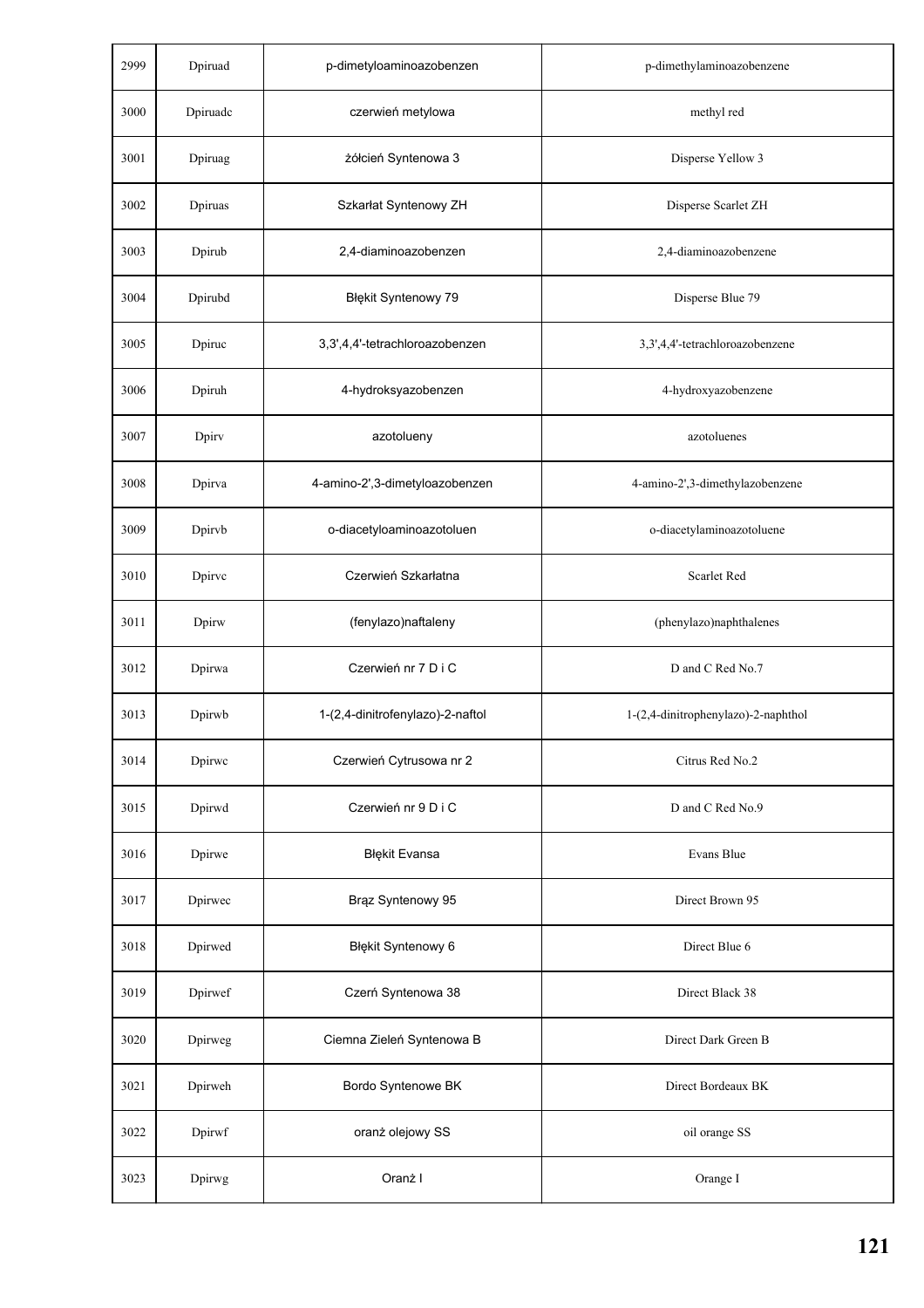| | | | |
|---|---|---|---|
| 2999 | Dpiruad | p-dimetyloaminoazobenzen | p-dimethylaminoazobenzene |
| 3000 | Dpiruadc | czerwień metylowa | methyl red |
| 3001 | Dpiruag | żółcień Syntenowa 3 | Disperse Yellow 3 |
| 3002 | Dpiruas | Szkarłat Syntenowy ZH | Disperse Scarlet ZH |
| 3003 | Dpirub | 2,4-diaminoazobenzen | 2,4-diaminoazobenzene |
| 3004 | Dpirubd | Błękit Syntenowy 79 | Disperse Blue 79 |
| 3005 | Dpiruc | 3,3',4,4'-tetrachloroazobenzen | 3,3',4,4'-tetrachloroazobenzene |
| 3006 | Dpiruh | 4-hydroksyazobenzen | 4-hydroxyazobenzene |
| 3007 | Dpirv | azotolueny | azotoluenes |
| 3008 | Dpirva | 4-amino-2',3-dimetyloazobenzen | 4-amino-2',3-dimethylazobenzene |
| 3009 | Dpirvb | o-diacetyloaminoazotoluen | o-diacetylaminoazotoluene |
| 3010 | Dpirvc | Czerwień Szkarłatna | Scarlet Red |
| 3011 | Dpirw | (fenylazo)naftaleny | (phenylazo)naphthalenes |
| 3012 | Dpirwa | Czerwień nr 7 D i C | D and C Red No.7 |
| 3013 | Dpirwb | 1-(2,4-dinitrofenylazo)-2-naftol | 1-(2,4-dinitrophenylazo)-2-naphthol |
| 3014 | Dpirwc | Czerwień Cytrusowa nr 2 | Citrus Red No.2 |
| 3015 | Dpirwd | Czerwień nr 9 D i C | D and C Red No.9 |
| 3016 | Dpirwe | Błękit Evansa | Evans Blue |
| 3017 | Dpirwec | Brąz Syntenowy 95 | Direct Brown 95 |
| 3018 | Dpirwed | Błękit Syntenowy 6 | Direct Blue 6 |
| 3019 | Dpirwef | Czerń Syntenowa 38 | Direct Black 38 |
| 3020 | Dpirweg | Ciemna Zieleń Syntenowa B | Direct Dark Green B |
| 3021 | Dpirweh | Bordo Syntenowe BK | Direct Bordeaux BK |
| 3022 | Dpirwf | oranż olejowy SS | oil orange SS |
| 3023 | Dpirwg | Oranż I | Orange I |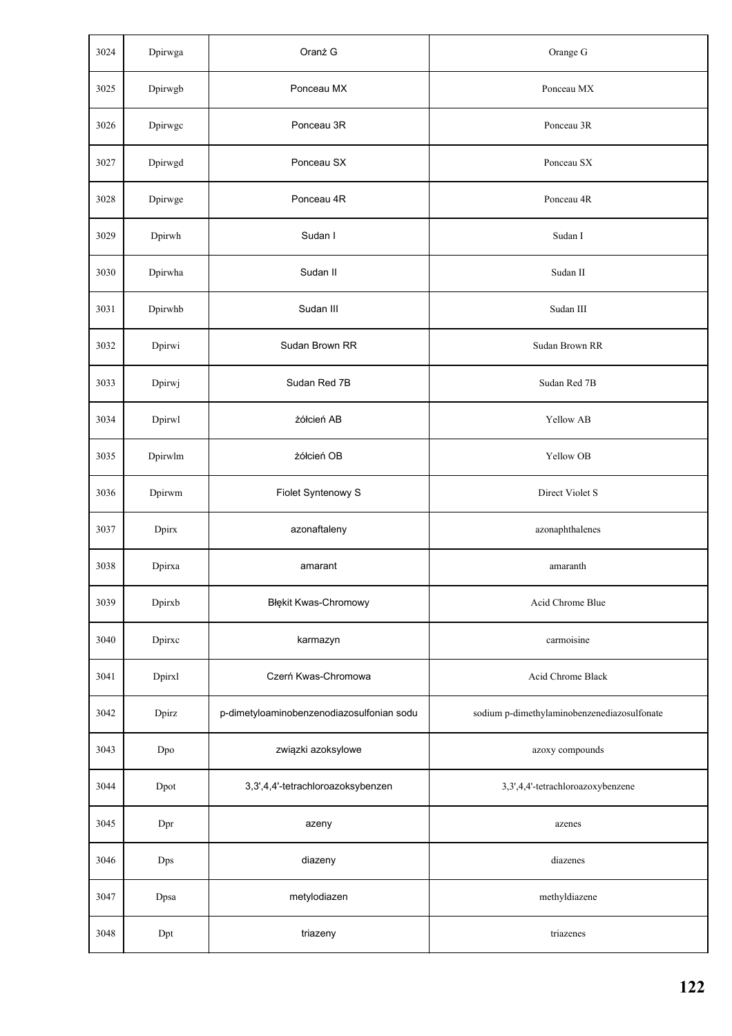| 3024 | Dpirwga | Oranż G | Orange G |
|---|---|---|---|
| 3025 | Dpirwgb | Ponceau MX | Ponceau MX |
| 3026 | Dpirwgc | Ponceau 3R | Ponceau 3R |
| 3027 | Dpirwgd | Ponceau SX | Ponceau SX |
| 3028 | Dpirwge | Ponceau 4R | Ponceau 4R |
| 3029 | Dpirwh | Sudan I | Sudan I |
| 3030 | Dpirwha | Sudan II | Sudan II |
| 3031 | Dpirwhb | Sudan III | Sudan III |
| 3032 | Dpirwi | Sudan Brown RR | Sudan Brown RR |
| 3033 | Dpirwj | Sudan Red 7B | Sudan Red 7B |
| 3034 | Dpirwl | żółcień AB | Yellow AB |
| 3035 | Dpirwlm | żółcień OB | Yellow OB |
| 3036 | Dpirwm | Fiolet Syntenowy S | Direct Violet S |
| 3037 | Dpirx | azonaftaleny | azonaphthalenes |
| 3038 | Dpirxa | amarant | amaranth |
| 3039 | Dpirxb | Błękit Kwas-Chromowy | Acid Chrome Blue |
| 3040 | Dpirxc | karmazyn | carmoisine |
| 3041 | Dpirxl | Czerń Kwas-Chromowa | Acid Chrome Black |
| 3042 | Dpirz | p-dimetyloaminobenzenodiazosulfonian sodu | sodium p-dimethylaminobenzenediazosulfonate |
| 3043 | Dpo | związki azoksylowe | azoxy compounds |
| 3044 | Dpot | 3,3',4,4'-tetrachloroazoksybenzen | 3,3',4,4'-tetrachloroazoxybenzene |
| 3045 | Dpr | azeny | azenes |
| 3046 | Dps | diazeny | diazenes |
| 3047 | Dpsa | metylodiazen | methyldiazene |
| 3048 | Dpt | triazeny | triazenes |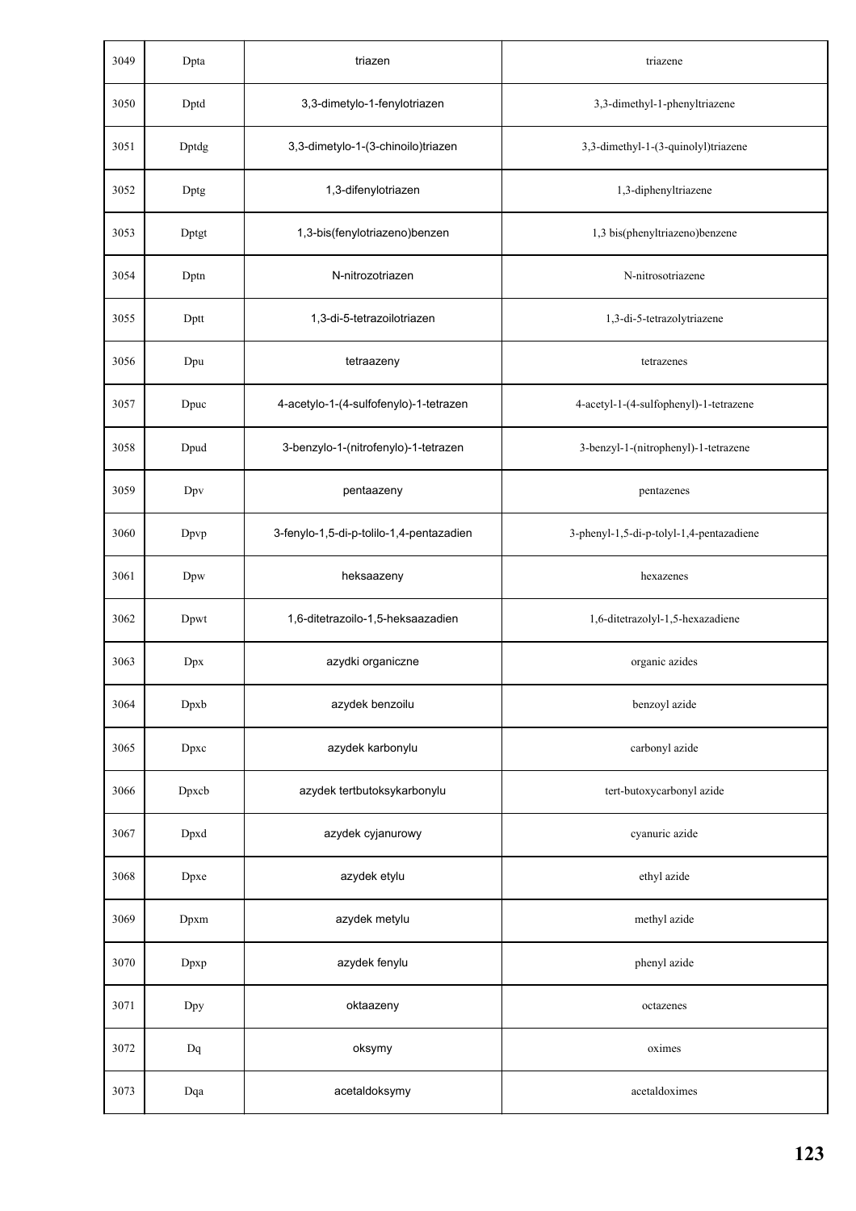| 3049 | Dpta | triazen | triazene |
|---|---|---|---|
| 3050 | Dptd | 3,3-dimetylo-1-fenylotriazen | 3,3-dimethyl-1-phenyltriazene |
| 3051 | Dptdg | 3,3-dimetylo-1-(3-chinoilo)triazen | 3,3-dimethyl-1-(3-quinolyl)triazene |
| 3052 | Dptg | 1,3-difenylotriazen | 1,3-diphenyltriazene |
| 3053 | Dptgt | 1,3-bis(fenylotriazeno)benzen | 1,3 bis(phenyltriazeno)benzene |
| 3054 | Dptn | N-nitrozotriazen | N-nitrosotriazene |
| 3055 | Dptt | 1,3-di-5-tetrazoilotriazen | 1,3-di-5-tetrazolytriazene |
| 3056 | Dpu | tetraazeny | tetrazenes |
| 3057 | Dpuc | 4-acetylo-1-(4-sulfofenylo)-1-tetrazen | 4-acetyl-1-(4-sulfophenyl)-1-tetrazene |
| 3058 | Dpud | 3-benzylo-1-(nitrofenylo)-1-tetrazen | 3-benzyl-1-(nitrophenyl)-1-tetrazene |
| 3059 | Dpv | pentaazeny | pentazenes |
| 3060 | Dpvp | 3-fenylo-1,5-di-p-tolilo-1,4-pentazadien | 3-phenyl-1,5-di-p-tolyl-1,4-pentazadiene |
| 3061 | Dpw | heksaazeny | hexazenes |
| 3062 | Dpwt | 1,6-ditetrazoilo-1,5-heksaazadien | 1,6-ditetrazolyl-1,5-hexazadiene |
| 3063 | Dpx | azydki organiczne | organic azides |
| 3064 | Dpxb | azydek benzoilu | benzoyl azide |
| 3065 | Dpxc | azydek karbonylu | carbonyl azide |
| 3066 | Dpxcb | azydek tertbutoksykarbonylu | tert-butoxycarbonyl azide |
| 3067 | Dpxd | azydek cyjanurowy | cyanuric azide |
| 3068 | Dpxe | azydek etylu | ethyl azide |
| 3069 | Dpxm | azydek metylu | methyl azide |
| 3070 | Dpxp | azydek fenylu | phenyl azide |
| 3071 | Dpy | oktaazeny | octazenes |
| 3072 | Dq | oksymy | oximes |
| 3073 | Dqa | acetaldoksymy | acetaldoximes |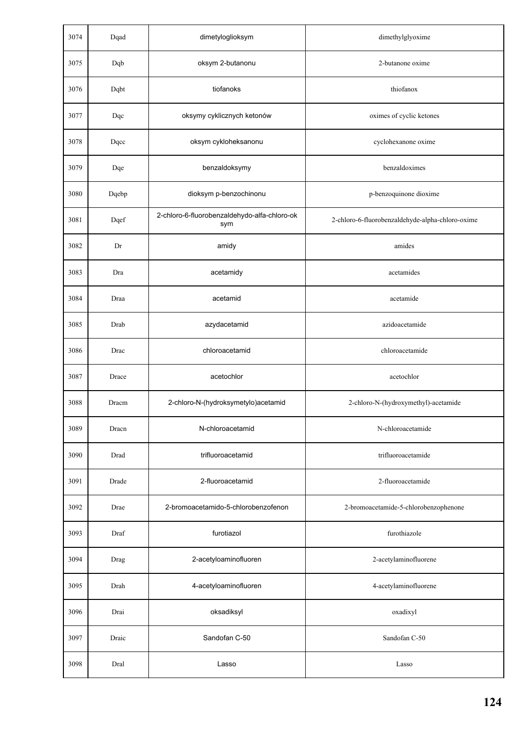| 3074 | Dqad | dimetyloglioksym | dimethylglyoxime |
|---|---|---|---|
| 3075 | Dqb | oksym 2-butanonu | 2-butanone oxime |
| 3076 | Dqbt | tiofanoks | thiofanox |
| 3077 | Dqc | oksymy cyklicznych ketonów | oximes of cyclic ketones |
| 3078 | Dqcc | oksym cykloheksanonu | cyclohexanone oxime |
| 3079 | Dqe | benzaldoksymy | benzaldoximes |
| 3080 | Dqebp | dioksym p-benzochinonu | p-benzoquinone dioxime |
| 3081 | Dqef | 2-chloro-6-fluorobenzaldehydo-alfa-chloro-oksym | 2-chloro-6-fluorobenzaldehyde-alpha-chloro-oxime |
| 3082 | Dr | amidy | amides |
| 3083 | Dra | acetamidy | acetamides |
| 3084 | Draa | acetamid | acetamide |
| 3085 | Drab | azydacetamid | azidoacetamide |
| 3086 | Drac | chloroacetamid | chloroacetamide |
| 3087 | Drace | acetochlor | acetochlor |
| 3088 | Dracm | 2-chloro-N-(hydroksymetylo)acetamid | 2-chloro-N-(hydroxymethyl)-acetamide |
| 3089 | Dracn | N-chloroacetamid | N-chloroacetamide |
| 3090 | Drad | trifluoroacetamid | trifluoroacetamide |
| 3091 | Drade | 2-fluoroacetamid | 2-fluoroacetamide |
| 3092 | Drae | 2-bromoacetamido-5-chlorobenzofenon | 2-bromoacetamide-5-chlorobenzophenone |
| 3093 | Draf | furotiazol | furothiazole |
| 3094 | Drag | 2-acetyloaminofluoren | 2-acetylaminofluorene |
| 3095 | Drah | 4-acetyloaminofluoren | 4-acetylaminofluorene |
| 3096 | Drai | oksadiksyl | oxadixyl |
| 3097 | Draic | Sandofan C-50 | Sandofan C-50 |
| 3098 | Dral | Lasso | Lasso |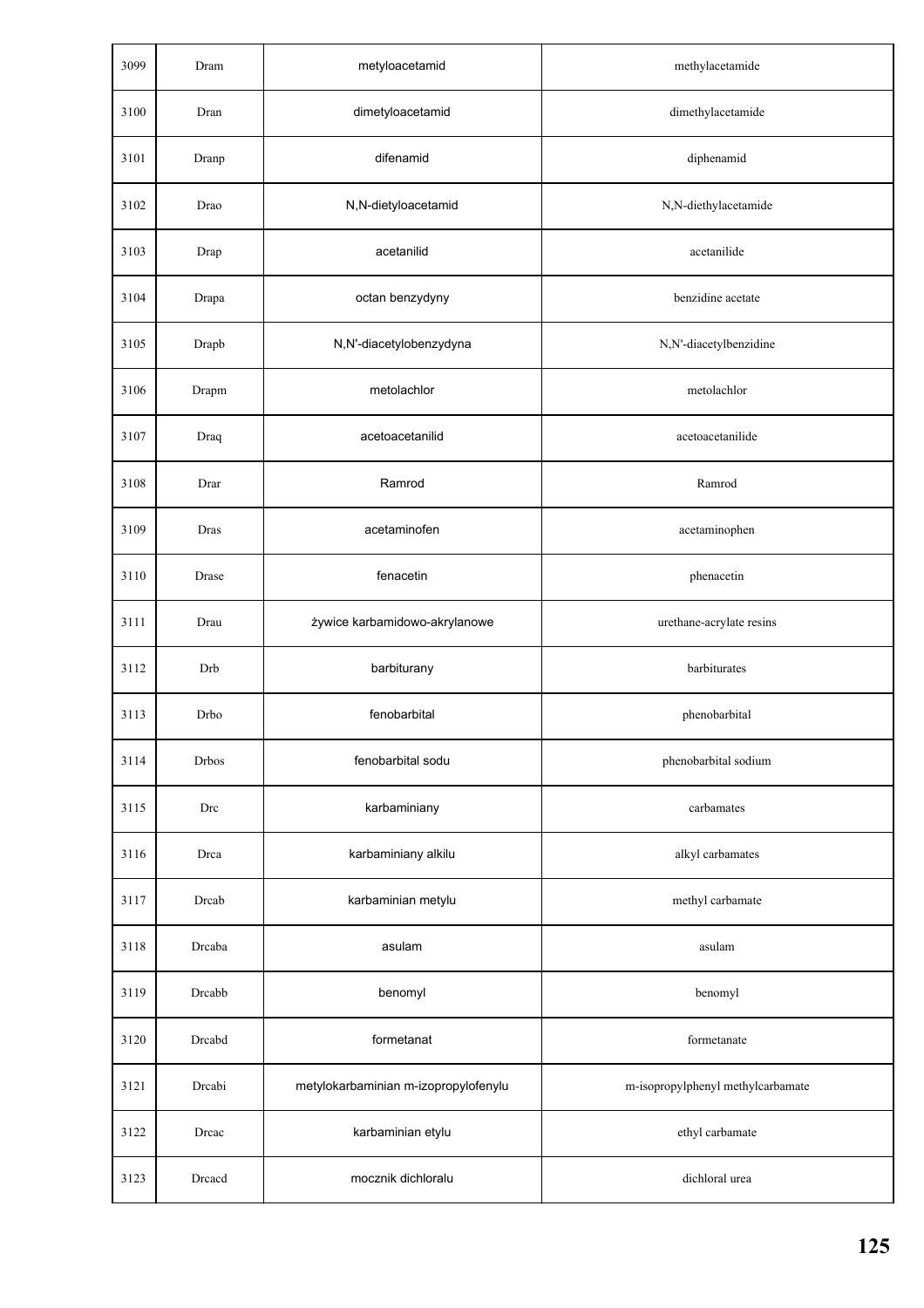| 3099 | Dram | metyloacetamid | methylacetamide |
|---|---|---|---|
| 3100 | Dran | dimetyloacetamid | dimethylacetamide |
| 3101 | Dranp | difenamid | diphenamid |
| 3102 | Drao | N,N-dietyloacetamid | N,N-diethylacetamide |
| 3103 | Drap | acetanilid | acetanilide |
| 3104 | Drapa | octan benzydyny | benzidine acetate |
| 3105 | Drapb | N,N'-diacetylobenzydyna | N,N'-diacetylbenzidine |
| 3106 | Drapm | metolachlor | metolachlor |
| 3107 | Draq | acetoacetanilid | acetoacetanilide |
| 3108 | Drar | Ramrod | Ramrod |
| 3109 | Dras | acetaminofen | acetaminophen |
| 3110 | Drase | fenacetin | phenacetin |
| 3111 | Drau | żywice karbamidowo-akrylanowe | urethane-acrylate resins |
| 3112 | Drb | barbiturany | barbiturates |
| 3113 | Drbo | fenobarbital | phenobarbital |
| 3114 | Drbos | fenobarbital sodu | phenobarbital sodium |
| 3115 | Drc | karbaminiany | carbamates |
| 3116 | Drca | karbaminiany alkilu | alkyl carbamates |
| 3117 | Drcab | karbaminian metylu | methyl carbamate |
| 3118 | Drcaba | asulam | asulam |
| 3119 | Drcabb | benomyl | benomyl |
| 3120 | Drcabd | formetanat | formetanate |
| 3121 | Drcabi | metylokarbaminian m-izopropylofenylu | m-isopropylphenyl methylcarbamate |
| 3122 | Drcac | karbaminian etylu | ethyl carbamate |
| 3123 | Drcacd | mocznik dichloralu | dichloral urea |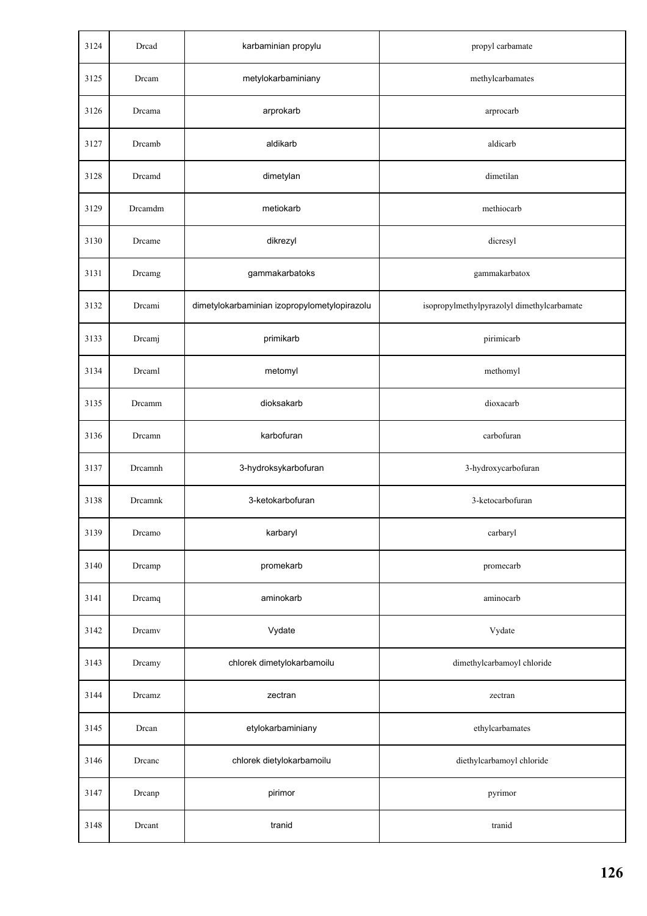| 3124 | Drcad | karbaminian propylu | propyl carbamate |
|---|---|---|---|
| 3125 | Drcam | metylokarbaminiany | methylcarbamates |
| 3126 | Drcama | arprokarb | arprocarb |
| 3127 | Drcamb | aldikarb | aldicarb |
| 3128 | Drcamd | dimetylan | dimetilan |
| 3129 | Drcamdm | metiokarb | methiocarb |
| 3130 | Drcame | dikrezyl | dicresyl |
| 3131 | Drcamg | gammakarbatoks | gammakarbatox |
| 3132 | Drcami | dimetylokarbaminian izopropylometylopirazolu | isopropylmethylpyrazolyl dimethylcarbamate |
| 3133 | Drcamj | primikarb | pirimicarb |
| 3134 | Drcaml | metomyl | methomyl |
| 3135 | Drcamm | dioksakarb | dioxacarb |
| 3136 | Drcamn | karbofuran | carbofuran |
| 3137 | Drcamnh | 3-hydroksykarbofuran | 3-hydroxycarbofuran |
| 3138 | Drcamnk | 3-ketokarbofuran | 3-ketocarbofuran |
| 3139 | Drcamo | karbaryl | carbaryl |
| 3140 | Drcamp | promekarb | promecarb |
| 3141 | Drcamq | aminokarb | aminocarb |
| 3142 | Drcamv | Vydate | Vydate |
| 3143 | Drcamy | chlorek dimetylokarbamoilu | dimethylcarbamoyl chloride |
| 3144 | Drcamz | zectran | zectran |
| 3145 | Drcan | etylokarbaminiany | ethylcarbamates |
| 3146 | Drcanc | chlorek dietylokarbamoilu | diethylcarbamoyl chloride |
| 3147 | Drcanp | pirimor | pyrimor |
| 3148 | Drcant | tranid | tranid |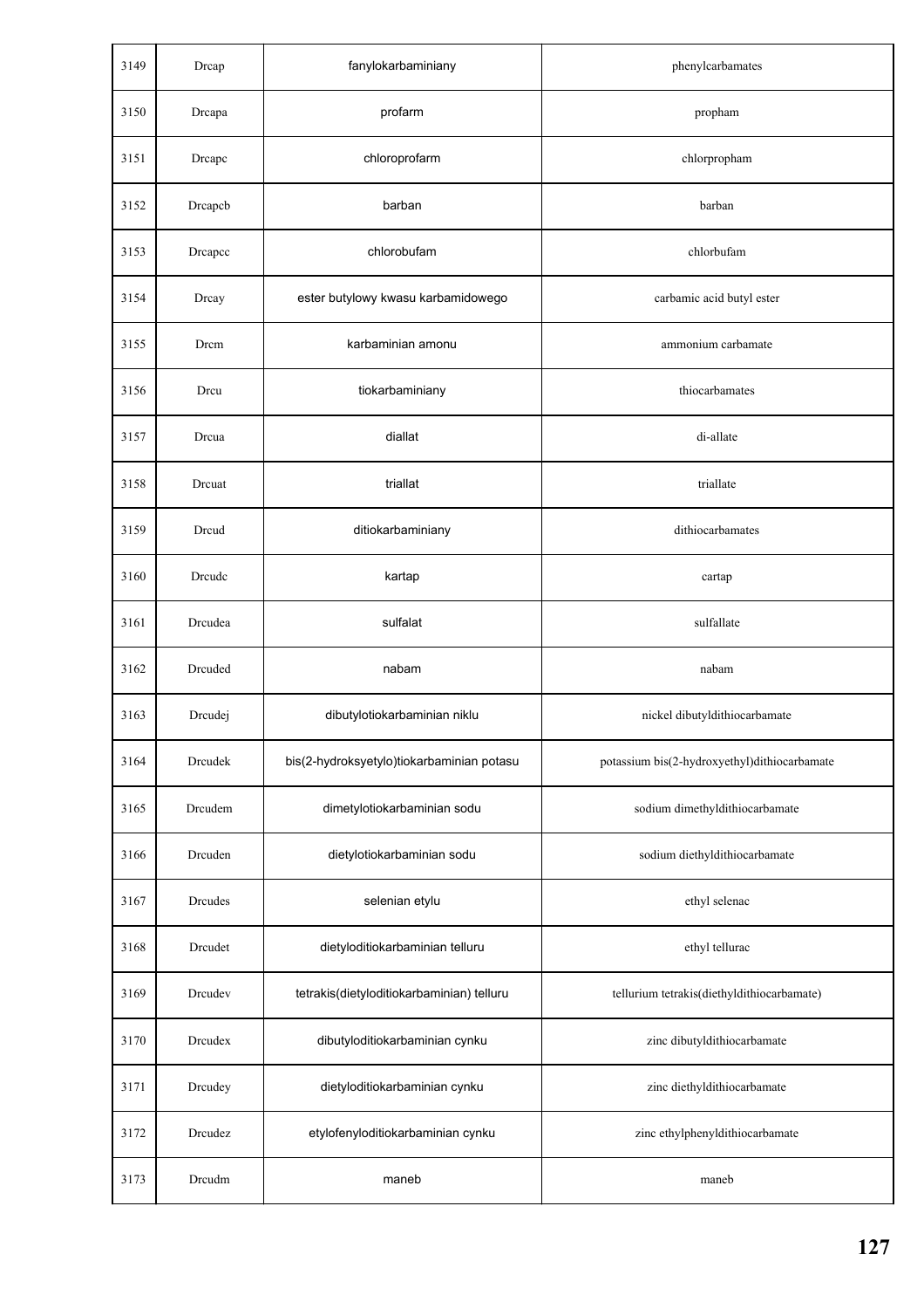| 3149 | Drcap | fanylokarbaminiany | phenylcarbamates |
|---|---|---|---|
| 3150 | Drcapa | profarm | propham |
| 3151 | Drcapc | chloroprofarm | chlorpropham |
| 3152 | Drcapcb | barban | barban |
| 3153 | Drcapcc | chlorobufam | chlorbufam |
| 3154 | Drcay | ester butylowy kwasu karbamidowego | carbamic acid butyl ester |
| 3155 | Drcm | karbaminian amonu | ammonium carbamate |
| 3156 | Drcu | tiokarbaminiany | thiocarbamates |
| 3157 | Drcua | diallat | di-allate |
| 3158 | Drcuat | triallat | triallate |
| 3159 | Drcud | ditiokarbaminiany | dithiocarbamates |
| 3160 | Drcudc | kartap | cartap |
| 3161 | Drcudea | sulfalat | sulfallate |
| 3162 | Drcuded | nabam | nabam |
| 3163 | Drcudej | dibutylotiokarbaminian niklu | nickel dibutyldithiocarbamate |
| 3164 | Drcudek | bis(2-hydroksyetylo)tiokarbaminian potasu | potassium bis(2-hydroxyethyl)dithiocarbamate |
| 3165 | Drcudem | dimetylotiokarbaminian sodu | sodium dimethyldithiocarbamate |
| 3166 | Drcuden | dietylotiokarbaminian sodu | sodium diethyldithiocarbamate |
| 3167 | Drcudes | selenian etylu | ethyl selenac |
| 3168 | Drcudet | dietyloditiokarbaminian telluru | ethyl tellurac |
| 3169 | Drcudev | tetrakis(dietyloditiokarbaminian) telluru | tellurium tetrakis(diethyldithiocarbamate) |
| 3170 | Drcudex | dibutyloditiokarbaminian cynku | zinc dibutyldithiocarbamate |
| 3171 | Drcudey | dietyloditiokarbaminian cynku | zinc diethyldithiocarbamate |
| 3172 | Drcudez | etylofenyloditiokarbaminian cynku | zinc ethylphenyldithiocarbamate |
| 3173 | Drcudm | maneb | maneb |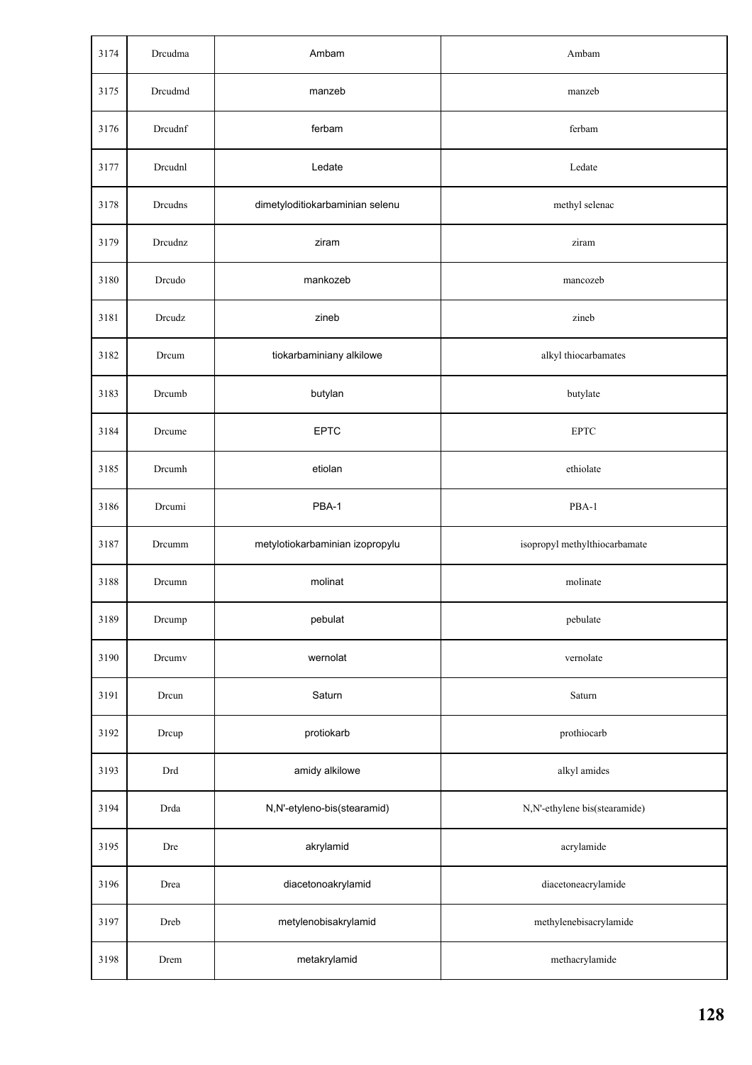| 3174 | Drcudma | Ambam | Ambam |
|---|---|---|---|
| 3175 | Drcudmd | manzeb | manzeb |
| 3176 | Drcudnf | ferbam | ferbam |
| 3177 | Drcudnl | Ledate | Ledate |
| 3178 | Drcudns | dimetyloditiokarbaminian selenu | methyl selenac |
| 3179 | Drcudnz | ziram | ziram |
| 3180 | Drcudo | mankozeb | mancozeb |
| 3181 | Drcudz | zineb | zineb |
| 3182 | Drcum | tiokarbaminiany alkilowe | alkyl thiocarbamates |
| 3183 | Drcumb | butylan | butylate |
| 3184 | Drcume | EPTC | EPTC |
| 3185 | Drcumh | etiolan | ethiolate |
| 3186 | Drcumi | PBA-1 | PBA-1 |
| 3187 | Drcumm | metylotiokarbaminian izopropylu | isopropyl methylthiocarbamate |
| 3188 | Drcumn | molinat | molinate |
| 3189 | Drcump | pebulat | pebulate |
| 3190 | Drcumv | wernolat | vernolate |
| 3191 | Drcun | Saturn | Saturn |
| 3192 | Drcup | protiokarb | prothiocarb |
| 3193 | Drd | amidy alkilowe | alkyl amides |
| 3194 | Drda | N,N'-etyleno-bis(stearamid) | N,N'-ethylene bis(stearamide) |
| 3195 | Dre | akrylamid | acrylamide |
| 3196 | Drea | diacetonoakrylamid | diacetoneacrylamide |
| 3197 | Dreb | metylenobisakrylamid | methylenebisacrylamide |
| 3198 | Drem | metakrylamid | methacrylamide |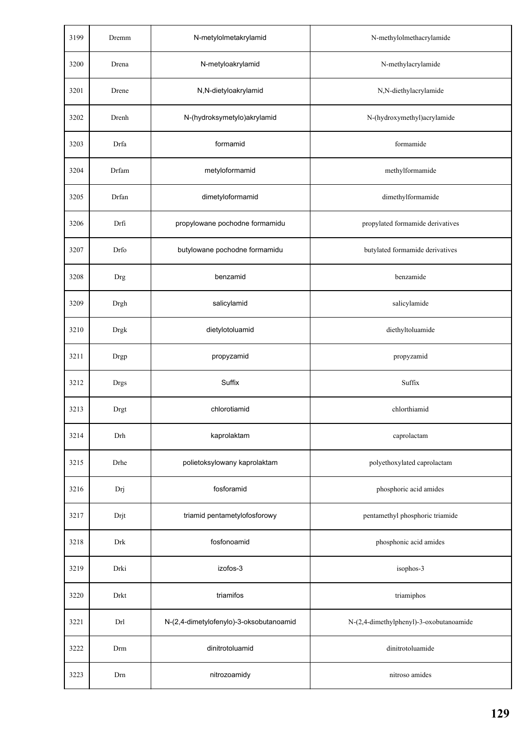| 3199 | Dremm | N-metylolmetakrylamid | N-methylolmethacrylamide |
|---|---|---|---|
| 3200 | Drena | N-metyloakrylamid | N-methylacrylamide |
| 3201 | Drene | N,N-dietyloakrylamid | N,N-diethylacrylamide |
| 3202 | Drenh | N-(hydroksymetylo)akrylamid | N-(hydroxymethyl)acrylamide |
| 3203 | Drfa | formamid | formamide |
| 3204 | Drfam | metyloformamid | methylformamide |
| 3205 | Drfan | dimetyloformamid | dimethylformamide |
| 3206 | Drfi | propylowane pochodne formamidu | propylated formamide derivatives |
| 3207 | Drfo | butylowane pochodne formamidu | butylated formamide derivatives |
| 3208 | Drg | benzamid | benzamide |
| 3209 | Drgh | salicylamid | salicylamide |
| 3210 | Drgk | dietylotoluamid | diethyltoluamide |
| 3211 | Drgp | propyzamid | propyzamid |
| 3212 | Drgs | Suffix | Suffix |
| 3213 | Drgt | chlorotiamid | chlorthiamid |
| 3214 | Drh | kaprolaktam | caprolactam |
| 3215 | Drhe | polietoksylowany kaprolaktam | polyethoxylated caprolactam |
| 3216 | Drj | fosforamid | phosphoric acid amides |
| 3217 | Drjt | triamid pentametylofosforowy | pentamethyl phosphoric triamide |
| 3218 | Drk | fosfonoamid | phosphonic acid amides |
| 3219 | Drki | izofos-3 | isophos-3 |
| 3220 | Drkt | triamifos | triamiphos |
| 3221 | Drl | N-(2,4-dimetylofenylo)-3-oksobutanoamid | N-(2,4-dimethylphenyl)-3-oxobutanoamide |
| 3222 | Drm | dinitrotoluamid | dinitrotoluamide |
| 3223 | Drn | nitrozoamidy | nitroso amides |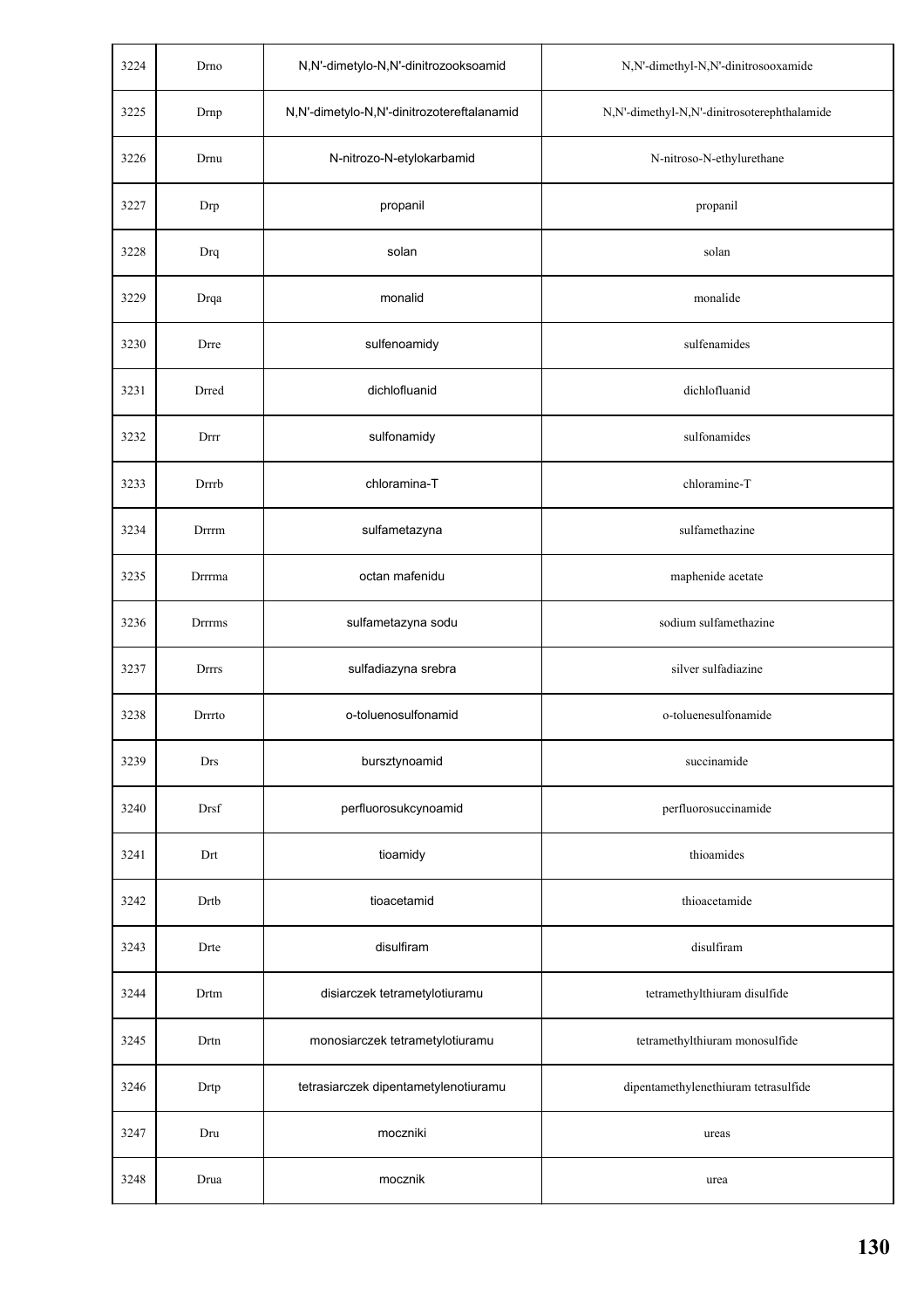| 3224 | Drno | N,N'-dimetylo-N,N'-dinitrozooksoamid | N,N'-dimethyl-N,N'-dinitrosooxamide |
|---|---|---|---|
| 3225 | Drnp | N,N'-dimetylo-N,N'-dinitrozotereftalanamid | N,N'-dimethyl-N,N'-dinitrosoterephthalamide |
| 3226 | Drnu | N-nitrozo-N-etylokarbamid | N-nitroso-N-ethylurethane |
| 3227 | Drp | propanil | propanil |
| 3228 | Drq | solan | solan |
| 3229 | Drqa | monalid | monalide |
| 3230 | Drre | sulfenoamidy | sulfenamides |
| 3231 | Drred | dichlofluanid | dichlofluanid |
| 3232 | Drrr | sulfonamidy | sulfonamides |
| 3233 | Drrrb | chloramina-T | chloramine-T |
| 3234 | Drrrm | sulfametazyna | sulfamethazine |
| 3235 | Drrrma | octan mafenidu | maphenide acetate |
| 3236 | Drrrms | sulfametazyna sodu | sodium sulfamethazine |
| 3237 | Drrrs | sulfadiazyna srebra | silver sulfadiazine |
| 3238 | Drrrto | o-toluenosulfonamid | o-toluenesulfonamide |
| 3239 | Drs | bursztynoamid | succinamide |
| 3240 | Drsf | perfluorosukcynoamid | perfluorosuccinamide |
| 3241 | Drt | tioamidy | thioamides |
| 3242 | Drtb | tioacetamid | thioacetamide |
| 3243 | Drte | disulfiram | disulfiram |
| 3244 | Drtm | disiarczek tetrametylotiuramu | tetramethylthiuram disulfide |
| 3245 | Drtn | monosiarczek tetrametylotiuramu | tetramethylthiuram monosulfide |
| 3246 | Drtp | tetrasiarczek dipentametylenotiuramu | dipentamethylenethiuram tetrasulfide |
| 3247 | Dru | moczniki | ureas |
| 3248 | Drua | mocznik | urea |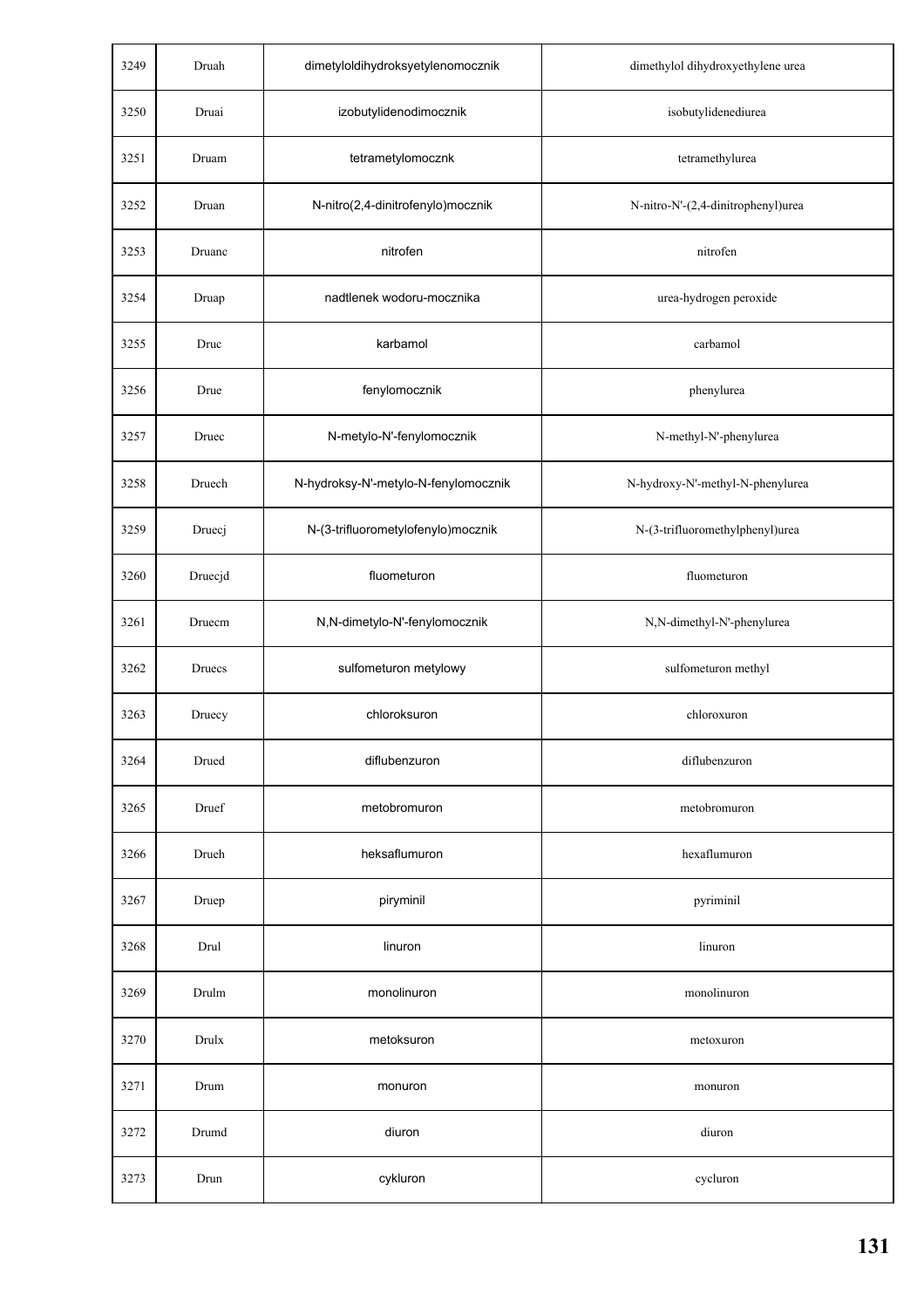| 3249 | Druah | dimetyloldihydroksyetylenomocznik | dimethylol dihydroxyethylene urea |
|---|---|---|---|
| 3250 | Druai | izobutylidenodimocznik | isobutylidenediurea |
| 3251 | Druam | tetrametylomocznk | tetramethylurea |
| 3252 | Druan | N-nitro(2,4-dinitrofenylo)mocznik | N-nitro-N'-(2,4-dinitrophenyl)urea |
| 3253 | Druanc | nitrofen | nitrofen |
| 3254 | Druap | nadtlenek wodoru-mocznika | urea-hydrogen peroxide |
| 3255 | Druc | karbamol | carbamol |
| 3256 | Drue | fenylomocznik | phenylurea |
| 3257 | Druec | N-metylo-N'-fenylomocznik | N-methyl-N'-phenylurea |
| 3258 | Druech | N-hydroksy-N'-metylo-N-fenylomocznik | N-hydroxy-N'-methyl-N-phenylurea |
| 3259 | Druecj | N-(3-trifluorometylofenylo)mocznik | N-(3-trifluoromethylphenyl)urea |
| 3260 | Druecjd | fluometuron | fluometuron |
| 3261 | Druecm | N,N-dimetylo-N'-fenylomocznik | N,N-dimethyl-N'-phenylurea |
| 3262 | Druecs | sulfometuron metylowy | sulfometuron methyl |
| 3263 | Druecy | chloroksuron | chloroxuron |
| 3264 | Drued | diflubenzuron | diflubenzuron |
| 3265 | Druef | metobromuron | metobromuron |
| 3266 | Drueh | heksaflumuron | hexaflumuron |
| 3267 | Druep | piryminil | pyriminil |
| 3268 | Drul | linuron | linuron |
| 3269 | Drulm | monolinuron | monolinuron |
| 3270 | Drulx | metoksuron | metoxuron |
| 3271 | Drum | monuron | monuron |
| 3272 | Drumd | diuron | diuron |
| 3273 | Drun | cykluron | cycluron |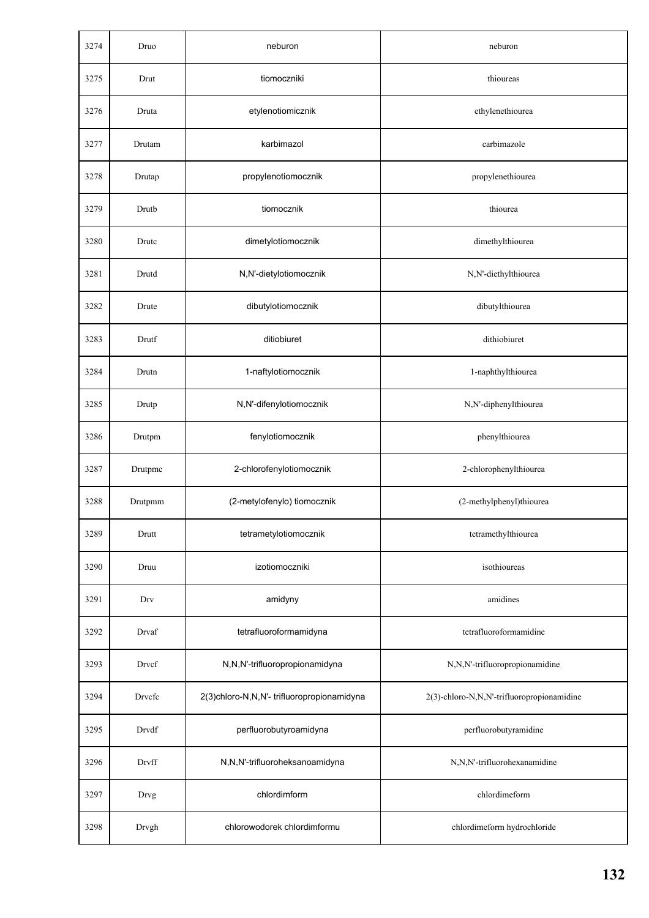| 3274 | Druo | neburon | neburon |
|---|---|---|---|
| 3275 | Drut | tiomoczniki | thioureas |
| 3276 | Druta | etylenotiomicznik | ethylenethiourea |
| 3277 | Drutam | karbimazol | carbimazole |
| 3278 | Drutap | propylenotiomocznik | propylenethiourea |
| 3279 | Drutb | tiomocznik | thiourea |
| 3280 | Drutc | dimetylotiomocznik | dimethylthiourea |
| 3281 | Drutd | N,N'-dietylotiomocznik | N,N'-diethylthiourea |
| 3282 | Drute | dibutylotiomocznik | dibutylthiourea |
| 3283 | Drutf | ditiobiuret | dithiobiuret |
| 3284 | Drutn | 1-naftylotiomocznik | 1-naphthylthiourea |
| 3285 | Drutp | N,N'-difenylotiomocznik | N,N'-diphenylthiourea |
| 3286 | Drutpm | fenylotiomocznik | phenylthiourea |
| 3287 | Drutpmc | 2-chlorofenylotiomocznik | 2-chlorophenylthiourea |
| 3288 | Drutpmm | (2-metylofenylo) tiomocznik | (2-methylphenyl)thiourea |
| 3289 | Drutt | tetrametylotiomocznik | tetramethylthiourea |
| 3290 | Druu | izotiomoczniki | isothioureas |
| 3291 | Drv | amidyny | amidines |
| 3292 | Drvaf | tetrafluoroformamidyna | tetrafluoroformamidine |
| 3293 | Drvcf | N,N,N'-trifluoropropionamidyna | N,N,N'-trifluoropropionamidine |
| 3294 | Drvcfc | 2(3)chloro-N,N,N'- trifluoropropionamidyna | 2(3)-chloro-N,N,N'-trifluoropropionamidine |
| 3295 | Drvdf | perfluorobutyroamidyna | perfluorobutyramidine |
| 3296 | Drvff | N,N,N'-trifluoroheksanoamidyna | N,N,N'-trifluorohexanamidine |
| 3297 | Drvg | chlordimform | chlordimeform |
| 3298 | Drvgh | chlorowodorek chlordimformu | chlordimeform hydrochloride |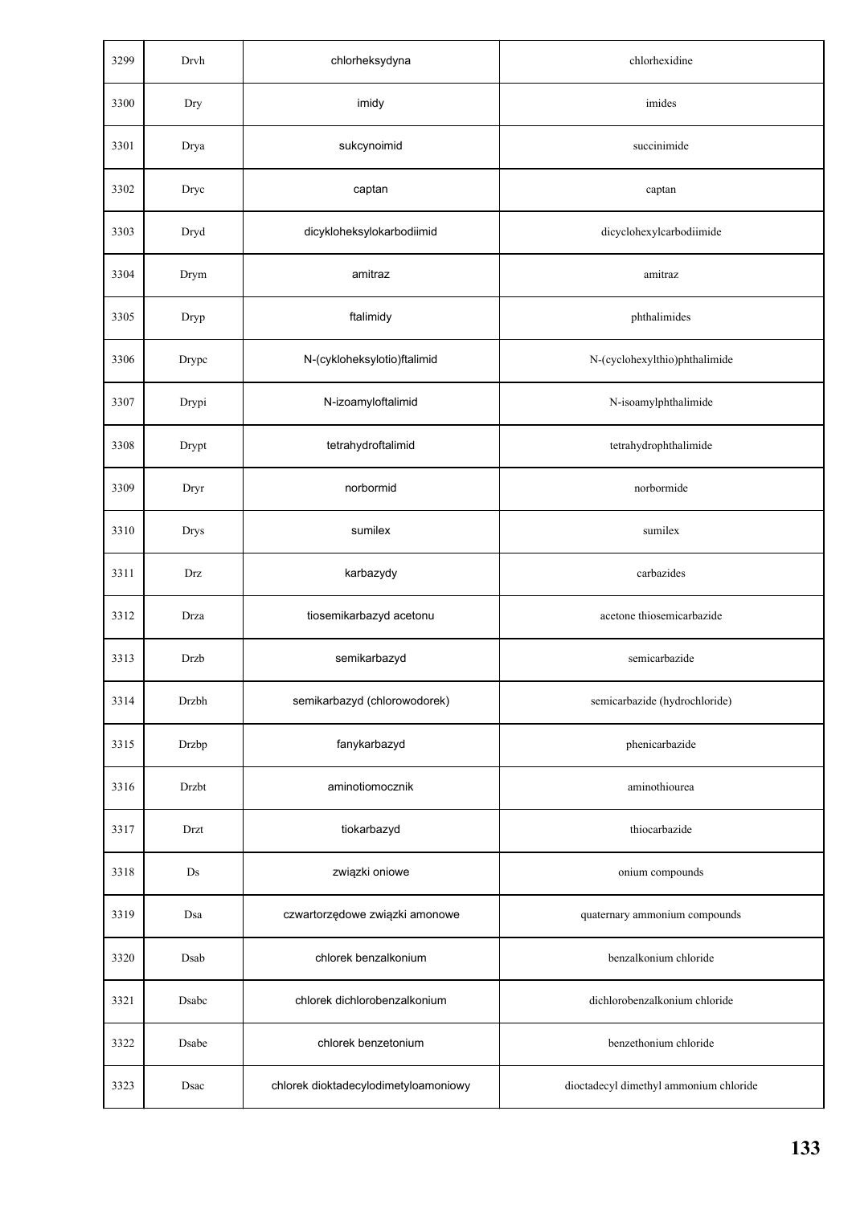| | | | |
|---|---|---|---|
| 3299 | Drvh | chlorheksydyna | chlorhexidine |
| 3300 | Dry | imidy | imides |
| 3301 | Drya | sukcynoimid | succinimide |
| 3302 | Dryc | captan | captan |
| 3303 | Dryd | dicykloheksylokarbodiimid | dicyclohexylcarbodiimide |
| 3304 | Drym | amitraz | amitraz |
| 3305 | Dryp | ftalimidy | phthalimides |
| 3306 | Drypc | N-(cykloheksylotio)ftalimid | N-(cyclohexylthio)phthalimide |
| 3307 | Drypi | N-izoamyloftalimid | N-isoamylphthalimide |
| 3308 | Drypt | tetrahydroftalimid | tetrahydrophthalimide |
| 3309 | Dryr | norbormid | norbormide |
| 3310 | Drys | sumilex | sumilex |
| 3311 | Drz | karbazydy | carbazides |
| 3312 | Drza | tiosemikarbazyd acetonu | acetone thiosemicarbazide |
| 3313 | Drzb | semikarbazyd | semicarbazide |
| 3314 | Drzbh | semikarbazyd (chlorowodorek) | semicarbazide (hydrochloride) |
| 3315 | Drzbp | fanykarbazyd | phenicarbazide |
| 3316 | Drzbt | aminotiomocznik | aminothiourea |
| 3317 | Drzt | tiokarbazyd | thiocarbazide |
| 3318 | Ds | związki oniowe | onium compounds |
| 3319 | Dsa | czwartorzędowe związki amonowe | quaternary ammonium compounds |
| 3320 | Dsab | chlorek benzalkonium | benzalkonium chloride |
| 3321 | Dsabc | chlorek dichlorobenzalkonium | dichlorobenzalkonium chloride |
| 3322 | Dsabe | chlorek benzetonium | benzethonium chloride |
| 3323 | Dsac | chlorek dioktadecylodimetyloamoniowy | dioctadecyl dimethyl ammonium chloride |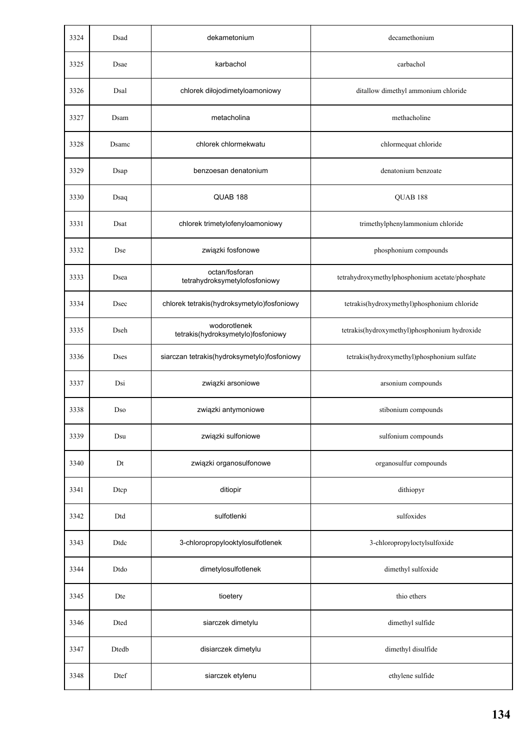| 3324 | Dsad | dekametonium | decamethonium |
|---|---|---|---|
| 3325 | Dsae | karbachol | carbachol |
| 3326 | Dsal | chlorek diłojodimetyloamoniowy | ditallow dimethyl ammonium chloride |
| 3327 | Dsam | metacholina | methacholine |
| 3328 | Dsamc | chlorek chlormekwatu | chlormequat chloride |
| 3329 | Dsap | benzoesan denatonium | denatonium benzoate |
| 3330 | Dsaq | QUAB 188 | QUAB 188 |
| 3331 | Dsat | chlorek trimetylofenyloamoniowy | trimethylphenylammonium chloride |
| 3332 | Dse | związki fosfonowe | phosphonium compounds |
| 3333 | Dsea | octan/fosforan tetrahydroksymetylofosfoniowy | tetrahydroxymethylphosphonium acetate/phosphate |
| 3334 | Dsec | chlorek tetrakis(hydroksymetylo)fosfoniowy | tetrakis(hydroxymethyl)phosphonium chloride |
| 3335 | Dseh | wodorotlenek tetrakis(hydroksymetylo)fosfoniowy | tetrakis(hydroxymethyl)phosphonium hydroxide |
| 3336 | Dses | siarczan tetrakis(hydroksymetylo)fosfoniowy | tetrakis(hydroxymethyl)phosphonium sulfate |
| 3337 | Dsi | związki arsoniowe | arsonium compounds |
| 3338 | Dso | związki antymoniowe | stibonium compounds |
| 3339 | Dsu | związki sulfoniowe | sulfonium compounds |
| 3340 | Dt | związki organosulfonowe | organosulfur compounds |
| 3341 | Dtcp | ditiopir | dithiopyr |
| 3342 | Dtd | sulfotlenki | sulfoxides |
| 3343 | Dtdc | 3-chloropropylooktylosulfotlenek | 3-chloropropyloctylsulfoxide |
| 3344 | Dtdo | dimetylosulfotlenek | dimethyl sulfoxide |
| 3345 | Dte | tioetery | thio ethers |
| 3346 | Dted | siarczek dimetylu | dimethyl sulfide |
| 3347 | Dtedb | disiarczek dimetylu | dimethyl disulfide |
| 3348 | Dtef | siarczek etylenu | ethylene sulfide |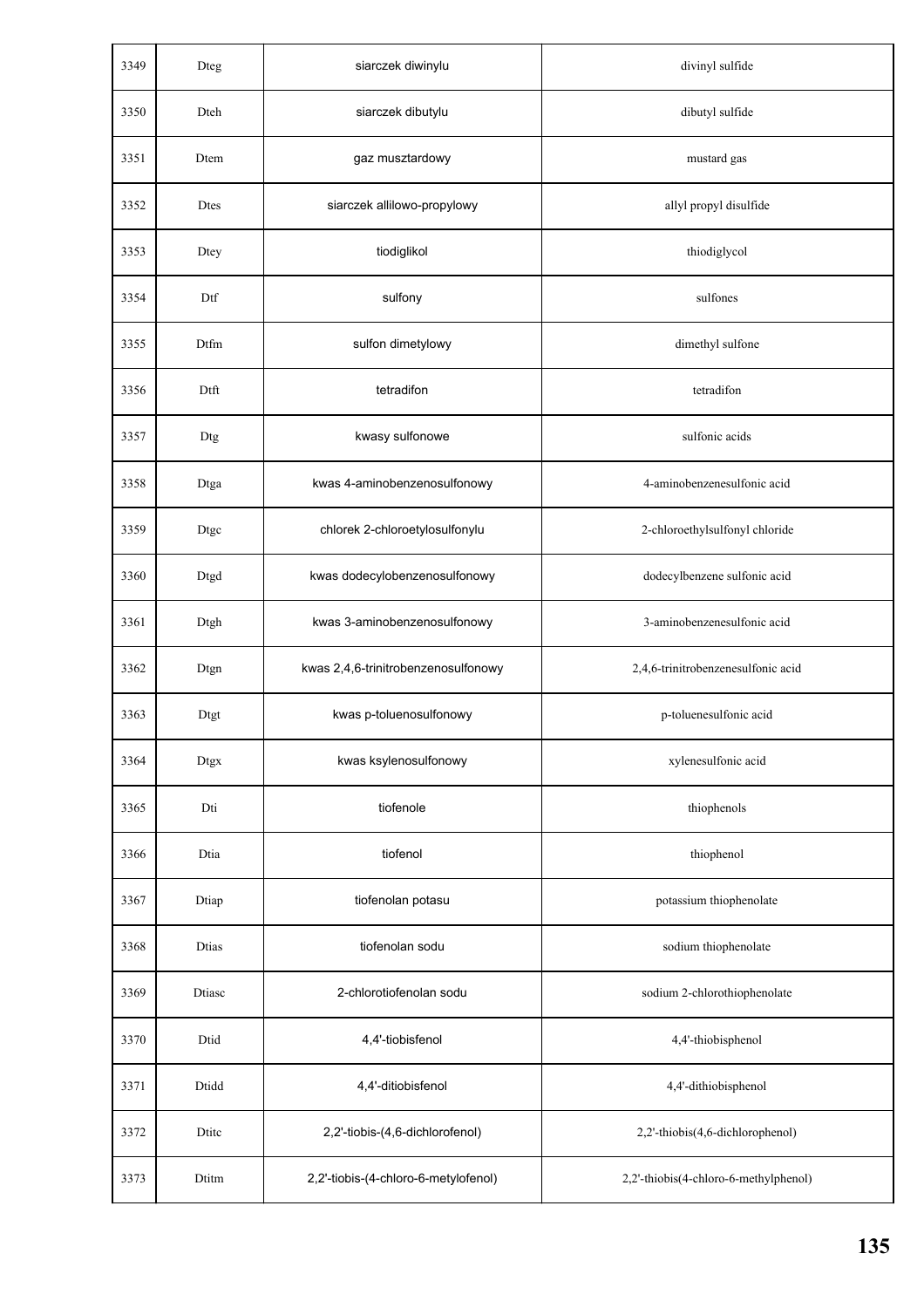| 3349 | Dteg | siarczek diwinylu | divinyl sulfide |
|---|---|---|---|
| 3350 | Dteh | siarczek dibutylu | dibutyl sulfide |
| 3351 | Dtem | gaz musztardowy | mustard gas |
| 3352 | Dtes | siarczek allilowo-propylowy | allyl propyl disulfide |
| 3353 | Dtey | tiodiglikol | thiodiglycol |
| 3354 | Dtf | sulfony | sulfones |
| 3355 | Dtfm | sulfon dimetylowy | dimethyl sulfone |
| 3356 | Dtft | tetradifon | tetradifon |
| 3357 | Dtg | kwasy sulfonowe | sulfonic acids |
| 3358 | Dtga | kwas 4-aminobenzenosulfonowy | 4-aminobenzenesulfonic acid |
| 3359 | Dtgc | chlorek 2-chloroetylosulfonylu | 2-chloroethylsulfonyl chloride |
| 3360 | Dtgd | kwas dodecylobenzenosulfonowy | dodecylbenzene sulfonic acid |
| 3361 | Dtgh | kwas 3-aminobenzenosulfonowy | 3-aminobenzenesulfonic acid |
| 3362 | Dtgn | kwas 2,4,6-trinitrobenzenosulfonowy | 2,4,6-trinitrobenzenesulfonic acid |
| 3363 | Dtgt | kwas p-toluenosulfonowy | p-toluenesulfonic acid |
| 3364 | Dtgx | kwas ksylenosulfonowy | xylenesulfonic acid |
| 3365 | Dti | tiofenole | thiophenols |
| 3366 | Dtia | tiofenol | thiophenol |
| 3367 | Dtiap | tiofenolan potasu | potassium thiophenolate |
| 3368 | Dtias | tiofenolan sodu | sodium thiophenolate |
| 3369 | Dtiasc | 2-chlorotiofenolan sodu | sodium 2-chlorothiophenolate |
| 3370 | Dtid | 4,4'-tiobisfenol | 4,4'-thiobisphenol |
| 3371 | Dtidd | 4,4'-ditiobisfenol | 4,4'-dithiobisphenol |
| 3372 | Dtitc | 2,2'-tiobis-(4,6-dichlorofenol) | 2,2'-thiobis(4,6-dichlorophenol) |
| 3373 | Dtitm | 2,2'-tiobis-(4-chloro-6-metylofenol) | 2,2'-thiobis(4-chloro-6-methylphenol) |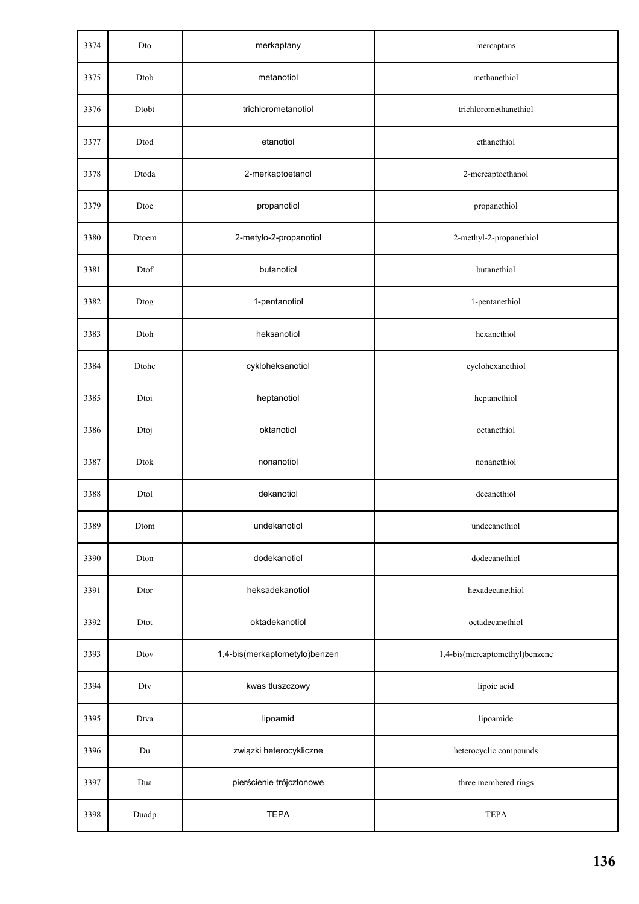| 3374 | Dto | merkaptany | mercaptans |
|---|---|---|---|
| 3375 | Dtob | metanotiol | methanethiol |
| 3376 | Dtobt | trichlorometanotiol | trichloromethanethiol |
| 3377 | Dtod | etanotiol | ethanethiol |
| 3378 | Dtoda | 2-merkaptoetanol | 2-mercaptoethanol |
| 3379 | Dtoe | propanotiol | propanethiol |
| 3380 | Dtoem | 2-metylo-2-propanotiol | 2-methyl-2-propanethiol |
| 3381 | Dtof | butanotiol | butanethiol |
| 3382 | Dtog | 1-pentanotiol | 1-pentanethiol |
| 3383 | Dtoh | heksanotiol | hexanethiol |
| 3384 | Dtohc | cykloheksanotiol | cyclohexanethiol |
| 3385 | Dtoi | heptanotiol | heptanethiol |
| 3386 | Dtoj | oktanotiol | octanethiol |
| 3387 | Dtok | nonanotiol | nonanethiol |
| 3388 | Dtol | dekanotiol | decanethiol |
| 3389 | Dtom | undekanotiol | undecanethiol |
| 3390 | Dton | dodekanotiol | dodecanethiol |
| 3391 | Dtor | heksadekanotiol | hexadecanethiol |
| 3392 | Dtot | oktadekanotiol | octadecanethiol |
| 3393 | Dtov | 1,4-bis(merkaptometylo)benzen | 1,4-bis(mercaptomethyl)benzene |
| 3394 | Dtv | kwas tłuszczowy | lipoic acid |
| 3395 | Dtva | lipoamid | lipoamide |
| 3396 | Du | związki heterocykliczne | heterocyclic compounds |
| 3397 | Dua | pierścienie trójczłonowe | three membered rings |
| 3398 | Duadp | TEPA | TEPA |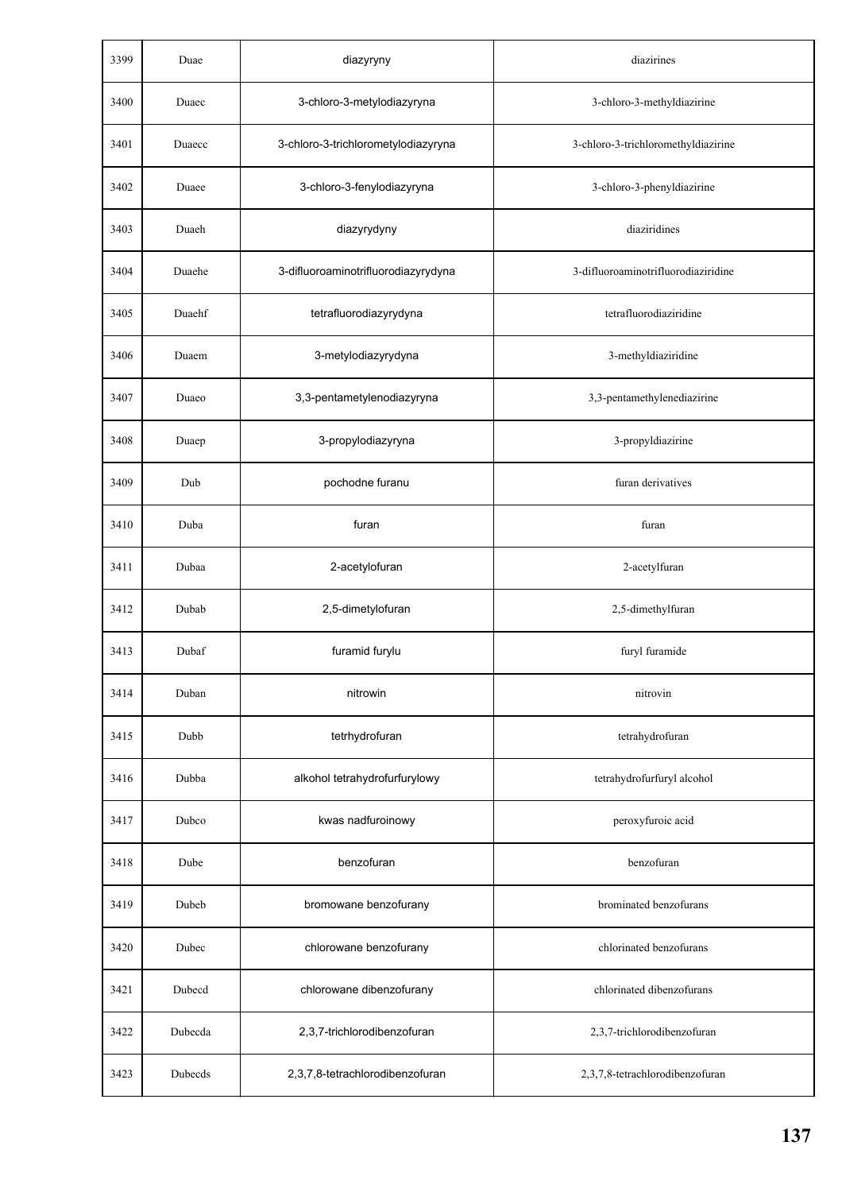| 3399 | Duae | diazyryny | diazirines |
|---|---|---|---|
| 3400 | Duaec | 3-chloro-3-metylodiazyryna | 3-chloro-3-methyldiazirine |
| 3401 | Duaecc | 3-chloro-3-trichlorometylodiazyryna | 3-chloro-3-trichloromethyldiazirine |
| 3402 | Duaee | 3-chloro-3-fenylodiazyryna | 3-chloro-3-phenyldiazirine |
| 3403 | Duaeh | diazyrydyny | diaziridines |
| 3404 | Duaehe | 3-difluoroaminotrifluorodiazyrydyna | 3-difluoroaminotrifluorodiaziridine |
| 3405 | Duaehf | tetrafluorodiazyrydyna | tetrafluorodiaziridine |
| 3406 | Duaem | 3-metylodiazyrydyna | 3-methyldiaziridine |
| 3407 | Duaeo | 3,3-pentametylenodiazyryna | 3,3-pentamethylenediazirine |
| 3408 | Duaep | 3-propylodiazyryna | 3-propyldiazirine |
| 3409 | Dub | pochodne furanu | furan derivatives |
| 3410 | Duba | furan | furan |
| 3411 | Dubaa | 2-acetylofuran | 2-acetylfuran |
| 3412 | Dubab | 2,5-dimetylofuran | 2,5-dimethylfuran |
| 3413 | Dubaf | furamid furylu | furyl furamide |
| 3414 | Duban | nitrowin | nitrovin |
| 3415 | Dubb | tetrhydrofuran | tetrahydrofuran |
| 3416 | Dubba | alkohol tetrahydrofurfurylowy | tetrahydrofurfuryl alcohol |
| 3417 | Dubco | kwas nadfuroinowy | peroxyfuroic acid |
| 3418 | Dube | benzofuran | benzofuran |
| 3419 | Dubeb | bromowane benzofurany | brominated benzofurans |
| 3420 | Dubec | chlorowane benzofurany | chlorinated benzofurans |
| 3421 | Dubecd | chlorowane dibenzofurany | chlorinated dibenzofurans |
| 3422 | Dubecda | 2,3,7-trichlorodibenzofuran | 2,3,7-trichlorodibenzofuran |
| 3423 | Dubecds | 2,3,7,8-tetrachlorodibenzofuran | 2,3,7,8-tetrachlorodibenzofuran |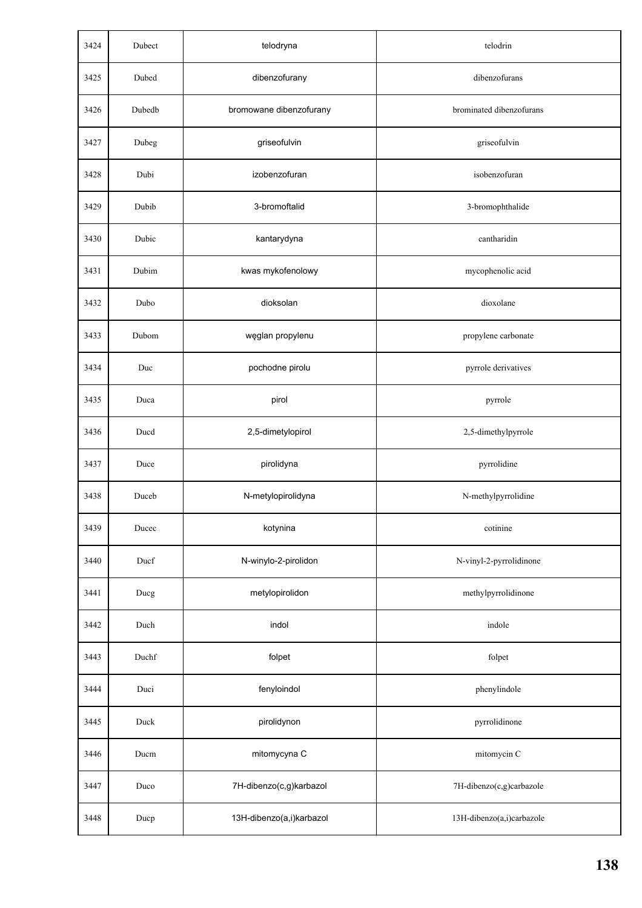| 3424 | Dubect | telodryna | telodrin |
|---|---|---|---|
| 3425 | Dubed | dibenzofurany | dibenzofurans |
| 3426 | Dubedb | bromowane dibenzofurany | brominated dibenzofurans |
| 3427 | Dubeg | griseofulvin | griseofulvin |
| 3428 | Dubi | izobenzofuran | isobenzofuran |
| 3429 | Dubib | 3-bromoftalid | 3-bromophthalide |
| 3430 | Dubic | kantarydyna | cantharidin |
| 3431 | Dubim | kwas mykofenolowy | mycophenolic acid |
| 3432 | Dubo | dioksolan | dioxolane |
| 3433 | Dubom | węglan propylenu | propylene carbonate |
| 3434 | Duc | pochodne pirolu | pyrrole derivatives |
| 3435 | Duca | pirol | pyrrole |
| 3436 | Ducd | 2,5-dimetylopirol | 2,5-dimethylpyrrole |
| 3437 | Duce | pirolidyna | pyrrolidine |
| 3438 | Duceb | N-metylopirolidyna | N-methylpyrrolidine |
| 3439 | Ducec | kotynina | cotinine |
| 3440 | Ducf | N-winylo-2-pirolidon | N-vinyl-2-pyrrolidinone |
| 3441 | Ducg | metylopirolidon | methylpyrrolidinone |
| 3442 | Duch | indol | indole |
| 3443 | Duchf | folpet | folpet |
| 3444 | Duci | fenyloindol | phenylindole |
| 3445 | Duck | pirolidynon | pyrrolidinone |
| 3446 | Ducm | mitomycyna C | mitomycin C |
| 3447 | Duco | 7H-dibenzo(c,g)karbazol | 7H-dibenzo(c,g)carbazole |
| 3448 | Ducp | 13H-dibenzo(a,i)karbazol | 13H-dibenzo(a,i)carbazole |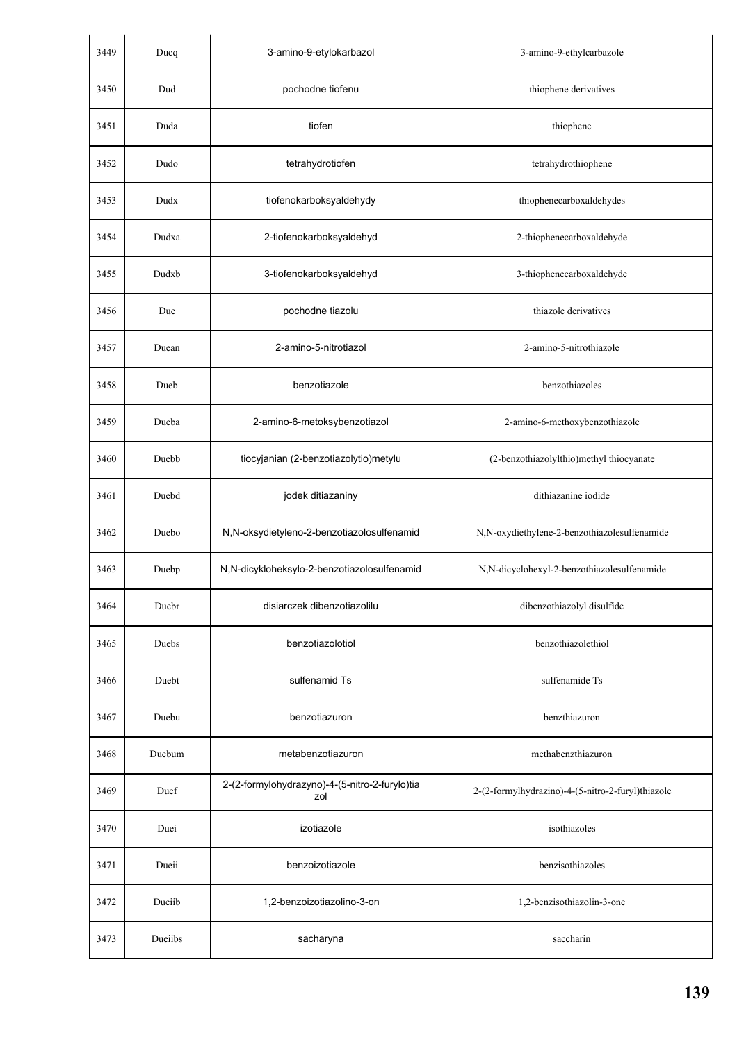| 3449 | Ducq | 3-amino-9-etylokarbazol | 3-amino-9-ethylcarbazole |
|---|---|---|---|
| 3450 | Dud | pochodne tiofenu | thiophene derivatives |
| 3451 | Duda | tiofen | thiophene |
| 3452 | Dudo | tetrahydrotiofen | tetrahydrothiophene |
| 3453 | Dudx | tiofenokarboksyaldehydy | thiophenecarboxaldehydes |
| 3454 | Dudxa | 2-tiofenokarboksyaldehyd | 2-thiophenecarboxaldehyde |
| 3455 | Dudxb | 3-tiofenokarboksyaldehyd | 3-thiophenecarboxaldehyde |
| 3456 | Due | pochodne tiazolu | thiazole derivatives |
| 3457 | Duean | 2-amino-5-nitrotiazol | 2-amino-5-nitrothiazole |
| 3458 | Dueb | benzotiazole | benzothiazoles |
| 3459 | Dueba | 2-amino-6-metoksybenzotiazol | 2-amino-6-methoxybenzothiazole |
| 3460 | Duebb | tiocyjanian (2-benzotiazolytio)metylu | (2-benzothiazolylthio)methyl thiocyanate |
| 3461 | Duebd | jodek ditiazaniny | dithiazanine iodide |
| 3462 | Duebo | N,N-oksydietyleno-2-benzotiazolosulfenamid | N,N-oxydiethylene-2-benzothiazolesulfenamide |
| 3463 | Duebp | N,N-dicykloheksylo-2-benzotiazolosulfenamid | N,N-dicyclohexyl-2-benzothiazolesulfenamide |
| 3464 | Duebr | disiarczek dibenzotiazolilu | dibenzothiazolyl disulfide |
| 3465 | Duebs | benzotiazolotiol | benzothiazolethiol |
| 3466 | Duebt | sulfenamid Ts | sulfenamide Ts |
| 3467 | Duebu | benzotiazuron | benzthiazuron |
| 3468 | Duebum | metabenzotiazuron | methabenzthiazuron |
| 3469 | Duef | 2-(2-formylohydrazyno)-4-(5-nitro-2-furylo)tiazol | 2-(2-formylhydrazino)-4-(5-nitro-2-furyl)thiazole |
| 3470 | Duei | izotiazole | isothiazoles |
| 3471 | Dueii | benzoizotiazole | benzisothiazoles |
| 3472 | Dueiib | 1,2-benzoizotiazolino-3-on | 1,2-benzisothiazolin-3-one |
| 3473 | Dueiibs | sacharyna | saccharin |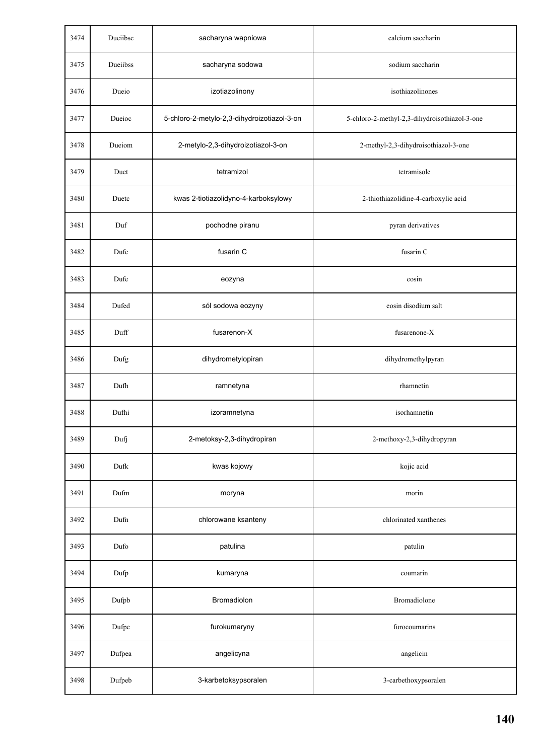| | | | |
|---|---|---|---|
| 3474 | Dueiibsc | sacharyna wapniowa | calcium saccharin |
| 3475 | Dueiibss | sacharyna sodowa | sodium saccharin |
| 3476 | Dueio | izotiazolinony | isothiazolinones |
| 3477 | Dueioc | 5-chloro-2-metylo-2,3-dihydroizotiazol-3-on | 5-chloro-2-methyl-2,3-dihydroisothiazol-3-one |
| 3478 | Dueiom | 2-metylo-2,3-dihydroizotiazol-3-on | 2-methyl-2,3-dihydroisothiazol-3-one |
| 3479 | Duet | tetramizol | tetramisole |
| 3480 | Duetc | kwas 2-tiotiazolidyno-4-karboksylowy | 2-thiothiazolidine-4-carboxylic acid |
| 3481 | Duf | pochodne piranu | pyran derivatives |
| 3482 | Dufc | fusarin C | fusarin C |
| 3483 | Dufe | eozyna | eosin |
| 3484 | Dufed | sól sodowa eozyny | eosin disodium salt |
| 3485 | Duff | fusarenon-X | fusarenone-X |
| 3486 | Dufg | dihydrometylopiran | dihydromethylpyran |
| 3487 | Dufh | ramnetyna | rhamnetin |
| 3488 | Dufhi | izoramnetyna | isorhamnetin |
| 3489 | Dufj | 2-metoksy-2,3-dihydropiran | 2-methoxy-2,3-dihydropyran |
| 3490 | Dufk | kwas kojowy | kojic acid |
| 3491 | Dufm | moryna | morin |
| 3492 | Dufn | chlorowane ksanteny | chlorinated xanthenes |
| 3493 | Dufo | patulina | patulin |
| 3494 | Dufp | kumaryna | coumarin |
| 3495 | Dufpb | Bromadiolon | Bromadiolone |
| 3496 | Dufpe | furokumaryny | furocoumarins |
| 3497 | Dufpea | angelicyna | angelicin |
| 3498 | Dufpeb | 3-karbetoksypsoralen | 3-carbethoxypsoralen |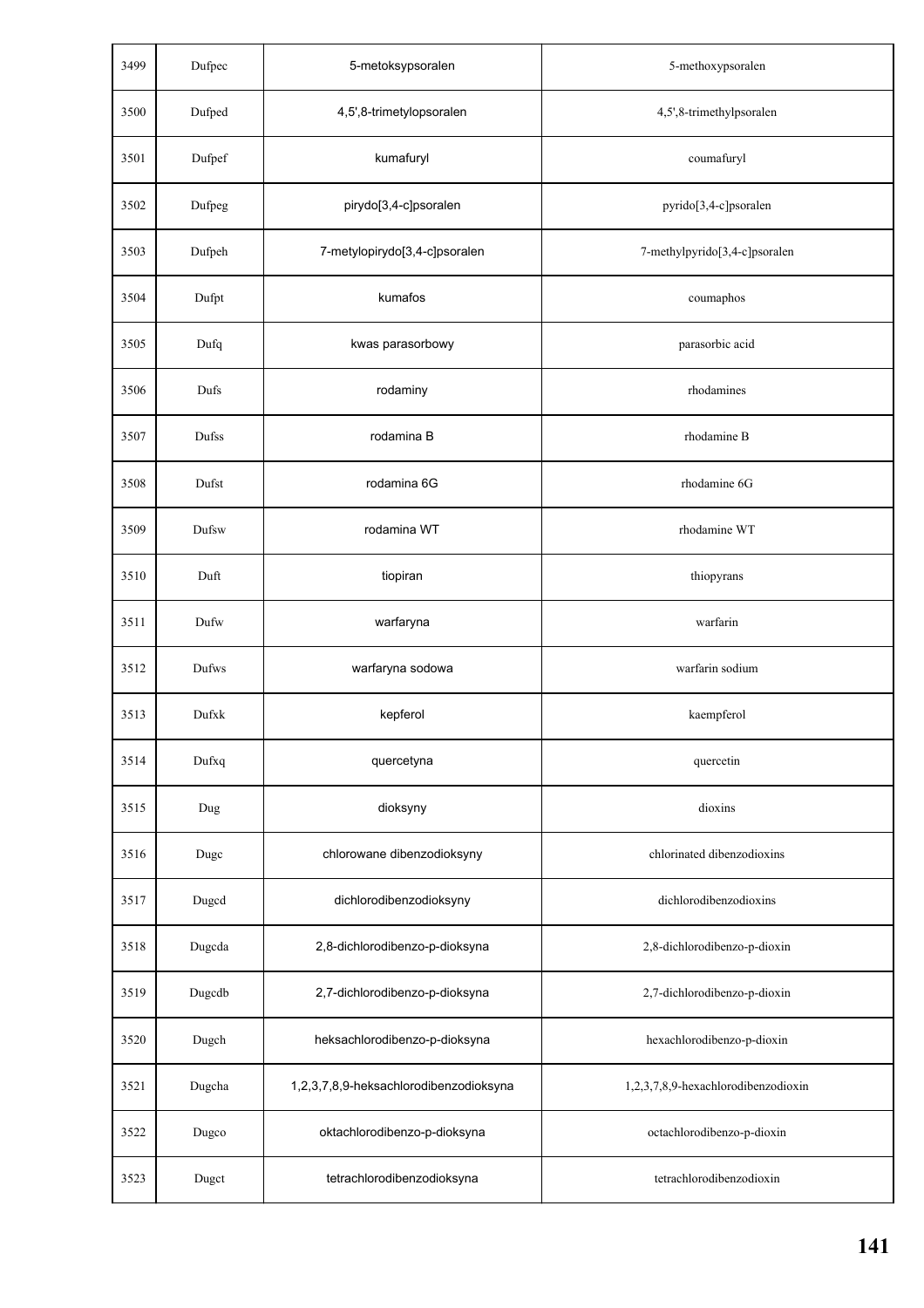| | | | |
|---|---|---|---|
| 3499 | Dufpec | 5-metoksypsoralen | 5-methoxypsoralen |
| 3500 | Dufped | 4,5',8-trimetylopsoralen | 4,5',8-trimethylpsoralen |
| 3501 | Dufpef | kumafuryl | coumafuryl |
| 3502 | Dufpeg | pirydo[3,4-c]psoralen | pyrido[3,4-c]psoralen |
| 3503 | Dufpeh | 7-metylopirydo[3,4-c]psoralen | 7-methylpyrido[3,4-c]psoralen |
| 3504 | Dufpt | kumafos | coumaphos |
| 3505 | Dufq | kwas parasorbowy | parasorbic acid |
| 3506 | Dufs | rodaminy | rhodamines |
| 3507 | Dufss | rodamina B | rhodamine B |
| 3508 | Dufst | rodamina 6G | rhodamine 6G |
| 3509 | Dufsw | rodamina WT | rhodamine WT |
| 3510 | Duft | tiopiran | thiopyrans |
| 3511 | Dufw | warfaryna | warfarin |
| 3512 | Dufws | warfaryna sodowa | warfarin sodium |
| 3513 | Dufxk | kepferol | kaempferol |
| 3514 | Dufxq | quercetyna | quercetin |
| 3515 | Dug | dioksyny | dioxins |
| 3516 | Dugc | chlorowane dibenzodioksyny | chlorinated dibenzodioxins |
| 3517 | Dugcd | dichlorodibenzodioksyny | dichlorodibenzodioxins |
| 3518 | Dugcda | 2,8-dichlorodibenzo-p-dioksyna | 2,8-dichlorodibenzo-p-dioxin |
| 3519 | Dugcdb | 2,7-dichlorodibenzo-p-dioksyna | 2,7-dichlorodibenzo-p-dioxin |
| 3520 | Dugch | heksachlorodibenzo-p-dioksyna | hexachlorodibenzo-p-dioxin |
| 3521 | Dugcha | 1,2,3,7,8,9-heksachlorodibenzodioksyna | 1,2,3,7,8,9-hexachlorodibenzodioxin |
| 3522 | Dugco | oktachlorodibenzo-p-dioksyna | octachlorodibenzo-p-dioxin |
| 3523 | Dugct | tetrachlorodibenzodioksyna | tetrachlorodibenzodioxin |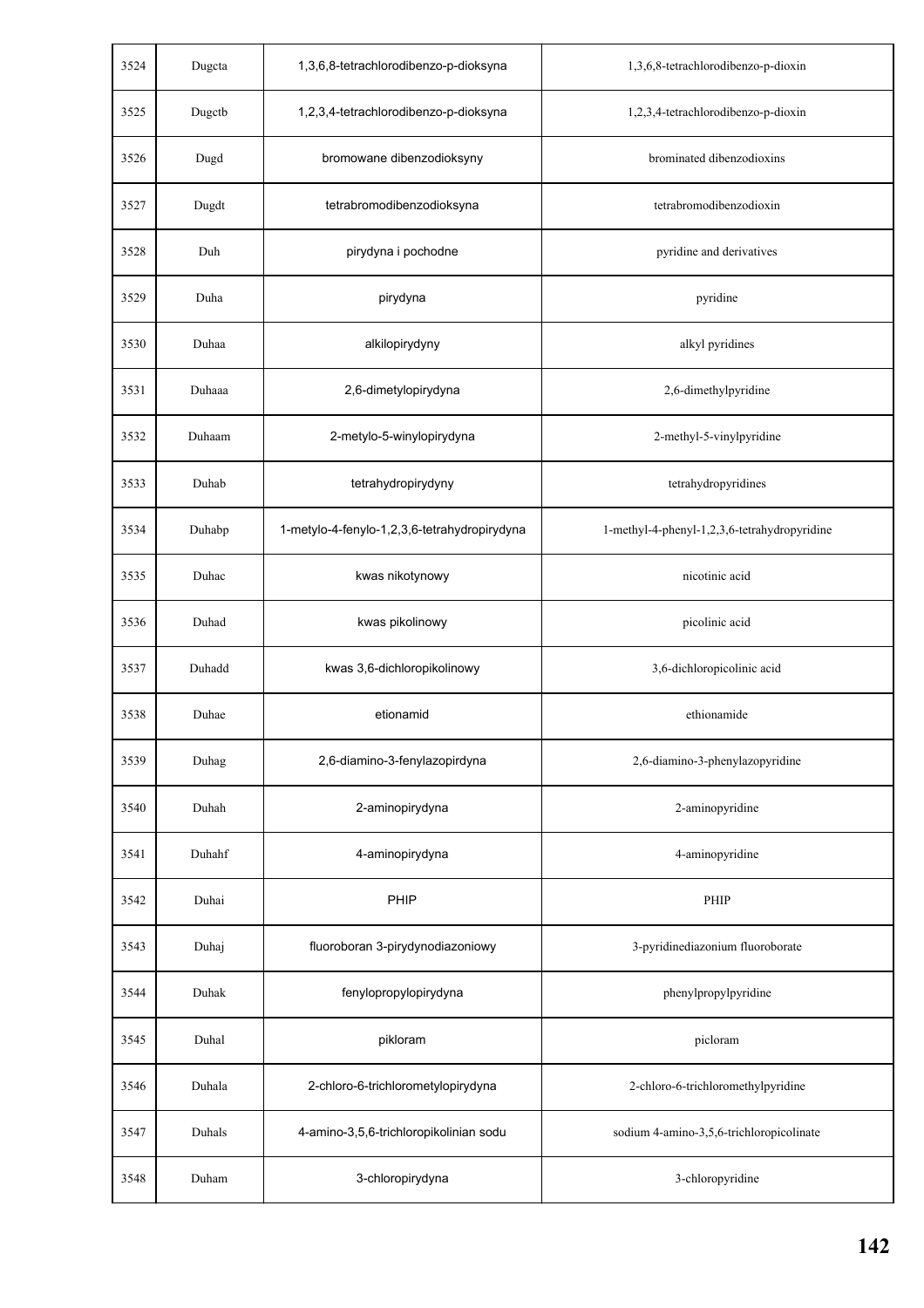| 3524 | Dugcta | 1,3,6,8-tetrachlorodibenzo-p-dioksyna | 1,3,6,8-tetrachlorodibenzo-p-dioxin |
|---|---|---|---|
| 3525 | Dugctb | 1,2,3,4-tetrachlorodibenzo-p-dioksyna | 1,2,3,4-tetrachlorodibenzo-p-dioxin |
| 3526 | Dugd | bromowane dibenzodioksyny | brominated dibenzodioxins |
| 3527 | Dugdt | tetrabromodibenzodioksyna | tetrabromodibenzodioxin |
| 3528 | Duh | pirydyna i pochodne | pyridine and derivatives |
| 3529 | Duha | pirydyna | pyridine |
| 3530 | Duhaa | alkilopirydyny | alkyl pyridines |
| 3531 | Duhaaa | 2,6-dimetylopirydyna | 2,6-dimethylpyridine |
| 3532 | Duhaam | 2-metylo-5-winylopirydyna | 2-methyl-5-vinylpyridine |
| 3533 | Duhab | tetrahydropirydyny | tetrahydropyridines |
| 3534 | Duhabp | 1-metylo-4-fenylo-1,2,3,6-tetrahydropirydyna | 1-methyl-4-phenyl-1,2,3,6-tetrahydropyridine |
| 3535 | Duhac | kwas nikotynowy | nicotinic acid |
| 3536 | Duhad | kwas pikolinowy | picolinic acid |
| 3537 | Duhadd | kwas 3,6-dichloropikolinowy | 3,6-dichloropicolinic acid |
| 3538 | Duhae | etionamid | ethionamide |
| 3539 | Duhag | 2,6-diamino-3-fenylazopirdyna | 2,6-diamino-3-phenylazopyridine |
| 3540 | Duhah | 2-aminopirydyna | 2-aminopyridine |
| 3541 | Duhahf | 4-aminopirydyna | 4-aminopyridine |
| 3542 | Duhai | PHIP | PHIP |
| 3543 | Duhaj | fluoroboran 3-pirydynodiazoniowy | 3-pyridinediazonium fluoroborate |
| 3544 | Duhak | fenylopropylopirydyna | phenylpropylpyridine |
| 3545 | Duhal | pikloram | picloram |
| 3546 | Duhala | 2-chloro-6-trichlorometylopirydyna | 2-chloro-6-trichloromethylpyridine |
| 3547 | Duhals | 4-amino-3,5,6-trichloropikolinian sodu | sodium 4-amino-3,5,6-trichloropicolinate |
| 3548 | Duham | 3-chloropirydyna | 3-chloropyridine |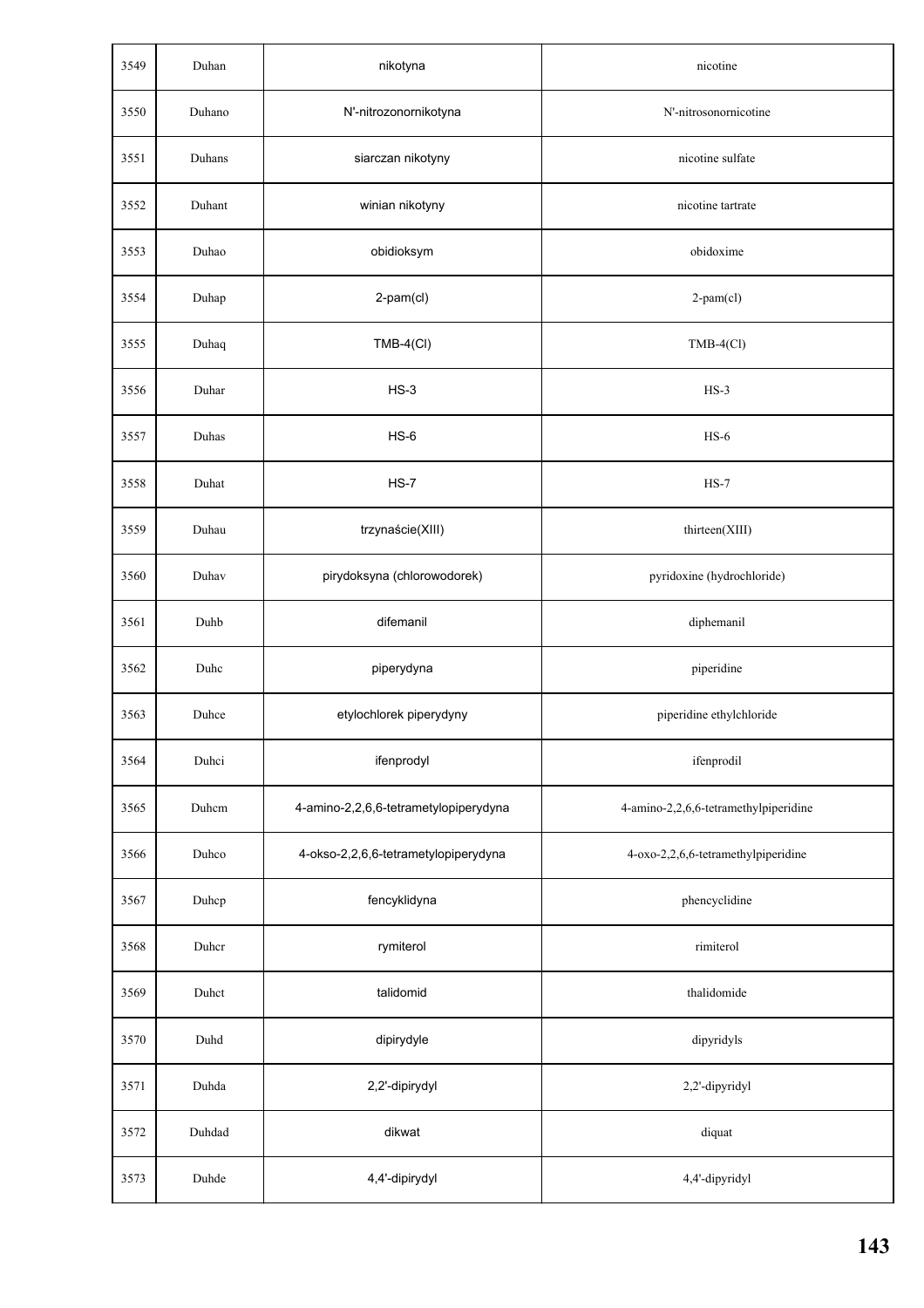| 3549 | Duhan | nikotyna | nicotine |
|---|---|---|---|
| 3550 | Duhano | N'-nitrozonornikotyna | N'-nitrosonornicotine |
| 3551 | Duhans | siarczan nikotyny | nicotine sulfate |
| 3552 | Duhant | winian nikotyny | nicotine tartrate |
| 3553 | Duhao | obidioksym | obidoxime |
| 3554 | Duhap | 2-pam(cl) | 2-pam(cl) |
| 3555 | Duhaq | TMB-4(Cl) | TMB-4(Cl) |
| 3556 | Duhar | HS-3 | HS-3 |
| 3557 | Duhas | HS-6 | HS-6 |
| 3558 | Duhat | HS-7 | HS-7 |
| 3559 | Duhau | trzynaście(XIII) | thirteen(XIII) |
| 3560 | Duhav | pirydoksyna (chlorowodorek) | pyridoxine (hydrochloride) |
| 3561 | Duhb | difemanil | diphemanil |
| 3562 | Duhc | piperydyna | piperidine |
| 3563 | Duhce | etylochlorek piperydyny | piperidine ethylchloride |
| 3564 | Duhci | ifenprodyl | ifenprodil |
| 3565 | Duhcm | 4-amino-2,2,6,6-tetrametylopiperydyna | 4-amino-2,2,6,6-tetramethylpiperidine |
| 3566 | Duhco | 4-okso-2,2,6,6-tetrametylopiperydyna | 4-oxo-2,2,6,6-tetramethylpiperidine |
| 3567 | Duhcp | fencyklidyna | phencyclidine |
| 3568 | Duhcr | rymiterol | rimiterol |
| 3569 | Duhct | talidomid | thalidomide |
| 3570 | Duhd | dipirydyle | dipyridyls |
| 3571 | Duhda | 2,2'-dipirydyl | 2,2'-dipyridyl |
| 3572 | Duhdad | dikwat | diquat |
| 3573 | Duhde | 4,4'-dipirydyl | 4,4'-dipyridyl |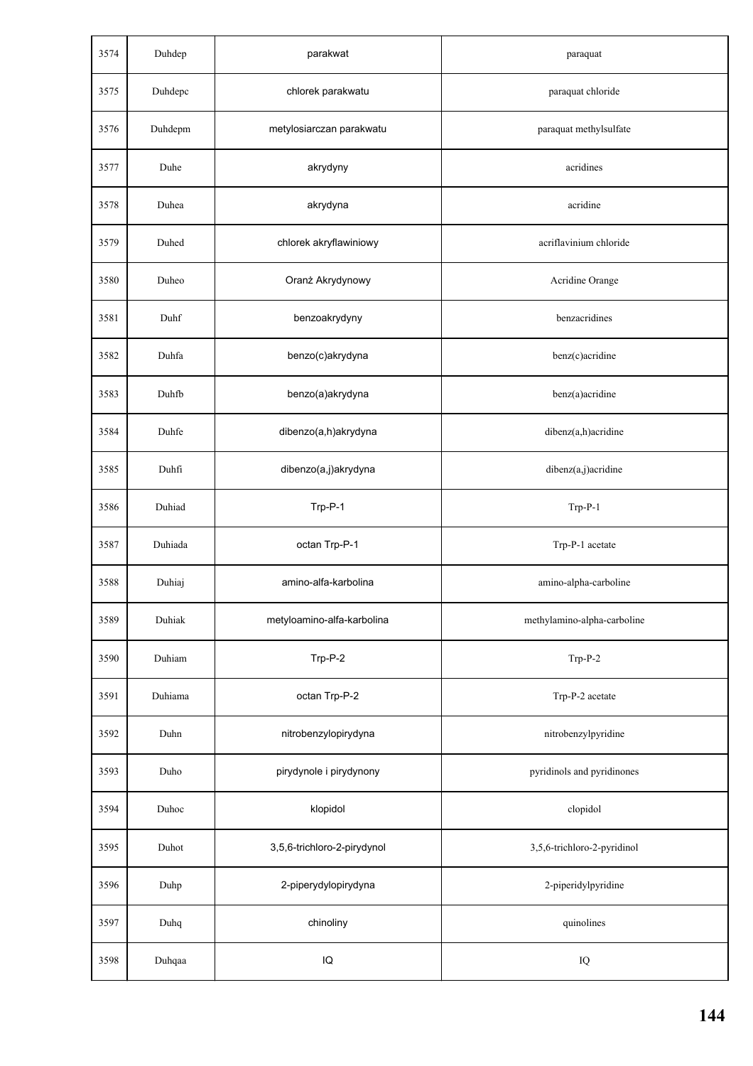| 3574 | Duhdep | parakwat | paraquat |
|---|---|---|---|
| 3575 | Duhdepc | chlorek parakwatu | paraquat chloride |
| 3576 | Duhdepm | metylosiarczan parakwatu | paraquat methylsulfate |
| 3577 | Duhe | akrydyny | acridines |
| 3578 | Duhea | akrydyna | acridine |
| 3579 | Duhed | chlorek akryflawiniowy | acriflavinium chloride |
| 3580 | Duheo | Oranż Akrydynowy | Acridine Orange |
| 3581 | Duhf | benzoakrydyny | benzacridines |
| 3582 | Duhfa | benzo(c)akrydyna | benz(c)acridine |
| 3583 | Duhfb | benzo(a)akrydyna | benz(a)acridine |
| 3584 | Duhfe | dibenzo(a,h)akrydyna | dibenz(a,h)acridine |
| 3585 | Duhfi | dibenzo(a,j)akrydyna | dibenz(a,j)acridine |
| 3586 | Duhiad | Trp-P-1 | Trp-P-1 |
| 3587 | Duhiada | octan Trp-P-1 | Trp-P-1 acetate |
| 3588 | Duhiaj | amino-alfa-karbolina | amino-alpha-carboline |
| 3589 | Duhiak | metyloamino-alfa-karbolina | methylamino-alpha-carboline |
| 3590 | Duhiam | Trp-P-2 | Trp-P-2 |
| 3591 | Duhiama | octan Trp-P-2 | Trp-P-2 acetate |
| 3592 | Duhn | nitrobenzylopirydyna | nitrobenzylpyridine |
| 3593 | Duho | pirydynole i pirydynony | pyridinols and pyridinones |
| 3594 | Duhoc | klopidol | clopidol |
| 3595 | Duhot | 3,5,6-trichloro-2-pirydynol | 3,5,6-trichloro-2-pyridinol |
| 3596 | Duhp | 2-piperydylopirydyna | 2-piperidylpyridine |
| 3597 | Duhq | chinoliny | quinolines |
| 3598 | Duhqaa | IQ | IQ |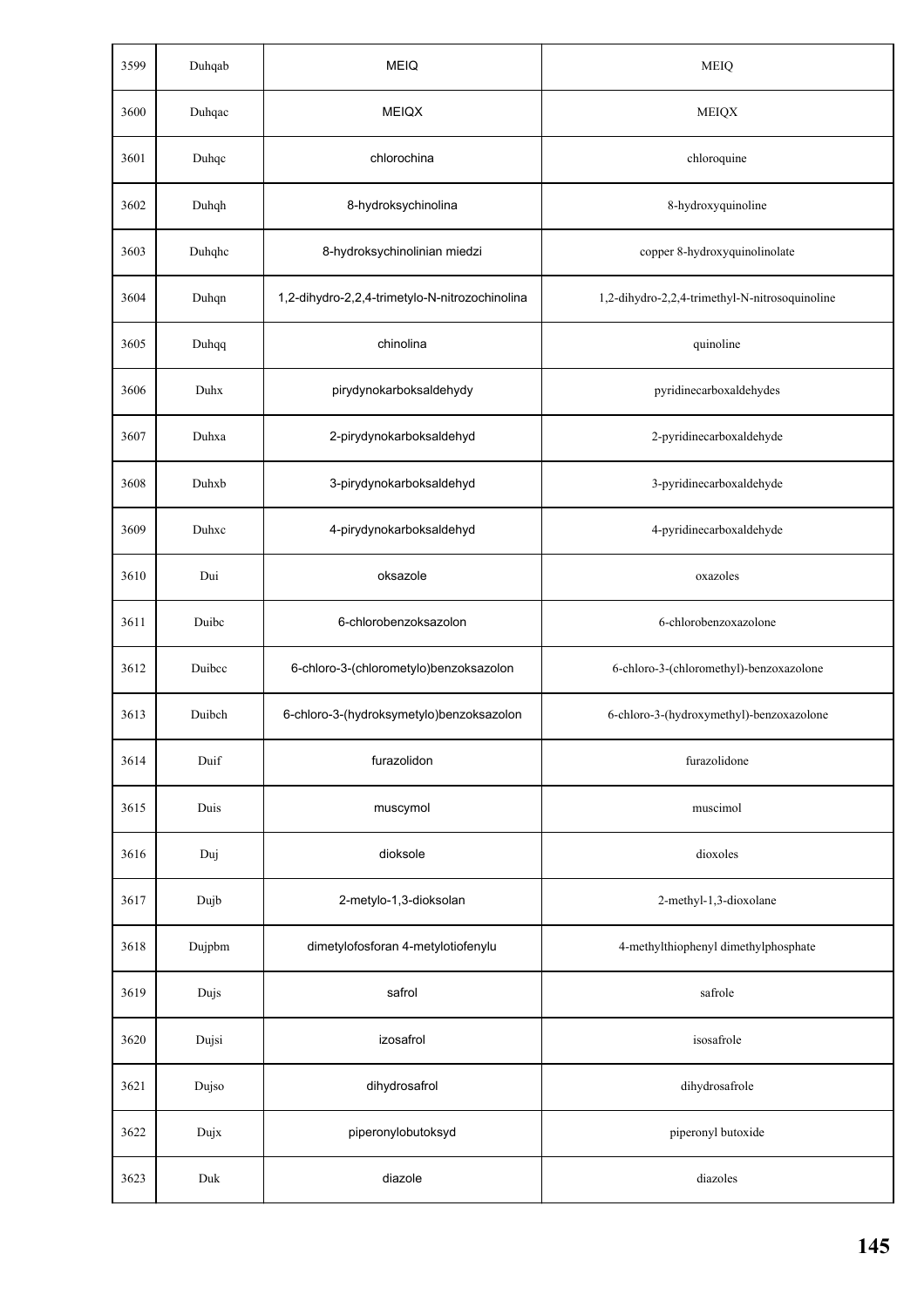| 3599 | Duhqab | MEIQ | MEIQ |
|---|---|---|---|
| 3600 | Duhqac | MEIQX | MEIQX |
| 3601 | Duhqc | chlorochina | chloroquine |
| 3602 | Duhqh | 8-hydroksychinolina | 8-hydroxyquinoline |
| 3603 | Duhqhc | 8-hydroksychinolinian miedzi | copper 8-hydroxyquinolinolate |
| 3604 | Duhqn | 1,2-dihydro-2,2,4-trimetylo-N-nitrozochinolina | 1,2-dihydro-2,2,4-trimethyl-N-nitrosoquinoline |
| 3605 | Duhqq | chinolina | quinoline |
| 3606 | Duhx | pirydynokarboksaldehydy | pyridinecarboxaldehydes |
| 3607 | Duhxa | 2-pirydynokarboksaldehyd | 2-pyridinecarboxaldehyde |
| 3608 | Duhxb | 3-pirydynokarboksaldehyd | 3-pyridinecarboxaldehyde |
| 3609 | Duhxc | 4-pirydynokarboksaldehyd | 4-pyridinecarboxaldehyde |
| 3610 | Dui | oksazole | oxazoles |
| 3611 | Duibc | 6-chlorobenzoksazolon | 6-chlorobenzoxazolone |
| 3612 | Duibcc | 6-chloro-3-(chlorometylo)benzoksazolon | 6-chloro-3-(chloromethyl)-benzoxazolone |
| 3613 | Duibch | 6-chloro-3-(hydroksymetylo)benzoksazolon | 6-chloro-3-(hydroxymethyl)-benzoxazolone |
| 3614 | Duif | furazolidon | furazolidone |
| 3615 | Duis | muscymol | muscimol |
| 3616 | Duj | dioksole | dioxoles |
| 3617 | Dujb | 2-metylo-1,3-dioksolan | 2-methyl-1,3-dioxolane |
| 3618 | Dujpbm | dimetylofosforan 4-metylotiofenylu | 4-methylthiophenyl dimethylphosphate |
| 3619 | Dujs | safrol | safrole |
| 3620 | Dujsi | izosafrol | isosafrole |
| 3621 | Dujso | dihydrosafrol | dihydrosafrole |
| 3622 | Dujx | piperonylobutoksyd | piperonyl butoxide |
| 3623 | Duk | diazole | diazoles |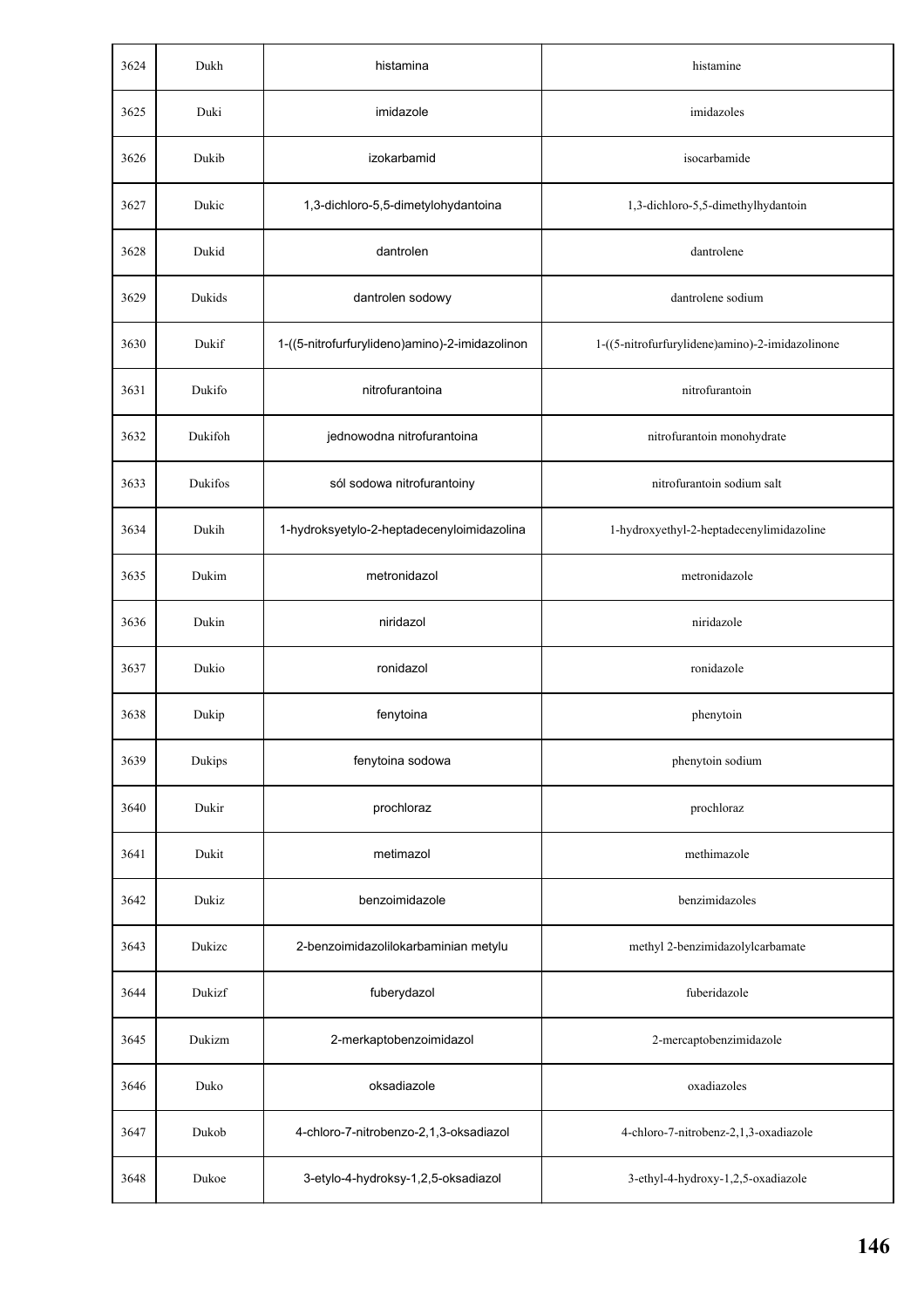| 3624 | Dukh | histamina | histamine |
|---|---|---|---|
| 3625 | Duki | imidazole | imidazoles |
| 3626 | Dukib | izokarbamid | isocarbamide |
| 3627 | Dukic | 1,3-dichloro-5,5-dimetylohydantoina | 1,3-dichloro-5,5-dimethylhydantoin |
| 3628 | Dukid | dantrolen | dantrolene |
| 3629 | Dukids | dantrolen sodowy | dantrolene sodium |
| 3630 | Dukif | 1-((5-nitrofurfurylideno)amino)-2-imidazolinon | 1-((5-nitrofurfurylidene)amino)-2-imidazolinone |
| 3631 | Dukifo | nitrofurantoina | nitrofurantoin |
| 3632 | Dukifoh | jednowodna nitrofurantoina | nitrofurantoin monohydrate |
| 3633 | Dukifos | sól sodowa nitrofurantoiny | nitrofurantoin sodium salt |
| 3634 | Dukih | 1-hydroksyetylo-2-heptadecenyloimidazolina | 1-hydroxyethyl-2-heptadecenylimidazoline |
| 3635 | Dukim | metronidazol | metronidazole |
| 3636 | Dukin | niridazol | niridazole |
| 3637 | Dukio | ronidazol | ronidazole |
| 3638 | Dukip | fenytoina | phenytoin |
| 3639 | Dukips | fenytoina sodowa | phenytoin sodium |
| 3640 | Dukir | prochloraz | prochloraz |
| 3641 | Dukit | metimazol | methimazole |
| 3642 | Dukiz | benzoimidazole | benzimidazoles |
| 3643 | Dukizc | 2-benzoimidazolilokarbaminian metylu | methyl 2-benzimidazolylcarbamate |
| 3644 | Dukizf | fuberydazol | fuberidazole |
| 3645 | Dukizm | 2-merkaptobenzoimidazol | 2-mercaptobenzimidazole |
| 3646 | Duko | oksadiazole | oxadiazoles |
| 3647 | Dukob | 4-chloro-7-nitrobenzo-2,1,3-oksadiazol | 4-chloro-7-nitrobenz-2,1,3-oxadiazole |
| 3648 | Dukoe | 3-etylo-4-hydroksy-1,2,5-oksadiazol | 3-ethyl-4-hydroxy-1,2,5-oxadiazole |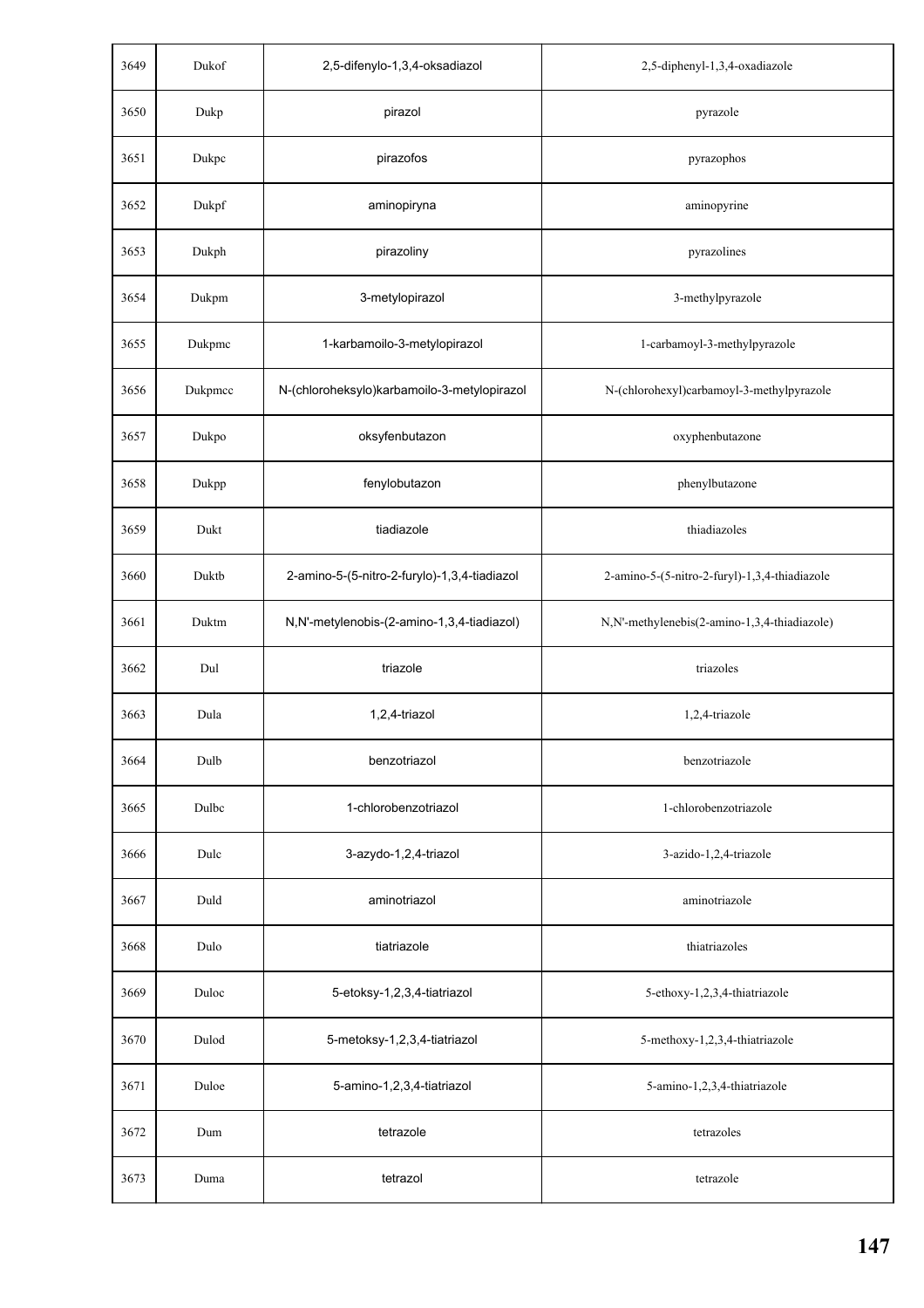| 3649 | Dukof | 2,5-difenylo-1,3,4-oksadiazol | 2,5-diphenyl-1,3,4-oxadiazole |
|---|---|---|---|
| 3650 | Dukp | pirazol | pyrazole |
| 3651 | Dukpc | pirazofos | pyrazophos |
| 3652 | Dukpf | aminopiryna | aminopyrine |
| 3653 | Dukph | pirazoliny | pyrazolines |
| 3654 | Dukpm | 3-metylopirazol | 3-methylpyrazole |
| 3655 | Dukpmc | 1-karbamoilo-3-metylopirazol | 1-carbamoyl-3-methylpyrazole |
| 3656 | Dukpmcc | N-(chloroheksylo)karbamoilo-3-metylopirazol | N-(chlorohexyl)carbamoyl-3-methylpyrazole |
| 3657 | Dukpo | oksyfenbutazon | oxyphenbutazone |
| 3658 | Dukpp | fenylobutazon | phenylbutazone |
| 3659 | Dukt | tiadiazole | thiadiazoles |
| 3660 | Duktb | 2-amino-5-(5-nitro-2-furylo)-1,3,4-tiadiazol | 2-amino-5-(5-nitro-2-furyl)-1,3,4-thiadiazole |
| 3661 | Duktm | N,N'-metylenobis-(2-amino-1,3,4-tiadiazol) | N,N'-methylenebis(2-amino-1,3,4-thiadiazole) |
| 3662 | Dul | triazole | triazoles |
| 3663 | Dula | 1,2,4-triazol | 1,2,4-triazole |
| 3664 | Dulb | benzotriazol | benzotriazole |
| 3665 | Dulbc | 1-chlorobenzotriazol | 1-chlorobenzotriazole |
| 3666 | Dulc | 3-azydo-1,2,4-triazol | 3-azido-1,2,4-triazole |
| 3667 | Duld | aminotriazol | aminotriazole |
| 3668 | Dulo | tiatriazole | thiatriazoles |
| 3669 | Duloc | 5-etoksy-1,2,3,4-tiatriazol | 5-ethoxy-1,2,3,4-thiatriazole |
| 3670 | Dulod | 5-metoksy-1,2,3,4-tiatriazol | 5-methoxy-1,2,3,4-thiatriazole |
| 3671 | Duloe | 5-amino-1,2,3,4-tiatriazol | 5-amino-1,2,3,4-thiatriazole |
| 3672 | Dum | tetrazole | tetrazoles |
| 3673 | Duma | tetrazol | tetrazole |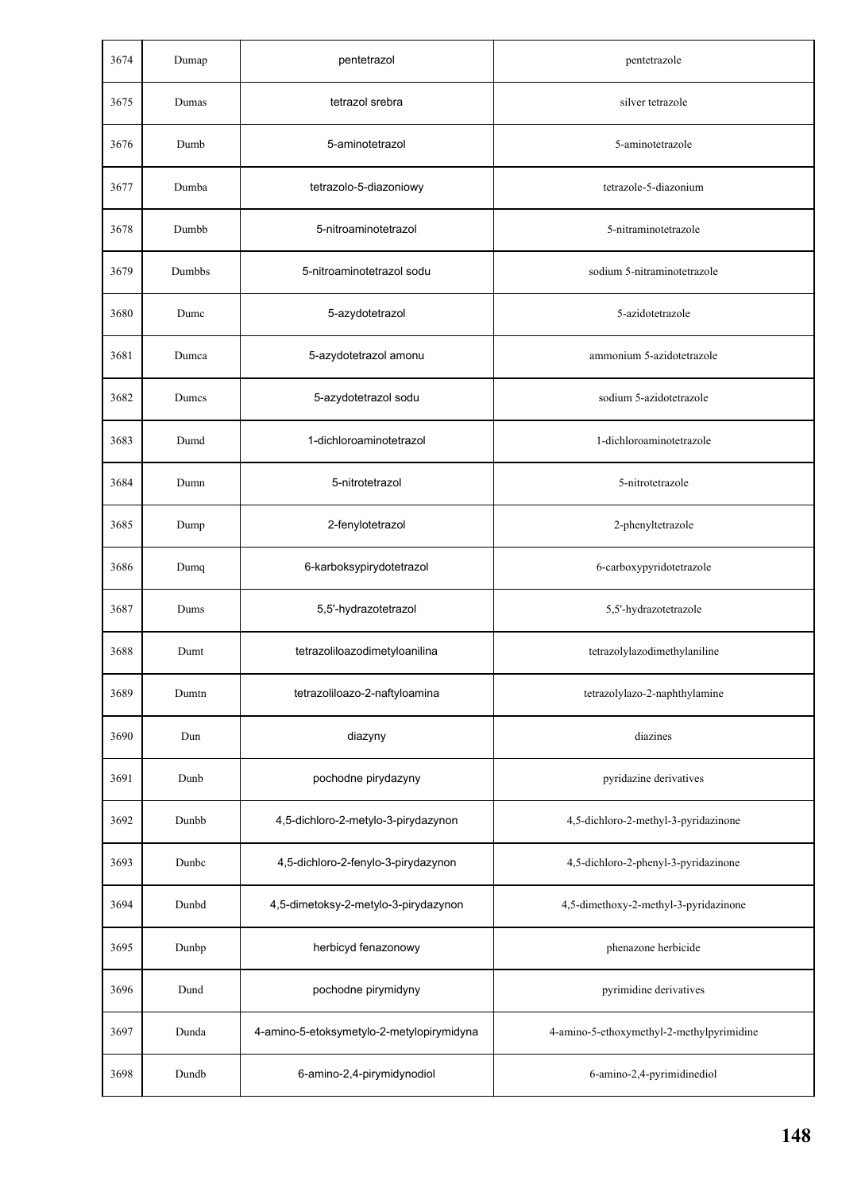| 3674 | Dumap | pentetrazol | pentetrazole |
|---|---|---|---|
| 3675 | Dumas | tetrazol srebra | silver tetrazole |
| 3676 | Dumb | 5-aminotetrazol | 5-aminotetrazole |
| 3677 | Dumba | tetrazolo-5-diazoniowy | tetrazole-5-diazonium |
| 3678 | Dumbb | 5-nitroaminotetrazol | 5-nitraminotetrazole |
| 3679 | Dumbbs | 5-nitroaminotetrazol sodu | sodium 5-nitraminotetrazole |
| 3680 | Dumc | 5-azydotetrazol | 5-azidotetrazole |
| 3681 | Dumca | 5-azydotetrazol amonu | ammonium 5-azidotetrazole |
| 3682 | Dumcs | 5-azydotetrazol sodu | sodium 5-azidotetrazole |
| 3683 | Dumd | 1-dichloroaminotetrazol | 1-dichloroaminotetrazole |
| 3684 | Dumn | 5-nitrotetrazol | 5-nitrotetrazole |
| 3685 | Dump | 2-fenylotetrazol | 2-phenyltetrazole |
| 3686 | Dumq | 6-karboksypirydotetrazol | 6-carboxypyridotetrazole |
| 3687 | Dums | 5,5'-hydrazotetrazol | 5,5'-hydrazotetrazole |
| 3688 | Dumt | tetrazoliloazodimetyloanilina | tetrazolylazodimethylaniline |
| 3689 | Dumtn | tetrazoliloazo-2-naftyloamina | tetrazolylazo-2-naphthylamine |
| 3690 | Dun | diazyny | diazines |
| 3691 | Dunb | pochodne pirydazyny | pyridazine derivatives |
| 3692 | Dunbb | 4,5-dichloro-2-metylo-3-pirydazynon | 4,5-dichloro-2-methyl-3-pyridazinone |
| 3693 | Dunbc | 4,5-dichloro-2-fenylo-3-pirydazynon | 4,5-dichloro-2-phenyl-3-pyridazinone |
| 3694 | Dunbd | 4,5-dimetoksy-2-metylo-3-pirydazynon | 4,5-dimethoxy-2-methyl-3-pyridazinone |
| 3695 | Dunbp | herbicyd fenazonowy | phenazone herbicide |
| 3696 | Dund | pochodne pirymidyny | pyrimidine derivatives |
| 3697 | Dunda | 4-amino-5-etoksymetylo-2-metylopirymidyna | 4-amino-5-ethoxymethyl-2-methylpyrimidine |
| 3698 | Dundb | 6-amino-2,4-pirymidynodiol | 6-amino-2,4-pyrimidinediol |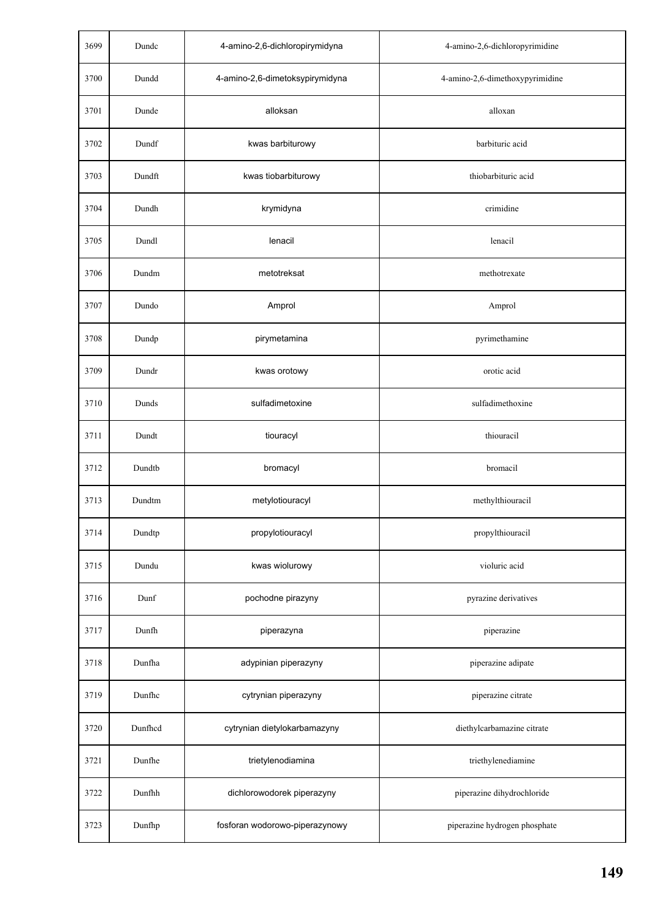| 3699 | Dundc | 4-amino-2,6-dichloropirymidyna | 4-amino-2,6-dichloropyrimidine |
|---|---|---|---|
| 3700 | Dundd | 4-amino-2,6-dimetoksypirymidyna | 4-amino-2,6-dimethoxypyrimidine |
| 3701 | Dunde | alloksan | alloxan |
| 3702 | Dundf | kwas barbiturowy | barbituric acid |
| 3703 | Dundft | kwas tiobarbiturowy | thiobarbituric acid |
| 3704 | Dundh | krymidyna | crimidine |
| 3705 | Dundl | lenacil | lenacil |
| 3706 | Dundm | metotreksat | methotrexate |
| 3707 | Dundo | Amprol | Amprol |
| 3708 | Dundp | pirymetamina | pyrimethamine |
| 3709 | Dundr | kwas orotowy | orotic acid |
| 3710 | Dunds | sulfadimetoxine | sulfadimethoxine |
| 3711 | Dundt | tiouracyl | thiouracil |
| 3712 | Dundtb | bromacyl | bromacil |
| 3713 | Dundtm | metylotiouracyl | methylthiouracil |
| 3714 | Dundtp | propylotiouracyl | propylthiouracil |
| 3715 | Dundu | kwas wiolurowy | violuric acid |
| 3716 | Dunf | pochodne pirazyny | pyrazine derivatives |
| 3717 | Dunfh | piperazyna | piperazine |
| 3718 | Dunfha | adypinian piperazyny | piperazine adipate |
| 3719 | Dunfhc | cytrynian piperazyny | piperazine citrate |
| 3720 | Dunfhcd | cytrynian dietylokarbamazyny | diethylcarbamazine citrate |
| 3721 | Dunfhe | trietylenodiamina | triethylenediamine |
| 3722 | Dunfhh | dichlorowodorek piperazyny | piperazine dihydrochloride |
| 3723 | Dunfhp | fosforan wodorowo-piperazynowy | piperazine hydrogen phosphate |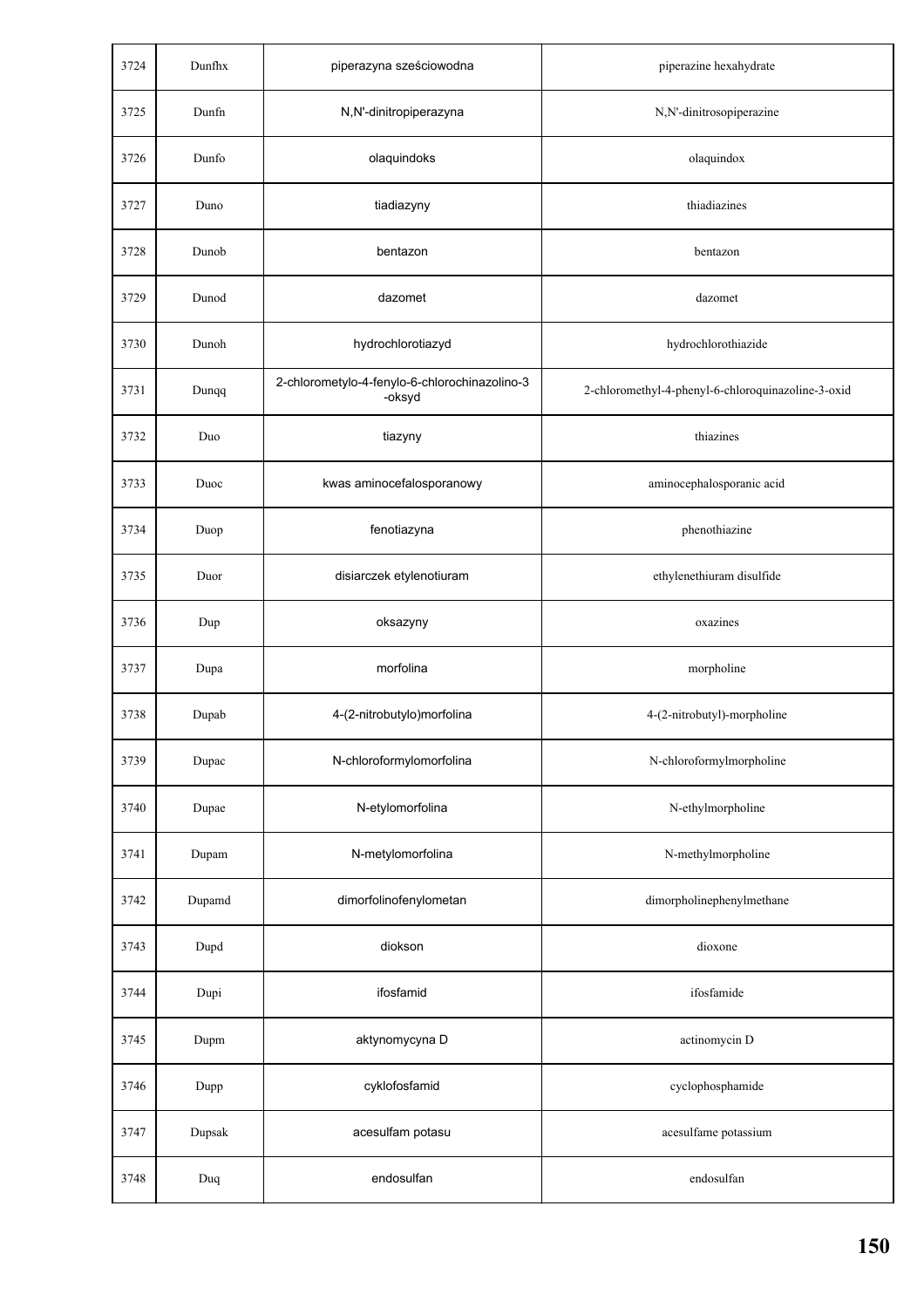| 3724 | Dunfhx | piperazyna sześciowodna | piperazine hexahydrate |
|---|---|---|---|
| 3725 | Dunfn | N,N'-dinitropiperazyna | N,N'-dinitrosopiperazine |
| 3726 | Dunfo | olaquindoks | olaquindox |
| 3727 | Duno | tiadiazyny | thiadiazines |
| 3728 | Dunob | bentazon | bentazon |
| 3729 | Dunod | dazomet | dazomet |
| 3730 | Dunoh | hydrochlorotiazyd | hydrochlorothiazide |
| 3731 | Dunqq | 2-chlorometylo-4-fenylo-6-chlorochinazolino-3-oksyd | 2-chloromethyl-4-phenyl-6-chloroquinazoline-3-oxid |
| 3732 | Duo | tiazyny | thiazines |
| 3733 | Duoc | kwas aminocefalosporanowy | aminocephalosporanic acid |
| 3734 | Duop | fenotiazyna | phenothiazine |
| 3735 | Duor | disiarczek etylenotiuram | ethylenethiuram disulfide |
| 3736 | Dup | oksazyny | oxazines |
| 3737 | Dupa | morfolina | morpholine |
| 3738 | Dupab | 4-(2-nitrobutylo)morfolina | 4-(2-nitrobutyl)-morpholine |
| 3739 | Dupac | N-chloroformylomorfolina | N-chloroformylmorpholine |
| 3740 | Dupae | N-etylomorfolina | N-ethylmorpholine |
| 3741 | Dupam | N-metylomorfolina | N-methylmorpholine |
| 3742 | Dupamd | dimorfolinofenylometan | dimorpholinephenylmethane |
| 3743 | Dupd | diokson | dioxone |
| 3744 | Dupi | ifosfamid | ifosfamide |
| 3745 | Dupm | aktynomycyna D | actinomycin D |
| 3746 | Dupp | cyklofosfamid | cyclophosphamide |
| 3747 | Dupsak | acesulfam potasu | acesulfame potassium |
| 3748 | Duq | endosulfan | endosulfan |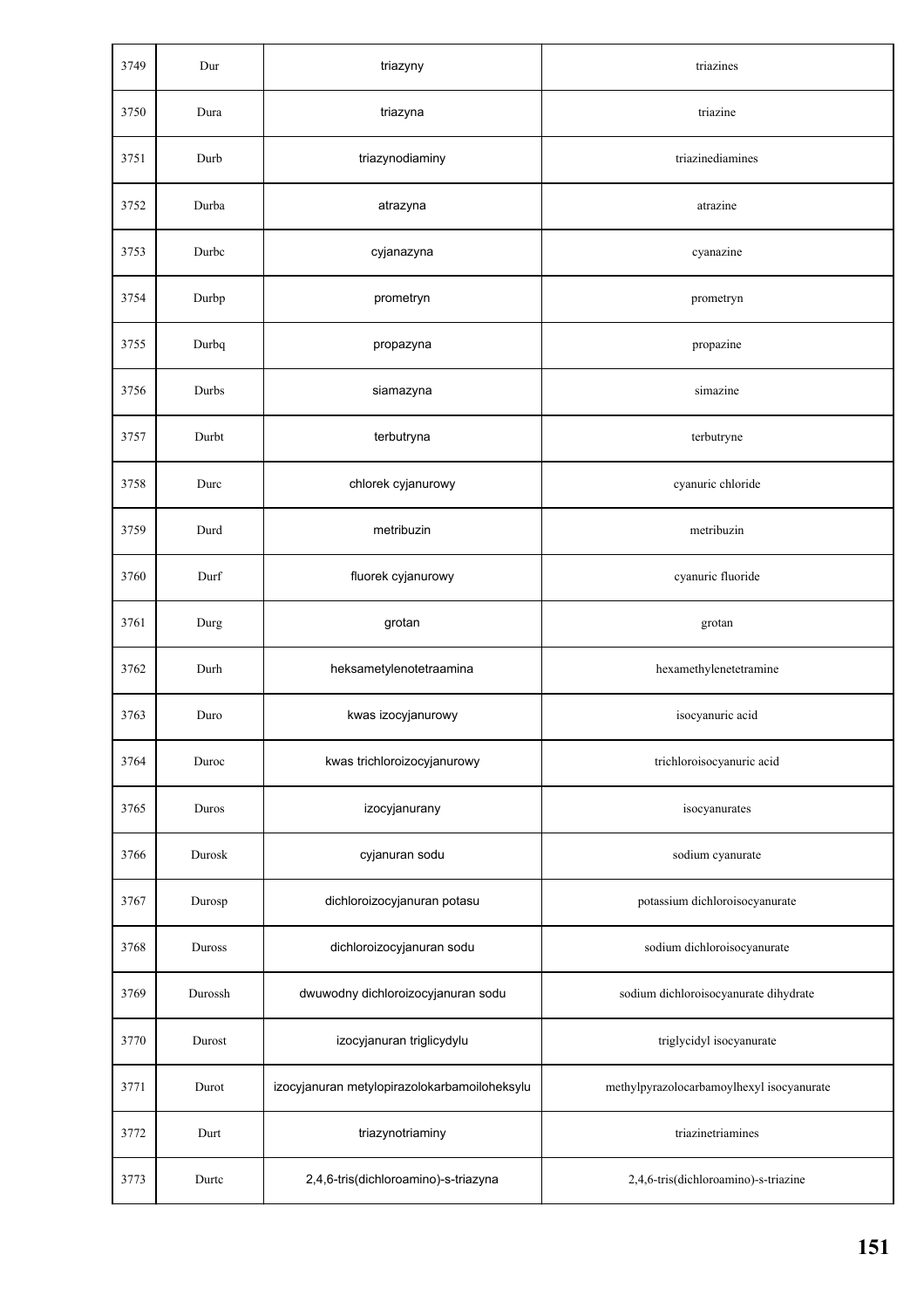| 3749 | Dur | triazyny | triazines |
|---|---|---|---|
| 3750 | Dura | triazyna | triazine |
| 3751 | Durb | triazynodiaminy | triazinediamines |
| 3752 | Durba | atrazyna | atrazine |
| 3753 | Durbc | cyjanazyna | cyanazine |
| 3754 | Durbp | prometryn | prometryn |
| 3755 | Durbq | propazyna | propazine |
| 3756 | Durbs | siamazyna | simazine |
| 3757 | Durbt | terbutryna | terbutryne |
| 3758 | Durc | chlorek cyjanurowy | cyanuric chloride |
| 3759 | Durd | metribuzin | metribuzin |
| 3760 | Durf | fluorek cyjanurowy | cyanuric fluoride |
| 3761 | Durg | grotan | grotan |
| 3762 | Durh | heksametylenotetraamina | hexamethylenetetramine |
| 3763 | Duro | kwas izocyjanurowy | isocyanuric acid |
| 3764 | Duroc | kwas trichloroizocyjanurowy | trichloroisocyanuric acid |
| 3765 | Duros | izocyjanurany | isocyanurates |
| 3766 | Durosk | cyjanuran sodu | sodium cyanurate |
| 3767 | Durosp | dichloroizocyjanuran potasu | potassium dichloroisocyanurate |
| 3768 | Duross | dichloroizocyjanuran sodu | sodium dichloroisocyanurate |
| 3769 | Durossh | dwuwodny dichloroizocyjanuran sodu | sodium dichloroisocyanurate dihydrate |
| 3770 | Durost | izocyjanuran triglicydylu | triglycidyl isocyanurate |
| 3771 | Durot | izocyjanuran metylopirazolokarbamoiloheksylu | methylpyrazolocarbamoylhexyl isocyanurate |
| 3772 | Durt | triazynotriaminy | triazinetriamines |
| 3773 | Durtc | 2,4,6-tris(dichloroamino)-s-triazyna | 2,4,6-tris(dichloroamino)-s-triazine |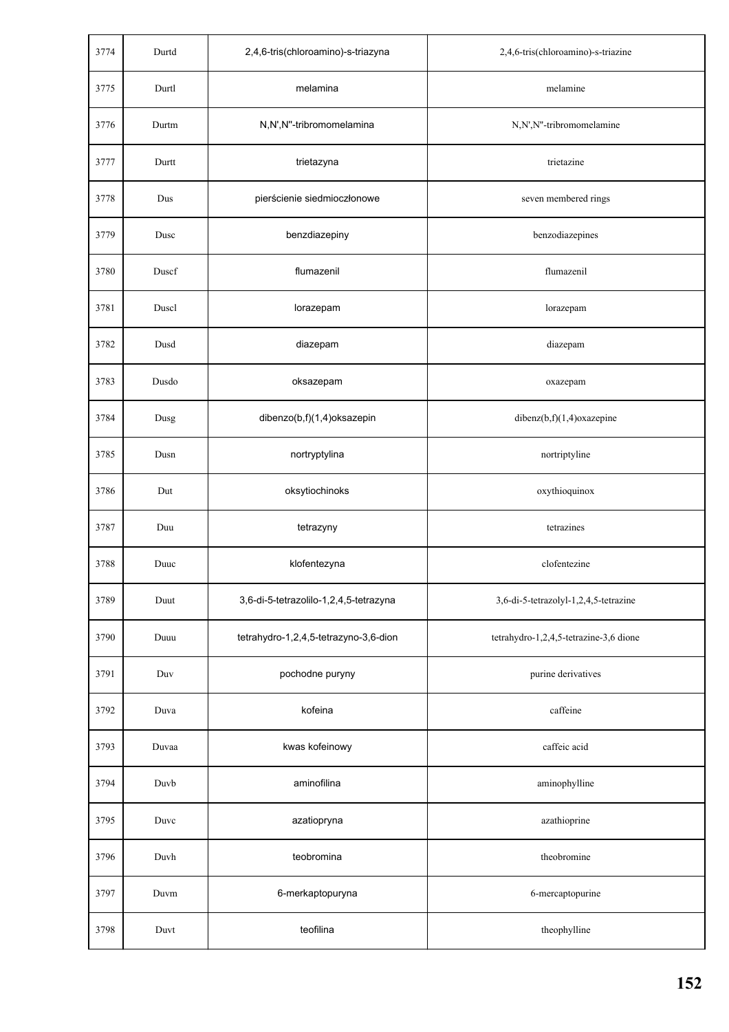| 3774 | Durtd | 2,4,6-tris(chloroamino)-s-triazyna | 2,4,6-tris(chloroamino)-s-triazine |
|---|---|---|---|
| 3775 | Durtl | melamina | melamine |
| 3776 | Durtm | N,N',N''-tribromomelamina | N,N',N''-tribromomelamine |
| 3777 | Durtt | trietazyna | trietazine |
| 3778 | Dus | pierścienie siedmioczłonowe | seven membered rings |
| 3779 | Dusc | benzdiazepiny | benzodiazepines |
| 3780 | Duscf | flumazenil | flumazenil |
| 3781 | Duscl | lorazepam | lorazepam |
| 3782 | Dusd | diazepam | diazepam |
| 3783 | Dusdo | oksazepam | oxazepam |
| 3784 | Dusg | dibenzo(b,f)(1,4)oksazepin | dibenz(b,f)(1,4)oxazepine |
| 3785 | Dusn | nortryptylina | nortriptyline |
| 3786 | Dut | oksytiochinoks | oxythioquinox |
| 3787 | Duu | tetrazyny | tetrazines |
| 3788 | Duuc | klofentezyna | clofentezine |
| 3789 | Duut | 3,6-di-5-tetrazolilo-1,2,4,5-tetrazyna | 3,6-di-5-tetrazolyl-1,2,4,5-tetrazine |
| 3790 | Duuu | tetrahydro-1,2,4,5-tetrazyno-3,6-dion | tetrahydro-1,2,4,5-tetrazine-3,6 dione |
| 3791 | Duv | pochodne puryny | purine derivatives |
| 3792 | Duva | kofeina | caffeine |
| 3793 | Duvaa | kwas kofeinowy | caffeic acid |
| 3794 | Duvb | aminofilina | aminophylline |
| 3795 | Duvc | azatiopryna | azathioprine |
| 3796 | Duvh | teobromina | theobromine |
| 3797 | Duvm | 6-merkaptopuryna | 6-mercaptopurine |
| 3798 | Duvt | teofilina | theophylline |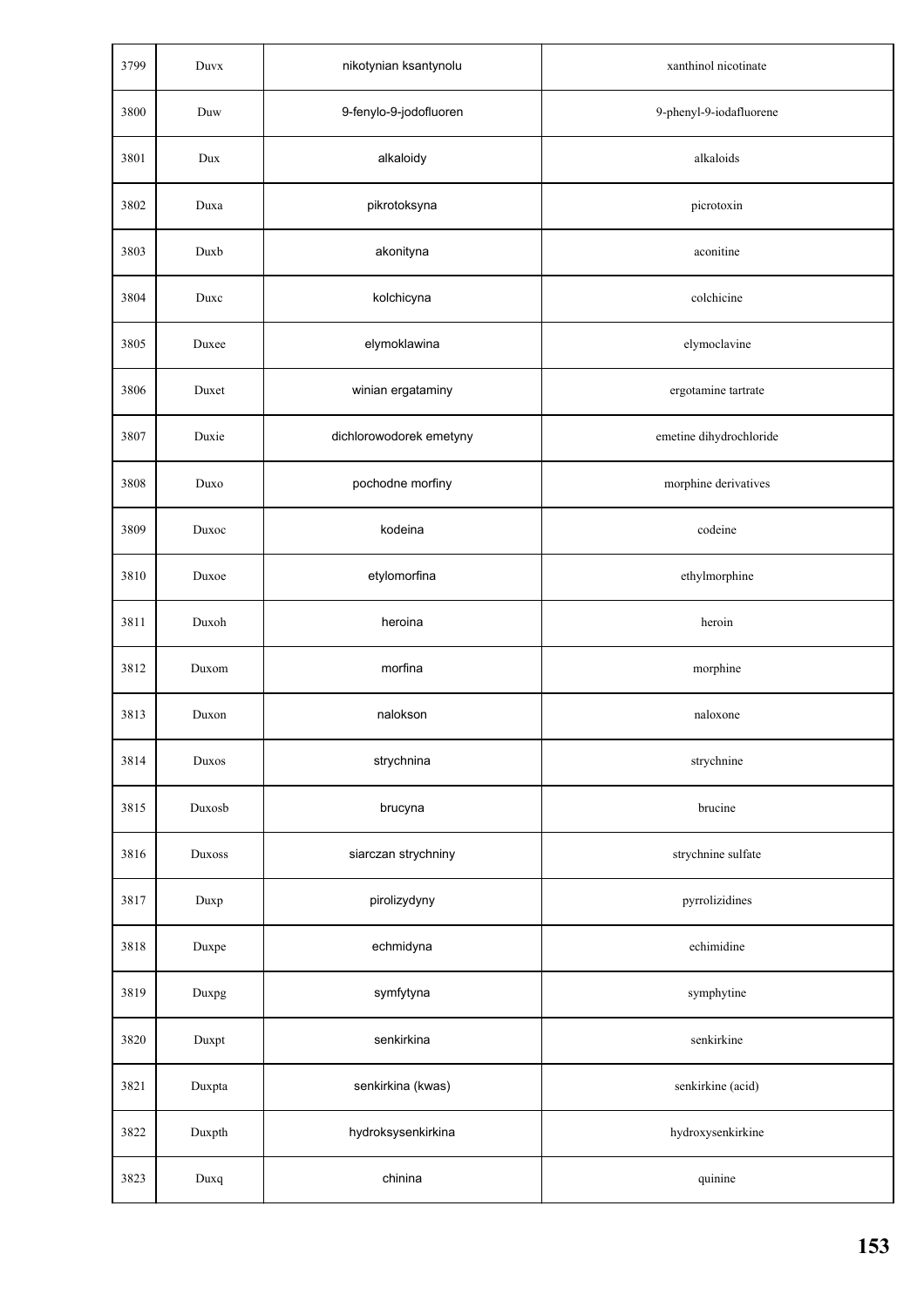| 3799 | Duvx | nikotynian ksantynolu | xanthinol nicotinate |
|---|---|---|---|
| 3800 | Duw | 9-fenylo-9-jodofluoren | 9-phenyl-9-iodafluorene |
| 3801 | Dux | alkaloidy | alkaloids |
| 3802 | Duxa | pikrotoksyna | picrotoxin |
| 3803 | Duxb | akonityna | aconitine |
| 3804 | Duxc | kolchicyna | colchicine |
| 3805 | Duxee | elymoklawina | elymoclavine |
| 3806 | Duxet | winian ergataminy | ergotamine tartrate |
| 3807 | Duxie | dichlorowodorek emetyny | emetine dihydrochloride |
| 3808 | Duxo | pochodne morfiny | morphine derivatives |
| 3809 | Duxoc | kodeina | codeine |
| 3810 | Duxoe | etylomorfina | ethylmorphine |
| 3811 | Duxoh | heroina | heroin |
| 3812 | Duxom | morfina | morphine |
| 3813 | Duxon | nalokson | naloxone |
| 3814 | Duxos | strychnina | strychnine |
| 3815 | Duxosb | brucyna | brucine |
| 3816 | Duxoss | siarczan strychniny | strychnine sulfate |
| 3817 | Duxp | pirolizydyny | pyrrolizidines |
| 3818 | Duxpe | echmidyna | echimidine |
| 3819 | Duxpg | symfytyna | symphytine |
| 3820 | Duxpt | senkirkina | senkirkine |
| 3821 | Duxpta | senkirkina (kwas) | senkirkine (acid) |
| 3822 | Duxpth | hydroksysenkirkina | hydroxysenkirkine |
| 3823 | Duxq | chinina | quinine |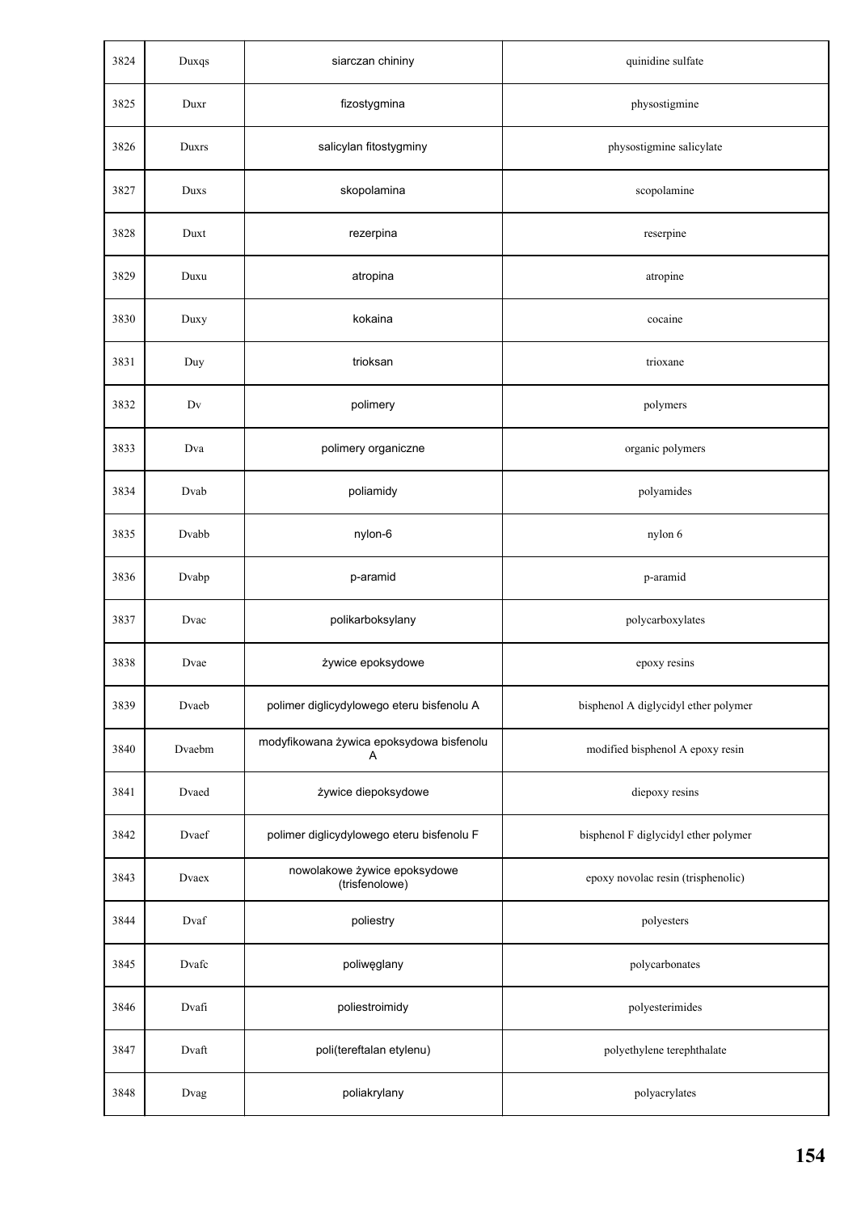| 3824 | Duxqs | siarczan chininy | quinidine sulfate |
|---|---|---|---|
| 3825 | Duxr | fizostygmina | physostigmine |
| 3826 | Duxrs | salicylan fitostygminy | physostigmine salicylate |
| 3827 | Duxs | skopolamina | scopolamine |
| 3828 | Duxt | rezerpina | reserpine |
| 3829 | Duxu | atropina | atropine |
| 3830 | Duxy | kokaina | cocaine |
| 3831 | Duy | trioksan | trioxane |
| 3832 | Dv | polimery | polymers |
| 3833 | Dva | polimery organiczne | organic polymers |
| 3834 | Dvab | poliamidy | polyamides |
| 3835 | Dvabb | nylon-6 | nylon 6 |
| 3836 | Dvabp | p-aramid | p-aramid |
| 3837 | Dvac | polikarboksylany | polycarboxylates |
| 3838 | Dvae | żywice epoksydowe | epoxy resins |
| 3839 | Dvaeb | polimer diglicydylowego eteru bisfenolu A | bisphenol A diglycidyl ether polymer |
| 3840 | Dvaebm | modyfikowana żywica epoksydowa bisfenolu A | modified bisphenol A epoxy resin |
| 3841 | Dvaed | żywice diepoksydowe | diepoxy resins |
| 3842 | Dvaef | polimer diglicydylowego eteru bisfenolu F | bisphenol F diglycidyl ether polymer |
| 3843 | Dvaex | nowolakowe żywice epoksydowe (trisfenolowe) | epoxy novolac resin (trisphenolic) |
| 3844 | Dvaf | poliestry | polyesters |
| 3845 | Dvafc | poliwęglany | polycarbonates |
| 3846 | Dvafi | poliestroimidy | polyesterimides |
| 3847 | Dvaft | poli(tereftalan etylenu) | polyethylene terephthalate |
| 3848 | Dvag | poliakrylany | polyacrylates |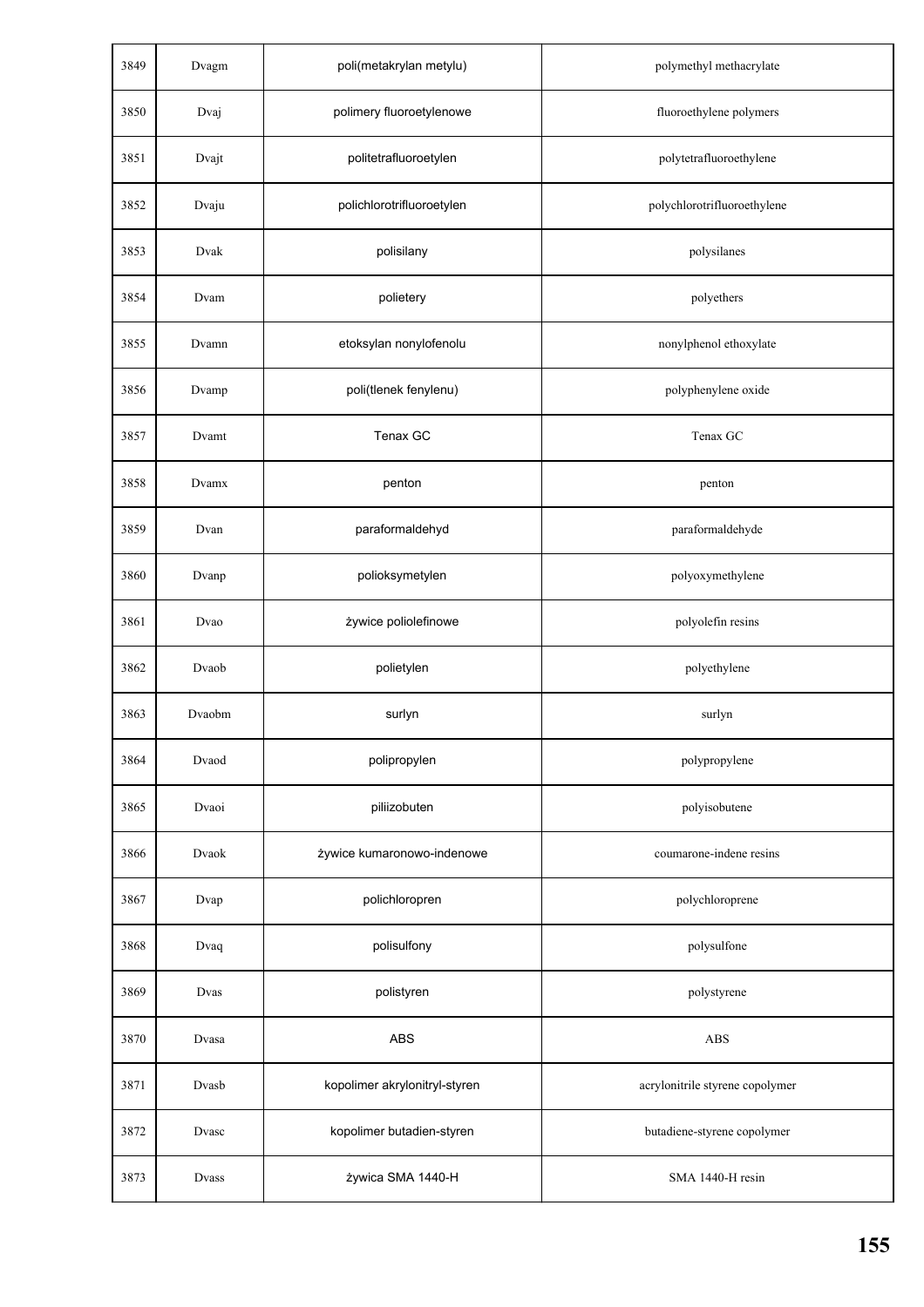| 3849 | Dvagm | poli(metakrylan metylu) | polymethyl methacrylate |
|---|---|---|---|
| 3850 | Dvaj | polimery fluoroetylenowe | fluoroethylene polymers |
| 3851 | Dvajt | politetrafluoroetylen | polytetrafluoroethylene |
| 3852 | Dvaju | polichlorotrifluoroetylen | polychlorotrifluoroethylene |
| 3853 | Dvak | polisilany | polysilanes |
| 3854 | Dvam | polietery | polyethers |
| 3855 | Dvamn | etoksylan nonylofenolu | nonylphenol ethoxylate |
| 3856 | Dvamp | poli(tlenek fenylenu) | polyphenylene oxide |
| 3857 | Dvamt | Tenax GC | Tenax GC |
| 3858 | Dvamx | penton | penton |
| 3859 | Dvan | paraformaldehyd | paraformaldehyde |
| 3860 | Dvanp | polioksymetylen | polyoxymethylene |
| 3861 | Dvao | żywice poliolefinowe | polyolefin resins |
| 3862 | Dvaob | polietylen | polyethylene |
| 3863 | Dvaobm | surlyn | surlyn |
| 3864 | Dvaod | polipropylen | polypropylene |
| 3865 | Dvaoi | piliizobuten | polyisobutene |
| 3866 | Dvaok | żywice kumaronowo-indenowe | coumarone-indene resins |
| 3867 | Dvap | polichloropren | polychloroprene |
| 3868 | Dvaq | polisulfony | polysulfone |
| 3869 | Dvas | polistyren | polystyrene |
| 3870 | Dvasa | ABS | ABS |
| 3871 | Dvasb | kopolimer akrylonitryl-styren | acrylonitrile styrene copolymer |
| 3872 | Dvasc | kopolimer butadien-styren | butadiene-styrene copolymer |
| 3873 | Dvass | żywica SMA 1440-H | SMA 1440-H resin |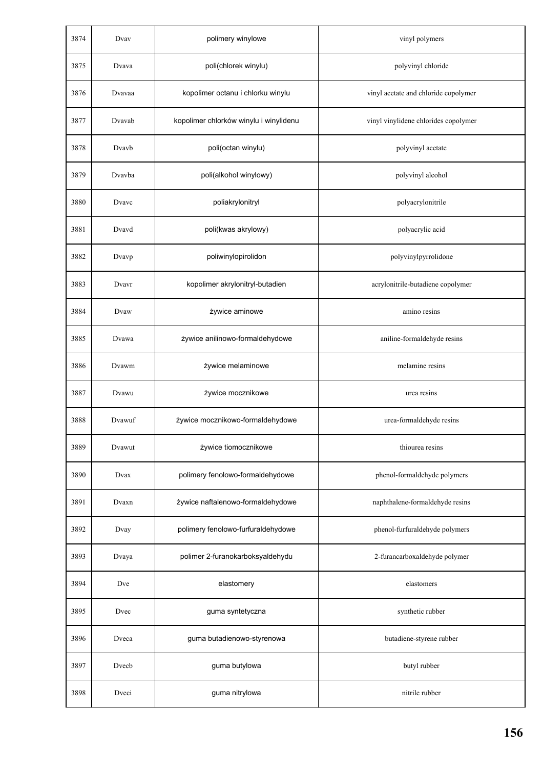| 3874 | Dvav | polimery winylowe | vinyl polymers |
|---|---|---|---|
| 3875 | Dvava | poli(chlorek winylu) | polyvinyl chloride |
| 3876 | Dvavaa | kopolimer octanu i chlorku winylu | vinyl acetate and chloride copolymer |
| 3877 | Dvavab | kopolimer chlorków winylu i winylidenu | vinyl vinylidene chlorides copolymer |
| 3878 | Dvavb | poli(octan winylu) | polyvinyl acetate |
| 3879 | Dvavba | poli(alkohol winylowy) | polyvinyl alcohol |
| 3880 | Dvavc | poliakrylonitryl | polyacrylonitrile |
| 3881 | Dvavd | poli(kwas akrylowy) | polyacrylic acid |
| 3882 | Dvavp | poliwinylopirolidon | polyvinylpyrrolidone |
| 3883 | Dvavr | kopolimer akrylonitryl-butadien | acrylonitrile-butadiene copolymer |
| 3884 | Dvaw | żywice aminowe | amino resins |
| 3885 | Dvawa | żywice anilinowo-formaldehydowe | aniline-formaldehyde resins |
| 3886 | Dvawm | żywice melaminowe | melamine resins |
| 3887 | Dvawu | żywice mocznikowe | urea resins |
| 3888 | Dvawuf | żywice mocznikowo-formaldehydowe | urea-formaldehyde resins |
| 3889 | Dvawut | żywice tiomocznikowe | thiourea resins |
| 3890 | Dvax | polimery fenolowo-formaldehydowe | phenol-formaldehyde polymers |
| 3891 | Dvaxn | żywice naftalenowo-formaldehydowe | naphthalene-formaldehyde resins |
| 3892 | Dvay | polimery fenolowo-furfuraldehydowe | phenol-furfuraldehyde polymers |
| 3893 | Dvaya | polimer 2-furanokarboksyaldehydu | 2-furancarboxaldehyde polymer |
| 3894 | Dve | elastomery | elastomers |
| 3895 | Dvec | guma syntetyczna | synthetic rubber |
| 3896 | Dveca | guma butadienowo-styrenowa | butadiene-styrene rubber |
| 3897 | Dvecb | guma butylowa | butyl rubber |
| 3898 | Dveci | guma nitrylowa | nitrile rubber |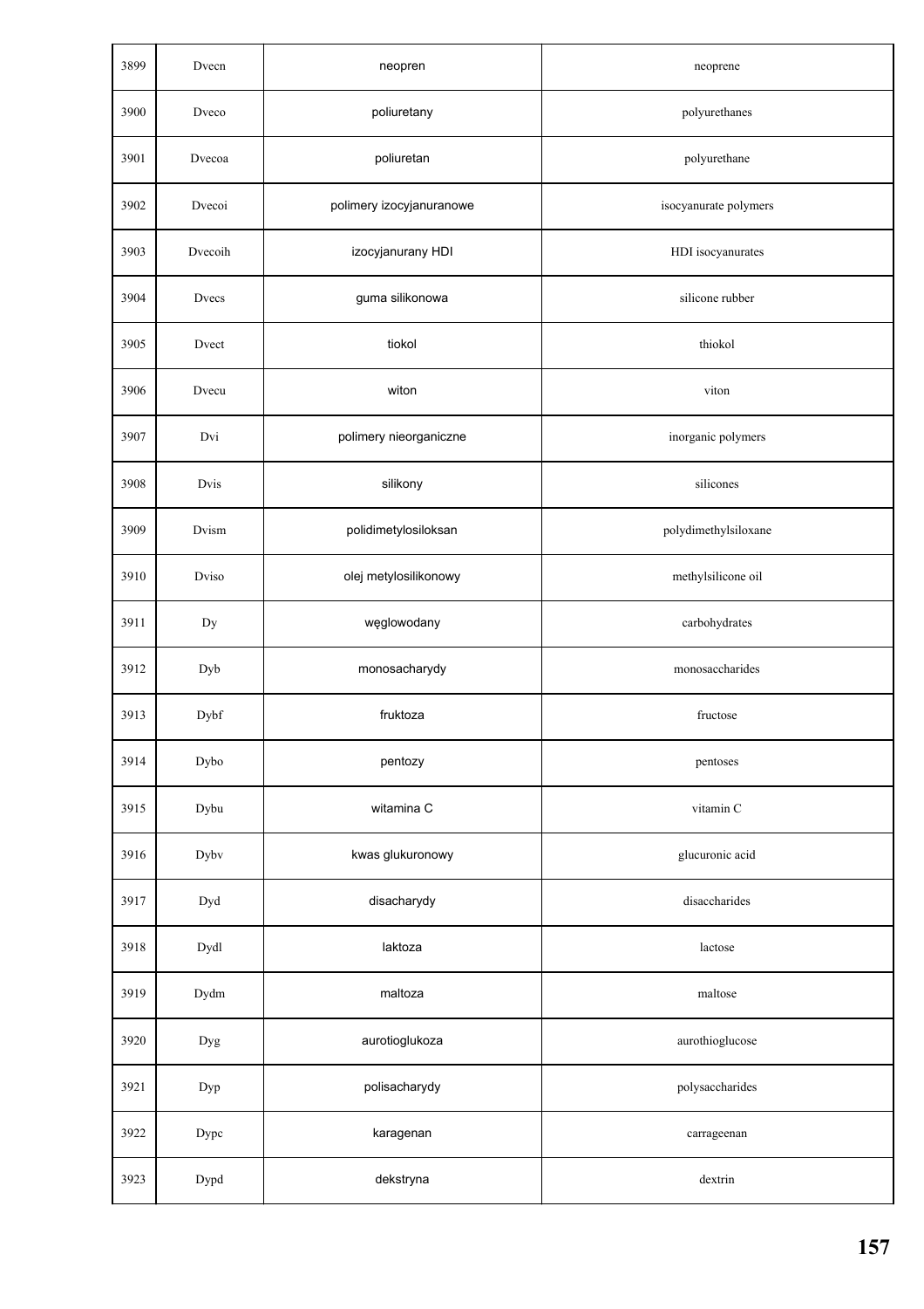| | | | |
|---|---|---|---|
| 3899 | Dvecn | neopren | neoprene |
| 3900 | Dveco | poliuretany | polyurethanes |
| 3901 | Dvecoa | poliuretan | polyurethane |
| 3902 | Dvecoi | polimery izocyjanuranowe | isocyanurate polymers |
| 3903 | Dvecoih | izocyjanurany HDI | HDI isocyanurates |
| 3904 | Dvecs | guma silikonowa | silicone rubber |
| 3905 | Dvect | tiokol | thiokol |
| 3906 | Dvecu | witon | viton |
| 3907 | Dvi | polimery nieorganiczne | inorganic polymers |
| 3908 | Dvis | silikony | silicones |
| 3909 | Dvism | polidimetylosiloksan | polydimethylsiloxane |
| 3910 | Dviso | olej metylosilikonowy | methylsilicone oil |
| 3911 | Dy | węglowodany | carbohydrates |
| 3912 | Dyb | monosacharydy | monosaccharides |
| 3913 | Dybf | fruktoza | fructose |
| 3914 | Dybo | pentozy | pentoses |
| 3915 | Dybu | witamina C | vitamin C |
| 3916 | Dybv | kwas glukuronowy | glucuronic acid |
| 3917 | Dyd | disacharydy | disaccharides |
| 3918 | Dydl | laktoza | lactose |
| 3919 | Dydm | maltoza | maltose |
| 3920 | Dyg | aurotioglukoza | aurothioglucose |
| 3921 | Dyp | polisacharydy | polysaccharides |
| 3922 | Dypc | karagenan | carrageenan |
| 3923 | Dypd | dekstryna | dextrin |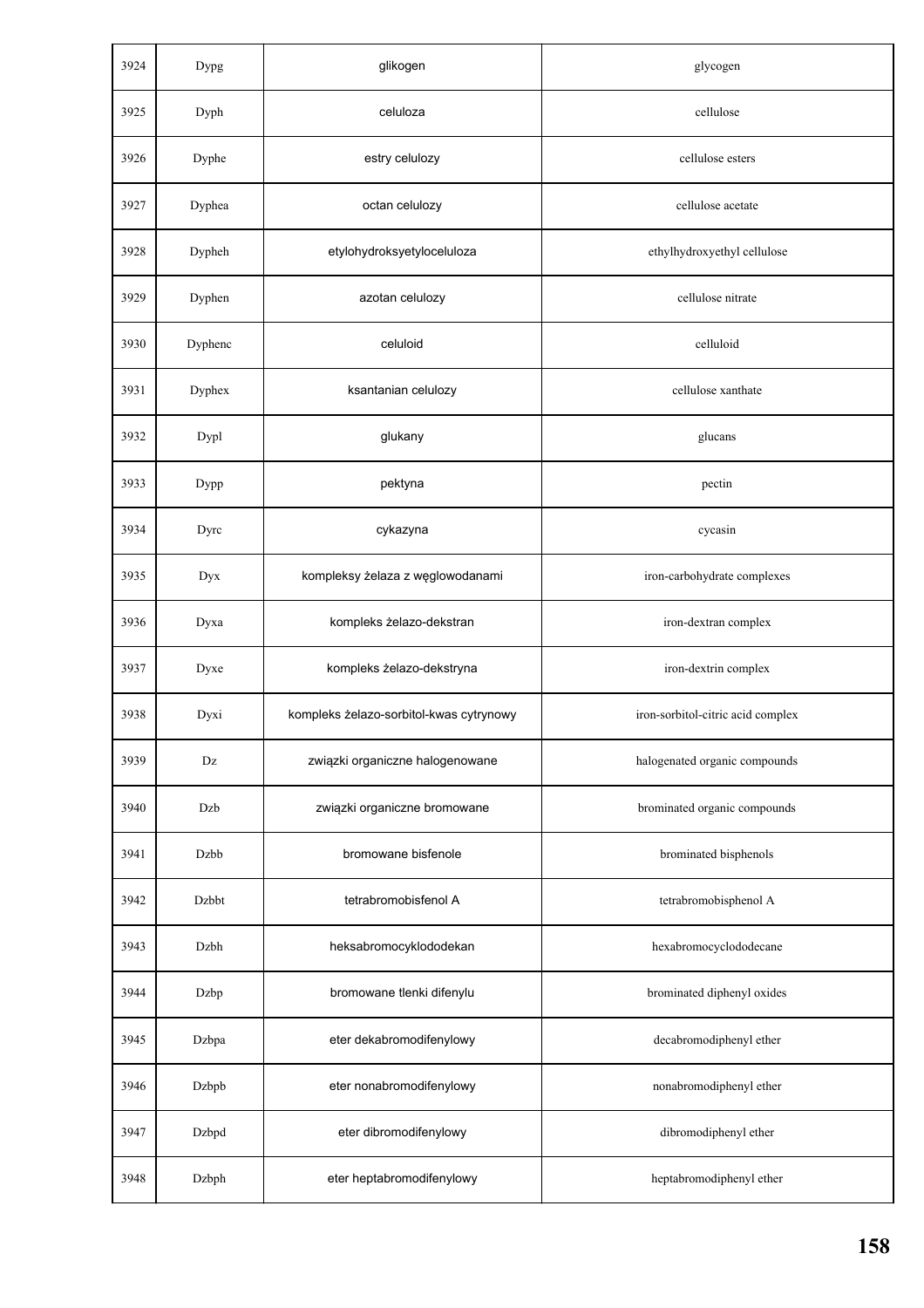| 3924 | Dypg | glikogen | glycogen |
|---|---|---|---|
| 3925 | Dyph | celuloza | cellulose |
| 3926 | Dyphe | estry celulozy | cellulose esters |
| 3927 | Dyphea | octan celulozy | cellulose acetate |
| 3928 | Dypheh | etylohydroksyetyloceluloza | ethylhydroxyethyl cellulose |
| 3929 | Dyphen | azotan celulozy | cellulose nitrate |
| 3930 | Dyphenc | celuloid | celluloid |
| 3931 | Dyphex | ksantanian celulozy | cellulose xanthate |
| 3932 | Dypl | glukany | glucans |
| 3933 | Dypp | pektyna | pectin |
| 3934 | Dyrc | cykazyna | cycasin |
| 3935 | Dyx | kompleksy żelaza z węglowodanami | iron-carbohydrate complexes |
| 3936 | Dyxa | kompleks żelazo-dekstran | iron-dextran complex |
| 3937 | Dyxe | kompleks żelazo-dekstryna | iron-dextrin complex |
| 3938 | Dyxi | kompleks żelazo-sorbitol-kwas cytrynowy | iron-sorbitol-citric acid complex |
| 3939 | Dz | związki organiczne halogenowane | halogenated organic compounds |
| 3940 | Dzb | związki organiczne bromowane | brominated organic compounds |
| 3941 | Dzbb | bromowane bisfenole | brominated bisphenols |
| 3942 | Dzbbt | tetrabromobisfenol A | tetrabromobisphenol A |
| 3943 | Dzbh | heksabromocyklododekan | hexabromocyclododecane |
| 3944 | Dzbp | bromowane tlenki difenylu | brominated diphenyl oxides |
| 3945 | Dzbpa | eter dekabromodifenylowy | decabromodiphenyl ether |
| 3946 | Dzbpb | eter nonabromodifenylowy | nonabromodiphenyl ether |
| 3947 | Dzbpd | eter dibromodifenylowy | dibromodiphenyl ether |
| 3948 | Dzbph | eter heptabromodifenylowy | heptabromodiphenyl ether |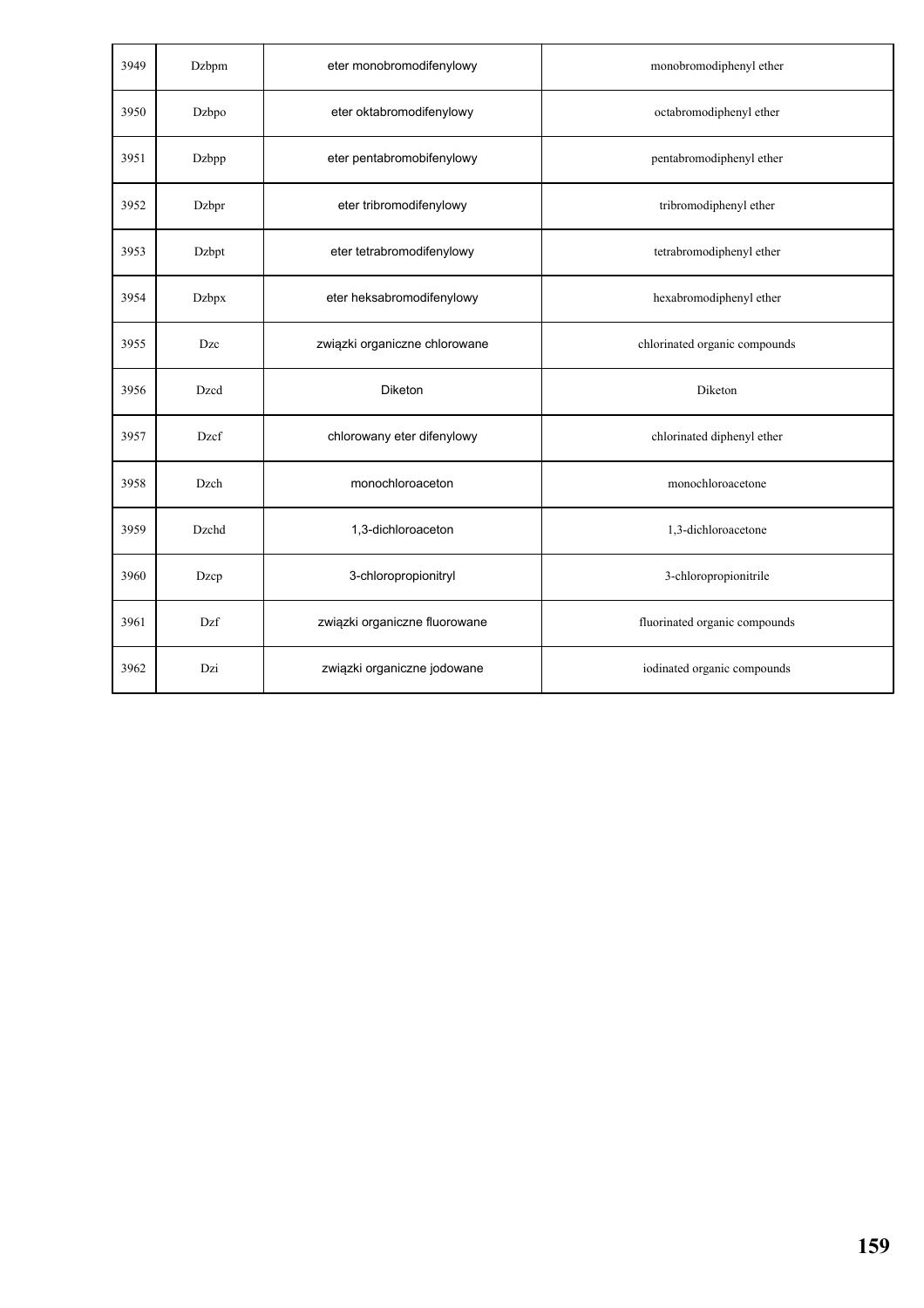| | | | |
|---|---|---|---|
| 3949 | Dzbpm | eter monobromodifenylowy | monobromodiphenyl ether |
| 3950 | Dzbpo | eter oktabromodifenylowy | octabromodiphenyl ether |
| 3951 | Dzbpp | eter pentabromobifenylowy | pentabromodiphenyl ether |
| 3952 | Dzbpr | eter tribromodifenylowy | tribromodiphenyl ether |
| 3953 | Dzbpt | eter tetrabromodifenylowy | tetrabromodiphenyl ether |
| 3954 | Dzbpx | eter heksabromodifenylowy | hexabromodiphenyl ether |
| 3955 | Dzc | związki organiczne chlorowane | chlorinated organic compounds |
| 3956 | Dzcd | Diketon | Diketon |
| 3957 | Dzcf | chlorowany eter difenylowy | chlorinated diphenyl ether |
| 3958 | Dzch | monochloroaceton | monochloroacetone |
| 3959 | Dzchd | 1,3-dichloroaceton | 1,3-dichloroacetone |
| 3960 | Dzcp | 3-chloropropionitryl | 3-chloropropionitrile |
| 3961 | Dzf | związki organiczne fluorowane | fluorinated organic compounds |
| 3962 | Dzi | związki organiczne jodowane | iodinated organic compounds |